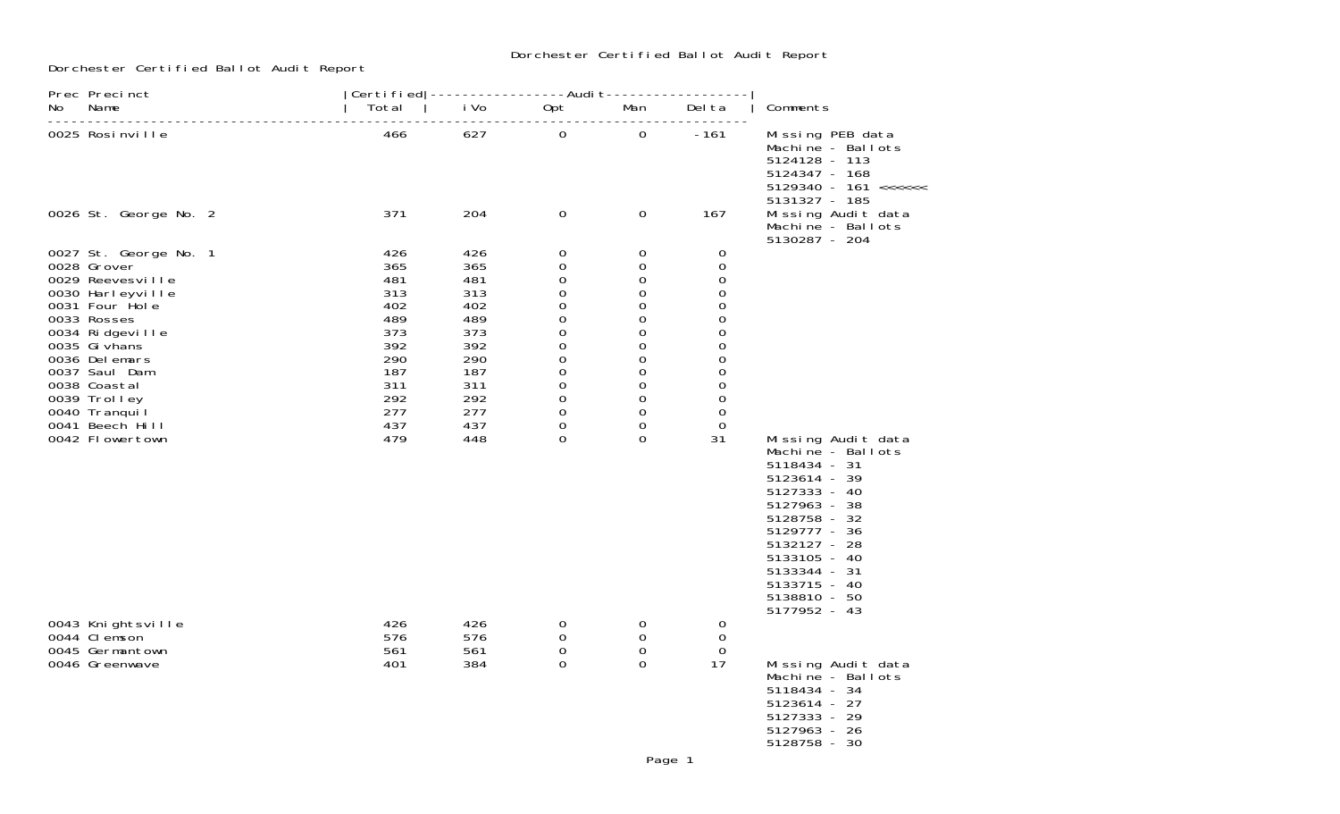# Dorchester Certified Ballot Audit Report

Dorchester Certified Ballot Audit Report

| Prec No | Precinct Name | Certified Total | Audit iVo | Audit Opt | Audit Man | Audit Delta | Comments |
|---|---|---|---|---|---|---|---|
| 0025 | Rosinville | 466 | 627 | 0 | 0 | -161 | Missing PEB data<br>Machine - Ballots<br>5124128 - 113<br>5124347 - 168<br>5129340 - 161 <<<<<<<br>5131327 - 185 |
| 0026 | St. George No. 2 | 371 | 204 | 0 | 0 | 167 | Missing Audit data<br>Machine - Ballots<br>5130287 - 204 |
| 0027 | St. George No. 1 | 426 | 426 | 0 | 0 | 0 | |
| 0028 | Grover | 365 | 365 | 0 | 0 | 0 | |
| 0029 | Reevesville | 481 | 481 | 0 | 0 | 0 | |
| 0030 | Harleyville | 313 | 313 | 0 | 0 | 0 | |
| 0031 | Four Hole | 402 | 402 | 0 | 0 | 0 | |
| 0033 | Rosses | 489 | 489 | 0 | 0 | 0 | |
| 0034 | Ridgeville | 373 | 373 | 0 | 0 | 0 | |
| 0035 | Givhans | 392 | 392 | 0 | 0 | 0 | |
| 0036 | Delemars | 290 | 290 | 0 | 0 | 0 | |
| 0037 | Saul Dam | 187 | 187 | 0 | 0 | 0 | |
| 0038 | Coastal | 311 | 311 | 0 | 0 | 0 | |
| 0039 | Trolley | 292 | 292 | 0 | 0 | 0 | |
| 0040 | Tranquil | 277 | 277 | 0 | 0 | 0 | |
| 0041 | Beech Hill | 437 | 437 | 0 | 0 | 0 | |
| 0042 | Flowertown | 479 | 448 | 0 | 0 | 31 | Missing Audit data<br>Machine - Ballots<br>5118434 - 31<br>5123614 - 39<br>5127333 - 40<br>5127963 - 38<br>5128758 - 32<br>5129777 - 36<br>5132127 - 28<br>5133105 - 40<br>5133344 - 31<br>5133715 - 40<br>5138810 - 50<br>5177952 - 43 |
| 0043 | Knightsville | 426 | 426 | 0 | 0 | 0 | |
| 0044 | Clemson | 576 | 576 | 0 | 0 | 0 | |
| 0045 | Germantown | 561 | 561 | 0 | 0 | 0 | |
| 0046 | Greenwave | 401 | 384 | 0 | 0 | 17 | Missing Audit data<br>Machine - Ballots<br>5118434 - 34<br>5123614 - 27<br>5127333 - 29<br>5127963 - 26<br>5128758 - 30 |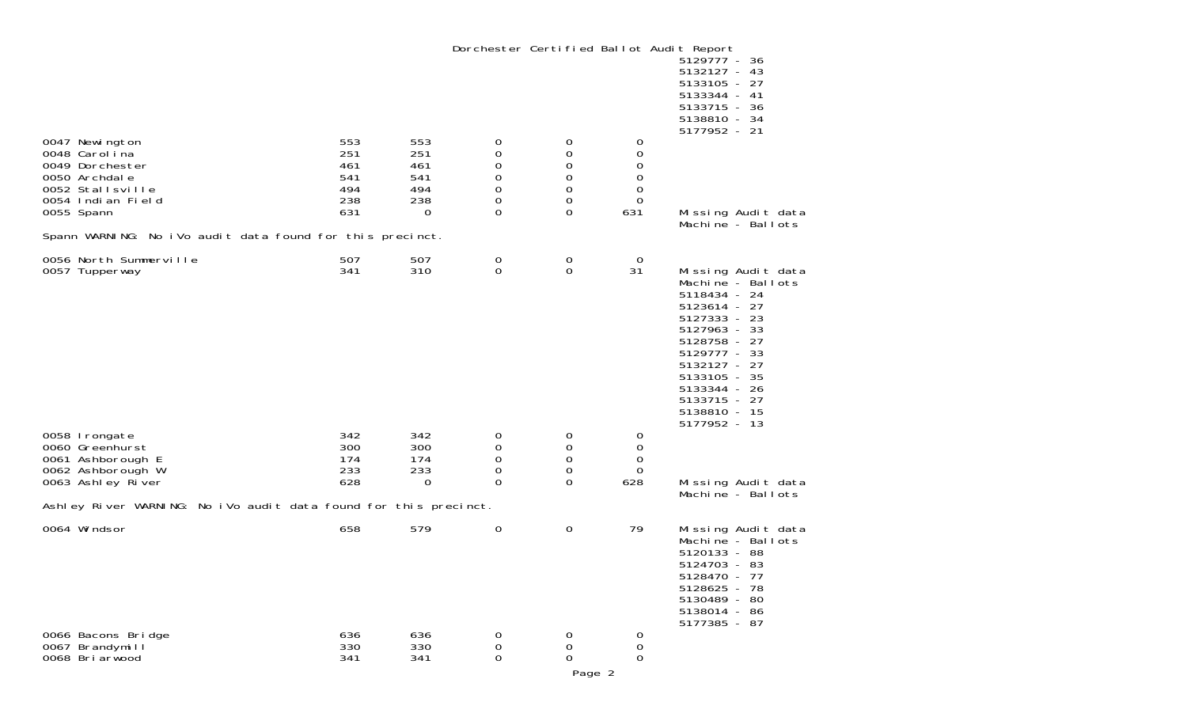# Dorchester Certified Ballot Audit Report

| Precinct | | | | | | |
|---|---|---|---|---|---|---|
| | | | | | | 5129777 - 36<br>5132127 - 43<br>5133105 - 27<br>5133344 - 41<br>5133715 - 36<br>5138810 - 34<br>5177952 - 21 |
| 0047 Newington | 553 | 553 | 0 | 0 | 0 | |
| 0048 Carolina | 251 | 251 | 0 | 0 | 0 | |
| 0049 Dorchester | 461 | 461 | 0 | 0 | 0 | |
| 0050 Archdale | 541 | 541 | 0 | 0 | 0 | |
| 0052 Stallsville | 494 | 494 | 0 | 0 | 0 | |
| 0054 Indian Field | 238 | 238 | 0 | 0 | 0 | |
| 0055 Spann | 631 | 0 | 0 | 0 | 631 | Missing Audit data<br>Machine - Ballots |

Spann WARNING: No iVo audit data found for this precinct.

| Precinct | | | | | | |
|---|---|---|---|---|---|---|
| 0056 North Summerville | 507 | 507 | 0 | 0 | 0 | |
| 0057 Tupperway | 341 | 310 | 0 | 0 | 31 | Missing Audit data<br>Machine - Ballots<br>5118434 - 24<br>5123614 - 27<br>5127333 - 23<br>5127963 - 33<br>5128758 - 27<br>5129777 - 33<br>5132127 - 27<br>5133105 - 35<br>5133344 - 26<br>5133715 - 27<br>5138810 - 15<br>5177952 - 13 |
| 0058 Irongate | 342 | 342 | 0 | 0 | 0 | |
| 0060 Greenhurst | 300 | 300 | 0 | 0 | 0 | |
| 0061 Ashborough E | 174 | 174 | 0 | 0 | 0 | |
| 0062 Ashborough W | 233 | 233 | 0 | 0 | 0 | |
| 0063 Ashley River | 628 | 0 | 0 | 0 | 628 | Missing Audit data<br>Machine - Ballots |

Ashley River WARNING: No iVo audit data found for this precinct.

| Precinct | | | | | | |
|---|---|---|---|---|---|---|
| 0064 Windsor | 658 | 579 | 0 | 0 | 79 | Missing Audit data<br>Machine - Ballots<br>5120133 - 88<br>5124703 - 83<br>5128470 - 77<br>5128625 - 78<br>5130489 - 80<br>5138014 - 86<br>5177385 - 87 |
| 0066 Bacons Bridge | 636 | 636 | 0 | 0 | 0 | |
| 0067 Brandymill | 330 | 330 | 0 | 0 | 0 | |
| 0068 Briarwood | 341 | 341 | 0 | 0 | 0 | |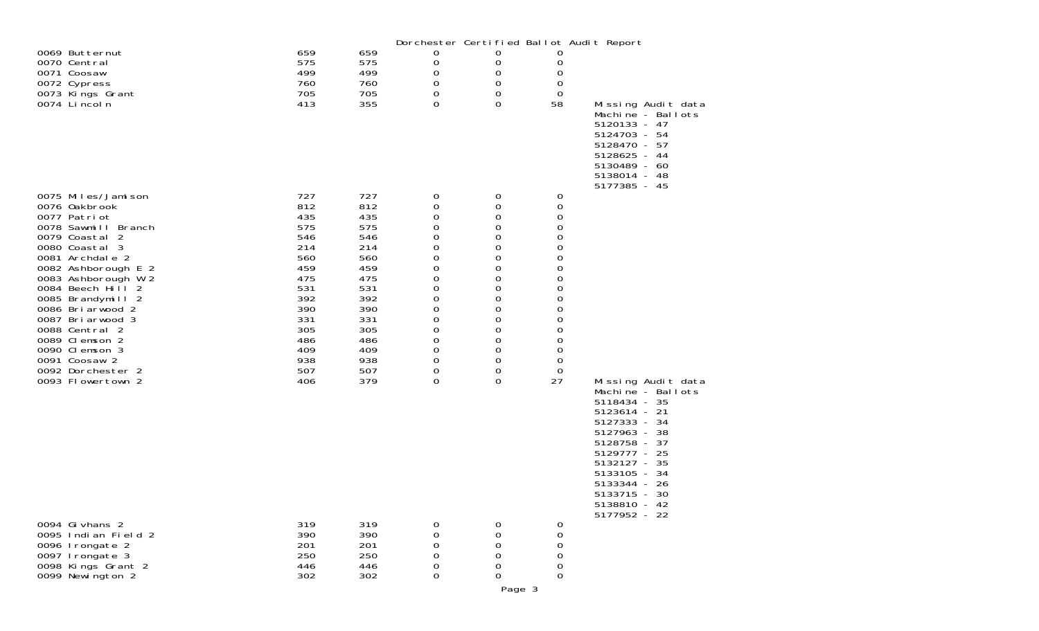# Dorchester Certified Ballot Audit Report

| Precinct | | | | | | |
|---|---|---|---|---|---|---|
| 0069 Butternut | 659 | 659 | 0 | 0 | 0 | |
| 0070 Central | 575 | 575 | 0 | 0 | 0 | |
| 0071 Coosaw | 499 | 499 | 0 | 0 | 0 | |
| 0072 Cypress | 760 | 760 | 0 | 0 | 0 | |
| 0073 Kings Grant | 705 | 705 | 0 | 0 | 0 | |
| 0074 Lincoln | 413 | 355 | 0 | 0 | 58 | Missing Audit data<br>Machine - Ballots<br>5120133 - 47<br>5124703 - 54<br>5128470 - 57<br>5128625 - 44<br>5130489 - 60<br>5138014 - 48<br>5177385 - 45 |
| 0075 Miles/Jamison | 727 | 727 | 0 | 0 | 0 | |
| 0076 Oakbrook | 812 | 812 | 0 | 0 | 0 | |
| 0077 Patriot | 435 | 435 | 0 | 0 | 0 | |
| 0078 Sawmill Branch | 575 | 575 | 0 | 0 | 0 | |
| 0079 Coastal 2 | 546 | 546 | 0 | 0 | 0 | |
| 0080 Coastal 3 | 214 | 214 | 0 | 0 | 0 | |
| 0081 Archdale 2 | 560 | 560 | 0 | 0 | 0 | |
| 0082 Ashborough E 2 | 459 | 459 | 0 | 0 | 0 | |
| 0083 Ashborough W 2 | 475 | 475 | 0 | 0 | 0 | |
| 0084 Beech Hill 2 | 531 | 531 | 0 | 0 | 0 | |
| 0085 Brandymill 2 | 392 | 392 | 0 | 0 | 0 | |
| 0086 Briarwood 2 | 390 | 390 | 0 | 0 | 0 | |
| 0087 Briarwood 3 | 331 | 331 | 0 | 0 | 0 | |
| 0088 Central 2 | 305 | 305 | 0 | 0 | 0 | |
| 0089 Clemson 2 | 486 | 486 | 0 | 0 | 0 | |
| 0090 Clemson 3 | 409 | 409 | 0 | 0 | 0 | |
| 0091 Coosaw 2 | 938 | 938 | 0 | 0 | 0 | |
| 0092 Dorchester 2 | 507 | 507 | 0 | 0 | 0 | |
| 0093 Flowertown 2 | 406 | 379 | 0 | 0 | 27 | Missing Audit data<br>Machine - Ballots<br>5118434 - 35<br>5123614 - 21<br>5127333 - 34<br>5127963 - 38<br>5128758 - 37<br>5129777 - 25<br>5132127 - 35<br>5133105 - 34<br>5133344 - 26<br>5133715 - 30<br>5138810 - 42<br>5177952 - 22 |
| 0094 Givhans 2 | 319 | 319 | 0 | 0 | 0 | |
| 0095 Indian Field 2 | 390 | 390 | 0 | 0 | 0 | |
| 0096 Irongate 2 | 201 | 201 | 0 | 0 | 0 | |
| 0097 Irongate 3 | 250 | 250 | 0 | 0 | 0 | |
| 0098 Kings Grant 2 | 446 | 446 | 0 | 0 | 0 | |
| 0099 Newington 2 | 302 | 302 | 0 | 0 | 0 | |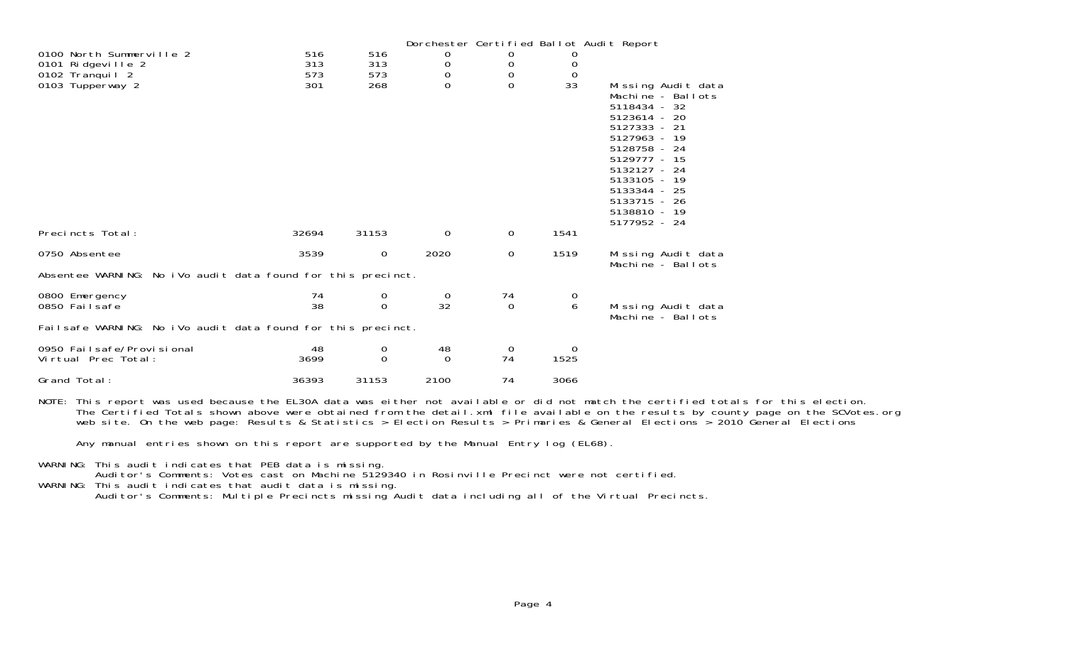# Dorchester Certified Ballot Audit Report

| Precinct | | | | | | |
|---|---|---|---|---|---|---|
| 0100 North Summerville 2 | 516 | 516 | 0 | 0 | 0 | |
| 0101 Ridgeville 2 | 313 | 313 | 0 | 0 | 0 | |
| 0102 Tranquil 2 | 573 | 573 | 0 | 0 | 0 | |
| 0103 Tupperway 2 | 301 | 268 | 0 | 0 | 33 | Missing Audit data<br>Machine - Ballots<br>5118434 - 32<br>5123614 - 20<br>5127333 - 21<br>5127963 - 19<br>5128758 - 24<br>5129777 - 15<br>5132127 - 24<br>5133105 - 19<br>5133344 - 25<br>5133715 - 26<br>5138810 - 19<br>5177952 - 24 |
| Precincts Total: | 32694 | 31153 | 0 | 0 | 1541 | |
| 0750 Absentee | 3539 | 0 | 2020 | 0 | 1519 | Missing Audit data<br>Machine - Ballots |
| Absentee WARNING: No iVo audit data found for this precinct. | | | | | | |
| 0800 Emergency | 74 | 0 | 0 | 74 | 0 | |
| 0850 Failsafe | 38 | 0 | 32 | 0 | 6 | Missing Audit data<br>Machine - Ballots |
| Failsafe WARNING: No iVo audit data found for this precinct. | | | | | | |
| 0950 Failsafe/Provisional | 48 | 0 | 48 | 0 | 0 | |
| Virtual Prec Total: | 3699 | 0 | 0 | 74 | 1525 | |
| Grand Total: | 36393 | 31153 | 2100 | 74 | 3066 | |

NOTE: This report was used because the EL30A data was either not available or did not match the certified totals for this election.
The Certified Totals shown above were obtained from the detail.xml file available on the results by county page on the SCVotes.org web site. On the web page: Results & Statistics > Election Results > Primaries & General Elections > 2010 General Elections

Any manual entries shown on this report are supported by the Manual Entry log (EL68).

WARNING: This audit indicates that PEB data is missing.
Auditor's Comments: Votes cast on Machine 5129340 in Rosinville Precinct were not certified.

WARNING: This audit indicates that audit data is missing.
Auditor's Comments: Multiple Precincts missing Audit data including all of the Virtual Precincts.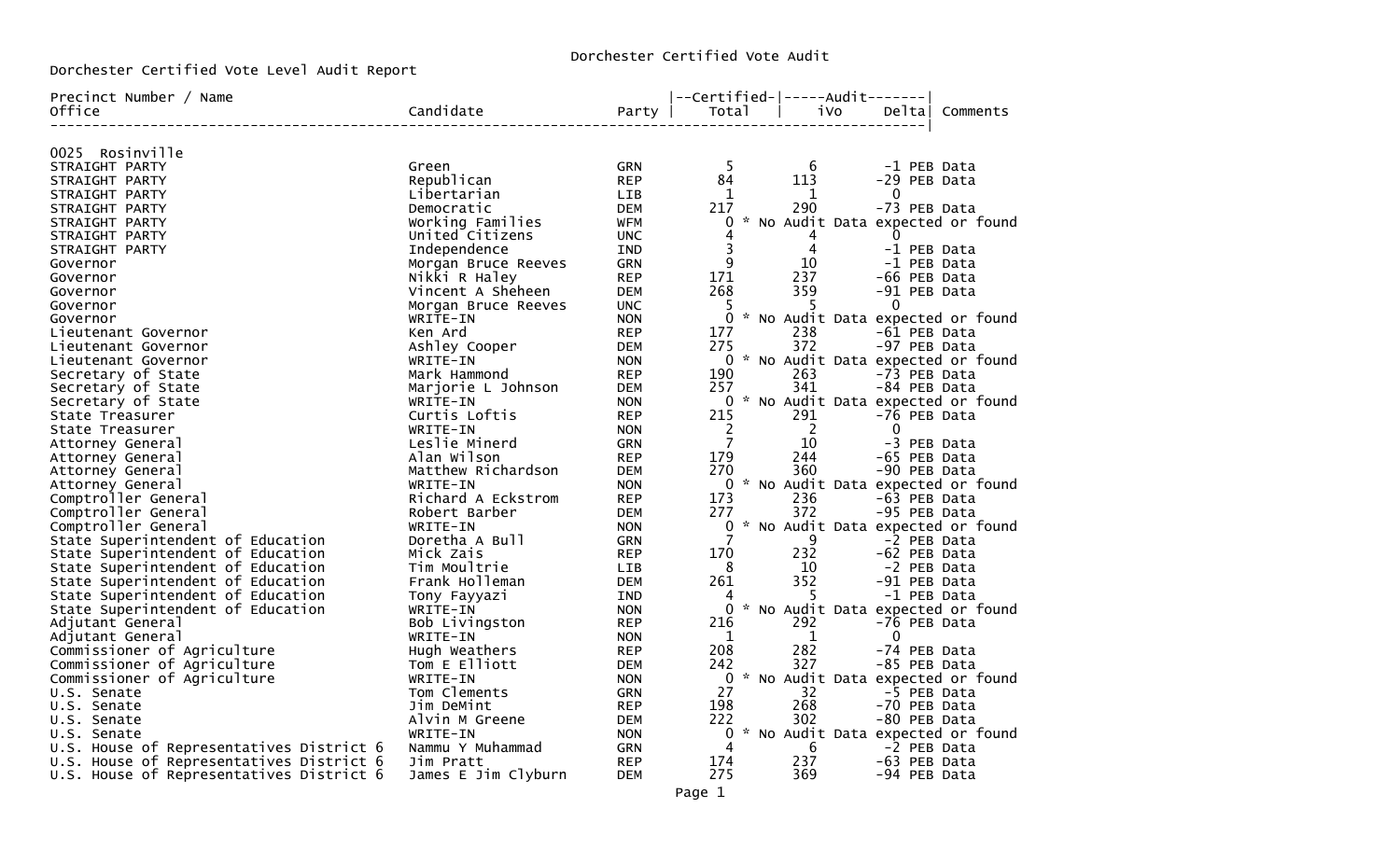Dorchester Certified Vote Audit

Dorchester Certified Vote Level Audit Report

| Precinct Number / Name<br>Office | Candidate | Party | Certified Total | Audit iVo | Audit Delta | Comments |
|---|---|---|---|---|---|---|
| **0025 Rosinville** | | | | | | |
| STRAIGHT PARTY | Green | GRN | 5 | 6 | -1 | PEB Data |
| STRAIGHT PARTY | Republican | REP | 84 | 113 | -29 | PEB Data |
| STRAIGHT PARTY | Libertarian | LIB | 1 | 1 | 0 | |
| STRAIGHT PARTY | Democratic | DEM | 217 | 290 | -73 | PEB Data |
| STRAIGHT PARTY | Working Families | WFM | 0 | * No Audit Data expected or found | | |
| STRAIGHT PARTY | United Citizens | UNC | 4 | 4 | 0 | |
| STRAIGHT PARTY | Independence | IND | 3 | 4 | -1 | PEB Data |
| Governor | Morgan Bruce Reeves | GRN | 9 | 10 | -1 | PEB Data |
| Governor | Nikki R Haley | REP | 171 | 237 | -66 | PEB Data |
| Governor | Vincent A Sheheen | DEM | 268 | 359 | -91 | PEB Data |
| Governor | Morgan Bruce Reeves | UNC | 5 | 5 | 0 | |
| Governor | WRITE-IN | NON | 0 | * No Audit Data expected or found | | |
| Lieutenant Governor | Ken Ard | REP | 177 | 238 | -61 | PEB Data |
| Lieutenant Governor | Ashley Cooper | DEM | 275 | 372 | -97 | PEB Data |
| Lieutenant Governor | WRITE-IN | NON | 0 | * No Audit Data expected or found | | |
| Secretary of State | Mark Hammond | REP | 190 | 263 | -73 | PEB Data |
| Secretary of State | Marjorie L Johnson | DEM | 257 | 341 | -84 | PEB Data |
| Secretary of State | WRITE-IN | NON | 0 | * No Audit Data expected or found | | |
| State Treasurer | Curtis Loftis | REP | 215 | 291 | -76 | PEB Data |
| State Treasurer | WRITE-IN | NON | 2 | 2 | 0 | |
| Attorney General | Leslie Minerd | GRN | 7 | 10 | -3 | PEB Data |
| Attorney General | Alan Wilson | REP | 179 | 244 | -65 | PEB Data |
| Attorney General | Matthew Richardson | DEM | 270 | 360 | -90 | PEB Data |
| Attorney General | WRITE-IN | NON | 0 | * No Audit Data expected or found | | |
| Comptroller General | Richard A Eckstrom | REP | 173 | 236 | -63 | PEB Data |
| Comptroller General | Robert Barber | DEM | 277 | 372 | -95 | PEB Data |
| Comptroller General | WRITE-IN | NON | 0 | * No Audit Data expected or found | | |
| State Superintendent of Education | Doretha A Bull | GRN | 7 | 9 | -2 | PEB Data |
| State Superintendent of Education | Mick Zais | REP | 170 | 232 | -62 | PEB Data |
| State Superintendent of Education | Tim Moultrie | LIB | 8 | 10 | -2 | PEB Data |
| State Superintendent of Education | Frank Holleman | DEM | 261 | 352 | -91 | PEB Data |
| State Superintendent of Education | Tony Fayyazi | IND | 4 | 5 | -1 | PEB Data |
| State Superintendent of Education | WRITE-IN | NON | 0 | * No Audit Data expected or found | | |
| Adjutant General | Bob Livingston | REP | 216 | 292 | -76 | PEB Data |
| Adjutant General | WRITE-IN | NON | 1 | 1 | 0 | |
| Commissioner of Agriculture | Hugh Weathers | REP | 208 | 282 | -74 | PEB Data |
| Commissioner of Agriculture | Tom E Elliott | DEM | 242 | 327 | -85 | PEB Data |
| Commissioner of Agriculture | WRITE-IN | NON | 0 | * No Audit Data expected or found | | |
| U.S. Senate | Tom Clements | GRN | 27 | 32 | -5 | PEB Data |
| U.S. Senate | Jim DeMint | REP | 198 | 268 | -70 | PEB Data |
| U.S. Senate | Alvin M Greene | DEM | 222 | 302 | -80 | PEB Data |
| U.S. Senate | WRITE-IN | NON | 0 | * No Audit Data expected or found | | |
| U.S. House of Representatives District 6 | Nammu Y Muhammad | GRN | 4 | 6 | -2 | PEB Data |
| U.S. House of Representatives District 6 | Jim Pratt | REP | 174 | 237 | -63 | PEB Data |
| U.S. House of Representatives District 6 | James E Jim Clyburn | DEM | 275 | 369 | -94 | PEB Data |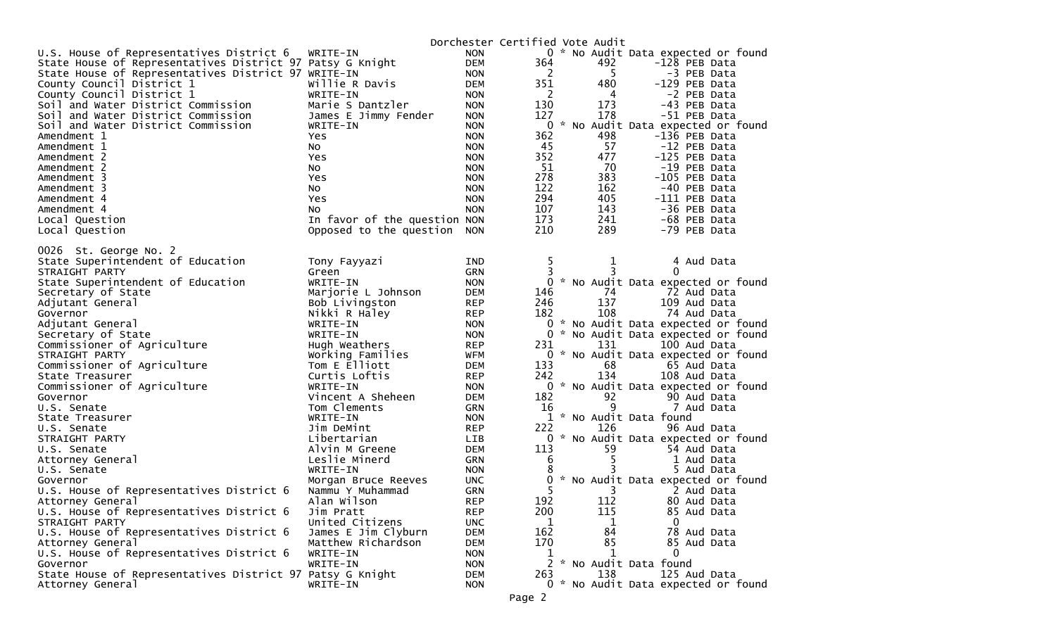Dorchester Certified Vote Audit

| Contest | Candidate | Party | Votes | Audit | Difference |
|---|---|---|---|---|---|
| U.S. House of Representatives District 6 | WRITE-IN | NON | 0 | * No Audit Data expected or found | |
| State House of Representatives District 97 | Patsy G Knight | DEM | 364 | 492 | -128 PEB Data |
| State House of Representatives District 97 | WRITE-IN | NON | 2 | 5 | -3 PEB Data |
| County Council District 1 | Willie R Davis | DEM | 351 | 480 | -129 PEB Data |
| County Council District 1 | WRITE-IN | NON | 2 | 4 | -2 PEB Data |
| Soil and Water District Commission | Marie S Dantzler | NON | 130 | 173 | -43 PEB Data |
| Soil and Water District Commission | James E Jimmy Fender | NON | 127 | 178 | -51 PEB Data |
| Soil and Water District Commission | WRITE-IN | NON | 0 | * No Audit Data expected or found | |
| Amendment 1 | Yes | NON | 362 | 498 | -136 PEB Data |
| Amendment 1 | No | NON | 45 | 57 | -12 PEB Data |
| Amendment 2 | Yes | NON | 352 | 477 | -125 PEB Data |
| Amendment 2 | No | NON | 51 | 70 | -19 PEB Data |
| Amendment 3 | Yes | NON | 278 | 383 | -105 PEB Data |
| Amendment 3 | No | NON | 122 | 162 | -40 PEB Data |
| Amendment 4 | Yes | NON | 294 | 405 | -111 PEB Data |
| Amendment 4 | No | NON | 107 | 143 | -36 PEB Data |
| Local Question | In favor of the question | NON | 173 | 241 | -68 PEB Data |
| Local Question | Opposed to the question | NON | 210 | 289 | -79 PEB Data |

0026 St. George No. 2

| Contest | Candidate | Party | Votes | Audit | Difference |
|---|---|---|---|---|---|
| State Superintendent of Education | Tony Fayyazi | IND | 5 | 1 | 4 Aud Data |
| STRAIGHT PARTY | Green | GRN | 3 | 3 | 0 |
| State Superintendent of Education | WRITE-IN | NON | 0 | * No Audit Data expected or found | |
| Secretary of State | Marjorie L Johnson | DEM | 146 | 74 | 72 Aud Data |
| Adjutant General | Bob Livingston | REP | 246 | 137 | 109 Aud Data |
| Governor | Nikki R Haley | REP | 182 | 108 | 74 Aud Data |
| Adjutant General | WRITE-IN | NON | 0 | * No Audit Data expected or found | |
| Secretary of State | WRITE-IN | NON | 0 | * No Audit Data expected or found | |
| Commissioner of Agriculture | Hugh Weathers | REP | 231 | 131 | 100 Aud Data |
| STRAIGHT PARTY | Working Families | WFM | 0 | * No Audit Data expected or found | |
| Commissioner of Agriculture | Tom E Elliott | DEM | 133 | 68 | 65 Aud Data |
| State Treasurer | Curtis Loftis | REP | 242 | 134 | 108 Aud Data |
| Commissioner of Agriculture | WRITE-IN | NON | 0 | * No Audit Data expected or found | |
| Governor | Vincent A Sheheen | DEM | 182 | 92 | 90 Aud Data |
| U.S. Senate | Tom Clements | GRN | 16 | 9 | 7 Aud Data |
| State Treasurer | WRITE-IN | NON | 1 | * No Audit Data found | |
| U.S. Senate | Jim DeMint | REP | 222 | 126 | 96 Aud Data |
| STRAIGHT PARTY | Libertarian | LIB | 0 | * No Audit Data expected or found | |
| U.S. Senate | Alvin M Greene | DEM | 113 | 59 | 54 Aud Data |
| Attorney General | Leslie Minerd | GRN | 6 | 5 | 1 Aud Data |
| U.S. Senate | WRITE-IN | NON | 8 | 3 | 5 Aud Data |
| Governor | Morgan Bruce Reeves | UNC | 0 | * No Audit Data expected or found | |
| U.S. House of Representatives District 6 | Nammu Y Muhammad | GRN | 5 | 3 | 2 Aud Data |
| Attorney General | Alan Wilson | REP | 192 | 112 | 80 Aud Data |
| U.S. House of Representatives District 6 | Jim Pratt | REP | 200 | 115 | 85 Aud Data |
| STRAIGHT PARTY | United Citizens | UNC | 1 | 1 | 0 |
| U.S. House of Representatives District 6 | James E Jim Clyburn | DEM | 162 | 84 | 78 Aud Data |
| Attorney General | Matthew Richardson | DEM | 170 | 85 | 85 Aud Data |
| U.S. House of Representatives District 6 | WRITE-IN | NON | 1 | 1 | 0 |
| Governor | WRITE-IN | NON | 2 | * No Audit Data found | |
| State House of Representatives District 97 | Patsy G Knight | DEM | 263 | 138 | 125 Aud Data |
| Attorney General | WRITE-IN | NON | 0 | * No Audit Data expected or found | |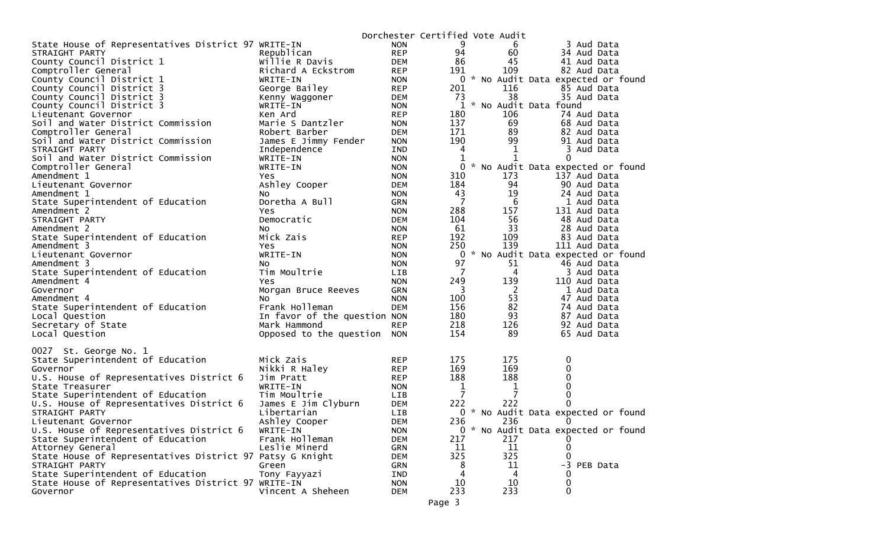Dorchester Certified Vote Audit

| Contest | Candidate | Party | Certified | Audit | Difference |
|---|---|---|---|---|---|
| State House of Representatives District 97 | WRITE-IN | NON | 9 | 6 | 3 Aud Data |
| STRAIGHT PARTY | Republican | REP | 94 | 60 | 34 Aud Data |
| County Council District 1 | Willie R Davis | DEM | 86 | 45 | 41 Aud Data |
| Comptroller General | Richard A Eckstrom | REP | 191 | 109 | 82 Aud Data |
| County Council District 1 | WRITE-IN | NON | 0 | * No Audit Data expected or found | |
| County Council District 3 | George Bailey | REP | 201 | 116 | 85 Aud Data |
| County Council District 3 | Kenny Waggoner | DEM | 73 | 38 | 35 Aud Data |
| County Council District 3 | WRITE-IN | NON | 1 | * No Audit Data found | |
| Lieutenant Governor | Ken Ard | REP | 180 | 106 | 74 Aud Data |
| Soil and Water District Commission | Marie S Dantzler | NON | 137 | 69 | 68 Aud Data |
| Comptroller General | Robert Barber | DEM | 171 | 89 | 82 Aud Data |
| Soil and Water District Commission | James E Jimmy Fender | NON | 190 | 99 | 91 Aud Data |
| STRAIGHT PARTY | Independence | IND | 4 | 1 | 3 Aud Data |
| Soil and Water District Commission | WRITE-IN | NON | 1 | 1 | 0 |
| Comptroller General | WRITE-IN | NON | 0 | * No Audit Data expected or found | |
| Amendment 1 | Yes | NON | 310 | 173 | 137 Aud Data |
| Lieutenant Governor | Ashley Cooper | DEM | 184 | 94 | 90 Aud Data |
| Amendment 1 | No | NON | 43 | 19 | 24 Aud Data |
| State Superintendent of Education | Doretha A Bull | GRN | 7 | 6 | 1 Aud Data |
| Amendment 2 | Yes | NON | 288 | 157 | 131 Aud Data |
| STRAIGHT PARTY | Democratic | DEM | 104 | 56 | 48 Aud Data |
| Amendment 2 | No | NON | 61 | 33 | 28 Aud Data |
| State Superintendent of Education | Mick Zais | REP | 192 | 109 | 83 Aud Data |
| Amendment 3 | Yes | NON | 250 | 139 | 111 Aud Data |
| Lieutenant Governor | WRITE-IN | NON | 0 | * No Audit Data expected or found | |
| Amendment 3 | No | NON | 97 | 51 | 46 Aud Data |
| State Superintendent of Education | Tim Moultrie | LIB | 7 | 4 | 3 Aud Data |
| Amendment 4 | Yes | NON | 249 | 139 | 110 Aud Data |
| Governor | Morgan Bruce Reeves | GRN | 3 | 2 | 1 Aud Data |
| Amendment 4 | No | NON | 100 | 53 | 47 Aud Data |
| State Superintendent of Education | Frank Holleman | DEM | 156 | 82 | 74 Aud Data |
| Local Question | In favor of the question | NON | 180 | 93 | 87 Aud Data |
| Secretary of State | Mark Hammond | REP | 218 | 126 | 92 Aud Data |
| Local Question | Opposed to the question | NON | 154 | 89 | 65 Aud Data |

0027 St. George No. 1

| Contest | Candidate | Party | Certified | Audit | Difference |
|---|---|---|---|---|---|
| State Superintendent of Education | Mick Zais | REP | 175 | 175 | 0 |
| Governor | Nikki R Haley | REP | 169 | 169 | 0 |
| U.S. House of Representatives District 6 | Jim Pratt | REP | 188 | 188 | 0 |
| State Treasurer | WRITE-IN | NON | 1 | 1 | 0 |
| State Superintendent of Education | Tim Moultrie | LIB | 7 | 7 | 0 |
| U.S. House of Representatives District 6 | James E Jim Clyburn | DEM | 222 | 222 | 0 |
| STRAIGHT PARTY | Libertarian | LIB | 0 | * No Audit Data expected or found | |
| Lieutenant Governor | Ashley Cooper | DEM | 236 | 236 | 0 |
| U.S. House of Representatives District 6 | WRITE-IN | NON | 0 | * No Audit Data expected or found | |
| State Superintendent of Education | Frank Holleman | DEM | 217 | 217 | 0 |
| Attorney General | Leslie Minerd | GRN | 11 | 11 | 0 |
| State House of Representatives District 97 | Patsy G Knight | DEM | 325 | 325 | 0 |
| STRAIGHT PARTY | Green | GRN | 8 | 11 | -3 PEB Data |
| State Superintendent of Education | Tony Fayyazi | IND | 4 | 4 | 0 |
| State House of Representatives District 97 | WRITE-IN | NON | 10 | 10 | 0 |
| Governor | Vincent A Sheheen | DEM | 233 | 233 | 0 |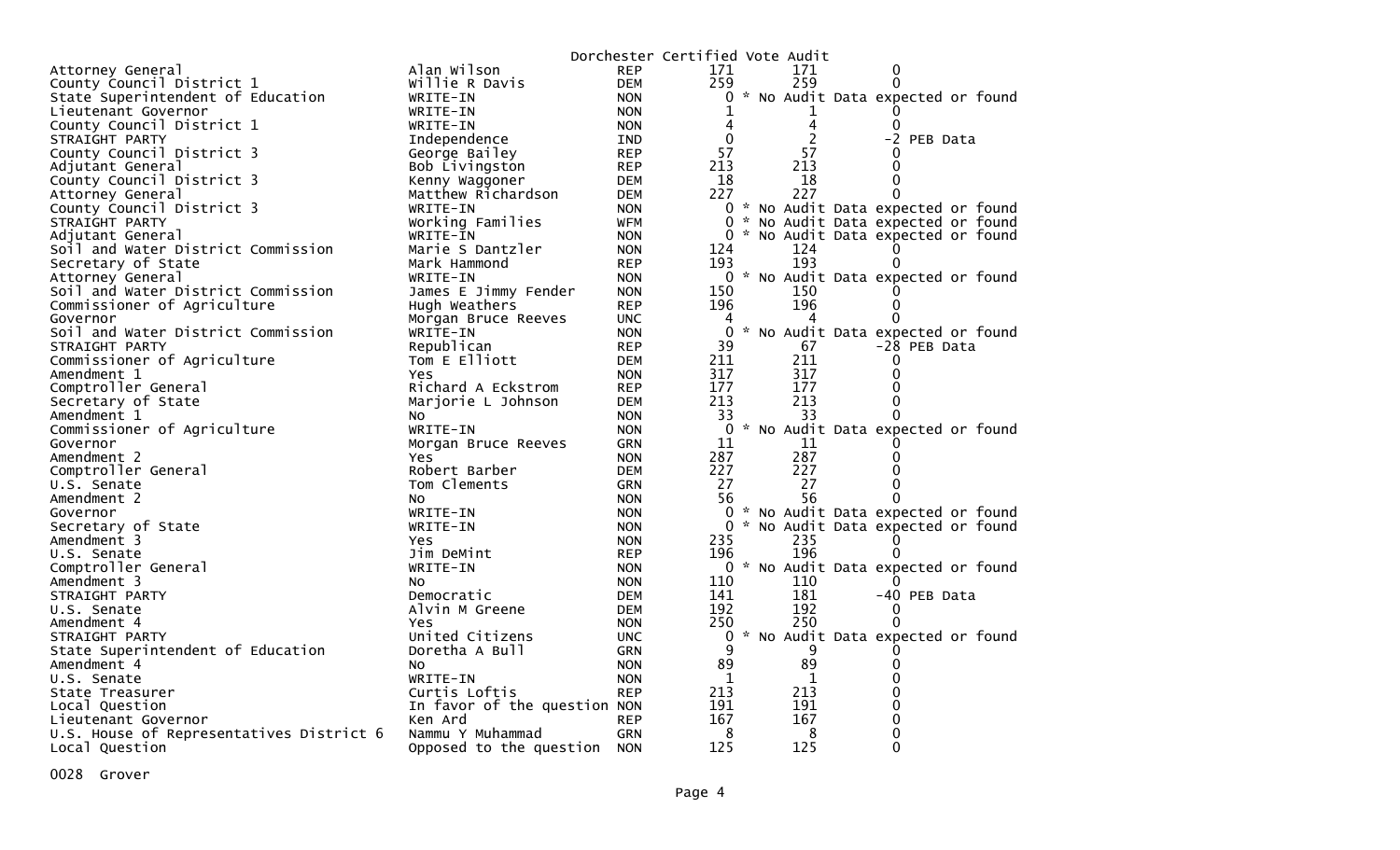Dorchester Certified Vote Audit

| Contest | Candidate | Party | | | |
|---|---|---|---|---|---|
| Attorney General | Alan Wilson | REP | 171 | 171 | 0 |
| County Council District 1 | Willie R Davis | DEM | 259 | 259 | 0 |
| State Superintendent of Education | WRITE-IN | NON | 0 | * No Audit Data expected or found | |
| Lieutenant Governor | WRITE-IN | NON | 1 | 1 | 0 |
| County Council District 1 | WRITE-IN | NON | 4 | 4 | 0 |
| STRAIGHT PARTY | Independence | IND | 0 | 2 | -2 PEB Data |
| County Council District 3 | George Bailey | REP | 57 | 57 | 0 |
| Adjutant General | Bob Livingston | REP | 213 | 213 | 0 |
| County Council District 3 | Kenny Waggoner | DEM | 18 | 18 | 0 |
| Attorney General | Matthew Richardson | DEM | 227 | 227 | 0 |
| County Council District 3 | WRITE-IN | NON | 0 | * No Audit Data expected or found | |
| STRAIGHT PARTY | Working Families | WFM | 0 | * No Audit Data expected or found | |
| Adjutant General | WRITE-IN | NON | 0 | * No Audit Data expected or found | |
| Soil and Water District Commission | Marie S Dantzler | NON | 124 | 124 | 0 |
| Secretary of State | Mark Hammond | REP | 193 | 193 | 0 |
| Attorney General | WRITE-IN | NON | 0 | * No Audit Data expected or found | |
| Soil and Water District Commission | James E Jimmy Fender | NON | 150 | 150 | 0 |
| Commissioner of Agriculture | Hugh Weathers | REP | 196 | 196 | 0 |
| Governor | Morgan Bruce Reeves | UNC | 4 | 4 | 0 |
| Soil and Water District Commission | WRITE-IN | NON | 0 | * No Audit Data expected or found | |
| STRAIGHT PARTY | Republican | REP | 39 | 67 | -28 PEB Data |
| Commissioner of Agriculture | Tom E Elliott | DEM | 211 | 211 | 0 |
| Amendment 1 | Yes | NON | 317 | 317 | 0 |
| Comptroller General | Richard A Eckstrom | REP | 177 | 177 | 0 |
| Secretary of State | Marjorie L Johnson | DEM | 213 | 213 | 0 |
| Amendment 1 | No | NON | 33 | 33 | 0 |
| Commissioner of Agriculture | WRITE-IN | NON | 0 | * No Audit Data expected or found | |
| Governor | Morgan Bruce Reeves | GRN | 11 | 11 | 0 |
| Amendment 2 | Yes | NON | 287 | 287 | 0 |
| Comptroller General | Robert Barber | DEM | 227 | 227 | 0 |
| U.S. Senate | Tom Clements | GRN | 27 | 27 | 0 |
| Amendment 2 | No | NON | 56 | 56 | 0 |
| Governor | WRITE-IN | NON | 0 | * No Audit Data expected or found | |
| Secretary of State | WRITE-IN | NON | 0 | * No Audit Data expected or found | |
| Amendment 3 | Yes | NON | 235 | 235 | 0 |
| U.S. Senate | Jim DeMint | REP | 196 | 196 | 0 |
| Comptroller General | WRITE-IN | NON | 0 | * No Audit Data expected or found | |
| Amendment 3 | No | NON | 110 | 110 | 0 |
| STRAIGHT PARTY | Democratic | DEM | 141 | 181 | -40 PEB Data |
| U.S. Senate | Alvin M Greene | DEM | 192 | 192 | 0 |
| Amendment 4 | Yes | NON | 250 | 250 | 0 |
| STRAIGHT PARTY | United Citizens | UNC | 0 | * No Audit Data expected or found | |
| State Superintendent of Education | Doretha A Bull | GRN | 9 | 9 | 0 |
| Amendment 4 | No | NON | 89 | 89 | 0 |
| U.S. Senate | WRITE-IN | NON | 1 | 1 | 0 |
| State Treasurer | Curtis Loftis | REP | 213 | 213 | 0 |
| Local Question | In favor of the question | NON | 191 | 191 | 0 |
| Lieutenant Governor | Ken Ard | REP | 167 | 167 | 0 |
| U.S. House of Representatives District 6 | Nammu Y Muhammad | GRN | 8 | 8 | 0 |
| Local Question | Opposed to the question | NON | 125 | 125 | 0 |

0028 Grover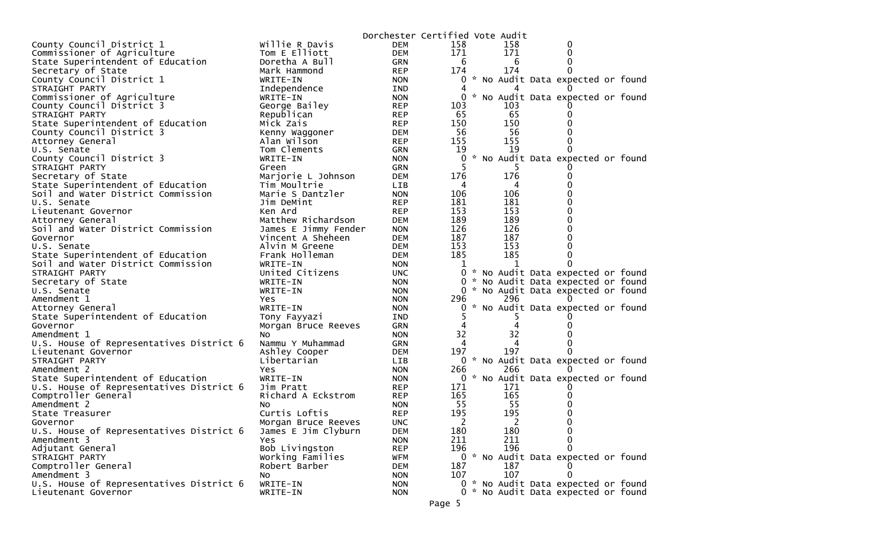Dorchester Certified Vote Audit

| | | | | | |
|---|---|---|---|---|---|
| County Council District 1 | Willie R Davis | DEM | 158 | 158 | 0 |
| Commissioner of Agriculture | Tom E Elliott | DEM | 171 | 171 | 0 |
| State Superintendent of Education | Doretha A Bull | GRN | 6 | 6 | 0 |
| Secretary of State | Mark Hammond | REP | 174 | 174 | 0 |
| County Council District 1 | WRITE-IN | NON | 0 | * No Audit Data expected or found | |
| STRAIGHT PARTY | Independence | IND | 4 | 4 | 0 |
| Commissioner of Agriculture | WRITE-IN | NON | 0 | * No Audit Data expected or found | |
| County Council District 3 | George Bailey | REP | 103 | 103 | 0 |
| STRAIGHT PARTY | Republican | REP | 65 | 65 | 0 |
| State Superintendent of Education | Mick Zais | REP | 150 | 150 | 0 |
| County Council District 3 | Kenny Waggoner | DEM | 56 | 56 | 0 |
| Attorney General | Alan Wilson | REP | 155 | 155 | 0 |
| U.S. Senate | Tom Clements | GRN | 19 | 19 | 0 |
| County Council District 3 | WRITE-IN | NON | 0 | * No Audit Data expected or found | |
| STRAIGHT PARTY | Green | GRN | 5 | 5 | 0 |
| Secretary of State | Marjorie L Johnson | DEM | 176 | 176 | 0 |
| State Superintendent of Education | Tim Moultrie | LIB | 4 | 4 | 0 |
| Soil and Water District Commission | Marie S Dantzler | NON | 106 | 106 | 0 |
| U.S. Senate | Jim DeMint | REP | 181 | 181 | 0 |
| Lieutenant Governor | Ken Ard | REP | 153 | 153 | 0 |
| Attorney General | Matthew Richardson | DEM | 189 | 189 | 0 |
| Soil and Water District Commission | James E Jimmy Fender | NON | 126 | 126 | 0 |
| Governor | Vincent A Sheheen | DEM | 187 | 187 | 0 |
| U.S. Senate | Alvin M Greene | DEM | 153 | 153 | 0 |
| State Superintendent of Education | Frank Holleman | DEM | 185 | 185 | 0 |
| Soil and Water District Commission | WRITE-IN | NON | 1 | 1 | 0 |
| STRAIGHT PARTY | United Citizens | UNC | 0 | * No Audit Data expected or found | |
| Secretary of State | WRITE-IN | NON | 0 | * No Audit Data expected or found | |
| U.S. Senate | WRITE-IN | NON | 0 | * No Audit Data expected or found | |
| Amendment 1 | Yes | NON | 296 | 296 | 0 |
| Attorney General | WRITE-IN | NON | 0 | * No Audit Data expected or found | |
| State Superintendent of Education | Tony Fayyazi | IND | 5 | 5 | 0 |
| Governor | Morgan Bruce Reeves | GRN | 4 | 4 | 0 |
| Amendment 1 | No | NON | 32 | 32 | 0 |
| U.S. House of Representatives District 6 | Nammu Y Muhammad | GRN | 4 | 4 | 0 |
| Lieutenant Governor | Ashley Cooper | DEM | 197 | 197 | 0 |
| STRAIGHT PARTY | Libertarian | LIB | 0 | * No Audit Data expected or found | |
| Amendment 2 | Yes | NON | 266 | 266 | 0 |
| State Superintendent of Education | WRITE-IN | NON | 0 | * No Audit Data expected or found | |
| U.S. House of Representatives District 6 | Jim Pratt | REP | 171 | 171 | 0 |
| Comptroller General | Richard A Eckstrom | REP | 165 | 165 | 0 |
| Amendment 2 | No | NON | 55 | 55 | 0 |
| State Treasurer | Curtis Loftis | REP | 195 | 195 | 0 |
| Governor | Morgan Bruce Reeves | UNC | 2 | 2 | 0 |
| U.S. House of Representatives District 6 | James E Jim Clyburn | DEM | 180 | 180 | 0 |
| Amendment 3 | Yes | NON | 211 | 211 | 0 |
| Adjutant General | Bob Livingston | REP | 196 | 196 | 0 |
| STRAIGHT PARTY | Working Families | WFM | 0 | * No Audit Data expected or found | |
| Comptroller General | Robert Barber | DEM | 187 | 187 | 0 |
| Amendment 3 | No | NON | 107 | 107 | 0 |
| U.S. House of Representatives District 6 | WRITE-IN | NON | 0 | * No Audit Data expected or found | |
| Lieutenant Governor | WRITE-IN | NON | 0 | * No Audit Data expected or found | |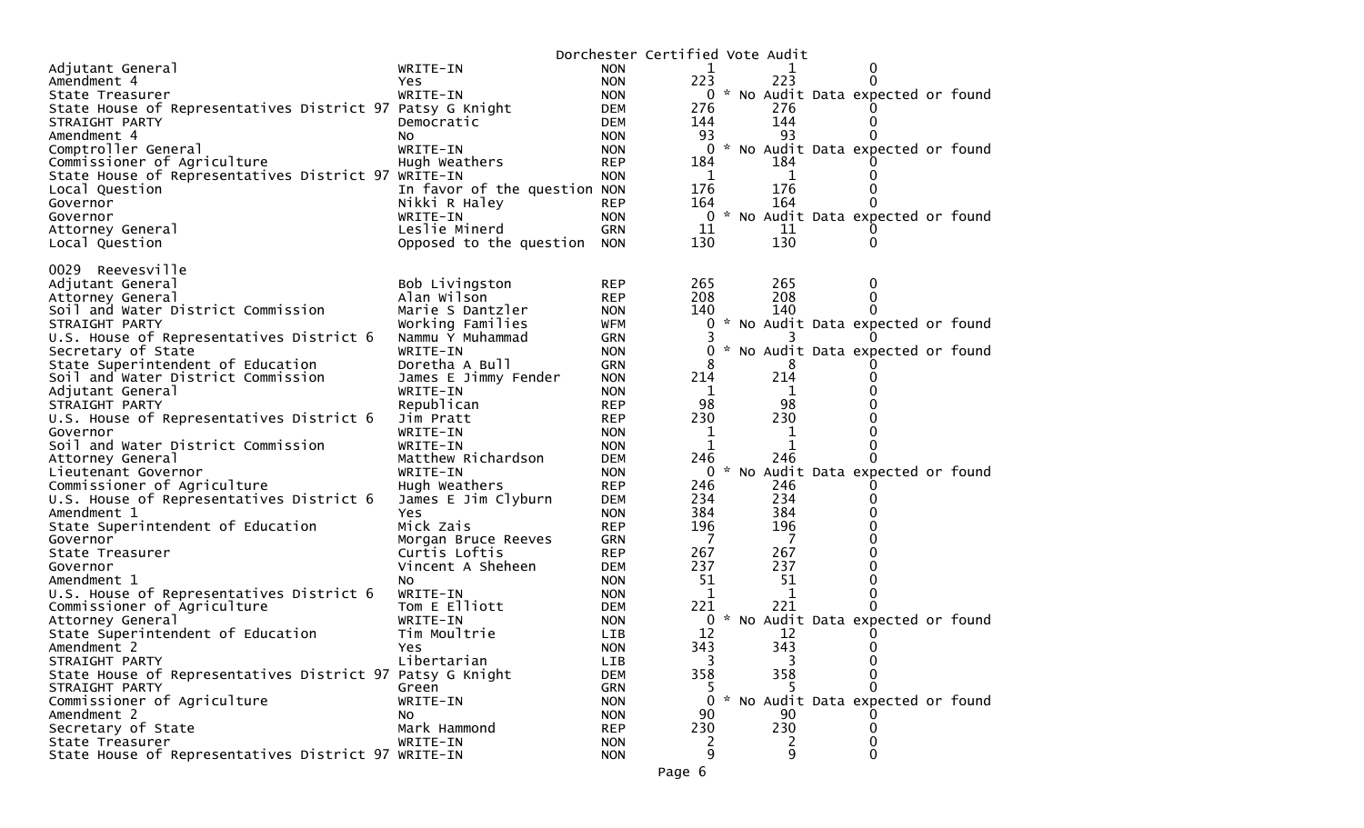Dorchester Certified Vote Audit

| | | | | | |
|---|---|---|---|---|---|
| Adjutant General | WRITE-IN | NON | 1 | 1 | 0 |
| Amendment 4 | Yes | NON | 223 | 223 | 0 |
| State Treasurer | WRITE-IN | NON | 0 | * No Audit Data expected or found | |
| State House of Representatives District 97 | Patsy G Knight | DEM | 276 | 276 | 0 |
| STRAIGHT PARTY | Democratic | DEM | 144 | 144 | 0 |
| Amendment 4 | No | NON | 93 | 93 | 0 |
| Comptroller General | WRITE-IN | NON | 0 | * No Audit Data expected or found | |
| Commissioner of Agriculture | Hugh Weathers | REP | 184 | 184 | 0 |
| State House of Representatives District 97 | WRITE-IN | NON | 1 | 1 | 0 |
| Local Question | In favor of the question | NON | 176 | 176 | 0 |
| Governor | Nikki R Haley | REP | 164 | 164 | 0 |
| Governor | WRITE-IN | NON | 0 | * No Audit Data expected or found | |
| Attorney General | Leslie Minerd | GRN | 11 | 11 | 0 |
| Local Question | Opposed to the question | NON | 130 | 130 | 0 |

0029 Reevesville

| | | | | | |
|---|---|---|---|---|---|
| Adjutant General | Bob Livingston | REP | 265 | 265 | 0 |
| Attorney General | Alan Wilson | REP | 208 | 208 | 0 |
| Soil and Water District Commission | Marie S Dantzler | NON | 140 | 140 | 0 |
| STRAIGHT PARTY | Working Families | WFM | 0 | * No Audit Data expected or found | |
| U.S. House of Representatives District 6 | Nammu Y Muhammad | GRN | 3 | 3 | 0 |
| Secretary of State | WRITE-IN | NON | 0 | * No Audit Data expected or found | |
| State Superintendent of Education | Doretha A Bull | GRN | 8 | 8 | 0 |
| Soil and Water District Commission | James E Jimmy Fender | NON | 214 | 214 | 0 |
| Adjutant General | WRITE-IN | NON | 1 | 1 | 0 |
| STRAIGHT PARTY | Republican | REP | 98 | 98 | 0 |
| U.S. House of Representatives District 6 | Jim Pratt | REP | 230 | 230 | 0 |
| Governor | WRITE-IN | NON | 1 | 1 | 0 |
| Soil and Water District Commission | WRITE-IN | NON | 1 | 1 | 0 |
| Attorney General | Matthew Richardson | DEM | 246 | 246 | 0 |
| Lieutenant Governor | WRITE-IN | NON | 0 | * No Audit Data expected or found | |
| Commissioner of Agriculture | Hugh Weathers | REP | 246 | 246 | 0 |
| U.S. House of Representatives District 6 | James E Jim Clyburn | DEM | 234 | 234 | 0 |
| Amendment 1 | Yes | NON | 384 | 384 | 0 |
| State Superintendent of Education | Mick Zais | REP | 196 | 196 | 0 |
| Governor | Morgan Bruce Reeves | GRN | 7 | 7 | 0 |
| State Treasurer | Curtis Loftis | REP | 267 | 267 | 0 |
| Governor | Vincent A Sheheen | DEM | 237 | 237 | 0 |
| Amendment 1 | No | NON | 51 | 51 | 0 |
| U.S. House of Representatives District 6 | WRITE-IN | NON | 1 | 1 | 0 |
| Commissioner of Agriculture | Tom E Elliott | DEM | 221 | 221 | 0 |
| Attorney General | WRITE-IN | NON | 0 | * No Audit Data expected or found | |
| State Superintendent of Education | Tim Moultrie | LIB | 12 | 12 | 0 |
| Amendment 2 | Yes | NON | 343 | 343 | 0 |
| STRAIGHT PARTY | Libertarian | LIB | 3 | 3 | 0 |
| State House of Representatives District 97 | Patsy G Knight | DEM | 358 | 358 | 0 |
| STRAIGHT PARTY | Green | GRN | 5 | 5 | 0 |
| Commissioner of Agriculture | WRITE-IN | NON | 0 | * No Audit Data expected or found | |
| Amendment 2 | No | NON | 90 | 90 | 0 |
| Secretary of State | Mark Hammond | REP | 230 | 230 | 0 |
| State Treasurer | WRITE-IN | NON | 2 | 2 | 0 |
| State House of Representatives District 97 | WRITE-IN | NON | 9 | 9 | 0 |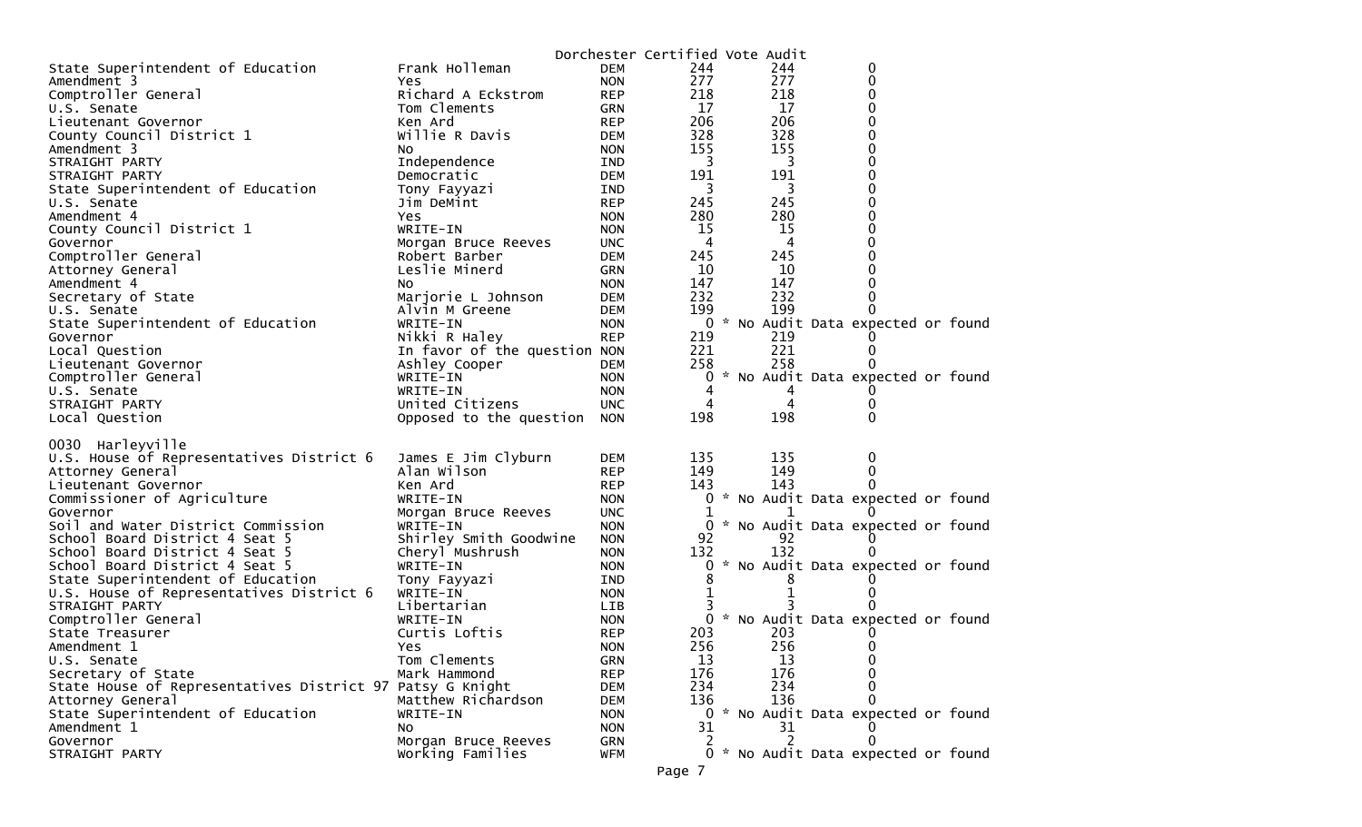Dorchester Certified Vote Audit

| Contest | Candidate | Party | Count 1 | Count 2 | Difference |
|---|---|---|---|---|---|
| State Superintendent of Education | Frank Holleman | DEM | 244 | 244 | 0 |
| Amendment 3 | Yes | NON | 277 | 277 | 0 |
| Comptroller General | Richard A Eckstrom | REP | 218 | 218 | 0 |
| U.S. Senate | Tom Clements | GRN | 17 | 17 | 0 |
| Lieutenant Governor | Ken Ard | REP | 206 | 206 | 0 |
| County Council District 1 | Willie R Davis | DEM | 328 | 328 | 0 |
| Amendment 3 | No | NON | 155 | 155 | 0 |
| STRAIGHT PARTY | Independence | IND | 3 | 3 | 0 |
| STRAIGHT PARTY | Democratic | DEM | 191 | 191 | 0 |
| State Superintendent of Education | Tony Fayyazi | IND | 3 | 3 | 0 |
| U.S. Senate | Jim DeMint | REP | 245 | 245 | 0 |
| Amendment 4 | Yes | NON | 280 | 280 | 0 |
| County Council District 1 | WRITE-IN | NON | 15 | 15 | 0 |
| Governor | Morgan Bruce Reeves | UNC | 4 | 4 | 0 |
| Comptroller General | Robert Barber | DEM | 245 | 245 | 0 |
| Attorney General | Leslie Minerd | GRN | 10 | 10 | 0 |
| Amendment 4 | No | NON | 147 | 147 | 0 |
| Secretary of State | Marjorie L Johnson | DEM | 232 | 232 | 0 |
| U.S. Senate | Alvin M Greene | DEM | 199 | 199 | 0 |
| State Superintendent of Education | WRITE-IN | NON | 0 | * No Audit Data expected or found | |
| Governor | Nikki R Haley | REP | 219 | 219 | 0 |
| Local Question | In favor of the question | NON | 221 | 221 | 0 |
| Lieutenant Governor | Ashley Cooper | DEM | 258 | 258 | 0 |
| Comptroller General | WRITE-IN | NON | 0 | * No Audit Data expected or found | |
| U.S. Senate | WRITE-IN | NON | 4 | 4 | 0 |
| STRAIGHT PARTY | United Citizens | UNC | 4 | 4 | 0 |
| Local Question | Opposed to the question | NON | 198 | 198 | 0 |

0030 Harleyville

| Contest | Candidate | Party | Count 1 | Count 2 | Difference |
|---|---|---|---|---|---|
| U.S. House of Representatives District 6 | James E Jim Clyburn | DEM | 135 | 135 | 0 |
| Attorney General | Alan Wilson | REP | 149 | 149 | 0 |
| Lieutenant Governor | Ken Ard | REP | 143 | 143 | 0 |
| Commissioner of Agriculture | WRITE-IN | NON | 0 | * No Audit Data expected or found | |
| Governor | Morgan Bruce Reeves | UNC | 1 | 1 | 0 |
| Soil and Water District Commission | WRITE-IN | NON | 0 | * No Audit Data expected or found | |
| School Board District 4 Seat 5 | Shirley Smith Goodwine | NON | 92 | 92 | 0 |
| School Board District 4 Seat 5 | Cheryl Mushrush | NON | 132 | 132 | 0 |
| School Board District 4 Seat 5 | WRITE-IN | NON | 0 | * No Audit Data expected or found | |
| State Superintendent of Education | Tony Fayyazi | IND | 8 | 8 | 0 |
| U.S. House of Representatives District 6 | WRITE-IN | NON | 1 | 1 | 0 |
| STRAIGHT PARTY | Libertarian | LIB | 3 | 3 | 0 |
| Comptroller General | WRITE-IN | NON | 0 | * No Audit Data expected or found | |
| State Treasurer | Curtis Loftis | REP | 203 | 203 | 0 |
| Amendment 1 | Yes | NON | 256 | 256 | 0 |
| U.S. Senate | Tom Clements | GRN | 13 | 13 | 0 |
| Secretary of State | Mark Hammond | REP | 176 | 176 | 0 |
| State House of Representatives District 97 | Patsy G Knight | DEM | 234 | 234 | 0 |
| Attorney General | Matthew Richardson | DEM | 136 | 136 | 0 |
| State Superintendent of Education | WRITE-IN | NON | 0 | * No Audit Data expected or found | |
| Amendment 1 | No | NON | 31 | 31 | 0 |
| Governor | Morgan Bruce Reeves | GRN | 2 | 2 | 0 |
| STRAIGHT PARTY | Working Families | WFM | 0 | * No Audit Data expected or found | |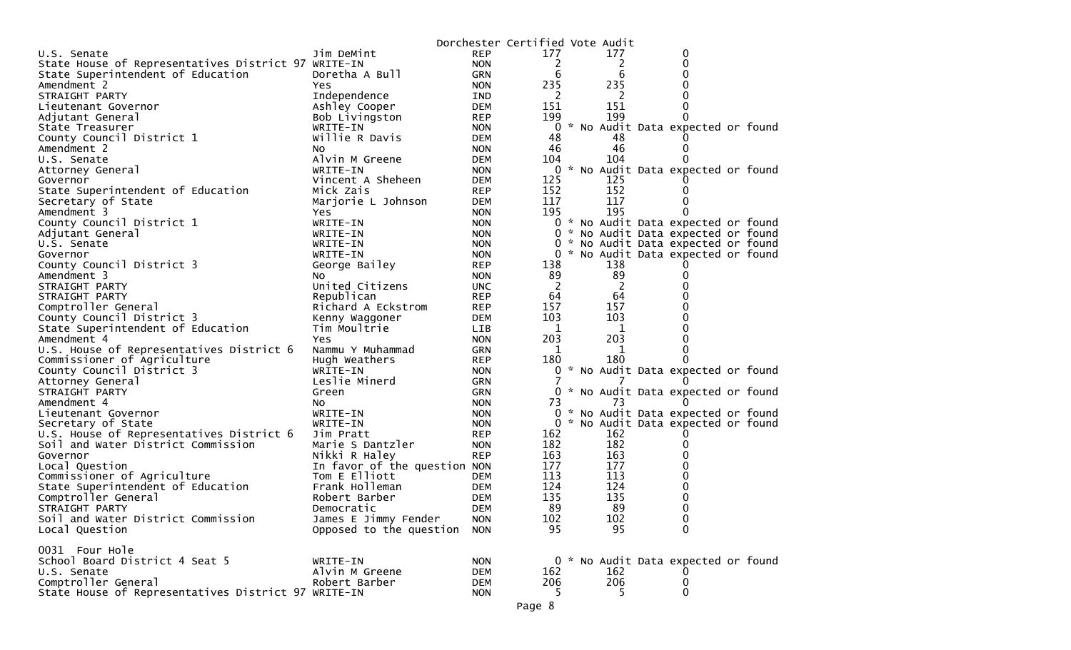Dorchester Certified Vote Audit

| | | | | | |
|---|---|---|---|---|---|
| U.S. Senate | Jim DeMint | REP | 177 | 177 | 0 |
| State House of Representatives District 97 | WRITE-IN | NON | 2 | 2 | 0 |
| State Superintendent of Education | Doretha A Bull | GRN | 6 | 6 | 0 |
| Amendment 2 | Yes | NON | 235 | 235 | 0 |
| STRAIGHT PARTY | Independence | IND | 2 | 2 | 0 |
| Lieutenant Governor | Ashley Cooper | DEM | 151 | 151 | 0 |
| Adjutant General | Bob Livingston | REP | 199 | 199 | 0 |
| State Treasurer | WRITE-IN | NON | 0 | * No Audit Data expected or found | |
| County Council District 1 | Willie R Davis | DEM | 48 | 48 | 0 |
| Amendment 2 | No | NON | 46 | 46 | 0 |
| U.S. Senate | Alvin M Greene | DEM | 104 | 104 | 0 |
| Attorney General | WRITE-IN | NON | 0 | * No Audit Data expected or found | |
| Governor | Vincent A Sheheen | DEM | 125 | 125 | 0 |
| State Superintendent of Education | Mick Zais | REP | 152 | 152 | 0 |
| Secretary of State | Marjorie L Johnson | DEM | 117 | 117 | 0 |
| Amendment 3 | Yes | NON | 195 | 195 | 0 |
| County Council District 1 | WRITE-IN | NON | 0 | * No Audit Data expected or found | |
| Adjutant General | WRITE-IN | NON | 0 | * No Audit Data expected or found | |
| U.S. Senate | WRITE-IN | NON | 0 | * No Audit Data expected or found | |
| Governor | WRITE-IN | NON | 0 | * No Audit Data expected or found | |
| County Council District 3 | George Bailey | REP | 138 | 138 | 0 |
| Amendment 3 | No | NON | 89 | 89 | 0 |
| STRAIGHT PARTY | United Citizens | UNC | 2 | 2 | 0 |
| STRAIGHT PARTY | Republican | REP | 64 | 64 | 0 |
| Comptroller General | Richard A Eckstrom | REP | 157 | 157 | 0 |
| County Council District 3 | Kenny Waggoner | DEM | 103 | 103 | 0 |
| State Superintendent of Education | Tim Moultrie | LIB | 1 | 1 | 0 |
| Amendment 4 | Yes | NON | 203 | 203 | 0 |
| U.S. House of Representatives District 6 | Nammu Y Muhammad | GRN | 1 | 1 | 0 |
| Commissioner of Agriculture | Hugh Weathers | REP | 180 | 180 | 0 |
| County Council District 3 | WRITE-IN | NON | 0 | * No Audit Data expected or found | |
| Attorney General | Leslie Minerd | GRN | 7 | 7 | 0 |
| STRAIGHT PARTY | Green | GRN | 0 | * No Audit Data expected or found | |
| Amendment 4 | No | NON | 73 | 73 | 0 |
| Lieutenant Governor | WRITE-IN | NON | 0 | * No Audit Data expected or found | |
| Secretary of State | WRITE-IN | NON | 0 | * No Audit Data expected or found | |
| U.S. House of Representatives District 6 | Jim Pratt | REP | 162 | 162 | 0 |
| Soil and Water District Commission | Marie S Dantzler | NON | 182 | 182 | 0 |
| Governor | Nikki R Haley | REP | 163 | 163 | 0 |
| Local Question | In favor of the question | NON | 177 | 177 | 0 |
| Commissioner of Agriculture | Tom E Elliott | DEM | 113 | 113 | 0 |
| State Superintendent of Education | Frank Holleman | DEM | 124 | 124 | 0 |
| Comptroller General | Robert Barber | DEM | 135 | 135 | 0 |
| STRAIGHT PARTY | Democratic | DEM | 89 | 89 | 0 |
| Soil and Water District Commission | James E Jimmy Fender | NON | 102 | 102 | 0 |
| Local Question | Opposed to the question | NON | 95 | 95 | 0 |

0031 Four Hole

| | | | | | |
|---|---|---|---|---|---|
| School Board District 4 Seat 5 | WRITE-IN | NON | 0 | * No Audit Data expected or found | |
| U.S. Senate | Alvin M Greene | DEM | 162 | 162 | 0 |
| Comptroller General | Robert Barber | DEM | 206 | 206 | 0 |
| State House of Representatives District 97 | WRITE-IN | NON | 5 | 5 | 0 |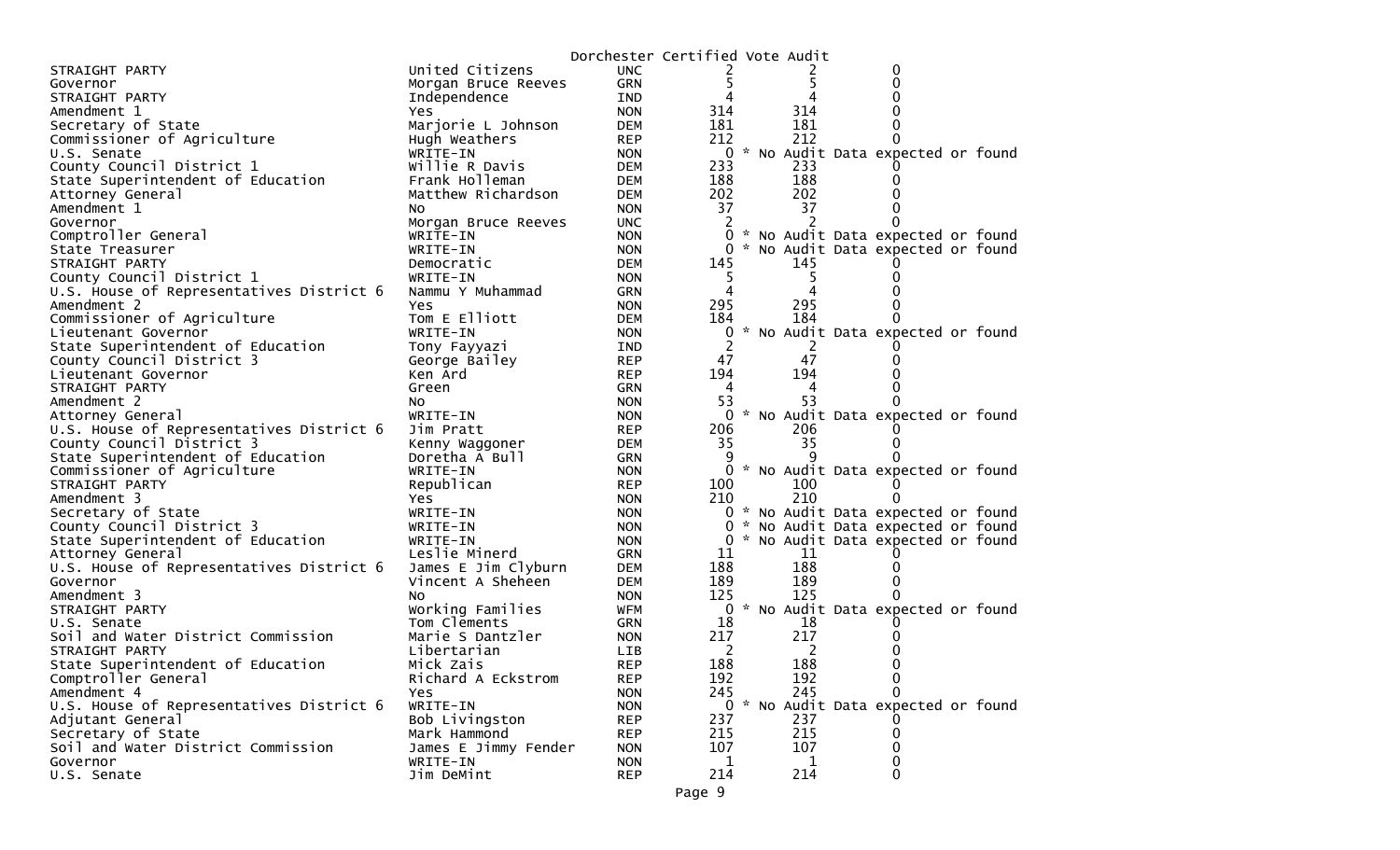Dorchester Certified Vote Audit

| | | | | | |
|---|---|---|---|---|---|
| STRAIGHT PARTY | United Citizens | UNC | 2 | 2 | 0 |
| Governor | Morgan Bruce Reeves | GRN | 5 | 5 | 0 |
| STRAIGHT PARTY | Independence | IND | 4 | 4 | 0 |
| Amendment 1 | Yes | NON | 314 | 314 | 0 |
| Secretary of State | Marjorie L Johnson | DEM | 181 | 181 | 0 |
| Commissioner of Agriculture | Hugh Weathers | REP | 212 | 212 | 0 |
| U.S. Senate | WRITE-IN | NON | 0 | * No Audit Data expected or found | |
| County Council District 1 | Willie R Davis | DEM | 233 | 233 | 0 |
| State Superintendent of Education | Frank Holleman | DEM | 188 | 188 | 0 |
| Attorney General | Matthew Richardson | DEM | 202 | 202 | 0 |
| Amendment 1 | No | NON | 37 | 37 | 0 |
| Governor | Morgan Bruce Reeves | UNC | 2 | 2 | 0 |
| Comptroller General | WRITE-IN | NON | 0 | * No Audit Data expected or found | |
| State Treasurer | WRITE-IN | NON | 0 | * No Audit Data expected or found | |
| STRAIGHT PARTY | Democratic | DEM | 145 | 145 | 0 |
| County Council District 1 | WRITE-IN | NON | 5 | 5 | 0 |
| U.S. House of Representatives District 6 | Nammu Y Muhammad | GRN | 4 | 4 | 0 |
| Amendment 2 | Yes | NON | 295 | 295 | 0 |
| Commissioner of Agriculture | Tom E Elliott | DEM | 184 | 184 | 0 |
| Lieutenant Governor | WRITE-IN | NON | 0 | * No Audit Data expected or found | |
| State Superintendent of Education | Tony Fayyazi | IND | 2 | 2 | 0 |
| County Council District 3 | George Bailey | REP | 47 | 47 | 0 |
| Lieutenant Governor | Ken Ard | REP | 194 | 194 | 0 |
| STRAIGHT PARTY | Green | GRN | 4 | 4 | 0 |
| Amendment 2 | No | NON | 53 | 53 | 0 |
| Attorney General | WRITE-IN | NON | 0 | * No Audit Data expected or found | |
| U.S. House of Representatives District 6 | Jim Pratt | REP | 206 | 206 | 0 |
| County Council District 3 | Kenny Waggoner | DEM | 35 | 35 | 0 |
| State Superintendent of Education | Doretha A Bull | GRN | 9 | 9 | 0 |
| Commissioner of Agriculture | WRITE-IN | NON | 0 | * No Audit Data expected or found | |
| STRAIGHT PARTY | Republican | REP | 100 | 100 | 0 |
| Amendment 3 | Yes | NON | 210 | 210 | 0 |
| Secretary of State | WRITE-IN | NON | 0 | * No Audit Data expected or found | |
| County Council District 3 | WRITE-IN | NON | 0 | * No Audit Data expected or found | |
| State Superintendent of Education | WRITE-IN | NON | 0 | * No Audit Data expected or found | |
| Attorney General | Leslie Minerd | GRN | 11 | 11 | 0 |
| U.S. House of Representatives District 6 | James E Jim Clyburn | DEM | 188 | 188 | 0 |
| Governor | Vincent A Sheheen | DEM | 189 | 189 | 0 |
| Amendment 3 | No | NON | 125 | 125 | 0 |
| STRAIGHT PARTY | Working Families | WFM | 0 | * No Audit Data expected or found | |
| U.S. Senate | Tom Clements | GRN | 18 | 18 | 0 |
| Soil and Water District Commission | Marie S Dantzler | NON | 217 | 217 | 0 |
| STRAIGHT PARTY | Libertarian | LIB | 2 | 2 | 0 |
| State Superintendent of Education | Mick Zais | REP | 188 | 188 | 0 |
| Comptroller General | Richard A Eckstrom | REP | 192 | 192 | 0 |
| Amendment 4 | Yes | NON | 245 | 245 | 0 |
| U.S. House of Representatives District 6 | WRITE-IN | NON | 0 | * No Audit Data expected or found | |
| Adjutant General | Bob Livingston | REP | 237 | 237 | 0 |
| Secretary of State | Mark Hammond | REP | 215 | 215 | 0 |
| Soil and Water District Commission | James E Jimmy Fender | NON | 107 | 107 | 0 |
| Governor | WRITE-IN | NON | 1 | 1 | 0 |
| U.S. Senate | Jim DeMint | REP | 214 | 214 | 0 |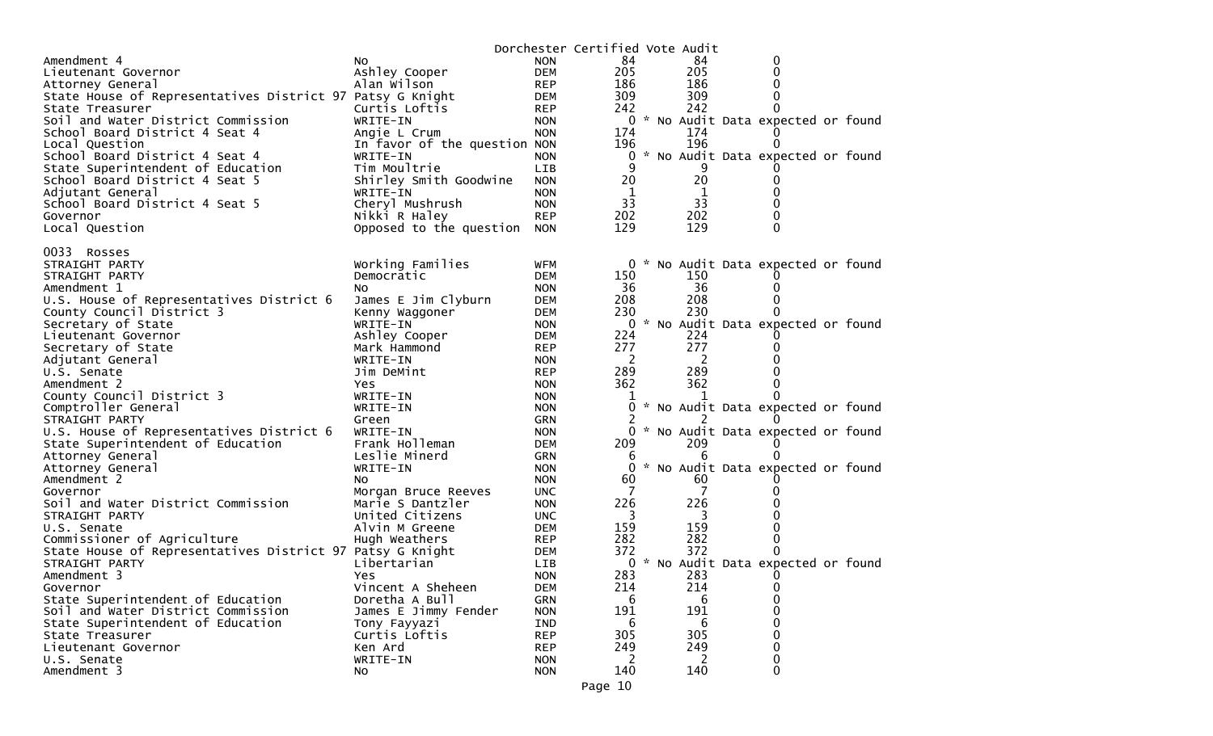Dorchester Certified Vote Audit

| | | | | | |
|---|---|---|---|---|---|
| Amendment 4 | No | NON | 84 | 84 | 0 |
| Lieutenant Governor | Ashley Cooper | DEM | 205 | 205 | 0 |
| Attorney General | Alan Wilson | REP | 186 | 186 | 0 |
| State House of Representatives District 97 | Patsy G Knight | DEM | 309 | 309 | 0 |
| State Treasurer | Curtis Loftis | REP | 242 | 242 | 0 |
| Soil and Water District Commission | WRITE-IN | NON | 0 | * No Audit Data expected or found | |
| School Board District 4 Seat 4 | Angie L Crum | NON | 174 | 174 | 0 |
| Local Question | In favor of the question | NON | 196 | 196 | 0 |
| School Board District 4 Seat 4 | WRITE-IN | NON | 0 | * No Audit Data expected or found | |
| State Superintendent of Education | Tim Moultrie | LIB | 9 | 9 | 0 |
| School Board District 4 Seat 5 | Shirley Smith Goodwine | NON | 20 | 20 | 0 |
| Adjutant General | WRITE-IN | NON | 1 | 1 | 0 |
| School Board District 4 Seat 5 | Cheryl Mushrush | NON | 33 | 33 | 0 |
| Governor | Nikki R Haley | REP | 202 | 202 | 0 |
| Local Question | Opposed to the question | NON | 129 | 129 | 0 |

0033 Rosses

| | | | | | |
|---|---|---|---|---|---|
| STRAIGHT PARTY | Working Families | WFM | 0 | * No Audit Data expected or found | |
| STRAIGHT PARTY | Democratic | DEM | 150 | 150 | 0 |
| Amendment 1 | No | NON | 36 | 36 | 0 |
| U.S. House of Representatives District 6 | James E Jim Clyburn | DEM | 208 | 208 | 0 |
| County Council District 3 | Kenny Waggoner | DEM | 230 | 230 | 0 |
| Secretary of State | WRITE-IN | NON | 0 | * No Audit Data expected or found | |
| Lieutenant Governor | Ashley Cooper | DEM | 224 | 224 | 0 |
| Secretary of State | Mark Hammond | REP | 277 | 277 | 0 |
| Adjutant General | WRITE-IN | NON | 2 | 2 | 0 |
| U.S. Senate | Jim DeMint | REP | 289 | 289 | 0 |
| Amendment 2 | Yes | NON | 362 | 362 | 0 |
| County Council District 3 | WRITE-IN | NON | 1 | 1 | 0 |
| Comptroller General | WRITE-IN | NON | 0 | * No Audit Data expected or found | |
| STRAIGHT PARTY | Green | GRN | 2 | 2 | 0 |
| U.S. House of Representatives District 6 | WRITE-IN | NON | 0 | * No Audit Data expected or found | |
| State Superintendent of Education | Frank Holleman | DEM | 209 | 209 | 0 |
| Attorney General | Leslie Minerd | GRN | 6 | 6 | 0 |
| Attorney General | WRITE-IN | NON | 0 | * No Audit Data expected or found | |
| Amendment 2 | No | NON | 60 | 60 | 0 |
| Governor | Morgan Bruce Reeves | UNC | 7 | 7 | 0 |
| Soil and Water District Commission | Marie S Dantzler | NON | 226 | 226 | 0 |
| STRAIGHT PARTY | United Citizens | UNC | 3 | 3 | 0 |
| U.S. Senate | Alvin M Greene | DEM | 159 | 159 | 0 |
| Commissioner of Agriculture | Hugh Weathers | REP | 282 | 282 | 0 |
| State House of Representatives District 97 | Patsy G Knight | DEM | 372 | 372 | 0 |
| STRAIGHT PARTY | Libertarian | LIB | 0 | * No Audit Data expected or found | |
| Amendment 3 | Yes | NON | 283 | 283 | 0 |
| Governor | Vincent A Sheheen | DEM | 214 | 214 | 0 |
| State Superintendent of Education | Doretha A Bull | GRN | 6 | 6 | 0 |
| Soil and Water District Commission | James E Jimmy Fender | NON | 191 | 191 | 0 |
| State Superintendent of Education | Tony Fayyazi | IND | 6 | 6 | 0 |
| State Treasurer | Curtis Loftis | REP | 305 | 305 | 0 |
| Lieutenant Governor | Ken Ard | REP | 249 | 249 | 0 |
| U.S. Senate | WRITE-IN | NON | 2 | 2 | 0 |
| Amendment 3 | No | NON | 140 | 140 | 0 |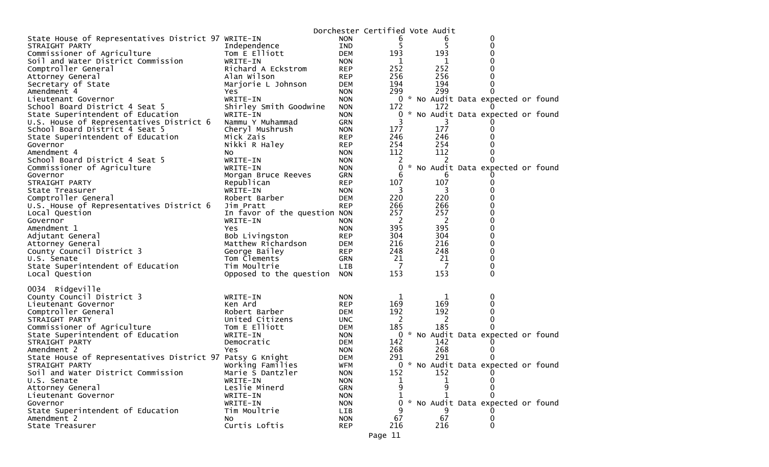Dorchester Certified Vote Audit

| | | | | | |
|---|---|---|---|---|---|
| State House of Representatives District 97 | WRITE-IN | NON | 6 | 6 | 0 |
| STRAIGHT PARTY | Independence | IND | 5 | 5 | 0 |
| Commissioner of Agriculture | Tom E Elliott | DEM | 193 | 193 | 0 |
| Soil and Water District Commission | WRITE-IN | NON | 1 | 1 | 0 |
| Comptroller General | Richard A Eckstrom | REP | 252 | 252 | 0 |
| Attorney General | Alan Wilson | REP | 256 | 256 | 0 |
| Secretary of State | Marjorie L Johnson | DEM | 194 | 194 | 0 |
| Amendment 4 | Yes | NON | 299 | 299 | 0 |
| Lieutenant Governor | WRITE-IN | NON | 0 | * No Audit Data expected or found | |
| School Board District 4 Seat 5 | Shirley Smith Goodwine | NON | 172 | 172 | 0 |
| State Superintendent of Education | WRITE-IN | NON | 0 | * No Audit Data expected or found | |
| U.S. House of Representatives District 6 | Nammu Y Muhammad | GRN | 3 | 3 | 0 |
| School Board District 4 Seat 5 | Cheryl Mushrush | NON | 177 | 177 | 0 |
| State Superintendent of Education | Mick Zais | REP | 246 | 246 | 0 |
| Governor | Nikki R Haley | REP | 254 | 254 | 0 |
| Amendment 4 | No | NON | 112 | 112 | 0 |
| School Board District 4 Seat 5 | WRITE-IN | NON | 2 | 2 | 0 |
| Commissioner of Agriculture | WRITE-IN | NON | 0 | * No Audit Data expected or found | |
| Governor | Morgan Bruce Reeves | GRN | 6 | 6 | 0 |
| STRAIGHT PARTY | Republican | REP | 107 | 107 | 0 |
| State Treasurer | WRITE-IN | NON | 3 | 3 | 0 |
| Comptroller General | Robert Barber | DEM | 220 | 220 | 0 |
| U.S. House of Representatives District 6 | Jim Pratt | REP | 266 | 266 | 0 |
| Local Question | In favor of the question | NON | 257 | 257 | 0 |
| Governor | WRITE-IN | NON | 2 | 2 | 0 |
| Amendment 1 | Yes | NON | 395 | 395 | 0 |
| Adjutant General | Bob Livingston | REP | 304 | 304 | 0 |
| Attorney General | Matthew Richardson | DEM | 216 | 216 | 0 |
| County Council District 3 | George Bailey | REP | 248 | 248 | 0 |
| U.S. Senate | Tom Clements | GRN | 21 | 21 | 0 |
| State Superintendent of Education | Tim Moultrie | LIB | 7 | 7 | 0 |
| Local Question | Opposed to the question | NON | 153 | 153 | 0 |

0034 Ridgeville

| | | | | | |
|---|---|---|---|---|---|
| County Council District 3 | WRITE-IN | NON | 1 | 1 | 0 |
| Lieutenant Governor | Ken Ard | REP | 169 | 169 | 0 |
| Comptroller General | Robert Barber | DEM | 192 | 192 | 0 |
| STRAIGHT PARTY | United Citizens | UNC | 2 | 2 | 0 |
| Commissioner of Agriculture | Tom E Elliott | DEM | 185 | 185 | 0 |
| State Superintendent of Education | WRITE-IN | NON | 0 | * No Audit Data expected or found | |
| STRAIGHT PARTY | Democratic | DEM | 142 | 142 | 0 |
| Amendment 2 | Yes | NON | 268 | 268 | 0 |
| State House of Representatives District 97 | Patsy G Knight | DEM | 291 | 291 | 0 |
| STRAIGHT PARTY | Working Families | WFM | 0 | * No Audit Data expected or found | |
| Soil and Water District Commission | Marie S Dantzler | NON | 152 | 152 | 0 |
| U.S. Senate | WRITE-IN | NON | 1 | 1 | 0 |
| Attorney General | Leslie Minerd | GRN | 9 | 9 | 0 |
| Lieutenant Governor | WRITE-IN | NON | 1 | 1 | 0 |
| Governor | WRITE-IN | NON | 0 | * No Audit Data expected or found | |
| State Superintendent of Education | Tim Moultrie | LIB | 9 | 9 | 0 |
| Amendment 2 | No | NON | 67 | 67 | 0 |
| State Treasurer | Curtis Loftis | REP | 216 | 216 | 0 |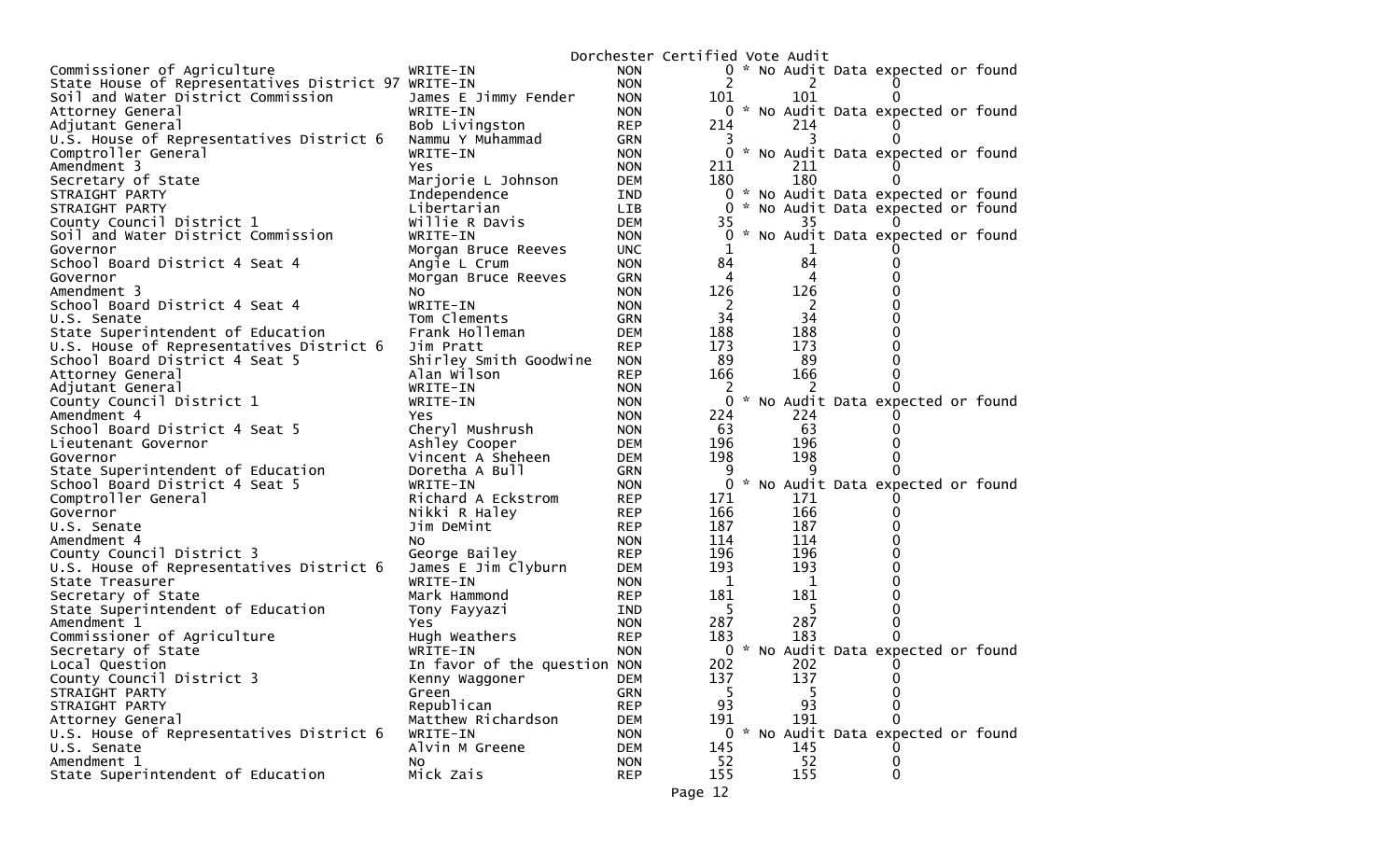# Dorchester Certified Vote Audit

| Contest | Candidate | Party | Votes | Audit | Difference |
|---|---|---|---|---|---|
| Commissioner of Agriculture | WRITE-IN | NON | 0 | * No Audit Data expected or found | |
| State House of Representatives District 97 | WRITE-IN | NON | 2 | 2 | 0 |
| Soil and Water District Commission | James E Jimmy Fender | NON | 101 | 101 | 0 |
| Attorney General | WRITE-IN | NON | 0 | * No Audit Data expected or found | |
| Adjutant General | Bob Livingston | REP | 214 | 214 | 0 |
| U.S. House of Representatives District 6 | Nammu Y Muhammad | GRN | 3 | 3 | 0 |
| Comptroller General | WRITE-IN | NON | 0 | * No Audit Data expected or found | |
| Amendment 3 | Yes | NON | 211 | 211 | 0 |
| Secretary of State | Marjorie L Johnson | DEM | 180 | 180 | 0 |
| STRAIGHT PARTY | Independence | IND | 0 | * No Audit Data expected or found | |
| STRAIGHT PARTY | Libertarian | LIB | 0 | * No Audit Data expected or found | |
| County Council District 1 | Willie R Davis | DEM | 35 | 35 | 0 |
| Soil and Water District Commission | WRITE-IN | NON | 0 | * No Audit Data expected or found | |
| Governor | Morgan Bruce Reeves | UNC | 1 | 1 | 0 |
| School Board District 4 Seat 4 | Angie L Crum | NON | 84 | 84 | 0 |
| Governor | Morgan Bruce Reeves | GRN | 4 | 4 | 0 |
| Amendment 3 | No | NON | 126 | 126 | 0 |
| School Board District 4 Seat 4 | WRITE-IN | NON | 2 | 2 | 0 |
| U.S. Senate | Tom Clements | GRN | 34 | 34 | 0 |
| State Superintendent of Education | Frank Holleman | DEM | 188 | 188 | 0 |
| U.S. House of Representatives District 6 | Jim Pratt | REP | 173 | 173 | 0 |
| School Board District 4 Seat 5 | Shirley Smith Goodwine | NON | 89 | 89 | 0 |
| Attorney General | Alan Wilson | REP | 166 | 166 | 0 |
| Adjutant General | WRITE-IN | NON | 2 | 2 | 0 |
| County Council District 1 | WRITE-IN | NON | 0 | * No Audit Data expected or found | |
| Amendment 4 | Yes | NON | 224 | 224 | 0 |
| School Board District 4 Seat 5 | Cheryl Mushrush | NON | 63 | 63 | 0 |
| Lieutenant Governor | Ashley Cooper | DEM | 196 | 196 | 0 |
| Governor | Vincent A Sheheen | DEM | 198 | 198 | 0 |
| State Superintendent of Education | Doretha A Bull | GRN | 9 | 9 | 0 |
| School Board District 4 Seat 5 | WRITE-IN | NON | 0 | * No Audit Data expected or found | |
| Comptroller General | Richard A Eckstrom | REP | 171 | 171 | 0 |
| Governor | Nikki R Haley | REP | 166 | 166 | 0 |
| U.S. Senate | Jim DeMint | REP | 187 | 187 | 0 |
| Amendment 4 | No | NON | 114 | 114 | 0 |
| County Council District 3 | George Bailey | REP | 196 | 196 | 0 |
| U.S. House of Representatives District 6 | James E Jim Clyburn | DEM | 193 | 193 | 0 |
| State Treasurer | WRITE-IN | NON | 1 | 1 | 0 |
| Secretary of State | Mark Hammond | REP | 181 | 181 | 0 |
| State Superintendent of Education | Tony Fayyazi | IND | 5 | 5 | 0 |
| Amendment 1 | Yes | NON | 287 | 287 | 0 |
| Commissioner of Agriculture | Hugh Weathers | REP | 183 | 183 | 0 |
| Secretary of State | WRITE-IN | NON | 0 | * No Audit Data expected or found | |
| Local Question | In favor of the question | NON | 202 | 202 | 0 |
| County Council District 3 | Kenny Waggoner | DEM | 137 | 137 | 0 |
| STRAIGHT PARTY | Green | GRN | 5 | 5 | 0 |
| STRAIGHT PARTY | Republican | REP | 93 | 93 | 0 |
| Attorney General | Matthew Richardson | DEM | 191 | 191 | 0 |
| U.S. House of Representatives District 6 | WRITE-IN | NON | 0 | * No Audit Data expected or found | |
| U.S. Senate | Alvin M Greene | DEM | 145 | 145 | 0 |
| Amendment 1 | No | NON | 52 | 52 | 0 |
| State Superintendent of Education | Mick Zais | REP | 155 | 155 | 0 |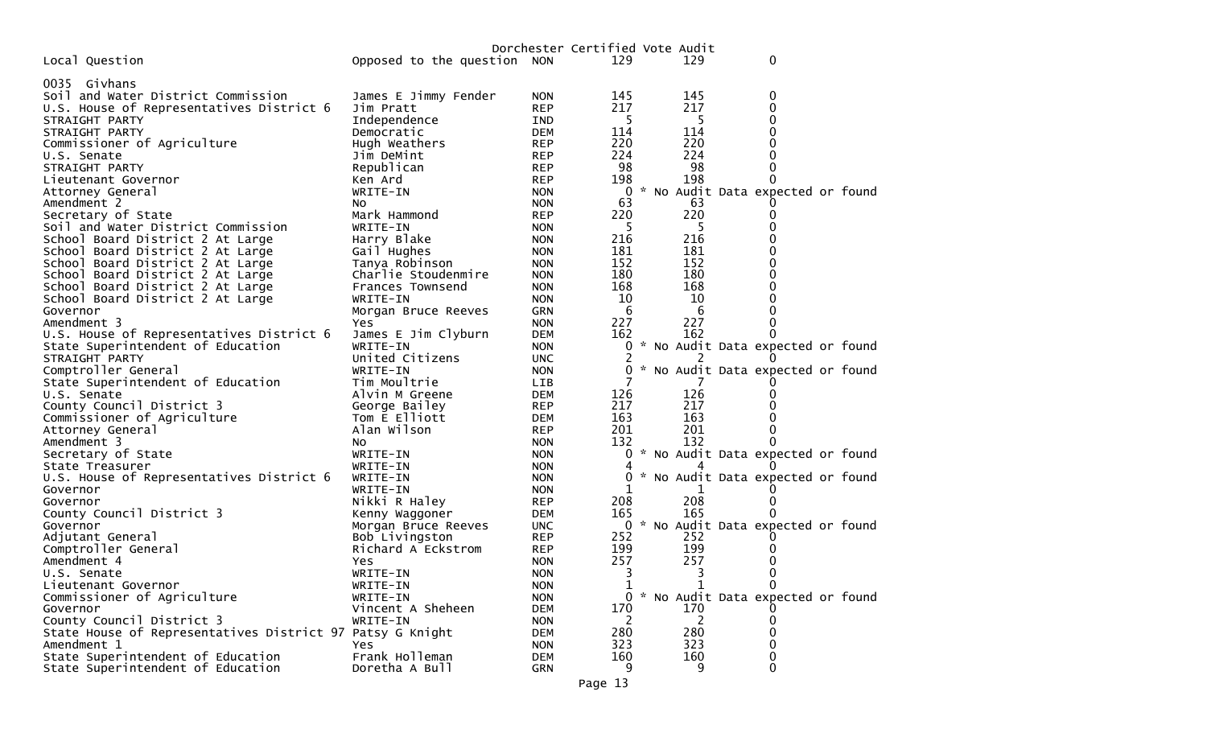Dorchester Certified Vote Audit

| Local Question | Opposed to the question | NON | 129 | 129 | 0 |
|---|---|---|---|---|---|
| **0035 Givhans** | | | | | |
| Soil and Water District Commission | James E Jimmy Fender | NON | 145 | 145 | 0 |
| U.S. House of Representatives District 6 | Jim Pratt | REP | 217 | 217 | 0 |
| STRAIGHT PARTY | Independence | IND | 5 | 5 | 0 |
| STRAIGHT PARTY | Democratic | DEM | 114 | 114 | 0 |
| Commissioner of Agriculture | Hugh Weathers | REP | 220 | 220 | 0 |
| U.S. Senate | Jim DeMint | REP | 224 | 224 | 0 |
| STRAIGHT PARTY | Republican | REP | 98 | 98 | 0 |
| Lieutenant Governor | Ken Ard | REP | 198 | 198 | 0 |
| Attorney General | WRITE-IN | NON | 0 | * No Audit Data expected or found | |
| Amendment 2 | No | NON | 63 | 63 | 0 |
| Secretary of State | Mark Hammond | REP | 220 | 220 | 0 |
| Soil and Water District Commission | WRITE-IN | NON | 5 | 5 | 0 |
| School Board District 2 At Large | Harry Blake | NON | 216 | 216 | 0 |
| School Board District 2 At Large | Gail Hughes | NON | 181 | 181 | 0 |
| School Board District 2 At Large | Tanya Robinson | NON | 152 | 152 | 0 |
| School Board District 2 At Large | Charlie Stoudenmire | NON | 180 | 180 | 0 |
| School Board District 2 At Large | Frances Townsend | NON | 168 | 168 | 0 |
| School Board District 2 At Large | WRITE-IN | NON | 10 | 10 | 0 |
| Governor | Morgan Bruce Reeves | GRN | 6 | 6 | 0 |
| Amendment 3 | Yes | NON | 227 | 227 | 0 |
| U.S. House of Representatives District 6 | James E Jim Clyburn | DEM | 162 | 162 | 0 |
| State Superintendent of Education | WRITE-IN | NON | 0 | * No Audit Data expected or found | |
| STRAIGHT PARTY | United Citizens | UNC | 2 | 2 | 0 |
| Comptroller General | WRITE-IN | NON | 0 | * No Audit Data expected or found | |
| State Superintendent of Education | Tim Moultrie | LIB | 7 | 7 | 0 |
| U.S. Senate | Alvin M Greene | DEM | 126 | 126 | 0 |
| County Council District 3 | George Bailey | REP | 217 | 217 | 0 |
| Commissioner of Agriculture | Tom E Elliott | DEM | 163 | 163 | 0 |
| Attorney General | Alan Wilson | REP | 201 | 201 | 0 |
| Amendment 3 | No | NON | 132 | 132 | 0 |
| Secretary of State | WRITE-IN | NON | 0 | * No Audit Data expected or found | |
| State Treasurer | WRITE-IN | NON | 4 | 4 | 0 |
| U.S. House of Representatives District 6 | WRITE-IN | NON | 0 | * No Audit Data expected or found | |
| Governor | WRITE-IN | NON | 1 | 1 | 0 |
| Governor | Nikki R Haley | REP | 208 | 208 | 0 |
| County Council District 3 | Kenny Waggoner | DEM | 165 | 165 | 0 |
| Governor | Morgan Bruce Reeves | UNC | 0 | * No Audit Data expected or found | |
| Adjutant General | Bob Livingston | REP | 252 | 252 | 0 |
| Comptroller General | Richard A Eckstrom | REP | 199 | 199 | 0 |
| Amendment 4 | Yes | NON | 257 | 257 | 0 |
| U.S. Senate | WRITE-IN | NON | 3 | 3 | 0 |
| Lieutenant Governor | WRITE-IN | NON | 1 | 1 | 0 |
| Commissioner of Agriculture | WRITE-IN | NON | 0 | * No Audit Data expected or found | |
| Governor | Vincent A Sheheen | DEM | 170 | 170 | 0 |
| County Council District 3 | WRITE-IN | NON | 2 | 2 | 0 |
| State House of Representatives District 97 | Patsy G Knight | DEM | 280 | 280 | 0 |
| Amendment 1 | Yes | NON | 323 | 323 | 0 |
| State Superintendent of Education | Frank Holleman | DEM | 160 | 160 | 0 |
| State Superintendent of Education | Doretha A Bull | GRN | 9 | 9 | 0 |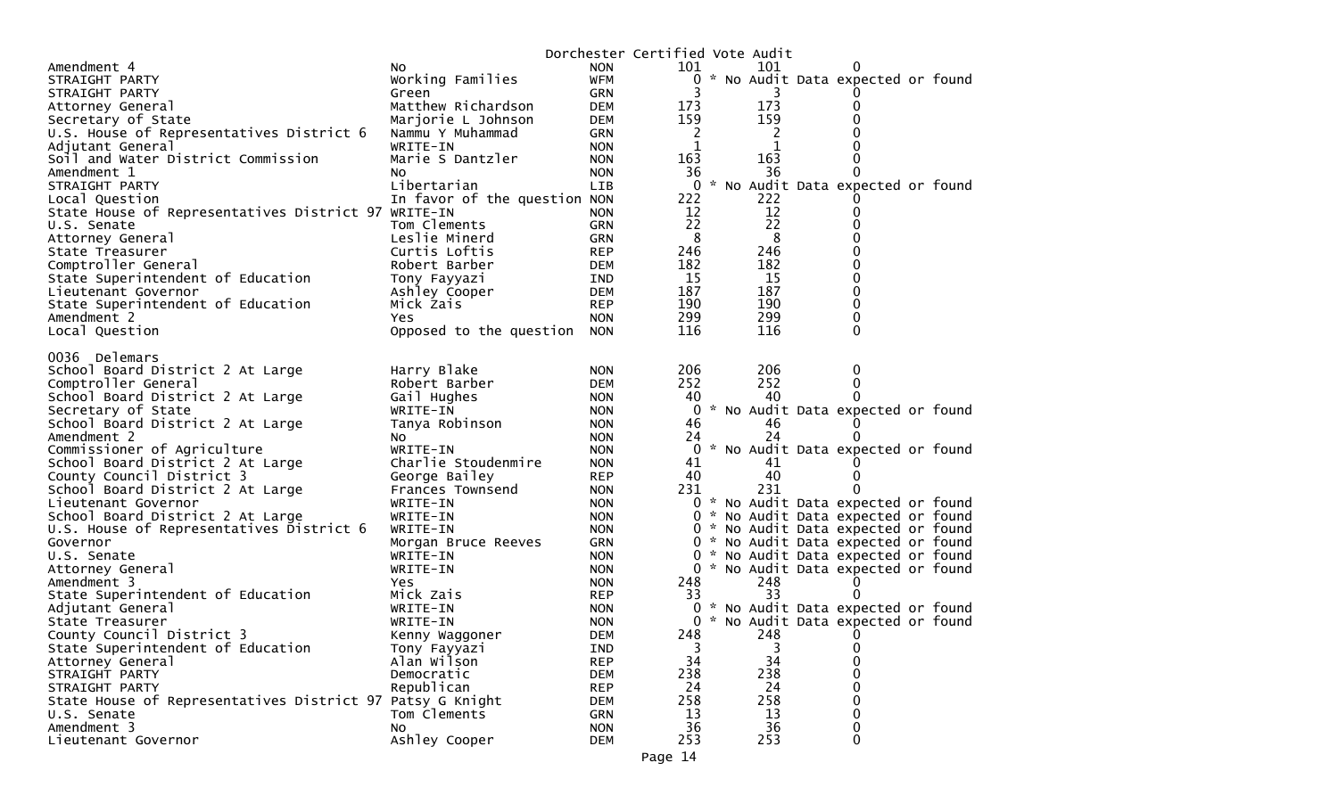Dorchester Certified Vote Audit

| Contest | Choice | Party | Count 1 | Count 2 | Difference |
|---|---|---|---|---|---|
| Amendment 4 | No | NON | 101 | 101 | 0 |
| STRAIGHT PARTY | Working Families | WFM | 0 | * No Audit Data expected or found | |
| STRAIGHT PARTY | Green | GRN | 3 | 3 | 0 |
| Attorney General | Matthew Richardson | DEM | 173 | 173 | 0 |
| Secretary of State | Marjorie L Johnson | DEM | 159 | 159 | 0 |
| U.S. House of Representatives District 6 | Nammu Y Muhammad | GRN | 2 | 2 | 0 |
| Adjutant General | WRITE-IN | NON | 1 | 1 | 0 |
| Soil and Water District Commission | Marie S Dantzler | NON | 163 | 163 | 0 |
| Amendment 1 | No | NON | 36 | 36 | 0 |
| STRAIGHT PARTY | Libertarian | LIB | 0 | * No Audit Data expected or found | |
| Local Question | In favor of the question | NON | 222 | 222 | 0 |
| State House of Representatives District 97 | WRITE-IN | NON | 12 | 12 | 0 |
| U.S. Senate | Tom Clements | GRN | 22 | 22 | 0 |
| Attorney General | Leslie Minerd | GRN | 8 | 8 | 0 |
| State Treasurer | Curtis Loftis | REP | 246 | 246 | 0 |
| Comptroller General | Robert Barber | DEM | 182 | 182 | 0 |
| State Superintendent of Education | Tony Fayyazi | IND | 15 | 15 | 0 |
| Lieutenant Governor | Ashley Cooper | DEM | 187 | 187 | 0 |
| State Superintendent of Education | Mick Zais | REP | 190 | 190 | 0 |
| Amendment 2 | Yes | NON | 299 | 299 | 0 |
| Local Question | Opposed to the question | NON | 116 | 116 | 0 |

0036 Delemars

| Contest | Choice | Party | Count 1 | Count 2 | Difference |
|---|---|---|---|---|---|
| School Board District 2 At Large | Harry Blake | NON | 206 | 206 | 0 |
| Comptroller General | Robert Barber | DEM | 252 | 252 | 0 |
| School Board District 2 At Large | Gail Hughes | NON | 40 | 40 | 0 |
| Secretary of State | WRITE-IN | NON | 0 | * No Audit Data expected or found | |
| School Board District 2 At Large | Tanya Robinson | NON | 46 | 46 | 0 |
| Amendment 2 | No | NON | 24 | 24 | 0 |
| Commissioner of Agriculture | WRITE-IN | NON | 0 | * No Audit Data expected or found | |
| School Board District 2 At Large | Charlie Stoudenmire | NON | 41 | 41 | 0 |
| County Council District 3 | George Bailey | REP | 40 | 40 | 0 |
| School Board District 2 At Large | Frances Townsend | NON | 231 | 231 | 0 |
| Lieutenant Governor | WRITE-IN | NON | 0 | * No Audit Data expected or found | |
| School Board District 2 At Large | WRITE-IN | NON | 0 | * No Audit Data expected or found | |
| U.S. House of Representatives District 6 | WRITE-IN | NON | 0 | * No Audit Data expected or found | |
| Governor | Morgan Bruce Reeves | GRN | 0 | * No Audit Data expected or found | |
| U.S. Senate | WRITE-IN | NON | 0 | * No Audit Data expected or found | |
| Attorney General | WRITE-IN | NON | 0 | * No Audit Data expected or found | |
| Amendment 3 | Yes | NON | 248 | 248 | 0 |
| State Superintendent of Education | Mick Zais | REP | 33 | 33 | 0 |
| Adjutant General | WRITE-IN | NON | 0 | * No Audit Data expected or found | |
| State Treasurer | WRITE-IN | NON | 0 | * No Audit Data expected or found | |
| County Council District 3 | Kenny Waggoner | DEM | 248 | 248 | 0 |
| State Superintendent of Education | Tony Fayyazi | IND | 3 | 3 | 0 |
| Attorney General | Alan Wilson | REP | 34 | 34 | 0 |
| STRAIGHT PARTY | Democratic | DEM | 238 | 238 | 0 |
| STRAIGHT PARTY | Republican | REP | 24 | 24 | 0 |
| State House of Representatives District 97 | Patsy G Knight | DEM | 258 | 258 | 0 |
| U.S. Senate | Tom Clements | GRN | 13 | 13 | 0 |
| Amendment 3 | No | NON | 36 | 36 | 0 |
| Lieutenant Governor | Ashley Cooper | DEM | 253 | 253 | 0 |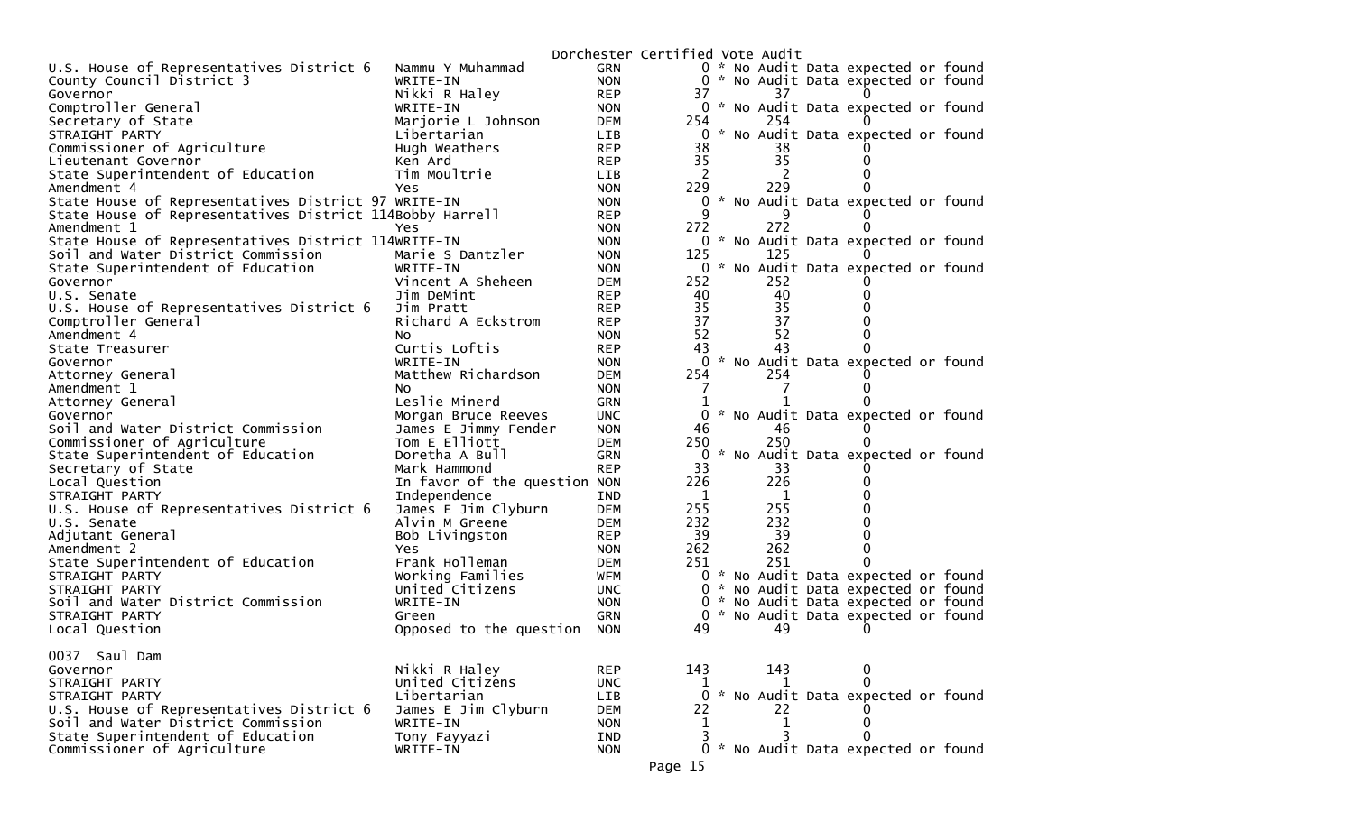Dorchester Certified Vote Audit

| | | | | | |
|---|---|---|---|---|---|
| U.S. House of Representatives District 6 | Nammu Y Muhammad | GRN | 0 | * No Audit Data expected or found | |
| County Council District 3 | WRITE-IN | NON | 0 | * No Audit Data expected or found | |
| Governor | Nikki R Haley | REP | 37 | 37 | 0 |
| Comptroller General | WRITE-IN | NON | 0 | * No Audit Data expected or found | |
| Secretary of State | Marjorie L Johnson | DEM | 254 | 254 | 0 |
| STRAIGHT PARTY | Libertarian | LIB | 0 | * No Audit Data expected or found | |
| Commissioner of Agriculture | Hugh Weathers | REP | 38 | 38 | 0 |
| Lieutenant Governor | Ken Ard | REP | 35 | 35 | 0 |
| State Superintendent of Education | Tim Moultrie | LIB | 2 | 2 | 0 |
| Amendment 4 | Yes | NON | 229 | 229 | 0 |
| State House of Representatives District 97 | WRITE-IN | NON | 0 | * No Audit Data expected or found | |
| State House of Representatives District 114 | Bobby Harrell | REP | 9 | 9 | 0 |
| Amendment 1 | Yes | NON | 272 | 272 | 0 |
| State House of Representatives District 114 | WRITE-IN | NON | 0 | * No Audit Data expected or found | |
| Soil and Water District Commission | Marie S Dantzler | NON | 125 | 125 | 0 |
| State Superintendent of Education | WRITE-IN | NON | 0 | * No Audit Data expected or found | |
| Governor | Vincent A Sheheen | DEM | 252 | 252 | 0 |
| U.S. Senate | Jim DeMint | REP | 40 | 40 | 0 |
| U.S. House of Representatives District 6 | Jim Pratt | REP | 35 | 35 | 0 |
| Comptroller General | Richard A Eckstrom | REP | 37 | 37 | 0 |
| Amendment 4 | No | NON | 52 | 52 | 0 |
| State Treasurer | Curtis Loftis | REP | 43 | 43 | 0 |
| Governor | WRITE-IN | NON | 0 | * No Audit Data expected or found | |
| Attorney General | Matthew Richardson | DEM | 254 | 254 | 0 |
| Amendment 1 | No | NON | 7 | 7 | 0 |
| Attorney General | Leslie Minerd | GRN | 1 | 1 | 0 |
| Governor | Morgan Bruce Reeves | UNC | 0 | * No Audit Data expected or found | |
| Soil and Water District Commission | James E Jimmy Fender | NON | 46 | 46 | 0 |
| Commissioner of Agriculture | Tom E Elliott | DEM | 250 | 250 | 0 |
| State Superintendent of Education | Doretha A Bull | GRN | 0 | * No Audit Data expected or found | |
| Secretary of State | Mark Hammond | REP | 33 | 33 | 0 |
| Local Question | In favor of the question | NON | 226 | 226 | 0 |
| STRAIGHT PARTY | Independence | IND | 1 | 1 | 0 |
| U.S. House of Representatives District 6 | James E Jim Clyburn | DEM | 255 | 255 | 0 |
| U.S. Senate | Alvin M Greene | DEM | 232 | 232 | 0 |
| Adjutant General | Bob Livingston | REP | 39 | 39 | 0 |
| Amendment 2 | Yes | NON | 262 | 262 | 0 |
| State Superintendent of Education | Frank Holleman | DEM | 251 | 251 | 0 |
| STRAIGHT PARTY | Working Families | WFM | 0 | * No Audit Data expected or found | |
| STRAIGHT PARTY | United Citizens | UNC | 0 | * No Audit Data expected or found | |
| Soil and Water District Commission | WRITE-IN | NON | 0 | * No Audit Data expected or found | |
| STRAIGHT PARTY | Green | GRN | 0 | * No Audit Data expected or found | |
| Local Question | Opposed to the question | NON | 49 | 49 | 0 |

0037 Saul Dam

| | | | | | |
|---|---|---|---|---|---|
| Governor | Nikki R Haley | REP | 143 | 143 | 0 |
| STRAIGHT PARTY | United Citizens | UNC | 1 | 1 | 0 |
| STRAIGHT PARTY | Libertarian | LIB | 0 | * No Audit Data expected or found | |
| U.S. House of Representatives District 6 | James E Jim Clyburn | DEM | 22 | 22 | 0 |
| Soil and Water District Commission | WRITE-IN | NON | 1 | 1 | 0 |
| State Superintendent of Education | Tony Fayyazi | IND | 3 | 3 | 0 |
| Commissioner of Agriculture | WRITE-IN | NON | 0 | * No Audit Data expected or found | |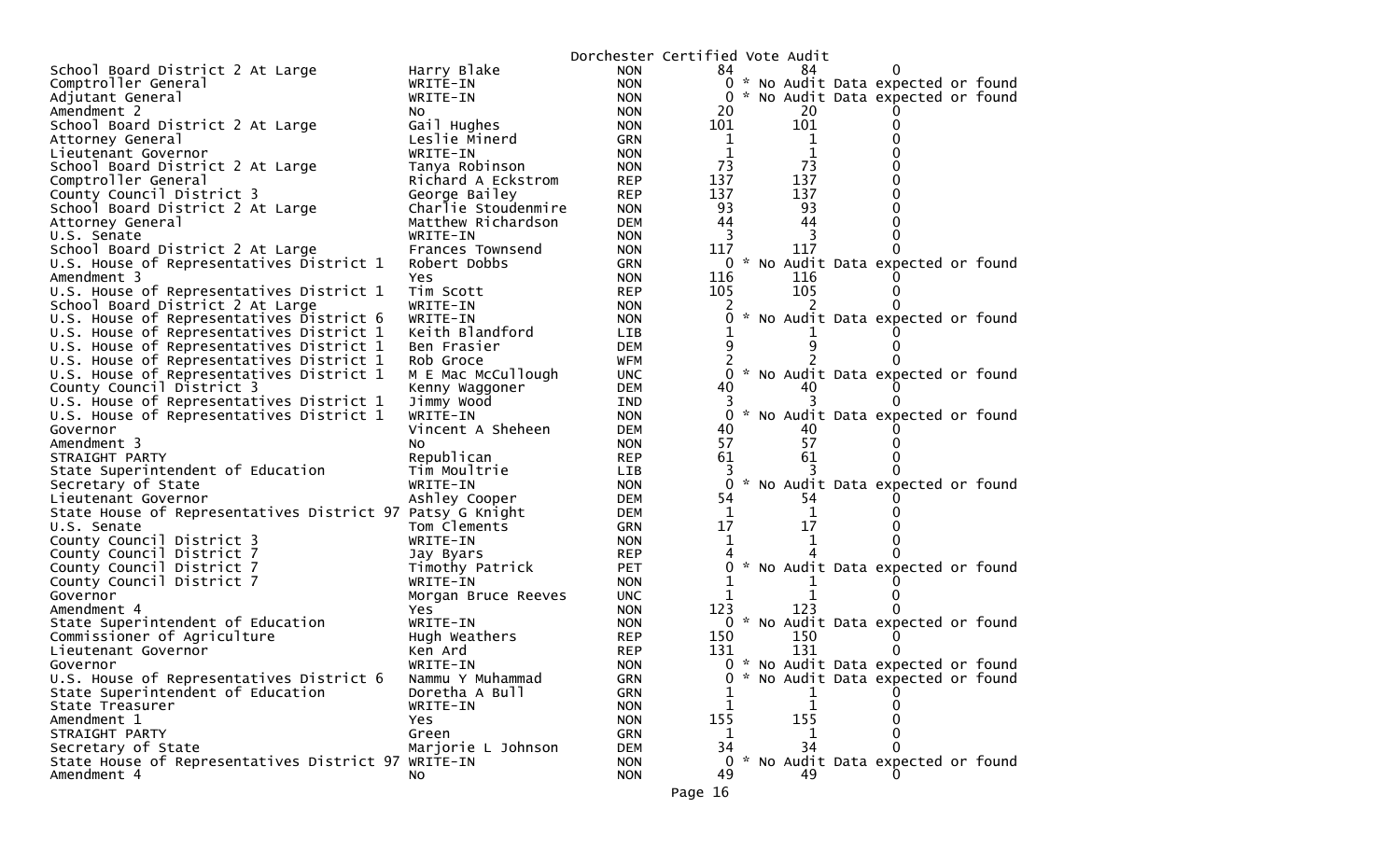Dorchester Certified Vote Audit

| Contest | Candidate | Party | Count 1 | Count 2 | Difference |
|---|---|---|---|---|---|
| School Board District 2 At Large | Harry Blake | NON | 84 | 84 | 0 |
| Comptroller General | WRITE-IN | NON | 0 | * No Audit Data expected or found | |
| Adjutant General | WRITE-IN | NON | 0 | * No Audit Data expected or found | |
| Amendment 2 | No | NON | 20 | 20 | 0 |
| School Board District 2 At Large | Gail Hughes | NON | 101 | 101 | 0 |
| Attorney General | Leslie Minerd | GRN | 1 | 1 | 0 |
| Lieutenant Governor | WRITE-IN | NON | 1 | 1 | 0 |
| School Board District 2 At Large | Tanya Robinson | NON | 73 | 73 | 0 |
| Comptroller General | Richard A Eckstrom | REP | 137 | 137 | 0 |
| County Council District 3 | George Bailey | REP | 137 | 137 | 0 |
| School Board District 2 At Large | Charlie Stoudenmire | NON | 93 | 93 | 0 |
| Attorney General | Matthew Richardson | DEM | 44 | 44 | 0 |
| U.S. Senate | WRITE-IN | NON | 3 | 3 | 0 |
| School Board District 2 At Large | Frances Townsend | NON | 117 | 117 | 0 |
| U.S. House of Representatives District 1 | Robert Dobbs | GRN | 0 | * No Audit Data expected or found | |
| Amendment 3 | Yes | NON | 116 | 116 | 0 |
| U.S. House of Representatives District 1 | Tim Scott | REP | 105 | 105 | 0 |
| School Board District 2 At Large | WRITE-IN | NON | 2 | 2 | 0 |
| U.S. House of Representatives District 6 | WRITE-IN | NON | 0 | * No Audit Data expected or found | |
| U.S. House of Representatives District 1 | Keith Blandford | LIB | 1 | 1 | 0 |
| U.S. House of Representatives District 1 | Ben Frasier | DEM | 9 | 9 | 0 |
| U.S. House of Representatives District 1 | Rob Groce | WFM | 2 | 2 | 0 |
| U.S. House of Representatives District 1 | M E Mac McCullough | UNC | 0 | * No Audit Data expected or found | |
| County Council District 3 | Kenny Waggoner | DEM | 40 | 40 | 0 |
| U.S. House of Representatives District 1 | Jimmy Wood | IND | 3 | 3 | 0 |
| U.S. House of Representatives District 1 | WRITE-IN | NON | 0 | * No Audit Data expected or found | |
| Governor | Vincent A Sheheen | DEM | 40 | 40 | 0 |
| Amendment 3 | No | NON | 57 | 57 | 0 |
| STRAIGHT PARTY | Republican | REP | 61 | 61 | 0 |
| State Superintendent of Education | Tim Moultrie | LIB | 3 | 3 | 0 |
| Secretary of State | WRITE-IN | NON | 0 | * No Audit Data expected or found | |
| Lieutenant Governor | Ashley Cooper | DEM | 54 | 54 | 0 |
| State House of Representatives District 97 | Patsy G Knight | DEM | 1 | 1 | 0 |
| U.S. Senate | Tom Clements | GRN | 17 | 17 | 0 |
| County Council District 3 | WRITE-IN | NON | 1 | 1 | 0 |
| County Council District 7 | Jay Byars | REP | 4 | 4 | 0 |
| County Council District 7 | Timothy Patrick | PET | 0 | * No Audit Data expected or found | |
| County Council District 7 | WRITE-IN | NON | 1 | 1 | 0 |
| Governor | Morgan Bruce Reeves | UNC | 1 | 1 | 0 |
| Amendment 4 | Yes | NON | 123 | 123 | 0 |
| State Superintendent of Education | WRITE-IN | NON | 0 | * No Audit Data expected or found | |
| Commissioner of Agriculture | Hugh Weathers | REP | 150 | 150 | 0 |
| Lieutenant Governor | Ken Ard | REP | 131 | 131 | 0 |
| Governor | WRITE-IN | NON | 0 | * No Audit Data expected or found | |
| U.S. House of Representatives District 6 | Nammu Y Muhammad | GRN | 0 | * No Audit Data expected or found | |
| State Superintendent of Education | Doretha A Bull | GRN | 1 | 1 | 0 |
| State Treasurer | WRITE-IN | NON | 1 | 1 | 0 |
| Amendment 1 | Yes | NON | 155 | 155 | 0 |
| STRAIGHT PARTY | Green | GRN | 1 | 1 | 0 |
| Secretary of State | Marjorie L Johnson | DEM | 34 | 34 | 0 |
| State House of Representatives District 97 | WRITE-IN | NON | 0 | * No Audit Data expected or found | |
| Amendment 4 | No | NON | 49 | 49 | 0 |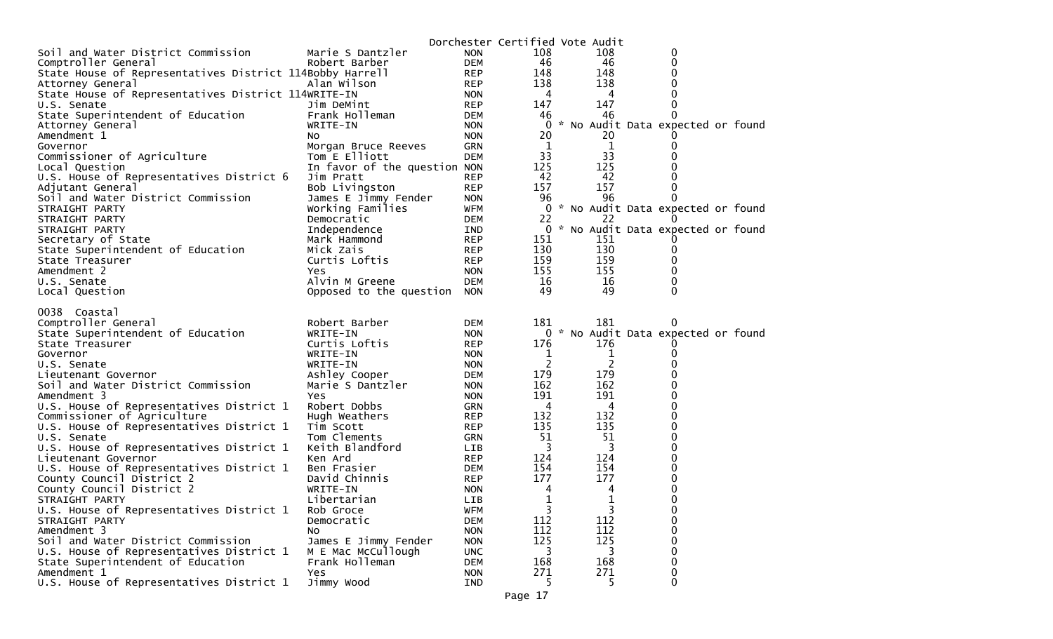Dorchester Certified Vote Audit

| Contest | Candidate | Party | Certified | Audit | Difference |
|---|---|---|---|---|---|
| Soil and Water District Commission | Marie S Dantzler | NON | 108 | 108 | 0 |
| Comptroller General | Robert Barber | DEM | 46 | 46 | 0 |
| State House of Representatives District 114 | Bobby Harrell | REP | 148 | 148 | 0 |
| Attorney General | Alan Wilson | REP | 138 | 138 | 0 |
| State House of Representatives District 114 | WRITE-IN | NON | 4 | 4 | 0 |
| U.S. Senate | Jim DeMint | REP | 147 | 147 | 0 |
| State Superintendent of Education | Frank Holleman | DEM | 46 | 46 | 0 |
| Attorney General | WRITE-IN | NON | 0 | * No Audit Data expected or found | |
| Amendment 1 | No | NON | 20 | 20 | 0 |
| Governor | Morgan Bruce Reeves | GRN | 1 | 1 | 0 |
| Commissioner of Agriculture | Tom E Elliott | DEM | 33 | 33 | 0 |
| Local Question | In favor of the question | NON | 125 | 125 | 0 |
| U.S. House of Representatives District 6 | Jim Pratt | REP | 42 | 42 | 0 |
| Adjutant General | Bob Livingston | REP | 157 | 157 | 0 |
| Soil and Water District Commission | James E Jimmy Fender | NON | 96 | 96 | 0 |
| STRAIGHT PARTY | Working Families | WFM | 0 | * No Audit Data expected or found | |
| STRAIGHT PARTY | Democratic | DEM | 22 | 22 | 0 |
| STRAIGHT PARTY | Independence | IND | 0 | * No Audit Data expected or found | |
| Secretary of State | Mark Hammond | REP | 151 | 151 | 0 |
| State Superintendent of Education | Mick Zais | REP | 130 | 130 | 0 |
| State Treasurer | Curtis Loftis | REP | 159 | 159 | 0 |
| Amendment 2 | Yes | NON | 155 | 155 | 0 |
| U.S. Senate | Alvin M Greene | DEM | 16 | 16 | 0 |
| Local Question | Opposed to the question | NON | 49 | 49 | 0 |

0038 Coastal

| Contest | Candidate | Party | Certified | Audit | Difference |
|---|---|---|---|---|---|
| Comptroller General | Robert Barber | DEM | 181 | 181 | 0 |
| State Superintendent of Education | WRITE-IN | NON | 0 | * No Audit Data expected or found | |
| State Treasurer | Curtis Loftis | REP | 176 | 176 | 0 |
| Governor | WRITE-IN | NON | 1 | 1 | 0 |
| U.S. Senate | WRITE-IN | NON | 2 | 2 | 0 |
| Lieutenant Governor | Ashley Cooper | DEM | 179 | 179 | 0 |
| Soil and Water District Commission | Marie S Dantzler | NON | 162 | 162 | 0 |
| Amendment 3 | Yes | NON | 191 | 191 | 0 |
| U.S. House of Representatives District 1 | Robert Dobbs | GRN | 4 | 4 | 0 |
| Commissioner of Agriculture | Hugh Weathers | REP | 132 | 132 | 0 |
| U.S. House of Representatives District 1 | Tim Scott | REP | 135 | 135 | 0 |
| U.S. Senate | Tom Clements | GRN | 51 | 51 | 0 |
| U.S. House of Representatives District 1 | Keith Blandford | LIB | 3 | 3 | 0 |
| Lieutenant Governor | Ken Ard | REP | 124 | 124 | 0 |
| U.S. House of Representatives District 1 | Ben Frasier | DEM | 154 | 154 | 0 |
| County Council District 2 | David Chinnis | REP | 177 | 177 | 0 |
| County Council District 2 | WRITE-IN | NON | 4 | 4 | 0 |
| STRAIGHT PARTY | Libertarian | LIB | 1 | 1 | 0 |
| U.S. House of Representatives District 1 | Rob Groce | WFM | 3 | 3 | 0 |
| STRAIGHT PARTY | Democratic | DEM | 112 | 112 | 0 |
| Amendment 3 | No | NON | 112 | 112 | 0 |
| Soil and Water District Commission | James E Jimmy Fender | NON | 125 | 125 | 0 |
| U.S. House of Representatives District 1 | M E Mac McCullough | UNC | 3 | 3 | 0 |
| State Superintendent of Education | Frank Holleman | DEM | 168 | 168 | 0 |
| Amendment 1 | Yes | NON | 271 | 271 | 0 |
| U.S. House of Representatives District 1 | Jimmy Wood | IND | 5 | 5 | 0 |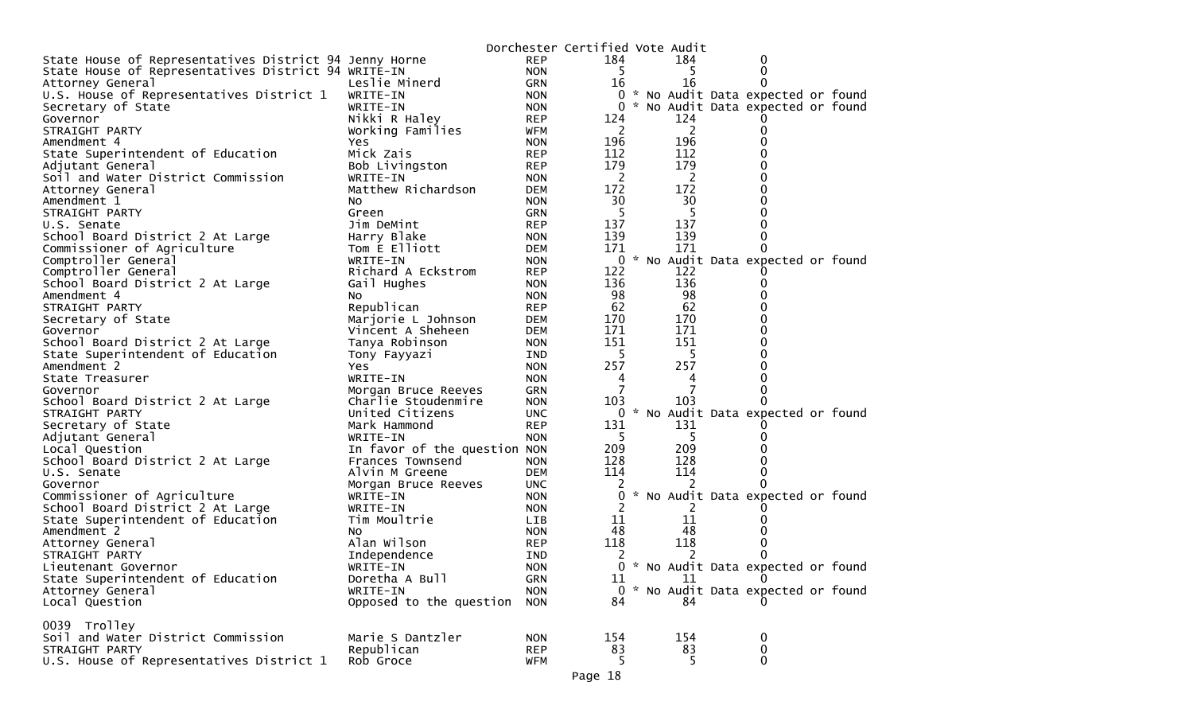Dorchester Certified Vote Audit

| Contest | Candidate | Party | | | |
|---|---|---|---|---|---|
| State House of Representatives District 94 | Jenny Horne | REP | 184 | 184 | 0 |
| State House of Representatives District 94 | WRITE-IN | NON | 5 | 5 | 0 |
| Attorney General | Leslie Minerd | GRN | 16 | 16 | 0 |
| U.S. House of Representatives District 1 | WRITE-IN | NON | 0 | * No Audit Data expected or found | |
| Secretary of State | WRITE-IN | NON | 0 | * No Audit Data expected or found | |
| Governor | Nikki R Haley | REP | 124 | 124 | 0 |
| STRAIGHT PARTY | Working Families | WFM | 2 | 2 | 0 |
| Amendment 4 | Yes | NON | 196 | 196 | 0 |
| State Superintendent of Education | Mick Zais | REP | 112 | 112 | 0 |
| Adjutant General | Bob Livingston | REP | 179 | 179 | 0 |
| Soil and Water District Commission | WRITE-IN | NON | 2 | 2 | 0 |
| Attorney General | Matthew Richardson | DEM | 172 | 172 | 0 |
| Amendment 1 | No | NON | 30 | 30 | 0 |
| STRAIGHT PARTY | Green | GRN | 5 | 5 | 0 |
| U.S. Senate | Jim DeMint | REP | 137 | 137 | 0 |
| School Board District 2 At Large | Harry Blake | NON | 139 | 139 | 0 |
| Commissioner of Agriculture | Tom E Elliott | DEM | 171 | 171 | 0 |
| Comptroller General | WRITE-IN | NON | 0 | * No Audit Data expected or found | |
| Comptroller General | Richard A Eckstrom | REP | 122 | 122 | 0 |
| School Board District 2 At Large | Gail Hughes | NON | 136 | 136 | 0 |
| Amendment 4 | No | NON | 98 | 98 | 0 |
| STRAIGHT PARTY | Republican | REP | 62 | 62 | 0 |
| Secretary of State | Marjorie L Johnson | DEM | 170 | 170 | 0 |
| Governor | Vincent A Sheheen | DEM | 171 | 171 | 0 |
| School Board District 2 At Large | Tanya Robinson | NON | 151 | 151 | 0 |
| State Superintendent of Education | Tony Fayyazi | IND | 5 | 5 | 0 |
| Amendment 2 | Yes | NON | 257 | 257 | 0 |
| State Treasurer | WRITE-IN | NON | 4 | 4 | 0 |
| Governor | Morgan Bruce Reeves | GRN | 7 | 7 | 0 |
| School Board District 2 At Large | Charlie Stoudenmire | NON | 103 | 103 | 0 |
| STRAIGHT PARTY | United Citizens | UNC | 0 | * No Audit Data expected or found | |
| Secretary of State | Mark Hammond | REP | 131 | 131 | 0 |
| Adjutant General | WRITE-IN | NON | 5 | 5 | 0 |
| Local Question | In favor of the question | NON | 209 | 209 | 0 |
| School Board District 2 At Large | Frances Townsend | NON | 128 | 128 | 0 |
| U.S. Senate | Alvin M Greene | DEM | 114 | 114 | 0 |
| Governor | Morgan Bruce Reeves | UNC | 2 | 2 | 0 |
| Commissioner of Agriculture | WRITE-IN | NON | 0 | * No Audit Data expected or found | |
| School Board District 2 At Large | WRITE-IN | NON | 2 | 2 | 0 |
| State Superintendent of Education | Tim Moultrie | LIB | 11 | 11 | 0 |
| Amendment 2 | No | NON | 48 | 48 | 0 |
| Attorney General | Alan Wilson | REP | 118 | 118 | 0 |
| STRAIGHT PARTY | Independence | IND | 2 | 2 | 0 |
| Lieutenant Governor | WRITE-IN | NON | 0 | * No Audit Data expected or found | |
| State Superintendent of Education | Doretha A Bull | GRN | 11 | 11 | 0 |
| Attorney General | WRITE-IN | NON | 0 | * No Audit Data expected or found | |
| Local Question | Opposed to the question | NON | 84 | 84 | 0 |

0039 Trolley

| Contest | Candidate | Party | | | |
|---|---|---|---|---|---|
| Soil and Water District Commission | Marie S Dantzler | NON | 154 | 154 | 0 |
| STRAIGHT PARTY | Republican | REP | 83 | 83 | 0 |
| U.S. House of Representatives District 1 | Rob Groce | WFM | 5 | 5 | 0 |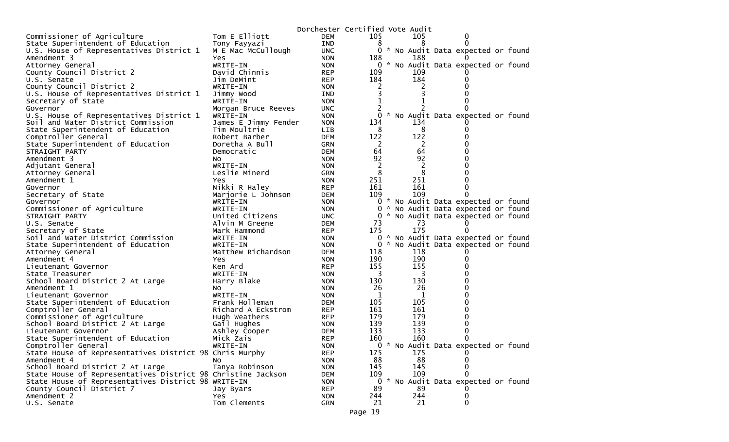Dorchester Certified Vote Audit

| Contest | Candidate | Party | Votes | Audit | Difference |
|---|---|---|---|---|---|
| Commissioner of Agriculture | Tom E Elliott | DEM | 105 | 105 | 0 |
| State Superintendent of Education | Tony Fayyazi | IND | 8 | 8 | 0 |
| U.S. House of Representatives District 1 | M E Mac McCullough | UNC | 0 | * No Audit Data expected or found | |
| Amendment 3 | Yes | NON | 188 | 188 | 0 |
| Attorney General | WRITE-IN | NON | 0 | * No Audit Data expected or found | |
| County Council District 2 | David Chinnis | REP | 109 | 109 | 0 |
| U.S. Senate | Jim DeMint | REP | 184 | 184 | 0 |
| County Council District 2 | WRITE-IN | NON | 2 | 2 | 0 |
| U.S. House of Representatives District 1 | Jimmy Wood | IND | 3 | 3 | 0 |
| Secretary of State | WRITE-IN | NON | 1 | 1 | 0 |
| Governor | Morgan Bruce Reeves | UNC | 2 | 2 | 0 |
| U.S. House of Representatives District 1 | WRITE-IN | NON | 0 | * No Audit Data expected or found | |
| Soil and Water District Commission | James E Jimmy Fender | NON | 134 | 134 | 0 |
| State Superintendent of Education | Tim Moultrie | LIB | 8 | 8 | 0 |
| Comptroller General | Robert Barber | DEM | 122 | 122 | 0 |
| State Superintendent of Education | Doretha A Bull | GRN | 2 | 2 | 0 |
| STRAIGHT PARTY | Democratic | DEM | 64 | 64 | 0 |
| Amendment 3 | No | NON | 92 | 92 | 0 |
| Adjutant General | WRITE-IN | NON | 2 | 2 | 0 |
| Attorney General | Leslie Minerd | GRN | 8 | 8 | 0 |
| Amendment 1 | Yes | NON | 251 | 251 | 0 |
| Governor | Nikki R Haley | REP | 161 | 161 | 0 |
| Secretary of State | Marjorie L Johnson | DEM | 109 | 109 | 0 |
| Governor | WRITE-IN | NON | 0 | * No Audit Data expected or found | |
| Commissioner of Agriculture | WRITE-IN | NON | 0 | * No Audit Data expected or found | |
| STRAIGHT PARTY | United Citizens | UNC | 0 | * No Audit Data expected or found | |
| U.S. Senate | Alvin M Greene | DEM | 73 | 73 | 0 |
| Secretary of State | Mark Hammond | REP | 175 | 175 | 0 |
| Soil and Water District Commission | WRITE-IN | NON | 0 | * No Audit Data expected or found | |
| State Superintendent of Education | WRITE-IN | NON | 0 | * No Audit Data expected or found | |
| Attorney General | Matthew Richardson | DEM | 118 | 118 | 0 |
| Amendment 4 | Yes | NON | 190 | 190 | 0 |
| Lieutenant Governor | Ken Ard | REP | 155 | 155 | 0 |
| State Treasurer | WRITE-IN | NON | 3 | 3 | 0 |
| School Board District 2 At Large | Harry Blake | NON | 130 | 130 | 0 |
| Amendment 1 | No | NON | 26 | 26 | 0 |
| Lieutenant Governor | WRITE-IN | NON | 1 | 1 | 0 |
| State Superintendent of Education | Frank Holleman | DEM | 105 | 105 | 0 |
| Comptroller General | Richard A Eckstrom | REP | 161 | 161 | 0 |
| Commissioner of Agriculture | Hugh Weathers | REP | 179 | 179 | 0 |
| School Board District 2 At Large | Gail Hughes | NON | 139 | 139 | 0 |
| Lieutenant Governor | Ashley Cooper | DEM | 133 | 133 | 0 |
| State Superintendent of Education | Mick Zais | REP | 160 | 160 | 0 |
| Comptroller General | WRITE-IN | NON | 0 | * No Audit Data expected or found | |
| State House of Representatives District 98 | Chris Murphy | REP | 175 | 175 | 0 |
| Amendment 4 | No | NON | 88 | 88 | 0 |
| School Board District 2 At Large | Tanya Robinson | NON | 145 | 145 | 0 |
| State House of Representatives District 98 | Christine Jackson | DEM | 109 | 109 | 0 |
| State House of Representatives District 98 | WRITE-IN | NON | 0 | * No Audit Data expected or found | |
| County Council District 7 | Jay Byars | REP | 89 | 89 | 0 |
| Amendment 2 | Yes | NON | 244 | 244 | 0 |
| U.S. Senate | Tom Clements | GRN | 21 | 21 | 0 |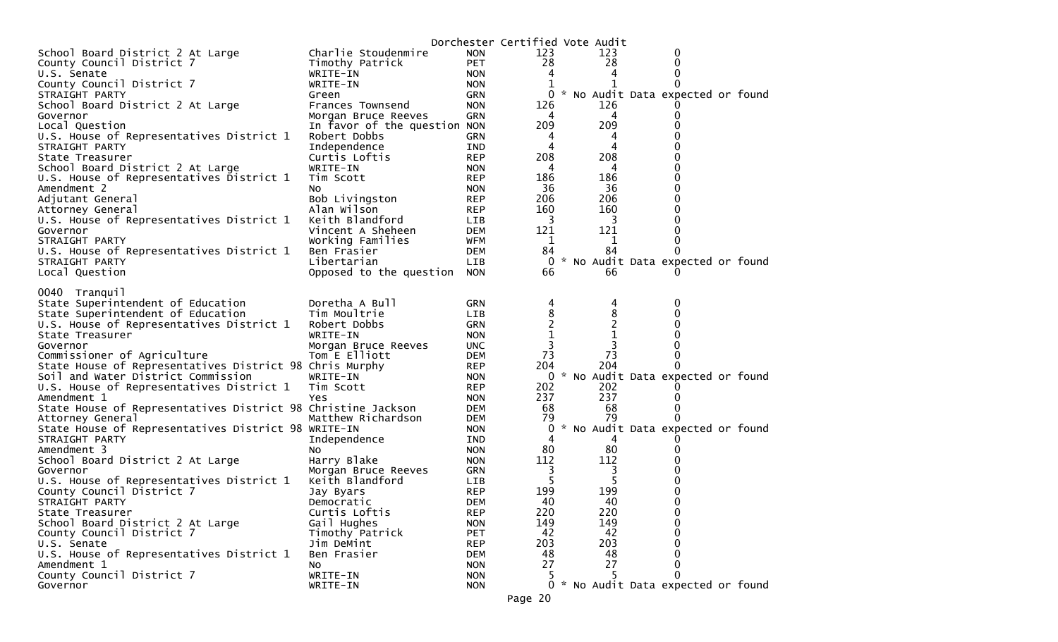Dorchester Certified Vote Audit

| Contest | Candidate | Party | Votes | Audit | Diff |
|---|---|---|---|---|---|
| School Board District 2 At Large | Charlie Stoudenmire | NON | 123 | 123 | 0 |
| County Council District 7 | Timothy Patrick | PET | 28 | 28 | 0 |
| U.S. Senate | WRITE-IN | NON | 4 | 4 | 0 |
| County Council District 7 | WRITE-IN | NON | 1 | 1 | 0 |
| STRAIGHT PARTY | Green | GRN | 0 | * No Audit Data expected or found | |
| School Board District 2 At Large | Frances Townsend | NON | 126 | 126 | 0 |
| Governor | Morgan Bruce Reeves | GRN | 4 | 4 | 0 |
| Local Question | In favor of the question | NON | 209 | 209 | 0 |
| U.S. House of Representatives District 1 | Robert Dobbs | GRN | 4 | 4 | 0 |
| STRAIGHT PARTY | Independence | IND | 4 | 4 | 0 |
| State Treasurer | Curtis Loftis | REP | 208 | 208 | 0 |
| School Board District 2 At Large | WRITE-IN | NON | 4 | 4 | 0 |
| U.S. House of Representatives District 1 | Tim Scott | REP | 186 | 186 | 0 |
| Amendment 2 | No | NON | 36 | 36 | 0 |
| Adjutant General | Bob Livingston | REP | 206 | 206 | 0 |
| Attorney General | Alan Wilson | REP | 160 | 160 | 0 |
| U.S. House of Representatives District 1 | Keith Blandford | LIB | 3 | 3 | 0 |
| Governor | Vincent A Sheheen | DEM | 121 | 121 | 0 |
| STRAIGHT PARTY | Working Families | WFM | 1 | 1 | 0 |
| U.S. House of Representatives District 1 | Ben Frasier | DEM | 84 | 84 | 0 |
| STRAIGHT PARTY | Libertarian | LIB | 0 | * No Audit Data expected or found | |
| Local Question | Opposed to the question | NON | 66 | 66 | 0 |

0040 Tranquil

| Contest | Candidate | Party | Votes | Audit | Diff |
|---|---|---|---|---|---|
| State Superintendent of Education | Doretha A Bull | GRN | 4 | 4 | 0 |
| State Superintendent of Education | Tim Moultrie | LIB | 8 | 8 | 0 |
| U.S. House of Representatives District 1 | Robert Dobbs | GRN | 2 | 2 | 0 |
| State Treasurer | WRITE-IN | NON | 1 | 1 | 0 |
| Governor | Morgan Bruce Reeves | UNC | 3 | 3 | 0 |
| Commissioner of Agriculture | Tom E Elliott | DEM | 73 | 73 | 0 |
| State House of Representatives District 98 | Chris Murphy | REP | 204 | 204 | 0 |
| Soil and Water District Commission | WRITE-IN | NON | 0 | * No Audit Data expected or found | |
| U.S. House of Representatives District 1 | Tim Scott | REP | 202 | 202 | 0 |
| Amendment 1 | Yes | NON | 237 | 237 | 0 |
| State House of Representatives District 98 | Christine Jackson | DEM | 68 | 68 | 0 |
| Attorney General | Matthew Richardson | DEM | 79 | 79 | 0 |
| State House of Representatives District 98 | WRITE-IN | NON | 0 | * No Audit Data expected or found | |
| STRAIGHT PARTY | Independence | IND | 4 | 4 | 0 |
| Amendment 3 | No | NON | 80 | 80 | 0 |
| School Board District 2 At Large | Harry Blake | NON | 112 | 112 | 0 |
| Governor | Morgan Bruce Reeves | GRN | 3 | 3 | 0 |
| U.S. House of Representatives District 1 | Keith Blandford | LIB | 5 | 5 | 0 |
| County Council District 7 | Jay Byars | REP | 199 | 199 | 0 |
| STRAIGHT PARTY | Democratic | DEM | 40 | 40 | 0 |
| State Treasurer | Curtis Loftis | REP | 220 | 220 | 0 |
| School Board District 2 At Large | Gail Hughes | NON | 149 | 149 | 0 |
| County Council District 7 | Timothy Patrick | PET | 42 | 42 | 0 |
| U.S. Senate | Jim DeMint | REP | 203 | 203 | 0 |
| U.S. House of Representatives District 1 | Ben Frasier | DEM | 48 | 48 | 0 |
| Amendment 1 | No | NON | 27 | 27 | 0 |
| County Council District 7 | WRITE-IN | NON | 5 | 5 | 0 |
| Governor | WRITE-IN | NON | 0 | * No Audit Data expected or found | |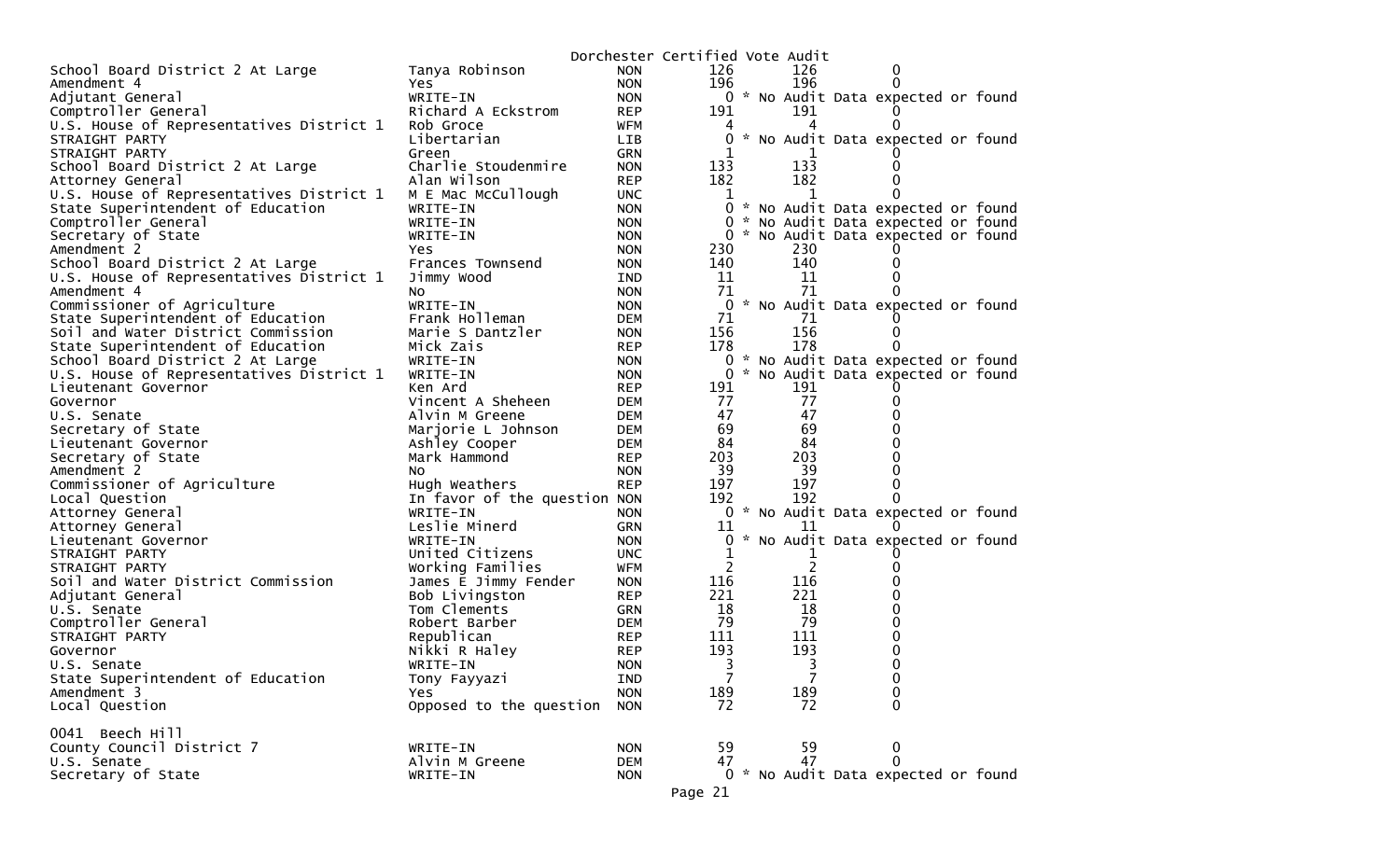Dorchester Certified Vote Audit

| | | | | | |
|---|---|---|---|---|---|
| School Board District 2 At Large | Tanya Robinson | NON | 126 | 126 | 0 |
| Amendment 4 | Yes | NON | 196 | 196 | 0 |
| Adjutant General | WRITE-IN | NON | 0 | * No Audit Data expected or found | |
| Comptroller General | Richard A Eckstrom | REP | 191 | 191 | 0 |
| U.S. House of Representatives District 1 | Rob Groce | WFM | 4 | 4 | 0 |
| STRAIGHT PARTY | Libertarian | LIB | 0 | * No Audit Data expected or found | |
| STRAIGHT PARTY | Green | GRN | 1 | 1 | 0 |
| School Board District 2 At Large | Charlie Stoudenmire | NON | 133 | 133 | 0 |
| Attorney General | Alan Wilson | REP | 182 | 182 | 0 |
| U.S. House of Representatives District 1 | M E Mac McCullough | UNC | 1 | 1 | 0 |
| State Superintendent of Education | WRITE-IN | NON | 0 | * No Audit Data expected or found | |
| Comptroller General | WRITE-IN | NON | 0 | * No Audit Data expected or found | |
| Secretary of State | WRITE-IN | NON | 0 | * No Audit Data expected or found | |
| Amendment 2 | Yes | NON | 230 | 230 | 0 |
| School Board District 2 At Large | Frances Townsend | NON | 140 | 140 | 0 |
| U.S. House of Representatives District 1 | Jimmy Wood | IND | 11 | 11 | 0 |
| Amendment 4 | No | NON | 71 | 71 | 0 |
| Commissioner of Agriculture | WRITE-IN | NON | 0 | * No Audit Data expected or found | |
| State Superintendent of Education | Frank Holleman | DEM | 71 | 71 | 0 |
| Soil and Water District Commission | Marie S Dantzler | NON | 156 | 156 | 0 |
| State Superintendent of Education | Mick Zais | REP | 178 | 178 | 0 |
| School Board District 2 At Large | WRITE-IN | NON | 0 | * No Audit Data expected or found | |
| U.S. House of Representatives District 1 | WRITE-IN | NON | 0 | * No Audit Data expected or found | |
| Lieutenant Governor | Ken Ard | REP | 191 | 191 | 0 |
| Governor | Vincent A Sheheen | DEM | 77 | 77 | 0 |
| U.S. Senate | Alvin M Greene | DEM | 47 | 47 | 0 |
| Secretary of State | Marjorie L Johnson | DEM | 69 | 69 | 0 |
| Lieutenant Governor | Ashley Cooper | DEM | 84 | 84 | 0 |
| Secretary of State | Mark Hammond | REP | 203 | 203 | 0 |
| Amendment 2 | No | NON | 39 | 39 | 0 |
| Commissioner of Agriculture | Hugh Weathers | REP | 197 | 197 | 0 |
| Local Question | In favor of the question | NON | 192 | 192 | 0 |
| Attorney General | WRITE-IN | NON | 0 | * No Audit Data expected or found | |
| Attorney General | Leslie Minerd | GRN | 11 | 11 | 0 |
| Lieutenant Governor | WRITE-IN | NON | 0 | * No Audit Data expected or found | |
| STRAIGHT PARTY | United Citizens | UNC | 1 | 1 | 0 |
| STRAIGHT PARTY | Working Families | WFM | 2 | 2 | 0 |
| Soil and Water District Commission | James E Jimmy Fender | NON | 116 | 116 | 0 |
| Adjutant General | Bob Livingston | REP | 221 | 221 | 0 |
| U.S. Senate | Tom Clements | GRN | 18 | 18 | 0 |
| Comptroller General | Robert Barber | DEM | 79 | 79 | 0 |
| STRAIGHT PARTY | Republican | REP | 111 | 111 | 0 |
| Governor | Nikki R Haley | REP | 193 | 193 | 0 |
| U.S. Senate | WRITE-IN | NON | 3 | 3 | 0 |
| State Superintendent of Education | Tony Fayyazi | IND | 7 | 7 | 0 |
| Amendment 3 | Yes | NON | 189 | 189 | 0 |
| Local Question | Opposed to the question | NON | 72 | 72 | 0 |

0041 Beech Hill

| | | | | | |
|---|---|---|---|---|---|
| County Council District 7 | WRITE-IN | NON | 59 | 59 | 0 |
| U.S. Senate | Alvin M Greene | DEM | 47 | 47 | 0 |
| Secretary of State | WRITE-IN | NON | 0 | * No Audit Data expected or found | |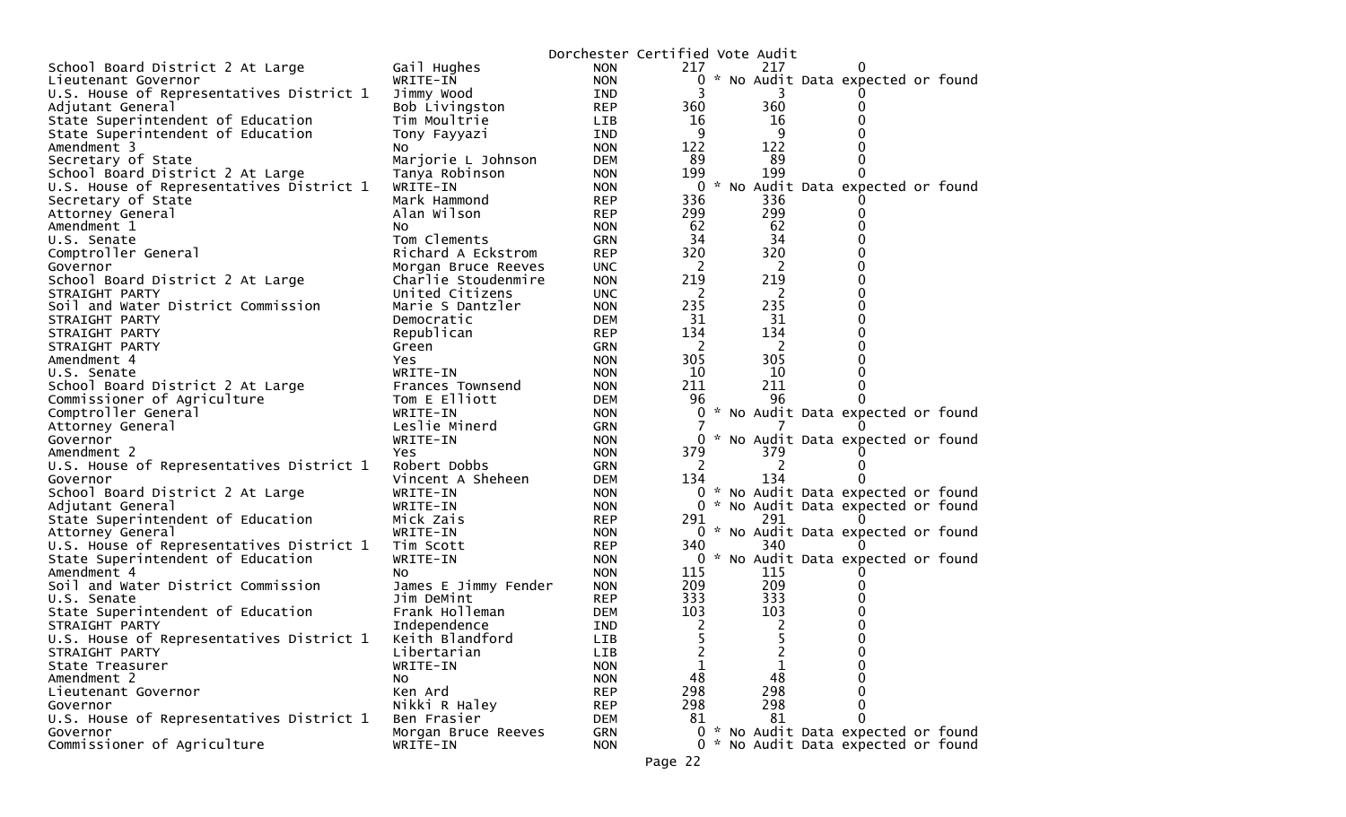Dorchester Certified Vote Audit

| | | | | | |
|---|---|---|---|---|---|
| School Board District 2 At Large | Gail Hughes | NON | 217 | 217 | 0 |
| Lieutenant Governor | WRITE-IN | NON | 0 | * No Audit Data expected or found | |
| U.S. House of Representatives District 1 | Jimmy Wood | IND | 3 | 3 | 0 |
| Adjutant General | Bob Livingston | REP | 360 | 360 | 0 |
| State Superintendent of Education | Tim Moultrie | LIB | 16 | 16 | 0 |
| State Superintendent of Education | Tony Fayyazi | IND | 9 | 9 | 0 |
| Amendment 3 | No | NON | 122 | 122 | 0 |
| Secretary of State | Marjorie L Johnson | DEM | 89 | 89 | 0 |
| School Board District 2 At Large | Tanya Robinson | NON | 199 | 199 | 0 |
| U.S. House of Representatives District 1 | WRITE-IN | NON | 0 | * No Audit Data expected or found | |
| Secretary of State | Mark Hammond | REP | 336 | 336 | 0 |
| Attorney General | Alan Wilson | REP | 299 | 299 | 0 |
| Amendment 1 | No | NON | 62 | 62 | 0 |
| U.S. Senate | Tom Clements | GRN | 34 | 34 | 0 |
| Comptroller General | Richard A Eckstrom | REP | 320 | 320 | 0 |
| Governor | Morgan Bruce Reeves | UNC | 2 | 2 | 0 |
| School Board District 2 At Large | Charlie Stoudenmire | NON | 219 | 219 | 0 |
| STRAIGHT PARTY | United Citizens | UNC | 2 | 2 | 0 |
| Soil and Water District Commission | Marie S Dantzler | NON | 235 | 235 | 0 |
| STRAIGHT PARTY | Democratic | DEM | 31 | 31 | 0 |
| STRAIGHT PARTY | Republican | REP | 134 | 134 | 0 |
| STRAIGHT PARTY | Green | GRN | 2 | 2 | 0 |
| Amendment 4 | Yes | NON | 305 | 305 | 0 |
| U.S. Senate | WRITE-IN | NON | 10 | 10 | 0 |
| School Board District 2 At Large | Frances Townsend | NON | 211 | 211 | 0 |
| Commissioner of Agriculture | Tom E Elliott | DEM | 96 | 96 | 0 |
| Comptroller General | WRITE-IN | NON | 0 | * No Audit Data expected or found | |
| Attorney General | Leslie Minerd | GRN | 7 | 7 | 0 |
| Governor | WRITE-IN | NON | 0 | * No Audit Data expected or found | |
| Amendment 2 | Yes | NON | 379 | 379 | 0 |
| U.S. House of Representatives District 1 | Robert Dobbs | GRN | 2 | 2 | 0 |
| Governor | Vincent A Sheheen | DEM | 134 | 134 | 0 |
| School Board District 2 At Large | WRITE-IN | NON | 0 | * No Audit Data expected or found | |
| Adjutant General | WRITE-IN | NON | 0 | * No Audit Data expected or found | |
| State Superintendent of Education | Mick Zais | REP | 291 | 291 | 0 |
| Attorney General | WRITE-IN | NON | 0 | * No Audit Data expected or found | |
| U.S. House of Representatives District 1 | Tim Scott | REP | 340 | 340 | 0 |
| State Superintendent of Education | WRITE-IN | NON | 0 | * No Audit Data expected or found | |
| Amendment 4 | No | NON | 115 | 115 | 0 |
| Soil and Water District Commission | James E Jimmy Fender | NON | 209 | 209 | 0 |
| U.S. Senate | Jim DeMint | REP | 333 | 333 | 0 |
| State Superintendent of Education | Frank Holleman | DEM | 103 | 103 | 0 |
| STRAIGHT PARTY | Independence | IND | 2 | 2 | 0 |
| U.S. House of Representatives District 1 | Keith Blandford | LIB | 5 | 5 | 0 |
| STRAIGHT PARTY | Libertarian | LIB | 2 | 2 | 0 |
| State Treasurer | WRITE-IN | NON | 1 | 1 | 0 |
| Amendment 2 | No | NON | 48 | 48 | 0 |
| Lieutenant Governor | Ken Ard | REP | 298 | 298 | 0 |
| Governor | Nikki R Haley | REP | 298 | 298 | 0 |
| U.S. House of Representatives District 1 | Ben Frasier | DEM | 81 | 81 | 0 |
| Governor | Morgan Bruce Reeves | GRN | 0 | * No Audit Data expected or found | |
| Commissioner of Agriculture | WRITE-IN | NON | 0 | * No Audit Data expected or found | |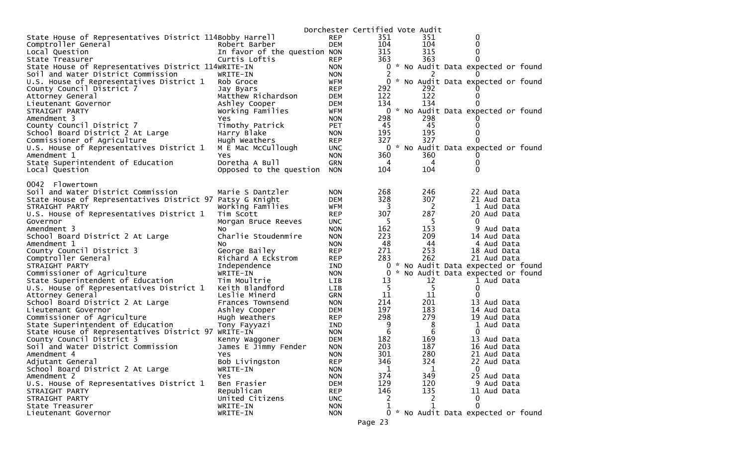Dorchester Certified Vote Audit

| | | | | | |
|---|---|---|---|---|---|
| State House of Representatives District 114 | Bobby Harrell | REP | 351 | 351 | 0 |
| Comptroller General | Robert Barber | DEM | 104 | 104 | 0 |
| Local Question | In favor of the question | NON | 315 | 315 | 0 |
| State Treasurer | Curtis Loftis | REP | 363 | 363 | 0 |
| State House of Representatives District 114 | WRITE-IN | NON | 0 | * No Audit Data expected or found | |
| Soil and Water District Commission | WRITE-IN | NON | 2 | 2 | 0 |
| U.S. House of Representatives District 1 | Rob Groce | WFM | 0 | * No Audit Data expected or found | |
| County Council District 7 | Jay Byars | REP | 292 | 292 | 0 |
| Attorney General | Matthew Richardson | DEM | 122 | 122 | 0 |
| Lieutenant Governor | Ashley Cooper | DEM | 134 | 134 | 0 |
| STRAIGHT PARTY | Working Families | WFM | 0 | * No Audit Data expected or found | |
| Amendment 3 | Yes | NON | 298 | 298 | 0 |
| County Council District 7 | Timothy Patrick | PET | 45 | 45 | 0 |
| School Board District 2 At Large | Harry Blake | NON | 195 | 195 | 0 |
| Commissioner of Agriculture | Hugh Weathers | REP | 327 | 327 | 0 |
| U.S. House of Representatives District 1 | M E Mac McCullough | UNC | 0 | * No Audit Data expected or found | |
| Amendment 1 | Yes | NON | 360 | 360 | 0 |
| State Superintendent of Education | Doretha A Bull | GRN | 4 | 4 | 0 |
| Local Question | Opposed to the question | NON | 104 | 104 | 0 |

0042 Flowertown

| | | | | | |
|---|---|---|---|---|---|
| Soil and Water District Commission | Marie S Dantzler | NON | 268 | 246 | 22 Aud Data |
| State House of Representatives District 97 | Patsy G Knight | DEM | 328 | 307 | 21 Aud Data |
| STRAIGHT PARTY | Working Families | WFM | 3 | 2 | 1 Aud Data |
| U.S. House of Representatives District 1 | Tim Scott | REP | 307 | 287 | 20 Aud Data |
| Governor | Morgan Bruce Reeves | UNC | 5 | 5 | 0 |
| Amendment 3 | No | NON | 162 | 153 | 9 Aud Data |
| School Board District 2 At Large | Charlie Stoudenmire | NON | 223 | 209 | 14 Aud Data |
| Amendment 1 | No | NON | 48 | 44 | 4 Aud Data |
| County Council District 3 | George Bailey | REP | 271 | 253 | 18 Aud Data |
| Comptroller General | Richard A Eckstrom | REP | 283 | 262 | 21 Aud Data |
| STRAIGHT PARTY | Independence | IND | 0 | * No Audit Data expected or found | |
| Commissioner of Agriculture | WRITE-IN | NON | 0 | * No Audit Data expected or found | |
| State Superintendent of Education | Tim Moultrie | LIB | 13 | 12 | 1 Aud Data |
| U.S. House of Representatives District 1 | Keith Blandford | LIB | 5 | 5 | 0 |
| Attorney General | Leslie Minerd | GRN | 11 | 11 | 0 |
| School Board District 2 At Large | Frances Townsend | NON | 214 | 201 | 13 Aud Data |
| Lieutenant Governor | Ashley Cooper | DEM | 197 | 183 | 14 Aud Data |
| Commissioner of Agriculture | Hugh Weathers | REP | 298 | 279 | 19 Aud Data |
| State Superintendent of Education | Tony Fayyazi | IND | 9 | 8 | 1 Aud Data |
| State House of Representatives District 97 | WRITE-IN | NON | 6 | 6 | 0 |
| County Council District 3 | Kenny Waggoner | DEM | 182 | 169 | 13 Aud Data |
| Soil and Water District Commission | James E Jimmy Fender | NON | 203 | 187 | 16 Aud Data |
| Amendment 4 | Yes | NON | 301 | 280 | 21 Aud Data |
| Adjutant General | Bob Livingston | REP | 346 | 324 | 22 Aud Data |
| School Board District 2 At Large | WRITE-IN | NON | 1 | 1 | 0 |
| Amendment 2 | Yes | NON | 374 | 349 | 25 Aud Data |
| U.S. House of Representatives District 1 | Ben Frasier | DEM | 129 | 120 | 9 Aud Data |
| STRAIGHT PARTY | Republican | REP | 146 | 135 | 11 Aud Data |
| STRAIGHT PARTY | United Citizens | UNC | 2 | 2 | 0 |
| State Treasurer | WRITE-IN | NON | 1 | 1 | 0 |
| Lieutenant Governor | WRITE-IN | NON | 0 | * No Audit Data expected or found | |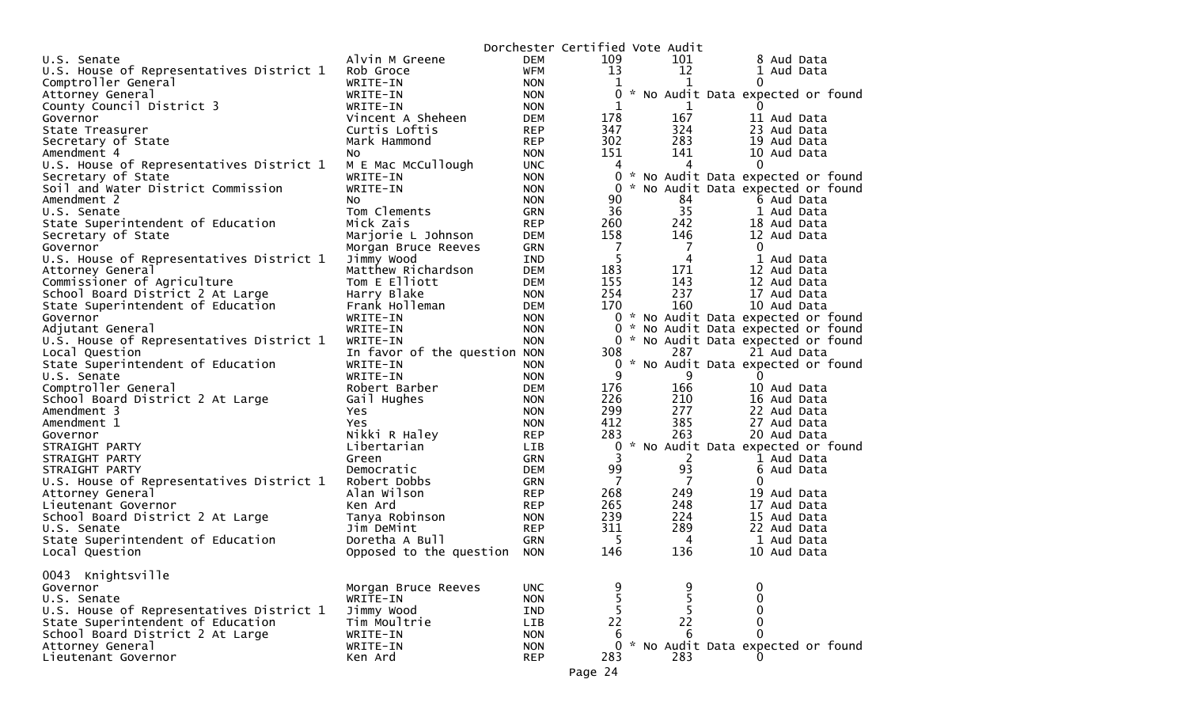Dorchester Certified Vote Audit

| Office | Candidate | Party | Total | Count | Audit |
|---|---|---|---|---|---|
| U.S. Senate | Alvin M Greene | DEM | 109 | 101 | 8 Aud Data |
| U.S. House of Representatives District 1 | Rob Groce | WFM | 13 | 12 | 1 Aud Data |
| Comptroller General | WRITE-IN | NON | 1 | 1 | 0 |
| Attorney General | WRITE-IN | NON | 0 | * No Audit Data expected or found | |
| County Council District 3 | WRITE-IN | NON | 1 | 1 | 0 |
| Governor | Vincent A Sheheen | DEM | 178 | 167 | 11 Aud Data |
| State Treasurer | Curtis Loftis | REP | 347 | 324 | 23 Aud Data |
| Secretary of State | Mark Hammond | REP | 302 | 283 | 19 Aud Data |
| Amendment 4 | No | NON | 151 | 141 | 10 Aud Data |
| U.S. House of Representatives District 1 | M E Mac McCullough | UNC | 4 | 4 | 0 |
| Secretary of State | WRITE-IN | NON | 0 | * No Audit Data expected or found | |
| Soil and Water District Commission | WRITE-IN | NON | 0 | * No Audit Data expected or found | |
| Amendment 2 | No | NON | 90 | 84 | 6 Aud Data |
| U.S. Senate | Tom Clements | GRN | 36 | 35 | 1 Aud Data |
| State Superintendent of Education | Mick Zais | REP | 260 | 242 | 18 Aud Data |
| Secretary of State | Marjorie L Johnson | DEM | 158 | 146 | 12 Aud Data |
| Governor | Morgan Bruce Reeves | GRN | 7 | 7 | 0 |
| U.S. House of Representatives District 1 | Jimmy Wood | IND | 5 | 4 | 1 Aud Data |
| Attorney General | Matthew Richardson | DEM | 183 | 171 | 12 Aud Data |
| Commissioner of Agriculture | Tom E Elliott | DEM | 155 | 143 | 12 Aud Data |
| School Board District 2 At Large | Harry Blake | NON | 254 | 237 | 17 Aud Data |
| State Superintendent of Education | Frank Holleman | DEM | 170 | 160 | 10 Aud Data |
| Governor | WRITE-IN | NON | 0 | * No Audit Data expected or found | |
| Adjutant General | WRITE-IN | NON | 0 | * No Audit Data expected or found | |
| U.S. House of Representatives District 1 | WRITE-IN | NON | 0 | * No Audit Data expected or found | |
| Local Question | In favor of the question | NON | 308 | 287 | 21 Aud Data |
| State Superintendent of Education | WRITE-IN | NON | 0 | * No Audit Data expected or found | |
| U.S. Senate | WRITE-IN | NON | 9 | 9 | 0 |
| Comptroller General | Robert Barber | DEM | 176 | 166 | 10 Aud Data |
| School Board District 2 At Large | Gail Hughes | NON | 226 | 210 | 16 Aud Data |
| Amendment 3 | Yes | NON | 299 | 277 | 22 Aud Data |
| Amendment 1 | Yes | NON | 412 | 385 | 27 Aud Data |
| Governor | Nikki R Haley | REP | 283 | 263 | 20 Aud Data |
| STRAIGHT PARTY | Libertarian | LIB | 0 | * No Audit Data expected or found | |
| STRAIGHT PARTY | Green | GRN | 3 | 2 | 1 Aud Data |
| STRAIGHT PARTY | Democratic | DEM | 99 | 93 | 6 Aud Data |
| U.S. House of Representatives District 1 | Robert Dobbs | GRN | 7 | 7 | 0 |
| Attorney General | Alan Wilson | REP | 268 | 249 | 19 Aud Data |
| Lieutenant Governor | Ken Ard | REP | 265 | 248 | 17 Aud Data |
| School Board District 2 At Large | Tanya Robinson | NON | 239 | 224 | 15 Aud Data |
| U.S. Senate | Jim DeMint | REP | 311 | 289 | 22 Aud Data |
| State Superintendent of Education | Doretha A Bull | GRN | 5 | 4 | 1 Aud Data |
| Local Question | Opposed to the question | NON | 146 | 136 | 10 Aud Data |

0043 Knightsville

| Office | Candidate | Party | Total | Count | Audit |
|---|---|---|---|---|---|
| Governor | Morgan Bruce Reeves | UNC | 9 | 9 | 0 |
| U.S. Senate | WRITE-IN | NON | 5 | 5 | 0 |
| U.S. House of Representatives District 1 | Jimmy Wood | IND | 5 | 5 | 0 |
| State Superintendent of Education | Tim Moultrie | LIB | 22 | 22 | 0 |
| School Board District 2 At Large | WRITE-IN | NON | 6 | 6 | 0 |
| Attorney General | WRITE-IN | NON | 0 | * No Audit Data expected or found | |
| Lieutenant Governor | Ken Ard | REP | 283 | 283 | 0 |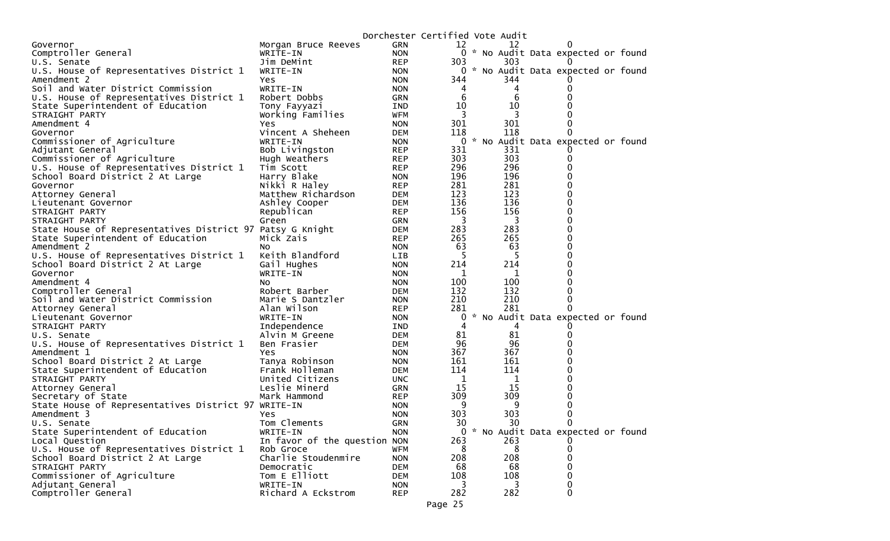Dorchester Certified Vote Audit

| | | | | | |
|---|---|---|---|---|---|
| Governor | Morgan Bruce Reeves | GRN | 12 | 12 | 0 |
| Comptroller General | WRITE-IN | NON | 0 | * No Audit Data expected or found | |
| U.S. Senate | Jim DeMint | REP | 303 | 303 | 0 |
| U.S. House of Representatives District 1 | WRITE-IN | NON | 0 | * No Audit Data expected or found | |
| Amendment 2 | Yes | NON | 344 | 344 | 0 |
| Soil and Water District Commission | WRITE-IN | NON | 4 | 4 | 0 |
| U.S. House of Representatives District 1 | Robert Dobbs | GRN | 6 | 6 | 0 |
| State Superintendent of Education | Tony Fayyazi | IND | 10 | 10 | 0 |
| STRAIGHT PARTY | Working Families | WFM | 3 | 3 | 0 |
| Amendment 4 | Yes | NON | 301 | 301 | 0 |
| Governor | Vincent A Sheheen | DEM | 118 | 118 | 0 |
| Commissioner of Agriculture | WRITE-IN | NON | 0 | * No Audit Data expected or found | |
| Adjutant General | Bob Livingston | REP | 331 | 331 | 0 |
| Commissioner of Agriculture | Hugh Weathers | REP | 303 | 303 | 0 |
| U.S. House of Representatives District 1 | Tim Scott | REP | 296 | 296 | 0 |
| School Board District 2 At Large | Harry Blake | NON | 196 | 196 | 0 |
| Governor | Nikki R Haley | REP | 281 | 281 | 0 |
| Attorney General | Matthew Richardson | DEM | 123 | 123 | 0 |
| Lieutenant Governor | Ashley Cooper | DEM | 136 | 136 | 0 |
| STRAIGHT PARTY | Republican | REP | 156 | 156 | 0 |
| STRAIGHT PARTY | Green | GRN | 3 | 3 | 0 |
| State House of Representatives District 97 | Patsy G Knight | DEM | 283 | 283 | 0 |
| State Superintendent of Education | Mick Zais | REP | 265 | 265 | 0 |
| Amendment 2 | No | NON | 63 | 63 | 0 |
| U.S. House of Representatives District 1 | Keith Blandford | LIB | 5 | 5 | 0 |
| School Board District 2 At Large | Gail Hughes | NON | 214 | 214 | 0 |
| Governor | WRITE-IN | NON | 1 | 1 | 0 |
| Amendment 4 | No | NON | 100 | 100 | 0 |
| Comptroller General | Robert Barber | DEM | 132 | 132 | 0 |
| Soil and Water District Commission | Marie S Dantzler | NON | 210 | 210 | 0 |
| Attorney General | Alan Wilson | REP | 281 | 281 | 0 |
| Lieutenant Governor | WRITE-IN | NON | 0 | * No Audit Data expected or found | |
| STRAIGHT PARTY | Independence | IND | 4 | 4 | 0 |
| U.S. Senate | Alvin M Greene | DEM | 81 | 81 | 0 |
| U.S. House of Representatives District 1 | Ben Frasier | DEM | 96 | 96 | 0 |
| Amendment 1 | Yes | NON | 367 | 367 | 0 |
| School Board District 2 At Large | Tanya Robinson | NON | 161 | 161 | 0 |
| State Superintendent of Education | Frank Holleman | DEM | 114 | 114 | 0 |
| STRAIGHT PARTY | United Citizens | UNC | 1 | 1 | 0 |
| Attorney General | Leslie Minerd | GRN | 15 | 15 | 0 |
| Secretary of State | Mark Hammond | REP | 309 | 309 | 0 |
| State House of Representatives District 97 | WRITE-IN | NON | 9 | 9 | 0 |
| Amendment 3 | Yes | NON | 303 | 303 | 0 |
| U.S. Senate | Tom Clements | GRN | 30 | 30 | 0 |
| State Superintendent of Education | WRITE-IN | NON | 0 | * No Audit Data expected or found | |
| Local Question | In favor of the question | NON | 263 | 263 | 0 |
| U.S. House of Representatives District 1 | Rob Groce | WFM | 8 | 8 | 0 |
| School Board District 2 At Large | Charlie Stoudenmire | NON | 208 | 208 | 0 |
| STRAIGHT PARTY | Democratic | DEM | 68 | 68 | 0 |
| Commissioner of Agriculture | Tom E Elliott | DEM | 108 | 108 | 0 |
| Adjutant General | WRITE-IN | NON | 3 | 3 | 0 |
| Comptroller General | Richard A Eckstrom | REP | 282 | 282 | 0 |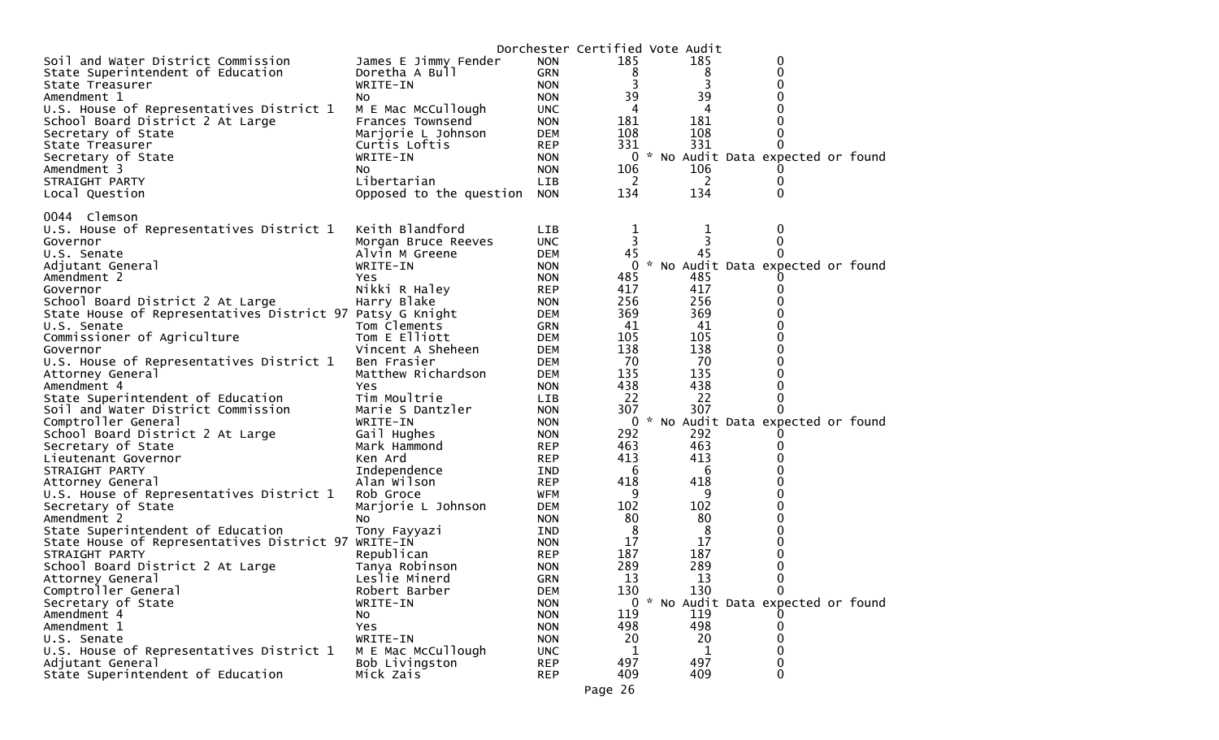Dorchester Certified Vote Audit

| | | | | | |
|---|---|---|---|---|---|
| Soil and Water District Commission | James E Jimmy Fender | NON | 185 | 185 | 0 |
| State Superintendent of Education | Doretha A Bull | GRN | 8 | 8 | 0 |
| State Treasurer | WRITE-IN | NON | 3 | 3 | 0 |
| Amendment 1 | No | NON | 39 | 39 | 0 |
| U.S. House of Representatives District 1 | M E Mac McCullough | UNC | 4 | 4 | 0 |
| School Board District 2 At Large | Frances Townsend | NON | 181 | 181 | 0 |
| Secretary of State | Marjorie L Johnson | DEM | 108 | 108 | 0 |
| State Treasurer | Curtis Loftis | REP | 331 | 331 | 0 |
| Secretary of State | WRITE-IN | NON | 0 | * No Audit Data expected or found | |
| Amendment 3 | No | NON | 106 | 106 | 0 |
| STRAIGHT PARTY | Libertarian | LIB | 2 | 2 | 0 |
| Local Question | Opposed to the question | NON | 134 | 134 | 0 |

0044 Clemson

| | | | | | |
|---|---|---|---|---|---|
| U.S. House of Representatives District 1 | Keith Blandford | LIB | 1 | 1 | 0 |
| Governor | Morgan Bruce Reeves | UNC | 3 | 3 | 0 |
| U.S. Senate | Alvin M Greene | DEM | 45 | 45 | 0 |
| Adjutant General | WRITE-IN | NON | 0 | * No Audit Data expected or found | |
| Amendment 2 | Yes | NON | 485 | 485 | 0 |
| Governor | Nikki R Haley | REP | 417 | 417 | 0 |
| School Board District 2 At Large | Harry Blake | NON | 256 | 256 | 0 |
| State House of Representatives District 97 | Patsy G Knight | DEM | 369 | 369 | 0 |
| U.S. Senate | Tom Clements | GRN | 41 | 41 | 0 |
| Commissioner of Agriculture | Tom E Elliott | DEM | 105 | 105 | 0 |
| Governor | Vincent A Sheheen | DEM | 138 | 138 | 0 |
| U.S. House of Representatives District 1 | Ben Frasier | DEM | 70 | 70 | 0 |
| Attorney General | Matthew Richardson | DEM | 135 | 135 | 0 |
| Amendment 4 | Yes | NON | 438 | 438 | 0 |
| State Superintendent of Education | Tim Moultrie | LIB | 22 | 22 | 0 |
| Soil and Water District Commission | Marie S Dantzler | NON | 307 | 307 | 0 |
| Comptroller General | WRITE-IN | NON | 0 | * No Audit Data expected or found | |
| School Board District 2 At Large | Gail Hughes | NON | 292 | 292 | 0 |
| Secretary of State | Mark Hammond | REP | 463 | 463 | 0 |
| Lieutenant Governor | Ken Ard | REP | 413 | 413 | 0 |
| STRAIGHT PARTY | Independence | IND | 6 | 6 | 0 |
| Attorney General | Alan Wilson | REP | 418 | 418 | 0 |
| U.S. House of Representatives District 1 | Rob Groce | WFM | 9 | 9 | 0 |
| Secretary of State | Marjorie L Johnson | DEM | 102 | 102 | 0 |
| Amendment 2 | No | NON | 80 | 80 | 0 |
| State Superintendent of Education | Tony Fayyazi | IND | 8 | 8 | 0 |
| State House of Representatives District 97 | WRITE-IN | NON | 17 | 17 | 0 |
| STRAIGHT PARTY | Republican | REP | 187 | 187 | 0 |
| School Board District 2 At Large | Tanya Robinson | NON | 289 | 289 | 0 |
| Attorney General | Leslie Minerd | GRN | 13 | 13 | 0 |
| Comptroller General | Robert Barber | DEM | 130 | 130 | 0 |
| Secretary of State | WRITE-IN | NON | 0 | * No Audit Data expected or found | |
| Amendment 4 | No | NON | 119 | 119 | 0 |
| Amendment 1 | Yes | NON | 498 | 498 | 0 |
| U.S. Senate | WRITE-IN | NON | 20 | 20 | 0 |
| U.S. House of Representatives District 1 | M E Mac McCullough | UNC | 1 | 1 | 0 |
| Adjutant General | Bob Livingston | REP | 497 | 497 | 0 |
| State Superintendent of Education | Mick Zais | REP | 409 | 409 | 0 |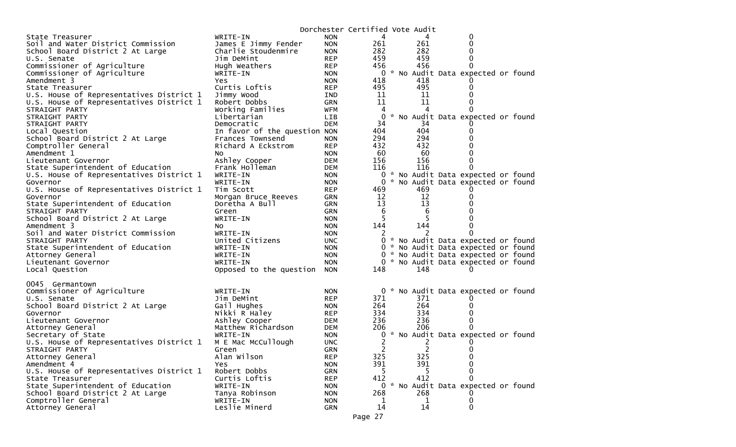Dorchester Certified Vote Audit

| | | | | | |
|---|---|---|---|---|---|
| State Treasurer | WRITE-IN | NON | 4 | 4 | 0 |
| Soil and Water District Commission | James E Jimmy Fender | NON | 261 | 261 | 0 |
| School Board District 2 At Large | Charlie Stoudenmire | NON | 282 | 282 | 0 |
| U.S. Senate | Jim DeMint | REP | 459 | 459 | 0 |
| Commissioner of Agriculture | Hugh Weathers | REP | 456 | 456 | 0 |
| Commissioner of Agriculture | WRITE-IN | NON | 0 | * No Audit Data expected or found | |
| Amendment 3 | Yes | NON | 418 | 418 | 0 |
| State Treasurer | Curtis Loftis | REP | 495 | 495 | 0 |
| U.S. House of Representatives District 1 | Jimmy Wood | IND | 11 | 11 | 0 |
| U.S. House of Representatives District 1 | Robert Dobbs | GRN | 11 | 11 | 0 |
| STRAIGHT PARTY | Working Families | WFM | 4 | 4 | 0 |
| STRAIGHT PARTY | Libertarian | LIB | 0 | * No Audit Data expected or found | |
| STRAIGHT PARTY | Democratic | DEM | 34 | 34 | 0 |
| Local Question | In favor of the question | NON | 404 | 404 | 0 |
| School Board District 2 At Large | Frances Townsend | NON | 294 | 294 | 0 |
| Comptroller General | Richard A Eckstrom | REP | 432 | 432 | 0 |
| Amendment 1 | No | NON | 60 | 60 | 0 |
| Lieutenant Governor | Ashley Cooper | DEM | 156 | 156 | 0 |
| State Superintendent of Education | Frank Holleman | DEM | 116 | 116 | 0 |
| U.S. House of Representatives District 1 | WRITE-IN | NON | 0 | * No Audit Data expected or found | |
| Governor | WRITE-IN | NON | 0 | * No Audit Data expected or found | |
| U.S. House of Representatives District 1 | Tim Scott | REP | 469 | 469 | 0 |
| Governor | Morgan Bruce Reeves | GRN | 12 | 12 | 0 |
| State Superintendent of Education | Doretha A Bull | GRN | 13 | 13 | 0 |
| STRAIGHT PARTY | Green | GRN | 6 | 6 | 0 |
| School Board District 2 At Large | WRITE-IN | NON | 5 | 5 | 0 |
| Amendment 3 | No | NON | 144 | 144 | 0 |
| Soil and Water District Commission | WRITE-IN | NON | 2 | 2 | 0 |
| STRAIGHT PARTY | United Citizens | UNC | 0 | * No Audit Data expected or found | |
| State Superintendent of Education | WRITE-IN | NON | 0 | * No Audit Data expected or found | |
| Attorney General | WRITE-IN | NON | 0 | * No Audit Data expected or found | |
| Lieutenant Governor | WRITE-IN | NON | 0 | * No Audit Data expected or found | |
| Local Question | Opposed to the question | NON | 148 | 148 | 0 |

0045 Germantown

| | | | | | |
|---|---|---|---|---|---|
| Commissioner of Agriculture | WRITE-IN | NON | 0 | * No Audit Data expected or found | |
| U.S. Senate | Jim DeMint | REP | 371 | 371 | 0 |
| School Board District 2 At Large | Gail Hughes | NON | 264 | 264 | 0 |
| Governor | Nikki R Haley | REP | 334 | 334 | 0 |
| Lieutenant Governor | Ashley Cooper | DEM | 236 | 236 | 0 |
| Attorney General | Matthew Richardson | DEM | 206 | 206 | 0 |
| Secretary of State | WRITE-IN | NON | 0 | * No Audit Data expected or found | |
| U.S. House of Representatives District 1 | M E Mac McCullough | UNC | 2 | 2 | 0 |
| STRAIGHT PARTY | Green | GRN | 2 | 2 | 0 |
| Attorney General | Alan Wilson | REP | 325 | 325 | 0 |
| Amendment 4 | Yes | NON | 391 | 391 | 0 |
| U.S. House of Representatives District 1 | Robert Dobbs | GRN | 5 | 5 | 0 |
| State Treasurer | Curtis Loftis | REP | 412 | 412 | 0 |
| State Superintendent of Education | WRITE-IN | NON | 0 | * No Audit Data expected or found | |
| School Board District 2 At Large | Tanya Robinson | NON | 268 | 268 | 0 |
| Comptroller General | WRITE-IN | NON | 1 | 1 | 0 |
| Attorney General | Leslie Minerd | GRN | 14 | 14 | 0 |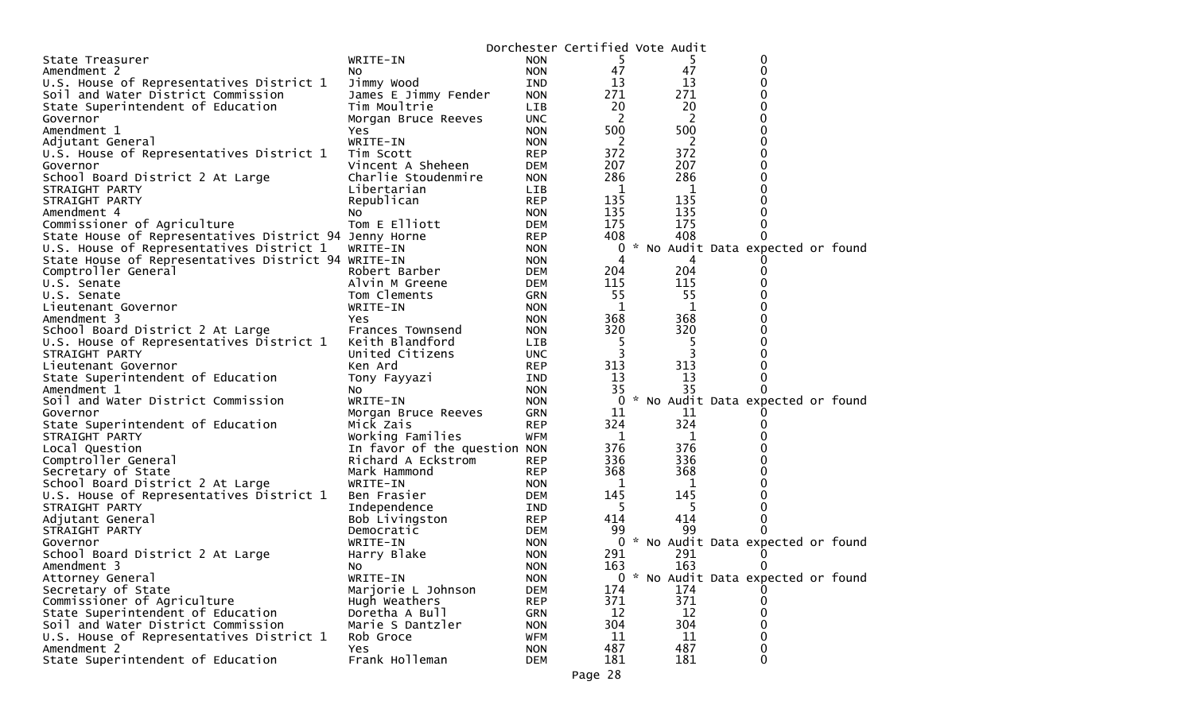Dorchester Certified Vote Audit

| | | | | | |
|---|---|---|---|---|---|
| State Treasurer | WRITE-IN | NON | 5 | 5 | 0 |
| Amendment 2 | No | NON | 47 | 47 | 0 |
| U.S. House of Representatives District 1 | Jimmy Wood | IND | 13 | 13 | 0 |
| Soil and Water District Commission | James E Jimmy Fender | NON | 271 | 271 | 0 |
| State Superintendent of Education | Tim Moultrie | LIB | 20 | 20 | 0 |
| Governor | Morgan Bruce Reeves | UNC | 2 | 2 | 0 |
| Amendment 1 | Yes | NON | 500 | 500 | 0 |
| Adjutant General | WRITE-IN | NON | 2 | 2 | 0 |
| U.S. House of Representatives District 1 | Tim Scott | REP | 372 | 372 | 0 |
| Governor | Vincent A Sheheen | DEM | 207 | 207 | 0 |
| School Board District 2 At Large | Charlie Stoudenmire | NON | 286 | 286 | 0 |
| STRAIGHT PARTY | Libertarian | LIB | 1 | 1 | 0 |
| STRAIGHT PARTY | Republican | REP | 135 | 135 | 0 |
| Amendment 4 | No | NON | 135 | 135 | 0 |
| Commissioner of Agriculture | Tom E Elliott | DEM | 175 | 175 | 0 |
| State House of Representatives District 94 | Jenny Horne | REP | 408 | 408 | 0 |
| U.S. House of Representatives District 1 | WRITE-IN | NON | 0 | * No Audit Data expected or found | |
| State House of Representatives District 94 | WRITE-IN | NON | 4 | 4 | 0 |
| Comptroller General | Robert Barber | DEM | 204 | 204 | 0 |
| U.S. Senate | Alvin M Greene | DEM | 115 | 115 | 0 |
| U.S. Senate | Tom Clements | GRN | 55 | 55 | 0 |
| Lieutenant Governor | WRITE-IN | NON | 1 | 1 | 0 |
| Amendment 3 | Yes | NON | 368 | 368 | 0 |
| School Board District 2 At Large | Frances Townsend | NON | 320 | 320 | 0 |
| U.S. House of Representatives District 1 | Keith Blandford | LIB | 5 | 5 | 0 |
| STRAIGHT PARTY | United Citizens | UNC | 3 | 3 | 0 |
| Lieutenant Governor | Ken Ard | REP | 313 | 313 | 0 |
| State Superintendent of Education | Tony Fayyazi | IND | 13 | 13 | 0 |
| Amendment 1 | No | NON | 35 | 35 | 0 |
| Soil and Water District Commission | WRITE-IN | NON | 0 | * No Audit Data expected or found | |
| Governor | Morgan Bruce Reeves | GRN | 11 | 11 | 0 |
| State Superintendent of Education | Mick Zais | REP | 324 | 324 | 0 |
| STRAIGHT PARTY | Working Families | WFM | 1 | 1 | 0 |
| Local Question | In favor of the question | NON | 376 | 376 | 0 |
| Comptroller General | Richard A Eckstrom | REP | 336 | 336 | 0 |
| Secretary of State | Mark Hammond | REP | 368 | 368 | 0 |
| School Board District 2 At Large | WRITE-IN | NON | 1 | 1 | 0 |
| U.S. House of Representatives District 1 | Ben Frasier | DEM | 145 | 145 | 0 |
| STRAIGHT PARTY | Independence | IND | 5 | 5 | 0 |
| Adjutant General | Bob Livingston | REP | 414 | 414 | 0 |
| STRAIGHT PARTY | Democratic | DEM | 99 | 99 | 0 |
| Governor | WRITE-IN | NON | 0 | * No Audit Data expected or found | |
| School Board District 2 At Large | Harry Blake | NON | 291 | 291 | 0 |
| Amendment 3 | No | NON | 163 | 163 | 0 |
| Attorney General | WRITE-IN | NON | 0 | * No Audit Data expected or found | |
| Secretary of State | Marjorie L Johnson | DEM | 174 | 174 | 0 |
| Commissioner of Agriculture | Hugh Weathers | REP | 371 | 371 | 0 |
| State Superintendent of Education | Doretha A Bull | GRN | 12 | 12 | 0 |
| Soil and Water District Commission | Marie S Dantzler | NON | 304 | 304 | 0 |
| U.S. House of Representatives District 1 | Rob Groce | WFM | 11 | 11 | 0 |
| Amendment 2 | Yes | NON | 487 | 487 | 0 |
| State Superintendent of Education | Frank Holleman | DEM | 181 | 181 | 0 |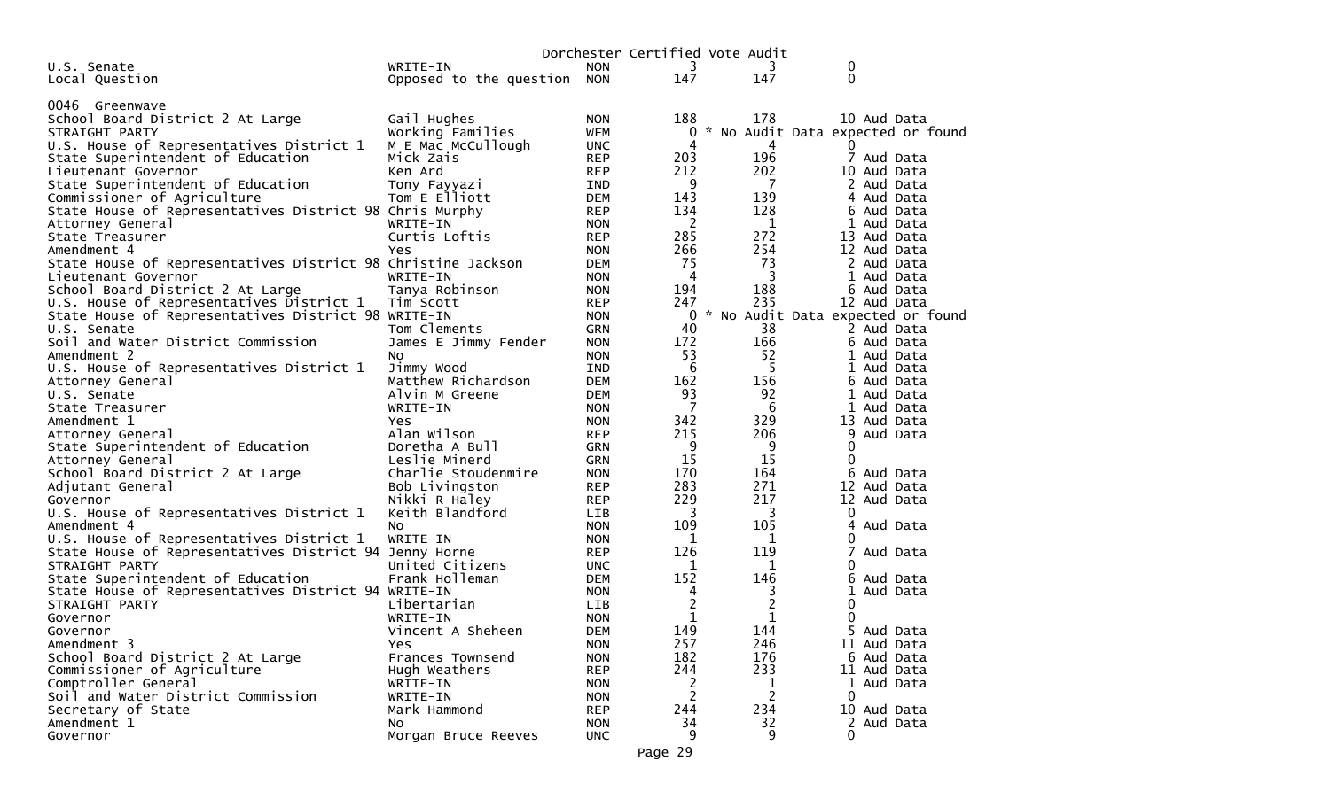Dorchester Certified Vote Audit

| | | | | | |
|---|---|---|---|---|---|
| U.S. Senate | WRITE-IN | NON | 3 | 3 | 0 |
| Local Question | Opposed to the question | NON | 147 | 147 | 0 |

0046 Greenwave

| | | | | | |
|---|---|---|---|---|---|
| School Board District 2 At Large | Gail Hughes | NON | 188 | 178 | 10 Aud Data |
| STRAIGHT PARTY | Working Families | WFM | 0 | * No Audit Data expected or found | |
| U.S. House of Representatives District 1 | M E Mac McCullough | UNC | 4 | 4 | 0 |
| State Superintendent of Education | Mick Zais | REP | 203 | 196 | 7 Aud Data |
| Lieutenant Governor | Ken Ard | REP | 212 | 202 | 10 Aud Data |
| State Superintendent of Education | Tony Fayyazi | IND | 9 | 7 | 2 Aud Data |
| Commissioner of Agriculture | Tom E Elliott | DEM | 143 | 139 | 4 Aud Data |
| State House of Representatives District 98 | Chris Murphy | REP | 134 | 128 | 6 Aud Data |
| Attorney General | WRITE-IN | NON | 2 | 1 | 1 Aud Data |
| State Treasurer | Curtis Loftis | REP | 285 | 272 | 13 Aud Data |
| Amendment 4 | Yes | NON | 266 | 254 | 12 Aud Data |
| State House of Representatives District 98 | Christine Jackson | DEM | 75 | 73 | 2 Aud Data |
| Lieutenant Governor | WRITE-IN | NON | 4 | 3 | 1 Aud Data |
| School Board District 2 At Large | Tanya Robinson | NON | 194 | 188 | 6 Aud Data |
| U.S. House of Representatives District 1 | Tim Scott | REP | 247 | 235 | 12 Aud Data |
| State House of Representatives District 98 | WRITE-IN | NON | 0 | * No Audit Data expected or found | |
| U.S. Senate | Tom Clements | GRN | 40 | 38 | 2 Aud Data |
| Soil and Water District Commission | James E Jimmy Fender | NON | 172 | 166 | 6 Aud Data |
| Amendment 2 | No | NON | 53 | 52 | 1 Aud Data |
| U.S. House of Representatives District 1 | Jimmy Wood | IND | 6 | 5 | 1 Aud Data |
| Attorney General | Matthew Richardson | DEM | 162 | 156 | 6 Aud Data |
| U.S. Senate | Alvin M Greene | DEM | 93 | 92 | 1 Aud Data |
| State Treasurer | WRITE-IN | NON | 7 | 6 | 1 Aud Data |
| Amendment 1 | Yes | NON | 342 | 329 | 13 Aud Data |
| Attorney General | Alan Wilson | REP | 215 | 206 | 9 Aud Data |
| State Superintendent of Education | Doretha A Bull | GRN | 9 | 9 | 0 |
| Attorney General | Leslie Minerd | GRN | 15 | 15 | 0 |
| School Board District 2 At Large | Charlie Stoudenmire | NON | 170 | 164 | 6 Aud Data |
| Adjutant General | Bob Livingston | REP | 283 | 271 | 12 Aud Data |
| Governor | Nikki R Haley | REP | 229 | 217 | 12 Aud Data |
| U.S. House of Representatives District 1 | Keith Blandford | LIB | 3 | 3 | 0 |
| Amendment 4 | No | NON | 109 | 105 | 4 Aud Data |
| U.S. House of Representatives District 1 | WRITE-IN | NON | 1 | 1 | 0 |
| State House of Representatives District 94 | Jenny Horne | REP | 126 | 119 | 7 Aud Data |
| STRAIGHT PARTY | United Citizens | UNC | 1 | 1 | 0 |
| State Superintendent of Education | Frank Holleman | DEM | 152 | 146 | 6 Aud Data |
| State House of Representatives District 94 | WRITE-IN | NON | 4 | 3 | 1 Aud Data |
| STRAIGHT PARTY | Libertarian | LIB | 2 | 2 | 0 |
| Governor | WRITE-IN | NON | 1 | 1 | 0 |
| Governor | Vincent A Sheheen | DEM | 149 | 144 | 5 Aud Data |
| Amendment 3 | Yes | NON | 257 | 246 | 11 Aud Data |
| School Board District 2 At Large | Frances Townsend | NON | 182 | 176 | 6 Aud Data |
| Commissioner of Agriculture | Hugh Weathers | REP | 244 | 233 | 11 Aud Data |
| Comptroller General | WRITE-IN | NON | 2 | 1 | 1 Aud Data |
| Soil and Water District Commission | WRITE-IN | NON | 2 | 2 | 0 |
| Secretary of State | Mark Hammond | REP | 244 | 234 | 10 Aud Data |
| Amendment 1 | No | NON | 34 | 32 | 2 Aud Data |
| Governor | Morgan Bruce Reeves | UNC | 9 | 9 | 0 |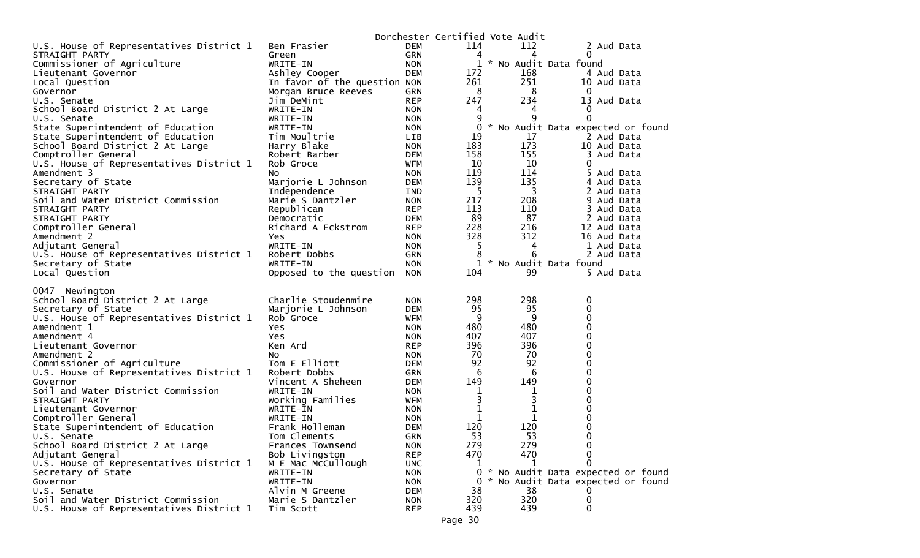Dorchester Certified Vote Audit

| | | | | | |
|---|---|---|---|---|---|
| U.S. House of Representatives District 1 | Ben Frasier | DEM | 114 | 112 | 2 Aud Data |
| STRAIGHT PARTY | Green | GRN | 4 | 4 | 0 |
| Commissioner of Agriculture | WRITE-IN | NON | 1 | * No Audit Data found | |
| Lieutenant Governor | Ashley Cooper | DEM | 172 | 168 | 4 Aud Data |
| Local Question | In favor of the question | NON | 261 | 251 | 10 Aud Data |
| Governor | Morgan Bruce Reeves | GRN | 8 | 8 | 0 |
| U.S. Senate | Jim DeMint | REP | 247 | 234 | 13 Aud Data |
| School Board District 2 At Large | WRITE-IN | NON | 4 | 4 | 0 |
| U.S. Senate | WRITE-IN | NON | 9 | 9 | 0 |
| State Superintendent of Education | WRITE-IN | NON | 0 | * No Audit Data expected or found | |
| State Superintendent of Education | Tim Moultrie | LIB | 19 | 17 | 2 Aud Data |
| School Board District 2 At Large | Harry Blake | NON | 183 | 173 | 10 Aud Data |
| Comptroller General | Robert Barber | DEM | 158 | 155 | 3 Aud Data |
| U.S. House of Representatives District 1 | Rob Groce | WFM | 10 | 10 | 0 |
| Amendment 3 | No | NON | 119 | 114 | 5 Aud Data |
| Secretary of State | Marjorie L Johnson | DEM | 139 | 135 | 4 Aud Data |
| STRAIGHT PARTY | Independence | IND | 5 | 3 | 2 Aud Data |
| Soil and Water District Commission | Marie S Dantzler | NON | 217 | 208 | 9 Aud Data |
| STRAIGHT PARTY | Republican | REP | 113 | 110 | 3 Aud Data |
| STRAIGHT PARTY | Democratic | DEM | 89 | 87 | 2 Aud Data |
| Comptroller General | Richard A Eckstrom | REP | 228 | 216 | 12 Aud Data |
| Amendment 2 | Yes | NON | 328 | 312 | 16 Aud Data |
| Adjutant General | WRITE-IN | NON | 5 | 4 | 1 Aud Data |
| U.S. House of Representatives District 1 | Robert Dobbs | GRN | 8 | 6 | 2 Aud Data |
| Secretary of State | WRITE-IN | NON | 1 | * No Audit Data found | |
| Local Question | Opposed to the question | NON | 104 | 99 | 5 Aud Data |

0047 Newington

| | | | | | |
|---|---|---|---|---|---|
| School Board District 2 At Large | Charlie Stoudenmire | NON | 298 | 298 | 0 |
| Secretary of State | Marjorie L Johnson | DEM | 95 | 95 | 0 |
| U.S. House of Representatives District 1 | Rob Groce | WFM | 9 | 9 | 0 |
| Amendment 1 | Yes | NON | 480 | 480 | 0 |
| Amendment 4 | Yes | NON | 407 | 407 | 0 |
| Lieutenant Governor | Ken Ard | REP | 396 | 396 | 0 |
| Amendment 2 | No | NON | 70 | 70 | 0 |
| Commissioner of Agriculture | Tom E Elliott | DEM | 92 | 92 | 0 |
| U.S. House of Representatives District 1 | Robert Dobbs | GRN | 6 | 6 | 0 |
| Governor | Vincent A Sheheen | DEM | 149 | 149 | 0 |
| Soil and Water District Commission | WRITE-IN | NON | 1 | 1 | 0 |
| STRAIGHT PARTY | Working Families | WFM | 3 | 3 | 0 |
| Lieutenant Governor | WRITE-IN | NON | 1 | 1 | 0 |
| Comptroller General | WRITE-IN | NON | 1 | 1 | 0 |
| State Superintendent of Education | Frank Holleman | DEM | 120 | 120 | 0 |
| U.S. Senate | Tom Clements | GRN | 53 | 53 | 0 |
| School Board District 2 At Large | Frances Townsend | NON | 279 | 279 | 0 |
| Adjutant General | Bob Livingston | REP | 470 | 470 | 0 |
| U.S. House of Representatives District 1 | M E Mac McCullough | UNC | 1 | 1 | 0 |
| Secretary of State | WRITE-IN | NON | 0 | * No Audit Data expected or found | |
| Governor | WRITE-IN | NON | 0 | * No Audit Data expected or found | |
| U.S. Senate | Alvin M Greene | DEM | 38 | 38 | 0 |
| Soil and Water District Commission | Marie S Dantzler | NON | 320 | 320 | 0 |
| U.S. House of Representatives District 1 | Tim Scott | REP | 439 | 439 | 0 |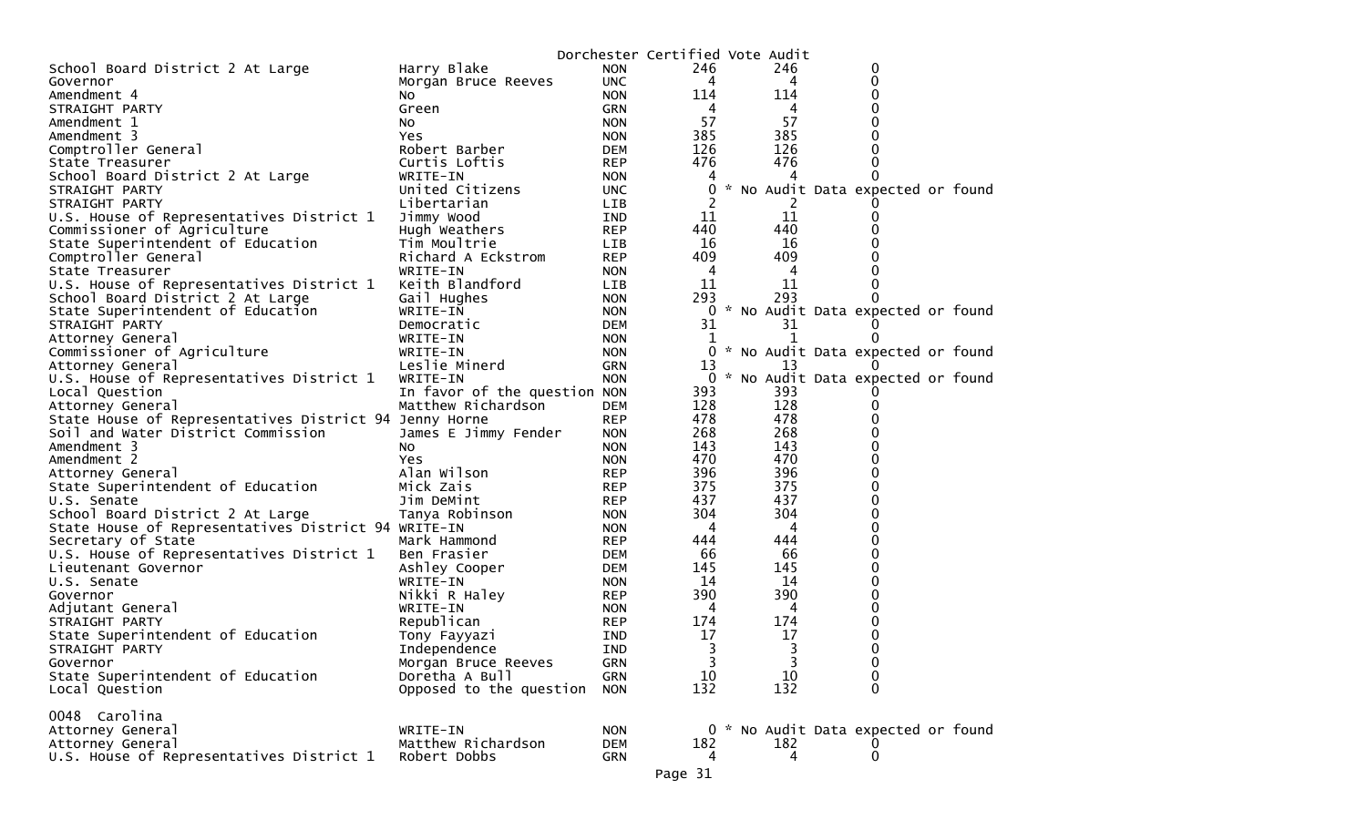Dorchester Certified Vote Audit

| | | | | | |
|---|---|---|---|---|---|
| School Board District 2 At Large | Harry Blake | NON | 246 | 246 | 0 |
| Governor | Morgan Bruce Reeves | UNC | 4 | 4 | 0 |
| Amendment 4 | No | NON | 114 | 114 | 0 |
| STRAIGHT PARTY | Green | GRN | 4 | 4 | 0 |
| Amendment 1 | No | NON | 57 | 57 | 0 |
| Amendment 3 | Yes | NON | 385 | 385 | 0 |
| Comptroller General | Robert Barber | DEM | 126 | 126 | 0 |
| State Treasurer | Curtis Loftis | REP | 476 | 476 | 0 |
| School Board District 2 At Large | WRITE-IN | NON | 4 | 4 | 0 |
| STRAIGHT PARTY | United Citizens | UNC | 0 | * No Audit Data expected or found | |
| STRAIGHT PARTY | Libertarian | LIB | 2 | 2 | 0 |
| U.S. House of Representatives District 1 | Jimmy Wood | IND | 11 | 11 | 0 |
| Commissioner of Agriculture | Hugh Weathers | REP | 440 | 440 | 0 |
| State Superintendent of Education | Tim Moultrie | LIB | 16 | 16 | 0 |
| Comptroller General | Richard A Eckstrom | REP | 409 | 409 | 0 |
| State Treasurer | WRITE-IN | NON | 4 | 4 | 0 |
| U.S. House of Representatives District 1 | Keith Blandford | LIB | 11 | 11 | 0 |
| School Board District 2 At Large | Gail Hughes | NON | 293 | 293 | 0 |
| State Superintendent of Education | WRITE-IN | NON | 0 | * No Audit Data expected or found | |
| STRAIGHT PARTY | Democratic | DEM | 31 | 31 | 0 |
| Attorney General | WRITE-IN | NON | 1 | 1 | 0 |
| Commissioner of Agriculture | WRITE-IN | NON | 0 | * No Audit Data expected or found | |
| Attorney General | Leslie Minerd | GRN | 13 | 13 | 0 |
| U.S. House of Representatives District 1 | WRITE-IN | NON | 0 | * No Audit Data expected or found | |
| Local Question | In favor of the question | NON | 393 | 393 | 0 |
| Attorney General | Matthew Richardson | DEM | 128 | 128 | 0 |
| State House of Representatives District 94 | Jenny Horne | REP | 478 | 478 | 0 |
| Soil and Water District Commission | James E Jimmy Fender | NON | 268 | 268 | 0 |
| Amendment 3 | No | NON | 143 | 143 | 0 |
| Amendment 2 | Yes | NON | 470 | 470 | 0 |
| Attorney General | Alan Wilson | REP | 396 | 396 | 0 |
| State Superintendent of Education | Mick Zais | REP | 375 | 375 | 0 |
| U.S. Senate | Jim DeMint | REP | 437 | 437 | 0 |
| School Board District 2 At Large | Tanya Robinson | NON | 304 | 304 | 0 |
| State House of Representatives District 94 | WRITE-IN | NON | 4 | 4 | 0 |
| Secretary of State | Mark Hammond | REP | 444 | 444 | 0 |
| U.S. House of Representatives District 1 | Ben Frasier | DEM | 66 | 66 | 0 |
| Lieutenant Governor | Ashley Cooper | DEM | 145 | 145 | 0 |
| U.S. Senate | WRITE-IN | NON | 14 | 14 | 0 |
| Governor | Nikki R Haley | REP | 390 | 390 | 0 |
| Adjutant General | WRITE-IN | NON | 4 | 4 | 0 |
| STRAIGHT PARTY | Republican | REP | 174 | 174 | 0 |
| State Superintendent of Education | Tony Fayyazi | IND | 17 | 17 | 0 |
| STRAIGHT PARTY | Independence | IND | 3 | 3 | 0 |
| Governor | Morgan Bruce Reeves | GRN | 3 | 3 | 0 |
| State Superintendent of Education | Doretha A Bull | GRN | 10 | 10 | 0 |
| Local Question | Opposed to the question | NON | 132 | 132 | 0 |

0048 Carolina

| | | | | | |
|---|---|---|---|---|---|
| Attorney General | WRITE-IN | NON | 0 | * No Audit Data expected or found | |
| Attorney General | Matthew Richardson | DEM | 182 | 182 | 0 |
| U.S. House of Representatives District 1 | Robert Dobbs | GRN | 4 | 4 | 0 |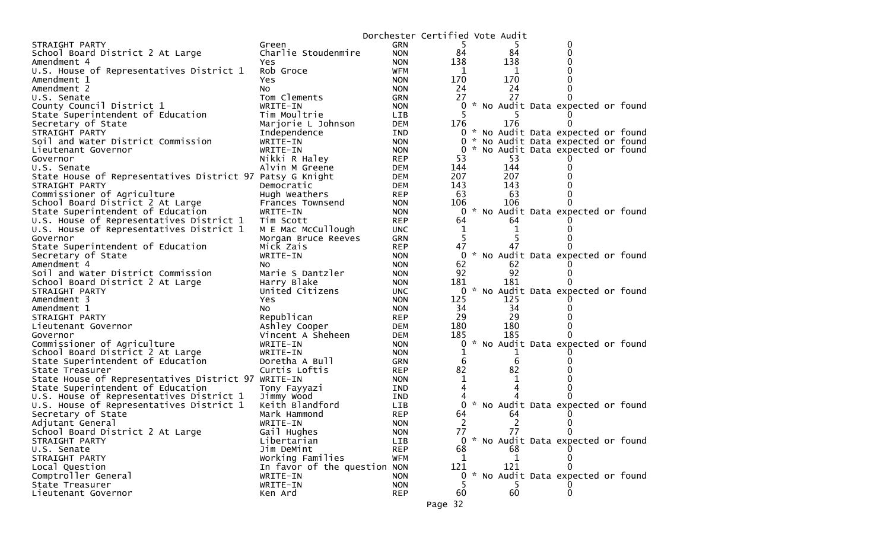Dorchester Certified Vote Audit

| Contest | Candidate | Party | Votes | Audit | Difference |
|---|---|---|---|---|---|
| STRAIGHT PARTY | Green | GRN | 5 | 5 | 0 |
| School Board District 2 At Large | Charlie Stoudenmire | NON | 84 | 84 | 0 |
| Amendment 4 | Yes | NON | 138 | 138 | 0 |
| U.S. House of Representatives District 1 | Rob Groce | WFM | 1 | 1 | 0 |
| Amendment 1 | Yes | NON | 170 | 170 | 0 |
| Amendment 2 | No | NON | 24 | 24 | 0 |
| U.S. Senate | Tom Clements | GRN | 27 | 27 | 0 |
| County Council District 1 | WRITE-IN | NON | 0 | * No Audit Data expected or found | |
| State Superintendent of Education | Tim Moultrie | LIB | 5 | 5 | 0 |
| Secretary of State | Marjorie L Johnson | DEM | 176 | 176 | 0 |
| STRAIGHT PARTY | Independence | IND | 0 | * No Audit Data expected or found | |
| Soil and Water District Commission | WRITE-IN | NON | 0 | * No Audit Data expected or found | |
| Lieutenant Governor | WRITE-IN | NON | 0 | * No Audit Data expected or found | |
| Governor | Nikki R Haley | REP | 53 | 53 | 0 |
| U.S. Senate | Alvin M Greene | DEM | 144 | 144 | 0 |
| State House of Representatives District 97 | Patsy G Knight | DEM | 207 | 207 | 0 |
| STRAIGHT PARTY | Democratic | DEM | 143 | 143 | 0 |
| Commissioner of Agriculture | Hugh Weathers | REP | 63 | 63 | 0 |
| School Board District 2 At Large | Frances Townsend | NON | 106 | 106 | 0 |
| State Superintendent of Education | WRITE-IN | NON | 0 | * No Audit Data expected or found | |
| U.S. House of Representatives District 1 | Tim Scott | REP | 64 | 64 | 0 |
| U.S. House of Representatives District 1 | M E Mac McCullough | UNC | 1 | 1 | 0 |
| Governor | Morgan Bruce Reeves | GRN | 5 | 5 | 0 |
| State Superintendent of Education | Mick Zais | REP | 47 | 47 | 0 |
| Secretary of State | WRITE-IN | NON | 0 | * No Audit Data expected or found | |
| Amendment 4 | No | NON | 62 | 62 | 0 |
| Soil and Water District Commission | Marie S Dantzler | NON | 92 | 92 | 0 |
| School Board District 2 At Large | Harry Blake | NON | 181 | 181 | 0 |
| STRAIGHT PARTY | United Citizens | UNC | 0 | * No Audit Data expected or found | |
| Amendment 3 | Yes | NON | 125 | 125 | 0 |
| Amendment 1 | No | NON | 34 | 34 | 0 |
| STRAIGHT PARTY | Republican | REP | 29 | 29 | 0 |
| Lieutenant Governor | Ashley Cooper | DEM | 180 | 180 | 0 |
| Governor | Vincent A Sheheen | DEM | 185 | 185 | 0 |
| Commissioner of Agriculture | WRITE-IN | NON | 0 | * No Audit Data expected or found | |
| School Board District 2 At Large | WRITE-IN | NON | 1 | 1 | 0 |
| State Superintendent of Education | Doretha A Bull | GRN | 6 | 6 | 0 |
| State Treasurer | Curtis Loftis | REP | 82 | 82 | 0 |
| State House of Representatives District 97 | WRITE-IN | NON | 1 | 1 | 0 |
| State Superintendent of Education | Tony Fayyazi | IND | 4 | 4 | 0 |
| U.S. House of Representatives District 1 | Jimmy Wood | IND | 4 | 4 | 0 |
| U.S. House of Representatives District 1 | Keith Blandford | LIB | 0 | * No Audit Data expected or found | |
| Secretary of State | Mark Hammond | REP | 64 | 64 | 0 |
| Adjutant General | WRITE-IN | NON | 2 | 2 | 0 |
| School Board District 2 At Large | Gail Hughes | NON | 77 | 77 | 0 |
| STRAIGHT PARTY | Libertarian | LIB | 0 | * No Audit Data expected or found | |
| U.S. Senate | Jim DeMint | REP | 68 | 68 | 0 |
| STRAIGHT PARTY | Working Families | WFM | 1 | 1 | 0 |
| Local Question | In favor of the question | NON | 121 | 121 | 0 |
| Comptroller General | WRITE-IN | NON | 0 | * No Audit Data expected or found | |
| State Treasurer | WRITE-IN | NON | 5 | 5 | 0 |
| Lieutenant Governor | Ken Ard | REP | 60 | 60 | 0 |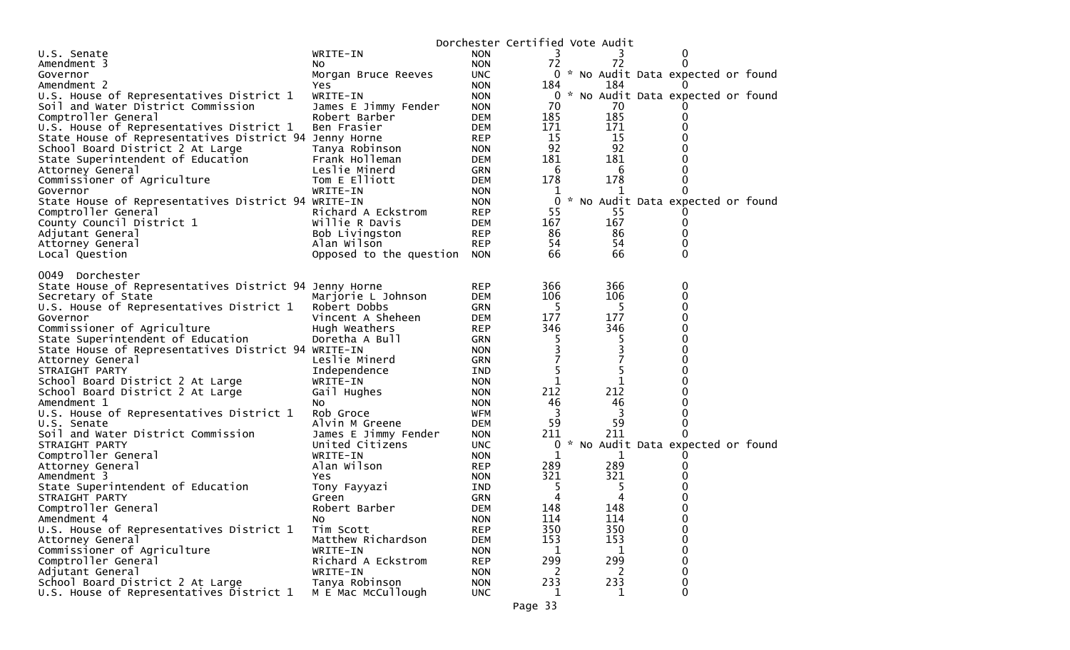Dorchester Certified Vote Audit

| | | | | | |
|---|---|---|---|---|---|
| U.S. Senate | WRITE-IN | NON | 3 | 3 | 0 |
| Amendment 3 | No | NON | 72 | 72 | 0 |
| Governor | Morgan Bruce Reeves | UNC | 0 | * No Audit Data expected or found | |
| Amendment 2 | Yes | NON | 184 | 184 | 0 |
| U.S. House of Representatives District 1 | WRITE-IN | NON | 0 | * No Audit Data expected or found | |
| Soil and Water District Commission | James E Jimmy Fender | NON | 70 | 70 | 0 |
| Comptroller General | Robert Barber | DEM | 185 | 185 | 0 |
| U.S. House of Representatives District 1 | Ben Frasier | DEM | 171 | 171 | 0 |
| State House of Representatives District 94 | Jenny Horne | REP | 15 | 15 | 0 |
| School Board District 2 At Large | Tanya Robinson | NON | 92 | 92 | 0 |
| State Superintendent of Education | Frank Holleman | DEM | 181 | 181 | 0 |
| Attorney General | Leslie Minerd | GRN | 6 | 6 | 0 |
| Commissioner of Agriculture | Tom E Elliott | DEM | 178 | 178 | 0 |
| Governor | WRITE-IN | NON | 1 | 1 | 0 |
| State House of Representatives District 94 | WRITE-IN | NON | 0 | * No Audit Data expected or found | |
| Comptroller General | Richard A Eckstrom | REP | 55 | 55 | 0 |
| County Council District 1 | Willie R Davis | DEM | 167 | 167 | 0 |
| Adjutant General | Bob Livingston | REP | 86 | 86 | 0 |
| Attorney General | Alan Wilson | REP | 54 | 54 | 0 |
| Local Question | Opposed to the question | NON | 66 | 66 | 0 |

0049 Dorchester

| | | | | | |
|---|---|---|---|---|---|
| State House of Representatives District 94 | Jenny Horne | REP | 366 | 366 | 0 |
| Secretary of State | Marjorie L Johnson | DEM | 106 | 106 | 0 |
| U.S. House of Representatives District 1 | Robert Dobbs | GRN | 5 | 5 | 0 |
| Governor | Vincent A Sheheen | DEM | 177 | 177 | 0 |
| Commissioner of Agriculture | Hugh Weathers | REP | 346 | 346 | 0 |
| State Superintendent of Education | Doretha A Bull | GRN | 5 | 5 | 0 |
| State House of Representatives District 94 | WRITE-IN | NON | 3 | 3 | 0 |
| Attorney General | Leslie Minerd | GRN | 7 | 7 | 0 |
| STRAIGHT PARTY | Independence | IND | 5 | 5 | 0 |
| School Board District 2 At Large | WRITE-IN | NON | 1 | 1 | 0 |
| School Board District 2 At Large | Gail Hughes | NON | 212 | 212 | 0 |
| Amendment 1 | No | NON | 46 | 46 | 0 |
| U.S. House of Representatives District 1 | Rob Groce | WFM | 3 | 3 | 0 |
| U.S. Senate | Alvin M Greene | DEM | 59 | 59 | 0 |
| Soil and Water District Commission | James E Jimmy Fender | NON | 211 | 211 | 0 |
| STRAIGHT PARTY | United Citizens | UNC | 0 | * No Audit Data expected or found | |
| Comptroller General | WRITE-IN | NON | 1 | 1 | 0 |
| Attorney General | Alan Wilson | REP | 289 | 289 | 0 |
| Amendment 3 | Yes | NON | 321 | 321 | 0 |
| State Superintendent of Education | Tony Fayyazi | IND | 5 | 5 | 0 |
| STRAIGHT PARTY | Green | GRN | 4 | 4 | 0 |
| Comptroller General | Robert Barber | DEM | 148 | 148 | 0 |
| Amendment 4 | No | NON | 114 | 114 | 0 |
| U.S. House of Representatives District 1 | Tim Scott | REP | 350 | 350 | 0 |
| Attorney General | Matthew Richardson | DEM | 153 | 153 | 0 |
| Commissioner of Agriculture | WRITE-IN | NON | 1 | 1 | 0 |
| Comptroller General | Richard A Eckstrom | REP | 299 | 299 | 0 |
| Adjutant General | WRITE-IN | NON | 2 | 2 | 0 |
| School Board District 2 At Large | Tanya Robinson | NON | 233 | 233 | 0 |
| U.S. House of Representatives District 1 | M E Mac McCullough | UNC | 1 | 1 | 0 |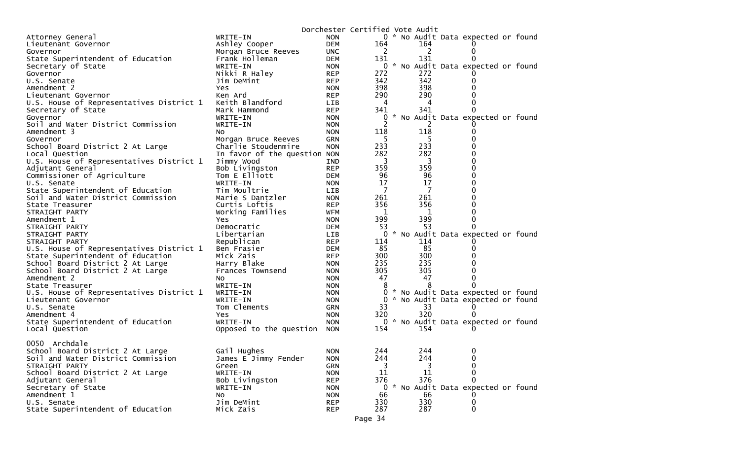Dorchester Certified Vote Audit

| Contest | Candidate | Party | Votes | Audit | Diff |
|---|---|---|---|---|---|
| Attorney General | WRITE-IN | NON | 0 | * No Audit Data expected or found | |
| Lieutenant Governor | Ashley Cooper | DEM | 164 | 164 | 0 |
| Governor | Morgan Bruce Reeves | UNC | 2 | 2 | 0 |
| State Superintendent of Education | Frank Holleman | DEM | 131 | 131 | 0 |
| Secretary of State | WRITE-IN | NON | 0 | * No Audit Data expected or found | |
| Governor | Nikki R Haley | REP | 272 | 272 | 0 |
| U.S. Senate | Jim DeMint | REP | 342 | 342 | 0 |
| Amendment 2 | Yes | NON | 398 | 398 | 0 |
| Lieutenant Governor | Ken Ard | REP | 290 | 290 | 0 |
| U.S. House of Representatives District 1 | Keith Blandford | LIB | 4 | 4 | 0 |
| Secretary of State | Mark Hammond | REP | 341 | 341 | 0 |
| Governor | WRITE-IN | NON | 0 | * No Audit Data expected or found | |
| Soil and Water District Commission | WRITE-IN | NON | 2 | 2 | 0 |
| Amendment 3 | No | NON | 118 | 118 | 0 |
| Governor | Morgan Bruce Reeves | GRN | 5 | 5 | 0 |
| School Board District 2 At Large | Charlie Stoudenmire | NON | 233 | 233 | 0 |
| Local Question | In favor of the question | NON | 282 | 282 | 0 |
| U.S. House of Representatives District 1 | Jimmy Wood | IND | 3 | 3 | 0 |
| Adjutant General | Bob Livingston | REP | 359 | 359 | 0 |
| Commissioner of Agriculture | Tom E Elliott | DEM | 96 | 96 | 0 |
| U.S. Senate | WRITE-IN | NON | 17 | 17 | 0 |
| State Superintendent of Education | Tim Moultrie | LIB | 7 | 7 | 0 |
| Soil and Water District Commission | Marie S Dantzler | NON | 261 | 261 | 0 |
| State Treasurer | Curtis Loftis | REP | 356 | 356 | 0 |
| STRAIGHT PARTY | Working Families | WFM | 1 | 1 | 0 |
| Amendment 1 | Yes | NON | 399 | 399 | 0 |
| STRAIGHT PARTY | Democratic | DEM | 53 | 53 | 0 |
| STRAIGHT PARTY | Libertarian | LIB | 0 | * No Audit Data expected or found | |
| STRAIGHT PARTY | Republican | REP | 114 | 114 | 0 |
| U.S. House of Representatives District 1 | Ben Frasier | DEM | 85 | 85 | 0 |
| State Superintendent of Education | Mick Zais | REP | 300 | 300 | 0 |
| School Board District 2 At Large | Harry Blake | NON | 235 | 235 | 0 |
| School Board District 2 At Large | Frances Townsend | NON | 305 | 305 | 0 |
| Amendment 2 | No | NON | 47 | 47 | 0 |
| State Treasurer | WRITE-IN | NON | 8 | 8 | 0 |
| U.S. House of Representatives District 1 | WRITE-IN | NON | 0 | * No Audit Data expected or found | |
| Lieutenant Governor | WRITE-IN | NON | 0 | * No Audit Data expected or found | |
| U.S. Senate | Tom Clements | GRN | 33 | 33 | 0 |
| Amendment 4 | Yes | NON | 320 | 320 | 0 |
| State Superintendent of Education | WRITE-IN | NON | 0 | * No Audit Data expected or found | |
| Local Question | Opposed to the question | NON | 154 | 154 | 0 |

0050 Archdale

| Contest | Candidate | Party | Votes | Audit | Diff |
|---|---|---|---|---|---|
| School Board District 2 At Large | Gail Hughes | NON | 244 | 244 | 0 |
| Soil and Water District Commission | James E Jimmy Fender | NON | 244 | 244 | 0 |
| STRAIGHT PARTY | Green | GRN | 3 | 3 | 0 |
| School Board District 2 At Large | WRITE-IN | NON | 11 | 11 | 0 |
| Adjutant General | Bob Livingston | REP | 376 | 376 | 0 |
| Secretary of State | WRITE-IN | NON | 0 | * No Audit Data expected or found | |
| Amendment 1 | No | NON | 66 | 66 | 0 |
| U.S. Senate | Jim DeMint | REP | 330 | 330 | 0 |
| State Superintendent of Education | Mick Zais | REP | 287 | 287 | 0 |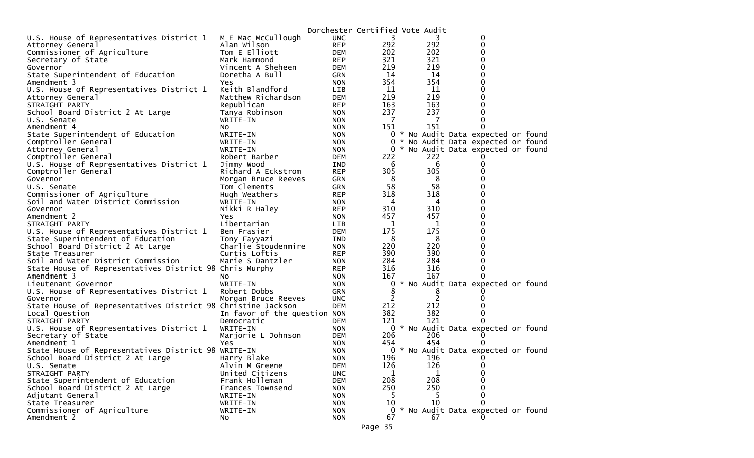Dorchester Certified Vote Audit

| | | | | | |
|---|---|---|---|---|---|
| U.S. House of Representatives District 1 | M E Mac McCullough | UNC | 3 | 3 | 0 |
| Attorney General | Alan Wilson | REP | 292 | 292 | 0 |
| Commissioner of Agriculture | Tom E Elliott | DEM | 202 | 202 | 0 |
| Secretary of State | Mark Hammond | REP | 321 | 321 | 0 |
| Governor | Vincent A Sheheen | DEM | 219 | 219 | 0 |
| State Superintendent of Education | Doretha A Bull | GRN | 14 | 14 | 0 |
| Amendment 3 | Yes | NON | 354 | 354 | 0 |
| U.S. House of Representatives District 1 | Keith Blandford | LIB | 11 | 11 | 0 |
| Attorney General | Matthew Richardson | DEM | 219 | 219 | 0 |
| STRAIGHT PARTY | Republican | REP | 163 | 163 | 0 |
| School Board District 2 At Large | Tanya Robinson | NON | 237 | 237 | 0 |
| U.S. Senate | WRITE-IN | NON | 7 | 7 | 0 |
| Amendment 4 | No | NON | 151 | 151 | 0 |
| State Superintendent of Education | WRITE-IN | NON | 0 | * No Audit Data expected or found | |
| Comptroller General | WRITE-IN | NON | 0 | * No Audit Data expected or found | |
| Attorney General | WRITE-IN | NON | 0 | * No Audit Data expected or found | |
| Comptroller General | Robert Barber | DEM | 222 | 222 | 0 |
| U.S. House of Representatives District 1 | Jimmy Wood | IND | 6 | 6 | 0 |
| Comptroller General | Richard A Eckstrom | REP | 305 | 305 | 0 |
| Governor | Morgan Bruce Reeves | GRN | 8 | 8 | 0 |
| U.S. Senate | Tom Clements | GRN | 58 | 58 | 0 |
| Commissioner of Agriculture | Hugh Weathers | REP | 318 | 318 | 0 |
| Soil and Water District Commission | WRITE-IN | NON | 4 | 4 | 0 |
| Governor | Nikki R Haley | REP | 310 | 310 | 0 |
| Amendment 2 | Yes | NON | 457 | 457 | 0 |
| STRAIGHT PARTY | Libertarian | LIB | 1 | 1 | 0 |
| U.S. House of Representatives District 1 | Ben Frasier | DEM | 175 | 175 | 0 |
| State Superintendent of Education | Tony Fayyazi | IND | 8 | 8 | 0 |
| School Board District 2 At Large | Charlie Stoudenmire | NON | 220 | 220 | 0 |
| State Treasurer | Curtis Loftis | REP | 390 | 390 | 0 |
| Soil and Water District Commission | Marie S Dantzler | NON | 284 | 284 | 0 |
| State House of Representatives District 98 | Chris Murphy | REP | 316 | 316 | 0 |
| Amendment 3 | No | NON | 167 | 167 | 0 |
| Lieutenant Governor | WRITE-IN | NON | 0 | * No Audit Data expected or found | |
| U.S. House of Representatives District 1 | Robert Dobbs | GRN | 8 | 8 | 0 |
| Governor | Morgan Bruce Reeves | UNC | 2 | 2 | 0 |
| State House of Representatives District 98 | Christine Jackson | DEM | 212 | 212 | 0 |
| Local Question | In favor of the question | NON | 382 | 382 | 0 |
| STRAIGHT PARTY | Democratic | DEM | 121 | 121 | 0 |
| U.S. House of Representatives District 1 | WRITE-IN | NON | 0 | * No Audit Data expected or found | |
| Secretary of State | Marjorie L Johnson | DEM | 206 | 206 | 0 |
| Amendment 1 | Yes | NON | 454 | 454 | 0 |
| State House of Representatives District 98 | WRITE-IN | NON | 0 | * No Audit Data expected or found | |
| School Board District 2 At Large | Harry Blake | NON | 196 | 196 | 0 |
| U.S. Senate | Alvin M Greene | DEM | 126 | 126 | 0 |
| STRAIGHT PARTY | United Citizens | UNC | 1 | 1 | 0 |
| State Superintendent of Education | Frank Holleman | DEM | 208 | 208 | 0 |
| School Board District 2 At Large | Frances Townsend | NON | 250 | 250 | 0 |
| Adjutant General | WRITE-IN | NON | 5 | 5 | 0 |
| State Treasurer | WRITE-IN | NON | 10 | 10 | 0 |
| Commissioner of Agriculture | WRITE-IN | NON | 0 | * No Audit Data expected or found | |
| Amendment 2 | No | NON | 67 | 67 | 0 |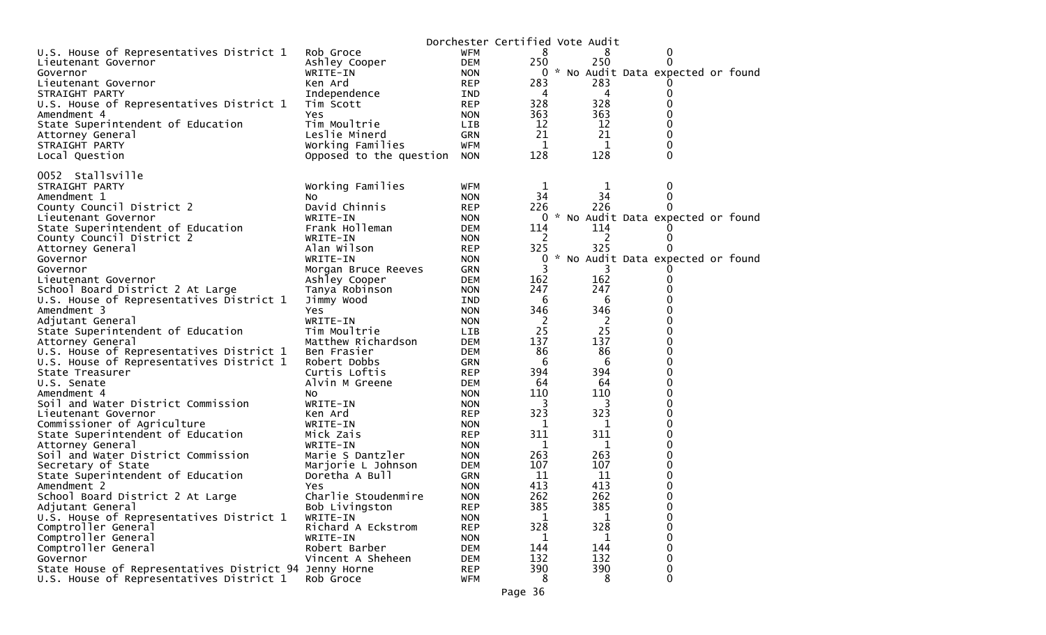Dorchester Certified Vote Audit

| | | | | | |
|---|---|---|---|---|---|
| U.S. House of Representatives District 1 | Rob Groce | WFM | 8 | 8 | 0 |
| Lieutenant Governor | Ashley Cooper | DEM | 250 | 250 | 0 |
| Governor | WRITE-IN | NON | 0 | * No Audit Data expected or found | |
| Lieutenant Governor | Ken Ard | REP | 283 | 283 | 0 |
| STRAIGHT PARTY | Independence | IND | 4 | 4 | 0 |
| U.S. House of Representatives District 1 | Tim Scott | REP | 328 | 328 | 0 |
| Amendment 4 | Yes | NON | 363 | 363 | 0 |
| State Superintendent of Education | Tim Moultrie | LIB | 12 | 12 | 0 |
| Attorney General | Leslie Minerd | GRN | 21 | 21 | 0 |
| STRAIGHT PARTY | Working Families | WFM | 1 | 1 | 0 |
| Local Question | Opposed to the question | NON | 128 | 128 | 0 |

0052 Stallsville

| | | | | | |
|---|---|---|---|---|---|
| STRAIGHT PARTY | Working Families | WFM | 1 | 1 | 0 |
| Amendment 1 | No | NON | 34 | 34 | 0 |
| County Council District 2 | David Chinnis | REP | 226 | 226 | 0 |
| Lieutenant Governor | WRITE-IN | NON | 0 | * No Audit Data expected or found | |
| State Superintendent of Education | Frank Holleman | DEM | 114 | 114 | 0 |
| County Council District 2 | WRITE-IN | NON | 2 | 2 | 0 |
| Attorney General | Alan Wilson | REP | 325 | 325 | 0 |
| Governor | WRITE-IN | NON | 0 | * No Audit Data expected or found | |
| Governor | Morgan Bruce Reeves | GRN | 3 | 3 | 0 |
| Lieutenant Governor | Ashley Cooper | DEM | 162 | 162 | 0 |
| School Board District 2 At Large | Tanya Robinson | NON | 247 | 247 | 0 |
| U.S. House of Representatives District 1 | Jimmy Wood | IND | 6 | 6 | 0 |
| Amendment 3 | Yes | NON | 346 | 346 | 0 |
| Adjutant General | WRITE-IN | NON | 2 | 2 | 0 |
| State Superintendent of Education | Tim Moultrie | LIB | 25 | 25 | 0 |
| Attorney General | Matthew Richardson | DEM | 137 | 137 | 0 |
| U.S. House of Representatives District 1 | Ben Frasier | DEM | 86 | 86 | 0 |
| U.S. House of Representatives District 1 | Robert Dobbs | GRN | 6 | 6 | 0 |
| State Treasurer | Curtis Loftis | REP | 394 | 394 | 0 |
| U.S. Senate | Alvin M Greene | DEM | 64 | 64 | 0 |
| Amendment 4 | No | NON | 110 | 110 | 0 |
| Soil and Water District Commission | WRITE-IN | NON | 3 | 3 | 0 |
| Lieutenant Governor | Ken Ard | REP | 323 | 323 | 0 |
| Commissioner of Agriculture | WRITE-IN | NON | 1 | 1 | 0 |
| State Superintendent of Education | Mick Zais | REP | 311 | 311 | 0 |
| Attorney General | WRITE-IN | NON | 1 | 1 | 0 |
| Soil and Water District Commission | Marie S Dantzler | NON | 263 | 263 | 0 |
| Secretary of State | Marjorie L Johnson | DEM | 107 | 107 | 0 |
| State Superintendent of Education | Doretha A Bull | GRN | 11 | 11 | 0 |
| Amendment 2 | Yes | NON | 413 | 413 | 0 |
| School Board District 2 At Large | Charlie Stoudenmire | NON | 262 | 262 | 0 |
| Adjutant General | Bob Livingston | REP | 385 | 385 | 0 |
| U.S. House of Representatives District 1 | WRITE-IN | NON | 1 | 1 | 0 |
| Comptroller General | Richard A Eckstrom | REP | 328 | 328 | 0 |
| Comptroller General | WRITE-IN | NON | 1 | 1 | 0 |
| Comptroller General | Robert Barber | DEM | 144 | 144 | 0 |
| Governor | Vincent A Sheheen | DEM | 132 | 132 | 0 |
| State House of Representatives District 94 | Jenny Horne | REP | 390 | 390 | 0 |
| U.S. House of Representatives District 1 | Rob Groce | WFM | 8 | 8 | 0 |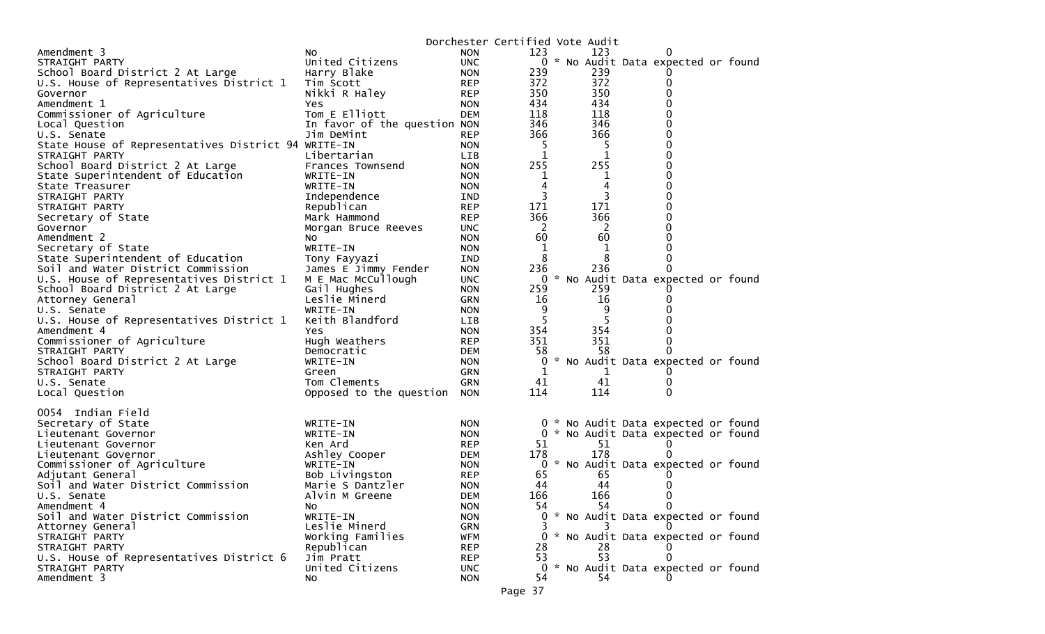Dorchester Certified Vote Audit

| | | | | | |
|---|---|---|---|---|---|
| Amendment 3 | No | NON | 123 | 123 | 0 |
| STRAIGHT PARTY | United Citizens | UNC | 0 | * No Audit Data expected or found | |
| School Board District 2 At Large | Harry Blake | NON | 239 | 239 | 0 |
| U.S. House of Representatives District 1 | Tim Scott | REP | 372 | 372 | 0 |
| Governor | Nikki R Haley | REP | 350 | 350 | 0 |
| Amendment 1 | Yes | NON | 434 | 434 | 0 |
| Commissioner of Agriculture | Tom E Elliott | DEM | 118 | 118 | 0 |
| Local Question | In favor of the question | NON | 346 | 346 | 0 |
| U.S. Senate | Jim DeMint | REP | 366 | 366 | 0 |
| State House of Representatives District 94 | WRITE-IN | NON | 5 | 5 | 0 |
| STRAIGHT PARTY | Libertarian | LIB | 1 | 1 | 0 |
| School Board District 2 At Large | Frances Townsend | NON | 255 | 255 | 0 |
| State Superintendent of Education | WRITE-IN | NON | 1 | 1 | 0 |
| State Treasurer | WRITE-IN | NON | 4 | 4 | 0 |
| STRAIGHT PARTY | Independence | IND | 3 | 3 | 0 |
| STRAIGHT PARTY | Republican | REP | 171 | 171 | 0 |
| Secretary of State | Mark Hammond | REP | 366 | 366 | 0 |
| Governor | Morgan Bruce Reeves | UNC | 2 | 2 | 0 |
| Amendment 2 | No | NON | 60 | 60 | 0 |
| Secretary of State | WRITE-IN | NON | 1 | 1 | 0 |
| State Superintendent of Education | Tony Fayyazi | IND | 8 | 8 | 0 |
| Soil and Water District Commission | James E Jimmy Fender | NON | 236 | 236 | 0 |
| U.S. House of Representatives District 1 | M E Mac McCullough | UNC | 0 | * No Audit Data expected or found | |
| School Board District 2 At Large | Gail Hughes | NON | 259 | 259 | 0 |
| Attorney General | Leslie Minerd | GRN | 16 | 16 | 0 |
| U.S. Senate | WRITE-IN | NON | 9 | 9 | 0 |
| U.S. House of Representatives District 1 | Keith Blandford | LIB | 5 | 5 | 0 |
| Amendment 4 | Yes | NON | 354 | 354 | 0 |
| Commissioner of Agriculture | Hugh Weathers | REP | 351 | 351 | 0 |
| STRAIGHT PARTY | Democratic | DEM | 58 | 58 | 0 |
| School Board District 2 At Large | WRITE-IN | NON | 0 | * No Audit Data expected or found | |
| STRAIGHT PARTY | Green | GRN | 1 | 1 | 0 |
| U.S. Senate | Tom Clements | GRN | 41 | 41 | 0 |
| Local Question | Opposed to the question | NON | 114 | 114 | 0 |

0054 Indian Field

| | | | | | |
|---|---|---|---|---|---|
| Secretary of State | WRITE-IN | NON | 0 | * No Audit Data expected or found | |
| Lieutenant Governor | WRITE-IN | NON | 0 | * No Audit Data expected or found | |
| Lieutenant Governor | Ken Ard | REP | 51 | 51 | 0 |
| Lieutenant Governor | Ashley Cooper | DEM | 178 | 178 | 0 |
| Commissioner of Agriculture | WRITE-IN | NON | 0 | * No Audit Data expected or found | |
| Adjutant General | Bob Livingston | REP | 65 | 65 | 0 |
| Soil and Water District Commission | Marie S Dantzler | NON | 44 | 44 | 0 |
| U.S. Senate | Alvin M Greene | DEM | 166 | 166 | 0 |
| Amendment 4 | No | NON | 54 | 54 | 0 |
| Soil and Water District Commission | WRITE-IN | NON | 0 | * No Audit Data expected or found | |
| Attorney General | Leslie Minerd | GRN | 3 | 3 | 0 |
| STRAIGHT PARTY | Working Families | WFM | 0 | * No Audit Data expected or found | |
| STRAIGHT PARTY | Republican | REP | 28 | 28 | 0 |
| U.S. House of Representatives District 6 | Jim Pratt | REP | 53 | 53 | 0 |
| STRAIGHT PARTY | United Citizens | UNC | 0 | * No Audit Data expected or found | |
| Amendment 3 | No | NON | 54 | 54 | 0 |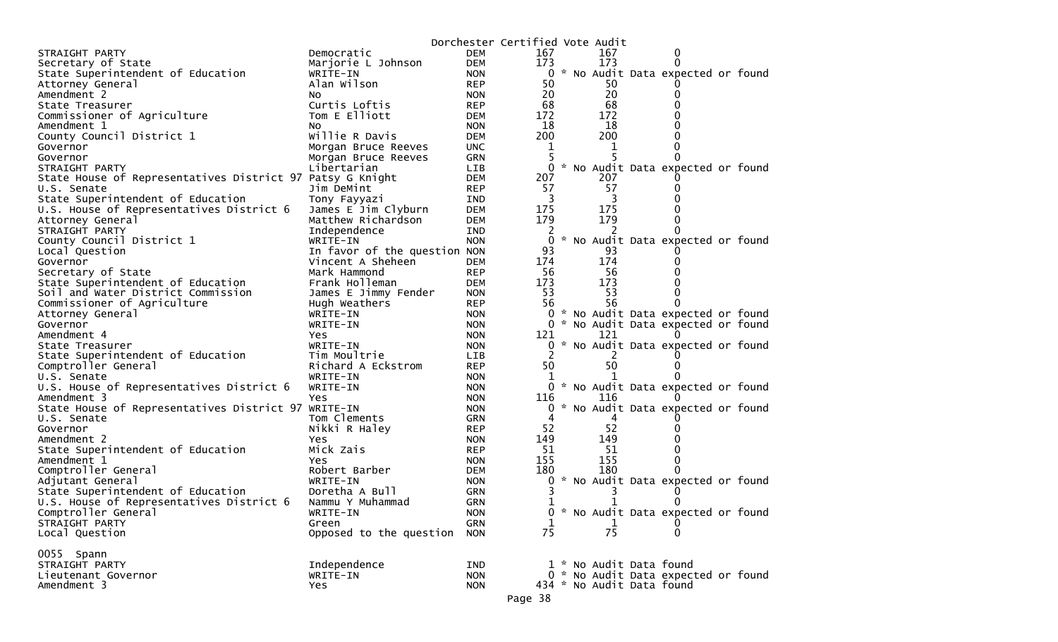Dorchester Certified Vote Audit

| Office | Candidate | Party | Votes | Audit | Difference |
|---|---|---|---|---|---|
| STRAIGHT PARTY | Democratic | DEM | 167 | 167 | 0 |
| Secretary of State | Marjorie L Johnson | DEM | 173 | 173 | 0 |
| State Superintendent of Education | WRITE-IN | NON | 0 | * No Audit Data expected or found | |
| Attorney General | Alan Wilson | REP | 50 | 50 | 0 |
| Amendment 2 | No | NON | 20 | 20 | 0 |
| State Treasurer | Curtis Loftis | REP | 68 | 68 | 0 |
| Commissioner of Agriculture | Tom E Elliott | DEM | 172 | 172 | 0 |
| Amendment 1 | No | NON | 18 | 18 | 0 |
| County Council District 1 | Willie R Davis | DEM | 200 | 200 | 0 |
| Governor | Morgan Bruce Reeves | UNC | 1 | 1 | 0 |
| Governor | Morgan Bruce Reeves | GRN | 5 | 5 | 0 |
| STRAIGHT PARTY | Libertarian | LIB | 0 | * No Audit Data expected or found | |
| State House of Representatives District 97 | Patsy G Knight | DEM | 207 | 207 | 0 |
| U.S. Senate | Jim DeMint | REP | 57 | 57 | 0 |
| State Superintendent of Education | Tony Fayyazi | IND | 3 | 3 | 0 |
| U.S. House of Representatives District 6 | James E Jim Clyburn | DEM | 175 | 175 | 0 |
| Attorney General | Matthew Richardson | DEM | 179 | 179 | 0 |
| STRAIGHT PARTY | Independence | IND | 2 | 2 | 0 |
| County Council District 1 | WRITE-IN | NON | 0 | * No Audit Data expected or found | |
| Local Question | In favor of the question | NON | 93 | 93 | 0 |
| Governor | Vincent A Sheheen | DEM | 174 | 174 | 0 |
| Secretary of State | Mark Hammond | REP | 56 | 56 | 0 |
| State Superintendent of Education | Frank Holleman | DEM | 173 | 173 | 0 |
| Soil and Water District Commission | James E Jimmy Fender | NON | 53 | 53 | 0 |
| Commissioner of Agriculture | Hugh Weathers | REP | 56 | 56 | 0 |
| Attorney General | WRITE-IN | NON | 0 | * No Audit Data expected or found | |
| Governor | WRITE-IN | NON | 0 | * No Audit Data expected or found | |
| Amendment 4 | Yes | NON | 121 | 121 | 0 |
| State Treasurer | WRITE-IN | NON | 0 | * No Audit Data expected or found | |
| State Superintendent of Education | Tim Moultrie | LIB | 2 | 2 | 0 |
| Comptroller General | Richard A Eckstrom | REP | 50 | 50 | 0 |
| U.S. Senate | WRITE-IN | NON | 1 | 1 | 0 |
| U.S. House of Representatives District 6 | WRITE-IN | NON | 0 | * No Audit Data expected or found | |
| Amendment 3 | Yes | NON | 116 | 116 | 0 |
| State House of Representatives District 97 | WRITE-IN | NON | 0 | * No Audit Data expected or found | |
| U.S. Senate | Tom Clements | GRN | 4 | 4 | 0 |
| Governor | Nikki R Haley | REP | 52 | 52 | 0 |
| Amendment 2 | Yes | NON | 149 | 149 | 0 |
| State Superintendent of Education | Mick Zais | REP | 51 | 51 | 0 |
| Amendment 1 | Yes | NON | 155 | 155 | 0 |
| Comptroller General | Robert Barber | DEM | 180 | 180 | 0 |
| Adjutant General | WRITE-IN | NON | 0 | * No Audit Data expected or found | |
| State Superintendent of Education | Doretha A Bull | GRN | 3 | 3 | 0 |
| U.S. House of Representatives District 6 | Nammu Y Muhammad | GRN | 1 | 1 | 0 |
| Comptroller General | WRITE-IN | NON | 0 | * No Audit Data expected or found | |
| STRAIGHT PARTY | Green | GRN | 1 | 1 | 0 |
| Local Question | Opposed to the question | NON | 75 | 75 | 0 |

0055 Spann

| Office | Candidate | Party | Votes | Audit | Difference |
|---|---|---|---|---|---|
| STRAIGHT PARTY | Independence | IND | 1 | * No Audit Data found | |
| Lieutenant Governor | WRITE-IN | NON | 0 | * No Audit Data expected or found | |
| Amendment 3 | Yes | NON | 434 | * No Audit Data found | |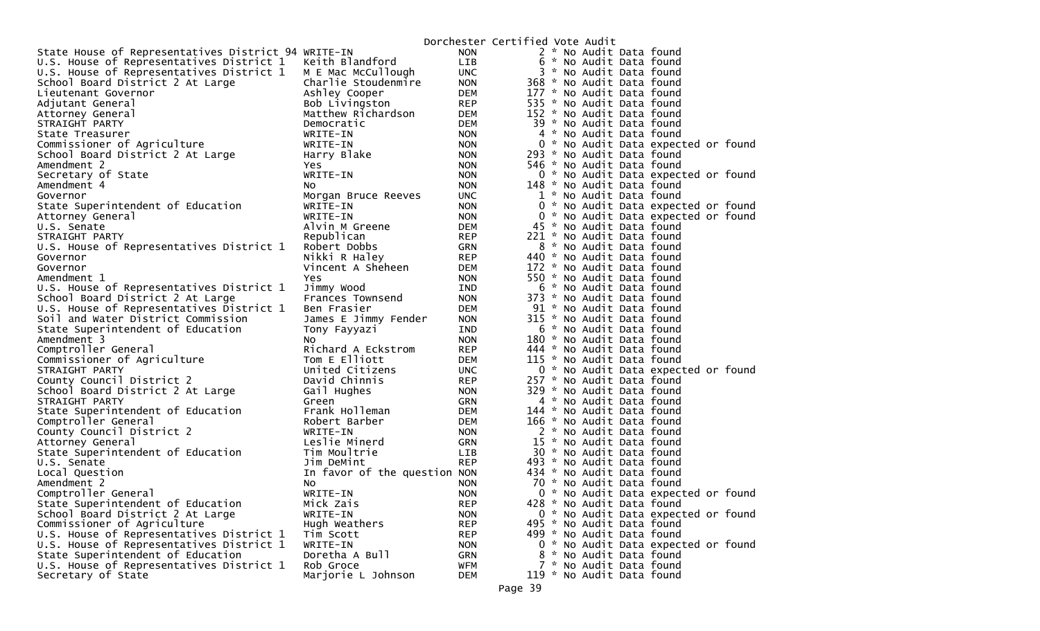Dorchester Certified Vote Audit

| Contest | Candidate | Party | Votes | Audit |
|---|---|---|---|---|
| State House of Representatives District 94 | WRITE-IN | NON | 2 | * No Audit Data found |
| U.S. House of Representatives District 1 | Keith Blandford | LIB | 6 | * No Audit Data found |
| U.S. House of Representatives District 1 | M E Mac McCullough | UNC | 3 | * No Audit Data found |
| School Board District 2 At Large | Charlie Stoudenmire | NON | 368 | * No Audit Data found |
| Lieutenant Governor | Ashley Cooper | DEM | 177 | * No Audit Data found |
| Adjutant General | Bob Livingston | REP | 535 | * No Audit Data found |
| Attorney General | Matthew Richardson | DEM | 152 | * No Audit Data found |
| STRAIGHT PARTY | Democratic | DEM | 39 | * No Audit Data found |
| State Treasurer | WRITE-IN | NON | 4 | * No Audit Data found |
| Commissioner of Agriculture | WRITE-IN | NON | 0 | * No Audit Data expected or found |
| School Board District 2 At Large | Harry Blake | NON | 293 | * No Audit Data found |
| Amendment 2 | Yes | NON | 546 | * No Audit Data found |
| Secretary of State | WRITE-IN | NON | 0 | * No Audit Data expected or found |
| Amendment 4 | No | NON | 148 | * No Audit Data found |
| Governor | Morgan Bruce Reeves | UNC | 1 | * No Audit Data found |
| State Superintendent of Education | WRITE-IN | NON | 0 | * No Audit Data expected or found |
| Attorney General | WRITE-IN | NON | 0 | * No Audit Data expected or found |
| U.S. Senate | Alvin M Greene | DEM | 45 | * No Audit Data found |
| STRAIGHT PARTY | Republican | REP | 221 | * No Audit Data found |
| U.S. House of Representatives District 1 | Robert Dobbs | GRN | 8 | * No Audit Data found |
| Governor | Nikki R Haley | REP | 440 | * No Audit Data found |
| Governor | Vincent A Sheheen | DEM | 172 | * No Audit Data found |
| Amendment 1 | Yes | NON | 550 | * No Audit Data found |
| U.S. House of Representatives District 1 | Jimmy Wood | IND | 6 | * No Audit Data found |
| School Board District 2 At Large | Frances Townsend | NON | 373 | * No Audit Data found |
| U.S. House of Representatives District 1 | Ben Frasier | DEM | 91 | * No Audit Data found |
| Soil and Water District Commission | James E Jimmy Fender | NON | 315 | * No Audit Data found |
| State Superintendent of Education | Tony Fayyazi | IND | 6 | * No Audit Data found |
| Amendment 3 | No | NON | 180 | * No Audit Data found |
| Comptroller General | Richard A Eckstrom | REP | 444 | * No Audit Data found |
| Commissioner of Agriculture | Tom E Elliott | DEM | 115 | * No Audit Data found |
| STRAIGHT PARTY | United Citizens | UNC | 0 | * No Audit Data expected or found |
| County Council District 2 | David Chinnis | REP | 257 | * No Audit Data found |
| School Board District 2 At Large | Gail Hughes | NON | 329 | * No Audit Data found |
| STRAIGHT PARTY | Green | GRN | 4 | * No Audit Data found |
| State Superintendent of Education | Frank Holleman | DEM | 144 | * No Audit Data found |
| Comptroller General | Robert Barber | DEM | 166 | * No Audit Data found |
| County Council District 2 | WRITE-IN | NON | 2 | * No Audit Data found |
| Attorney General | Leslie Minerd | GRN | 15 | * No Audit Data found |
| State Superintendent of Education | Tim Moultrie | LIB | 30 | * No Audit Data found |
| U.S. Senate | Jim DeMint | REP | 493 | * No Audit Data found |
| Local Question | In favor of the question | NON | 434 | * No Audit Data found |
| Amendment 2 | No | NON | 70 | * No Audit Data found |
| Comptroller General | WRITE-IN | NON | 0 | * No Audit Data expected or found |
| State Superintendent of Education | Mick Zais | REP | 428 | * No Audit Data found |
| School Board District 2 At Large | WRITE-IN | NON | 0 | * No Audit Data expected or found |
| Commissioner of Agriculture | Hugh Weathers | REP | 495 | * No Audit Data found |
| U.S. House of Representatives District 1 | Tim Scott | REP | 499 | * No Audit Data found |
| U.S. House of Representatives District 1 | WRITE-IN | NON | 0 | * No Audit Data expected or found |
| State Superintendent of Education | Doretha A Bull | GRN | 8 | * No Audit Data found |
| U.S. House of Representatives District 1 | Rob Groce | WFM | 7 | * No Audit Data found |
| Secretary of State | Marjorie L Johnson | DEM | 119 | * No Audit Data found |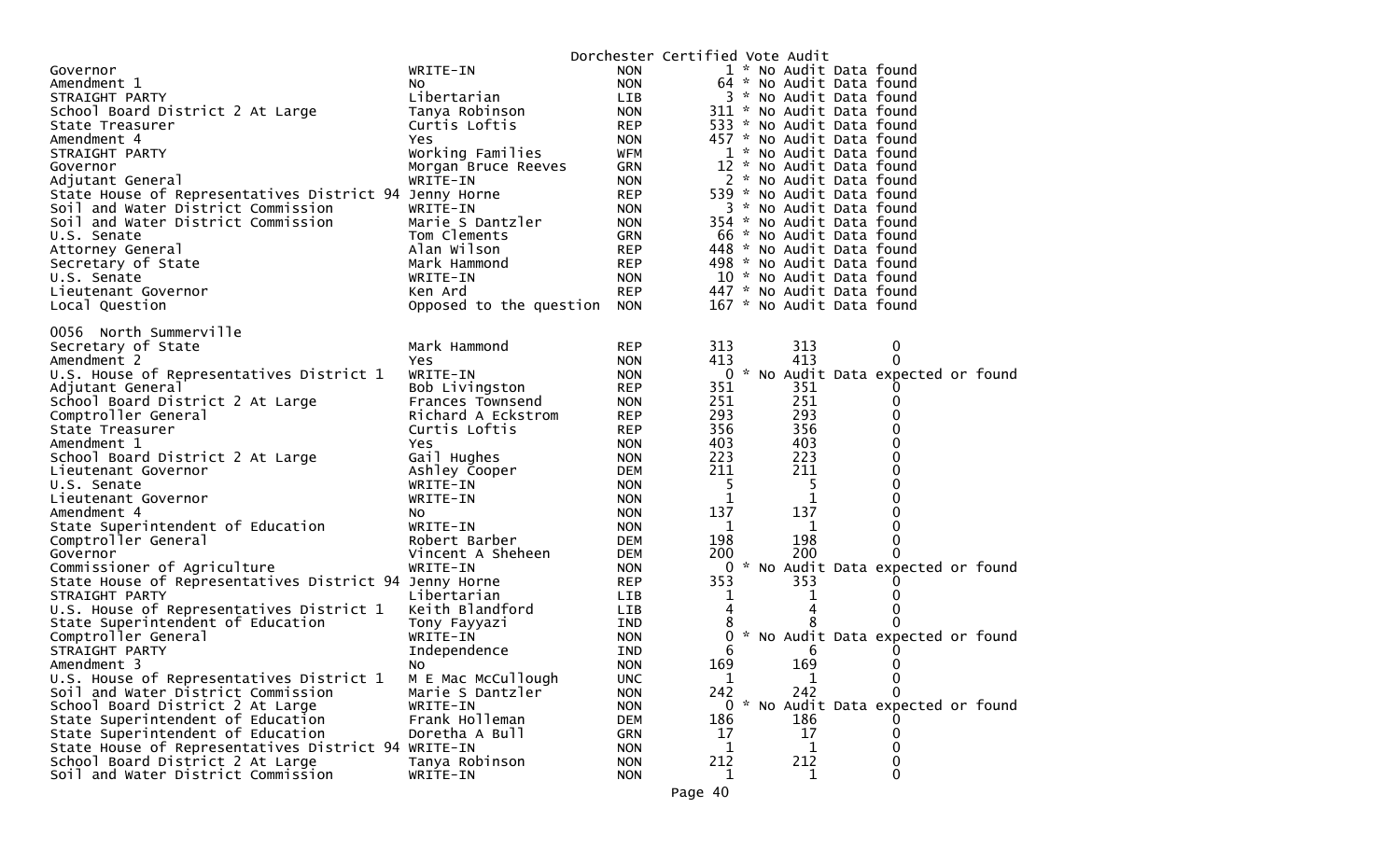Dorchester Certified Vote Audit

| | | | | | |
|---|---|---|---|---|---|
| Governor | WRITE-IN | NON | 1 * No Audit Data found | | |
| Amendment 1 | No | NON | 64 * No Audit Data found | | |
| STRAIGHT PARTY | Libertarian | LIB | 3 * No Audit Data found | | |
| School Board District 2 At Large | Tanya Robinson | NON | 311 * No Audit Data found | | |
| State Treasurer | Curtis Loftis | REP | 533 * No Audit Data found | | |
| Amendment 4 | Yes | NON | 457 * No Audit Data found | | |
| STRAIGHT PARTY | Working Families | WFM | 1 * No Audit Data found | | |
| Governor | Morgan Bruce Reeves | GRN | 12 * No Audit Data found | | |
| Adjutant General | WRITE-IN | NON | 2 * No Audit Data found | | |
| State House of Representatives District 94 | Jenny Horne | REP | 539 * No Audit Data found | | |
| Soil and Water District Commission | WRITE-IN | NON | 3 * No Audit Data found | | |
| Soil and Water District Commission | Marie S Dantzler | NON | 354 * No Audit Data found | | |
| U.S. Senate | Tom Clements | GRN | 66 * No Audit Data found | | |
| Attorney General | Alan Wilson | REP | 448 * No Audit Data found | | |
| Secretary of State | Mark Hammond | REP | 498 * No Audit Data found | | |
| U.S. Senate | WRITE-IN | NON | 10 * No Audit Data found | | |
| Lieutenant Governor | Ken Ard | REP | 447 * No Audit Data found | | |
| Local Question | Opposed to the question | NON | 167 * No Audit Data found | | |

0056 North Summerville

| | | | | | |
|---|---|---|---|---|---|
| Secretary of State | Mark Hammond | REP | 313 | 313 | 0 |
| Amendment 2 | Yes | NON | 413 | 413 | 0 |
| U.S. House of Representatives District 1 | WRITE-IN | NON | 0 * No Audit Data expected or found | | |
| Adjutant General | Bob Livingston | REP | 351 | 351 | 0 |
| School Board District 2 At Large | Frances Townsend | NON | 251 | 251 | 0 |
| Comptroller General | Richard A Eckstrom | REP | 293 | 293 | 0 |
| State Treasurer | Curtis Loftis | REP | 356 | 356 | 0 |
| Amendment 1 | Yes | NON | 403 | 403 | 0 |
| School Board District 2 At Large | Gail Hughes | NON | 223 | 223 | 0 |
| Lieutenant Governor | Ashley Cooper | DEM | 211 | 211 | 0 |
| U.S. Senate | WRITE-IN | NON | 5 | 5 | 0 |
| Lieutenant Governor | WRITE-IN | NON | 1 | 1 | 0 |
| Amendment 4 | No | NON | 137 | 137 | 0 |
| State Superintendent of Education | WRITE-IN | NON | 1 | 1 | 0 |
| Comptroller General | Robert Barber | DEM | 198 | 198 | 0 |
| Governor | Vincent A Sheheen | DEM | 200 | 200 | 0 |
| Commissioner of Agriculture | WRITE-IN | NON | 0 * No Audit Data expected or found | | |
| State House of Representatives District 94 | Jenny Horne | REP | 353 | 353 | 0 |
| STRAIGHT PARTY | Libertarian | LIB | 1 | 1 | 0 |
| U.S. House of Representatives District 1 | Keith Blandford | LIB | 4 | 4 | 0 |
| State Superintendent of Education | Tony Fayyazi | IND | 8 | 8 | 0 |
| Comptroller General | WRITE-IN | NON | 0 * No Audit Data expected or found | | |
| STRAIGHT PARTY | Independence | IND | 6 | 6 | 0 |
| Amendment 3 | No | NON | 169 | 169 | 0 |
| U.S. House of Representatives District 1 | M E Mac McCullough | UNC | 1 | 1 | 0 |
| Soil and Water District Commission | Marie S Dantzler | NON | 242 | 242 | 0 |
| School Board District 2 At Large | WRITE-IN | NON | 0 * No Audit Data expected or found | | |
| State Superintendent of Education | Frank Holleman | DEM | 186 | 186 | 0 |
| State Superintendent of Education | Doretha A Bull | GRN | 17 | 17 | 0 |
| State House of Representatives District 94 | WRITE-IN | NON | 1 | 1 | 0 |
| School Board District 2 At Large | Tanya Robinson | NON | 212 | 212 | 0 |
| Soil and Water District Commission | WRITE-IN | NON | 1 | 1 | 0 |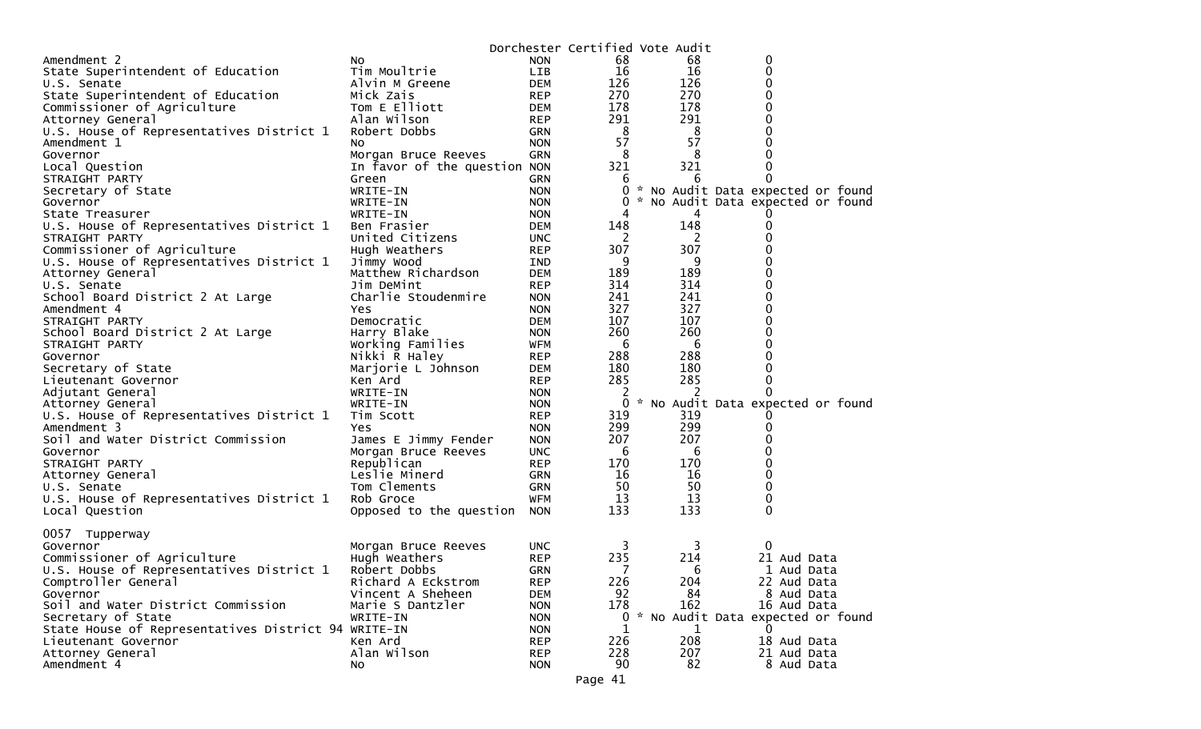Dorchester Certified Vote Audit

| Contest | Candidate | Party | Certified | Audit | Difference |
|---|---|---|---|---|---|
| Amendment 2 | No | NON | 68 | 68 | 0 |
| State Superintendent of Education | Tim Moultrie | LIB | 16 | 16 | 0 |
| U.S. Senate | Alvin M Greene | DEM | 126 | 126 | 0 |
| State Superintendent of Education | Mick Zais | REP | 270 | 270 | 0 |
| Commissioner of Agriculture | Tom E Elliott | DEM | 178 | 178 | 0 |
| Attorney General | Alan Wilson | REP | 291 | 291 | 0 |
| U.S. House of Representatives District 1 | Robert Dobbs | GRN | 8 | 8 | 0 |
| Amendment 1 | No | NON | 57 | 57 | 0 |
| Governor | Morgan Bruce Reeves | GRN | 8 | 8 | 0 |
| Local Question | In favor of the question | NON | 321 | 321 | 0 |
| STRAIGHT PARTY | Green | GRN | 6 | 6 | 0 |
| Secretary of State | WRITE-IN | NON | 0 | * No Audit Data expected or found | |
| Governor | WRITE-IN | NON | 0 | * No Audit Data expected or found | |
| State Treasurer | WRITE-IN | NON | 4 | 4 | 0 |
| U.S. House of Representatives District 1 | Ben Frasier | DEM | 148 | 148 | 0 |
| STRAIGHT PARTY | United Citizens | UNC | 2 | 2 | 0 |
| Commissioner of Agriculture | Hugh Weathers | REP | 307 | 307 | 0 |
| U.S. House of Representatives District 1 | Jimmy Wood | IND | 9 | 9 | 0 |
| Attorney General | Matthew Richardson | DEM | 189 | 189 | 0 |
| U.S. Senate | Jim DeMint | REP | 314 | 314 | 0 |
| School Board District 2 At Large | Charlie Stoudenmire | NON | 241 | 241 | 0 |
| Amendment 4 | Yes | NON | 327 | 327 | 0 |
| STRAIGHT PARTY | Democratic | DEM | 107 | 107 | 0 |
| School Board District 2 At Large | Harry Blake | NON | 260 | 260 | 0 |
| STRAIGHT PARTY | Working Families | WFM | 6 | 6 | 0 |
| Governor | Nikki R Haley | REP | 288 | 288 | 0 |
| Secretary of State | Marjorie L Johnson | DEM | 180 | 180 | 0 |
| Lieutenant Governor | Ken Ard | REP | 285 | 285 | 0 |
| Adjutant General | WRITE-IN | NON | 2 | 2 | 0 |
| Attorney General | WRITE-IN | NON | 0 | * No Audit Data expected or found | |
| U.S. House of Representatives District 1 | Tim Scott | REP | 319 | 319 | 0 |
| Amendment 3 | Yes | NON | 299 | 299 | 0 |
| Soil and Water District Commission | James E Jimmy Fender | NON | 207 | 207 | 0 |
| Governor | Morgan Bruce Reeves | UNC | 6 | 6 | 0 |
| STRAIGHT PARTY | Republican | REP | 170 | 170 | 0 |
| Attorney General | Leslie Minerd | GRN | 16 | 16 | 0 |
| U.S. Senate | Tom Clements | GRN | 50 | 50 | 0 |
| U.S. House of Representatives District 1 | Rob Groce | WFM | 13 | 13 | 0 |
| Local Question | Opposed to the question | NON | 133 | 133 | 0 |

0057 Tupperway

| Contest | Candidate | Party | Certified | Audit | Difference |
|---|---|---|---|---|---|
| Governor | Morgan Bruce Reeves | UNC | 3 | 3 | 0 |
| Commissioner of Agriculture | Hugh Weathers | REP | 235 | 214 | 21 Aud Data |
| U.S. House of Representatives District 1 | Robert Dobbs | GRN | 7 | 6 | 1 Aud Data |
| Comptroller General | Richard A Eckstrom | REP | 226 | 204 | 22 Aud Data |
| Governor | Vincent A Sheheen | DEM | 92 | 84 | 8 Aud Data |
| Soil and Water District Commission | Marie S Dantzler | NON | 178 | 162 | 16 Aud Data |
| Secretary of State | WRITE-IN | NON | 0 | * No Audit Data expected or found | |
| State House of Representatives District 94 | WRITE-IN | NON | 1 | 1 | 0 |
| Lieutenant Governor | Ken Ard | REP | 226 | 208 | 18 Aud Data |
| Attorney General | Alan Wilson | REP | 228 | 207 | 21 Aud Data |
| Amendment 4 | No | NON | 90 | 82 | 8 Aud Data |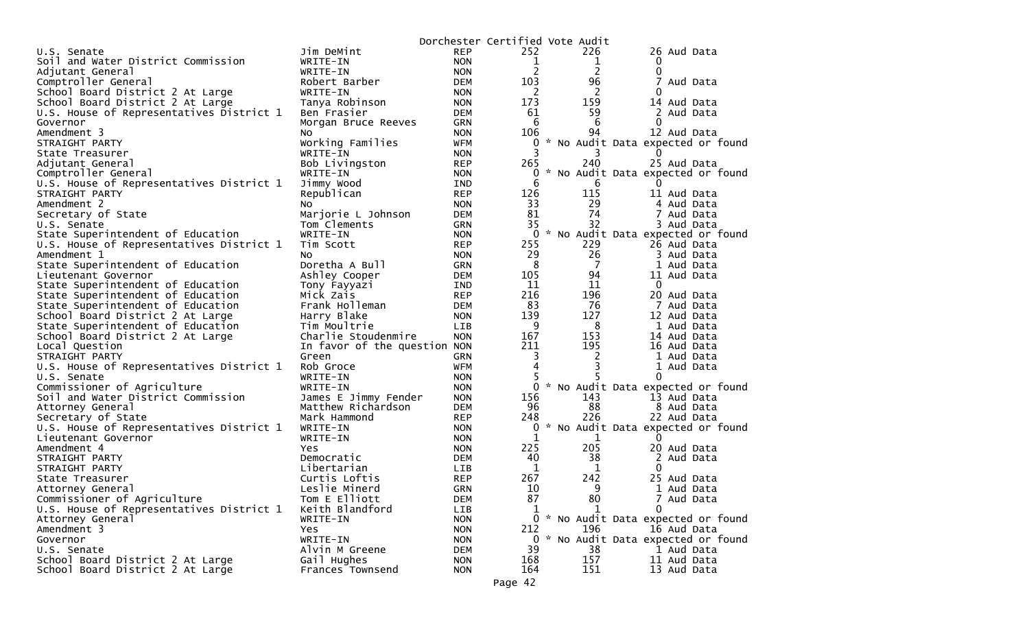Dorchester Certified Vote Audit

| Office | Candidate | Party | Total | Audit | Audit Data |
|---|---|---|---|---|---|
| U.S. Senate | Jim DeMint | REP | 252 | 226 | 26 Aud Data |
| Soil and Water District Commission | WRITE-IN | NON | 1 | 1 | 0 |
| Adjutant General | WRITE-IN | NON | 2 | 2 | 0 |
| Comptroller General | Robert Barber | DEM | 103 | 96 | 7 Aud Data |
| School Board District 2 At Large | WRITE-IN | NON | 2 | 2 | 0 |
| School Board District 2 At Large | Tanya Robinson | NON | 173 | 159 | 14 Aud Data |
| U.S. House of Representatives District 1 | Ben Frasier | DEM | 61 | 59 | 2 Aud Data |
| Governor | Morgan Bruce Reeves | GRN | 6 | 6 | 0 |
| Amendment 3 | No | NON | 106 | 94 | 12 Aud Data |
| STRAIGHT PARTY | Working Families | WFM | 0 | * No Audit Data expected or found | |
| State Treasurer | WRITE-IN | NON | 3 | 3 | 0 |
| Adjutant General | Bob Livingston | REP | 265 | 240 | 25 Aud Data |
| Comptroller General | WRITE-IN | NON | 0 | * No Audit Data expected or found | |
| U.S. House of Representatives District 1 | Jimmy Wood | IND | 6 | 6 | 0 |
| STRAIGHT PARTY | Republican | REP | 126 | 115 | 11 Aud Data |
| Amendment 2 | No | NON | 33 | 29 | 4 Aud Data |
| Secretary of State | Marjorie L Johnson | DEM | 81 | 74 | 7 Aud Data |
| U.S. Senate | Tom Clements | GRN | 35 | 32 | 3 Aud Data |
| State Superintendent of Education | WRITE-IN | NON | 0 | * No Audit Data expected or found | |
| U.S. House of Representatives District 1 | Tim Scott | REP | 255 | 229 | 26 Aud Data |
| Amendment 1 | No | NON | 29 | 26 | 3 Aud Data |
| State Superintendent of Education | Doretha A Bull | GRN | 8 | 7 | 1 Aud Data |
| Lieutenant Governor | Ashley Cooper | DEM | 105 | 94 | 11 Aud Data |
| State Superintendent of Education | Tony Fayyazi | IND | 11 | 11 | 0 |
| State Superintendent of Education | Mick Zais | REP | 216 | 196 | 20 Aud Data |
| State Superintendent of Education | Frank Holleman | DEM | 83 | 76 | 7 Aud Data |
| School Board District 2 At Large | Harry Blake | NON | 139 | 127 | 12 Aud Data |
| State Superintendent of Education | Tim Moultrie | LIB | 9 | 8 | 1 Aud Data |
| School Board District 2 At Large | Charlie Stoudenmire | NON | 167 | 153 | 14 Aud Data |
| Local Question | In favor of the question | NON | 211 | 195 | 16 Aud Data |
| STRAIGHT PARTY | Green | GRN | 3 | 2 | 1 Aud Data |
| U.S. House of Representatives District 1 | Rob Groce | WFM | 4 | 3 | 1 Aud Data |
| U.S. Senate | WRITE-IN | NON | 5 | 5 | 0 |
| Commissioner of Agriculture | WRITE-IN | NON | 0 | * No Audit Data expected or found | |
| Soil and Water District Commission | James E Jimmy Fender | NON | 156 | 143 | 13 Aud Data |
| Attorney General | Matthew Richardson | DEM | 96 | 88 | 8 Aud Data |
| Secretary of State | Mark Hammond | REP | 248 | 226 | 22 Aud Data |
| U.S. House of Representatives District 1 | WRITE-IN | NON | 0 | * No Audit Data expected or found | |
| Lieutenant Governor | WRITE-IN | NON | 1 | 1 | 0 |
| Amendment 4 | Yes | NON | 225 | 205 | 20 Aud Data |
| STRAIGHT PARTY | Democratic | DEM | 40 | 38 | 2 Aud Data |
| STRAIGHT PARTY | Libertarian | LIB | 1 | 1 | 0 |
| State Treasurer | Curtis Loftis | REP | 267 | 242 | 25 Aud Data |
| Attorney General | Leslie Minerd | GRN | 10 | 9 | 1 Aud Data |
| Commissioner of Agriculture | Tom E Elliott | DEM | 87 | 80 | 7 Aud Data |
| U.S. House of Representatives District 1 | Keith Blandford | LIB | 1 | 1 | 0 |
| Attorney General | WRITE-IN | NON | 0 | * No Audit Data expected or found | |
| Amendment 3 | Yes | NON | 212 | 196 | 16 Aud Data |
| Governor | WRITE-IN | NON | 0 | * No Audit Data expected or found | |
| U.S. Senate | Alvin M Greene | DEM | 39 | 38 | 1 Aud Data |
| School Board District 2 At Large | Gail Hughes | NON | 168 | 157 | 11 Aud Data |
| School Board District 2 At Large | Frances Townsend | NON | 164 | 151 | 13 Aud Data |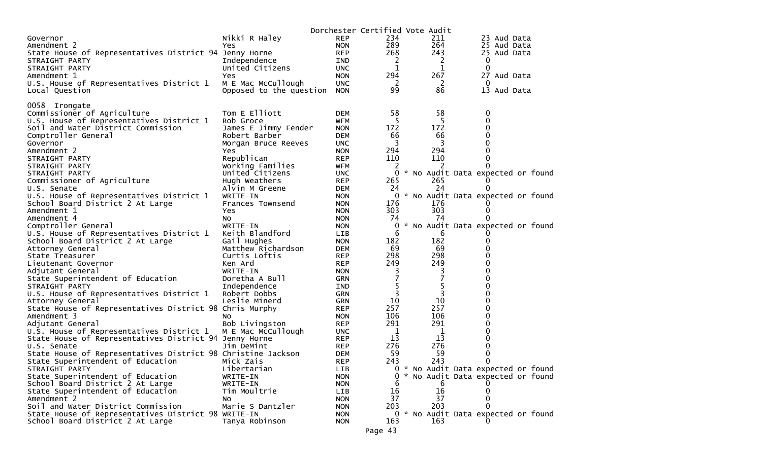Dorchester Certified Vote Audit

| Contest | Candidate | Party | Votes | Audit | Difference |
|---|---|---|---|---|---|
| Governor | Nikki R Haley | REP | 234 | 211 | 23 Aud Data |
| Amendment 2 | Yes | NON | 289 | 264 | 25 Aud Data |
| State House of Representatives District 94 | Jenny Horne | REP | 268 | 243 | 25 Aud Data |
| STRAIGHT PARTY | Independence | IND | 2 | 2 | 0 |
| STRAIGHT PARTY | United Citizens | UNC | 1 | 1 | 0 |
| Amendment 1 | Yes | NON | 294 | 267 | 27 Aud Data |
| U.S. House of Representatives District 1 | M E Mac McCullough | UNC | 2 | 2 | 0 |
| Local Question | Opposed to the question | NON | 99 | 86 | 13 Aud Data |

0058 Irongate

| Contest | Candidate | Party | Votes | Audit | Difference |
|---|---|---|---|---|---|
| Commissioner of Agriculture | Tom E Elliott | DEM | 58 | 58 | 0 |
| U.S. House of Representatives District 1 | Rob Groce | WFM | 5 | 5 | 0 |
| Soil and Water District Commission | James E Jimmy Fender | NON | 172 | 172 | 0 |
| Comptroller General | Robert Barber | DEM | 66 | 66 | 0 |
| Governor | Morgan Bruce Reeves | UNC | 3 | 3 | 0 |
| Amendment 2 | Yes | NON | 294 | 294 | 0 |
| STRAIGHT PARTY | Republican | REP | 110 | 110 | 0 |
| STRAIGHT PARTY | Working Families | WFM | 2 | 2 | 0 |
| STRAIGHT PARTY | United Citizens | UNC | 0 | * No Audit Data expected or found | |
| Commissioner of Agriculture | Hugh Weathers | REP | 265 | 265 | 0 |
| U.S. Senate | Alvin M Greene | DEM | 24 | 24 | 0 |
| U.S. House of Representatives District 1 | WRITE-IN | NON | 0 | * No Audit Data expected or found | |
| School Board District 2 At Large | Frances Townsend | NON | 176 | 176 | 0 |
| Amendment 1 | Yes | NON | 303 | 303 | 0 |
| Amendment 4 | No | NON | 74 | 74 | 0 |
| Comptroller General | WRITE-IN | NON | 0 | * No Audit Data expected or found | |
| U.S. House of Representatives District 1 | Keith Blandford | LIB | 6 | 6 | 0 |
| School Board District 2 At Large | Gail Hughes | NON | 182 | 182 | 0 |
| Attorney General | Matthew Richardson | DEM | 69 | 69 | 0 |
| State Treasurer | Curtis Loftis | REP | 298 | 298 | 0 |
| Lieutenant Governor | Ken Ard | REP | 249 | 249 | 0 |
| Adjutant General | WRITE-IN | NON | 3 | 3 | 0 |
| State Superintendent of Education | Doretha A Bull | GRN | 7 | 7 | 0 |
| STRAIGHT PARTY | Independence | IND | 5 | 5 | 0 |
| U.S. House of Representatives District 1 | Robert Dobbs | GRN | 3 | 3 | 0 |
| Attorney General | Leslie Minerd | GRN | 10 | 10 | 0 |
| State House of Representatives District 98 | Chris Murphy | REP | 257 | 257 | 0 |
| Amendment 3 | No | NON | 106 | 106 | 0 |
| Adjutant General | Bob Livingston | REP | 291 | 291 | 0 |
| U.S. House of Representatives District 1 | M E Mac McCullough | UNC | 1 | 1 | 0 |
| State House of Representatives District 94 | Jenny Horne | REP | 13 | 13 | 0 |
| U.S. Senate | Jim DeMint | REP | 276 | 276 | 0 |
| State House of Representatives District 98 | Christine Jackson | DEM | 59 | 59 | 0 |
| State Superintendent of Education | Mick Zais | REP | 243 | 243 | 0 |
| STRAIGHT PARTY | Libertarian | LIB | 0 | * No Audit Data expected or found | |
| State Superintendent of Education | WRITE-IN | NON | 0 | * No Audit Data expected or found | |
| School Board District 2 At Large | WRITE-IN | NON | 6 | 6 | 0 |
| State Superintendent of Education | Tim Moultrie | LIB | 16 | 16 | 0 |
| Amendment 2 | No | NON | 37 | 37 | 0 |
| Soil and Water District Commission | Marie S Dantzler | NON | 203 | 203 | 0 |
| State House of Representatives District 98 | WRITE-IN | NON | 0 | * No Audit Data expected or found | |
| School Board District 2 At Large | Tanya Robinson | NON | 163 | 163 | 0 |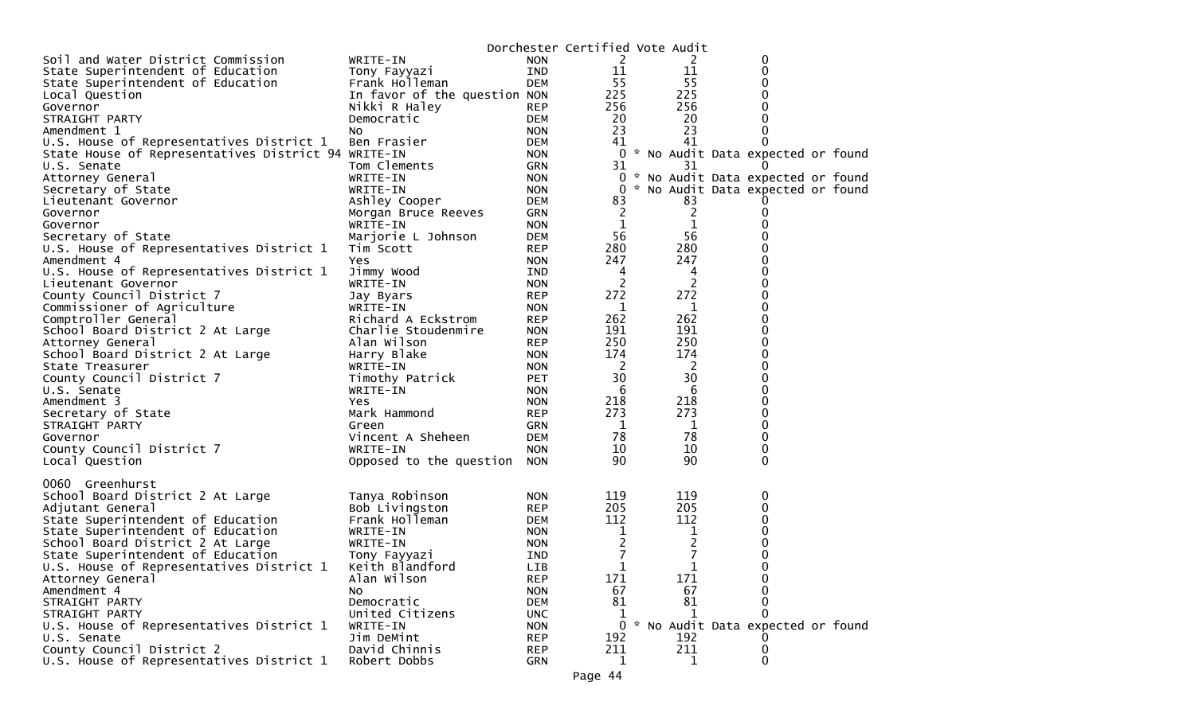Dorchester Certified Vote Audit

| | | | | | |
|---|---|---|---|---|---|
| Soil and Water District Commission | WRITE-IN | NON | 2 | 2 | 0 |
| State Superintendent of Education | Tony Fayyazi | IND | 11 | 11 | 0 |
| State Superintendent of Education | Frank Holleman | DEM | 55 | 55 | 0 |
| Local Question | In favor of the question | NON | 225 | 225 | 0 |
| Governor | Nikki R Haley | REP | 256 | 256 | 0 |
| STRAIGHT PARTY | Democratic | DEM | 20 | 20 | 0 |
| Amendment 1 | No | NON | 23 | 23 | 0 |
| U.S. House of Representatives District 1 | Ben Frasier | DEM | 41 | 41 | 0 |
| State House of Representatives District 94 | WRITE-IN | NON | 0 | * No Audit Data expected or found | |
| U.S. Senate | Tom Clements | GRN | 31 | 31 | 0 |
| Attorney General | WRITE-IN | NON | 0 | * No Audit Data expected or found | |
| Secretary of State | WRITE-IN | NON | 0 | * No Audit Data expected or found | |
| Lieutenant Governor | Ashley Cooper | DEM | 83 | 83 | 0 |
| Governor | Morgan Bruce Reeves | GRN | 2 | 2 | 0 |
| Governor | WRITE-IN | NON | 1 | 1 | 0 |
| Secretary of State | Marjorie L Johnson | DEM | 56 | 56 | 0 |
| U.S. House of Representatives District 1 | Tim Scott | REP | 280 | 280 | 0 |
| Amendment 4 | Yes | NON | 247 | 247 | 0 |
| U.S. House of Representatives District 1 | Jimmy Wood | IND | 4 | 4 | 0 |
| Lieutenant Governor | WRITE-IN | NON | 2 | 2 | 0 |
| County Council District 7 | Jay Byars | REP | 272 | 272 | 0 |
| Commissioner of Agriculture | WRITE-IN | NON | 1 | 1 | 0 |
| Comptroller General | Richard A Eckstrom | REP | 262 | 262 | 0 |
| School Board District 2 At Large | Charlie Stoudenmire | NON | 191 | 191 | 0 |
| Attorney General | Alan Wilson | REP | 250 | 250 | 0 |
| School Board District 2 At Large | Harry Blake | NON | 174 | 174 | 0 |
| State Treasurer | WRITE-IN | NON | 2 | 2 | 0 |
| County Council District 7 | Timothy Patrick | PET | 30 | 30 | 0 |
| U.S. Senate | WRITE-IN | NON | 6 | 6 | 0 |
| Amendment 3 | Yes | NON | 218 | 218 | 0 |
| Secretary of State | Mark Hammond | REP | 273 | 273 | 0 |
| STRAIGHT PARTY | Green | GRN | 1 | 1 | 0 |
| Governor | Vincent A Sheheen | DEM | 78 | 78 | 0 |
| County Council District 7 | WRITE-IN | NON | 10 | 10 | 0 |
| Local Question | Opposed to the question | NON | 90 | 90 | 0 |

0060 Greenhurst

| | | | | | |
|---|---|---|---|---|---|
| School Board District 2 At Large | Tanya Robinson | NON | 119 | 119 | 0 |
| Adjutant General | Bob Livingston | REP | 205 | 205 | 0 |
| State Superintendent of Education | Frank Holleman | DEM | 112 | 112 | 0 |
| State Superintendent of Education | WRITE-IN | NON | 1 | 1 | 0 |
| School Board District 2 At Large | WRITE-IN | NON | 2 | 2 | 0 |
| State Superintendent of Education | Tony Fayyazi | IND | 7 | 7 | 0 |
| U.S. House of Representatives District 1 | Keith Blandford | LIB | 1 | 1 | 0 |
| Attorney General | Alan Wilson | REP | 171 | 171 | 0 |
| Amendment 4 | No | NON | 67 | 67 | 0 |
| STRAIGHT PARTY | Democratic | DEM | 81 | 81 | 0 |
| STRAIGHT PARTY | United Citizens | UNC | 1 | 1 | 0 |
| U.S. House of Representatives District 1 | WRITE-IN | NON | 0 | * No Audit Data expected or found | |
| U.S. Senate | Jim DeMint | REP | 192 | 192 | 0 |
| County Council District 2 | David Chinnis | REP | 211 | 211 | 0 |
| U.S. House of Representatives District 1 | Robert Dobbs | GRN | 1 | 1 | 0 |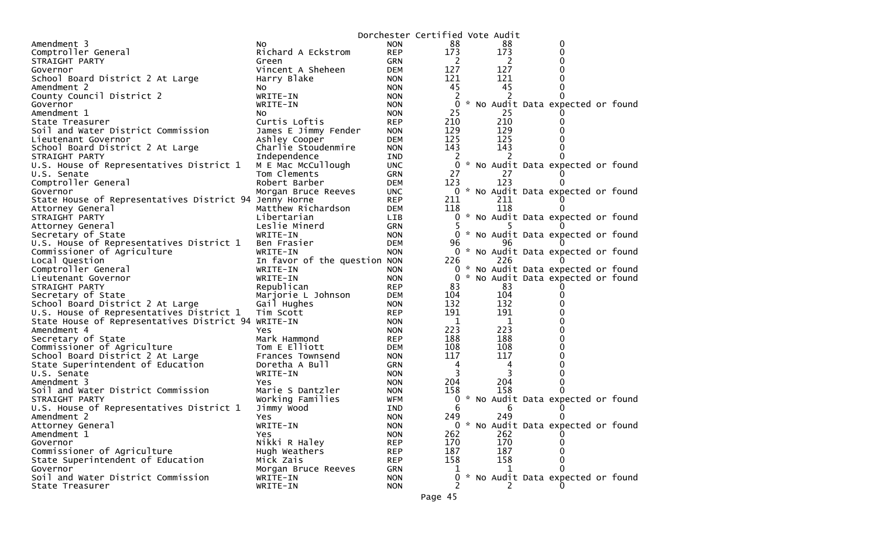# Dorchester Certified Vote Audit

| Contest | Candidate | Party | Count | Audit | Difference |
|---|---|---|---|---|---|
| Amendment 3 | No | NON | 88 | 88 | 0 |
| Comptroller General | Richard A Eckstrom | REP | 173 | 173 | 0 |
| STRAIGHT PARTY | Green | GRN | 2 | 2 | 0 |
| Governor | Vincent A Sheheen | DEM | 127 | 127 | 0 |
| School Board District 2 At Large | Harry Blake | NON | 121 | 121 | 0 |
| Amendment 2 | No | NON | 45 | 45 | 0 |
| County Council District 2 | WRITE-IN | NON | 2 | 2 | 0 |
| Governor | WRITE-IN | NON | 0 | * No Audit Data expected or found | |
| Amendment 1 | No | NON | 25 | 25 | 0 |
| State Treasurer | Curtis Loftis | REP | 210 | 210 | 0 |
| Soil and Water District Commission | James E Jimmy Fender | NON | 129 | 129 | 0 |
| Lieutenant Governor | Ashley Cooper | DEM | 125 | 125 | 0 |
| School Board District 2 At Large | Charlie Stoudenmire | NON | 143 | 143 | 0 |
| STRAIGHT PARTY | Independence | IND | 2 | 2 | 0 |
| U.S. House of Representatives District 1 | M E Mac McCullough | UNC | 0 | * No Audit Data expected or found | |
| U.S. Senate | Tom Clements | GRN | 27 | 27 | 0 |
| Comptroller General | Robert Barber | DEM | 123 | 123 | 0 |
| Governor | Morgan Bruce Reeves | UNC | 0 | * No Audit Data expected or found | |
| State House of Representatives District 94 | Jenny Horne | REP | 211 | 211 | 0 |
| Attorney General | Matthew Richardson | DEM | 118 | 118 | 0 |
| STRAIGHT PARTY | Libertarian | LIB | 0 | * No Audit Data expected or found | |
| Attorney General | Leslie Minerd | GRN | 5 | 5 | 0 |
| Secretary of State | WRITE-IN | NON | 0 | * No Audit Data expected or found | |
| U.S. House of Representatives District 1 | Ben Frasier | DEM | 96 | 96 | 0 |
| Commissioner of Agriculture | WRITE-IN | NON | 0 | * No Audit Data expected or found | |
| Local Question | In favor of the question | NON | 226 | 226 | 0 |
| Comptroller General | WRITE-IN | NON | 0 | * No Audit Data expected or found | |
| Lieutenant Governor | WRITE-IN | NON | 0 | * No Audit Data expected or found | |
| STRAIGHT PARTY | Republican | REP | 83 | 83 | 0 |
| Secretary of State | Marjorie L Johnson | DEM | 104 | 104 | 0 |
| School Board District 2 At Large | Gail Hughes | NON | 132 | 132 | 0 |
| U.S. House of Representatives District 1 | Tim Scott | REP | 191 | 191 | 0 |
| State House of Representatives District 94 | WRITE-IN | NON | 1 | 1 | 0 |
| Amendment 4 | Yes | NON | 223 | 223 | 0 |
| Secretary of State | Mark Hammond | REP | 188 | 188 | 0 |
| Commissioner of Agriculture | Tom E Elliott | DEM | 108 | 108 | 0 |
| School Board District 2 At Large | Frances Townsend | NON | 117 | 117 | 0 |
| State Superintendent of Education | Doretha A Bull | GRN | 4 | 4 | 0 |
| U.S. Senate | WRITE-IN | NON | 3 | 3 | 0 |
| Amendment 3 | Yes | NON | 204 | 204 | 0 |
| Soil and Water District Commission | Marie S Dantzler | NON | 158 | 158 | 0 |
| STRAIGHT PARTY | Working Families | WFM | 0 | * No Audit Data expected or found | |
| U.S. House of Representatives District 1 | Jimmy Wood | IND | 6 | 6 | 0 |
| Amendment 2 | Yes | NON | 249 | 249 | 0 |
| Attorney General | WRITE-IN | NON | 0 | * No Audit Data expected or found | |
| Amendment 1 | Yes | NON | 262 | 262 | 0 |
| Governor | Nikki R Haley | REP | 170 | 170 | 0 |
| Commissioner of Agriculture | Hugh Weathers | REP | 187 | 187 | 0 |
| State Superintendent of Education | Mick Zais | REP | 158 | 158 | 0 |
| Governor | Morgan Bruce Reeves | GRN | 1 | 1 | 0 |
| Soil and Water District Commission | WRITE-IN | NON | 0 | * No Audit Data expected or found | |
| State Treasurer | WRITE-IN | NON | 2 | 2 | 0 |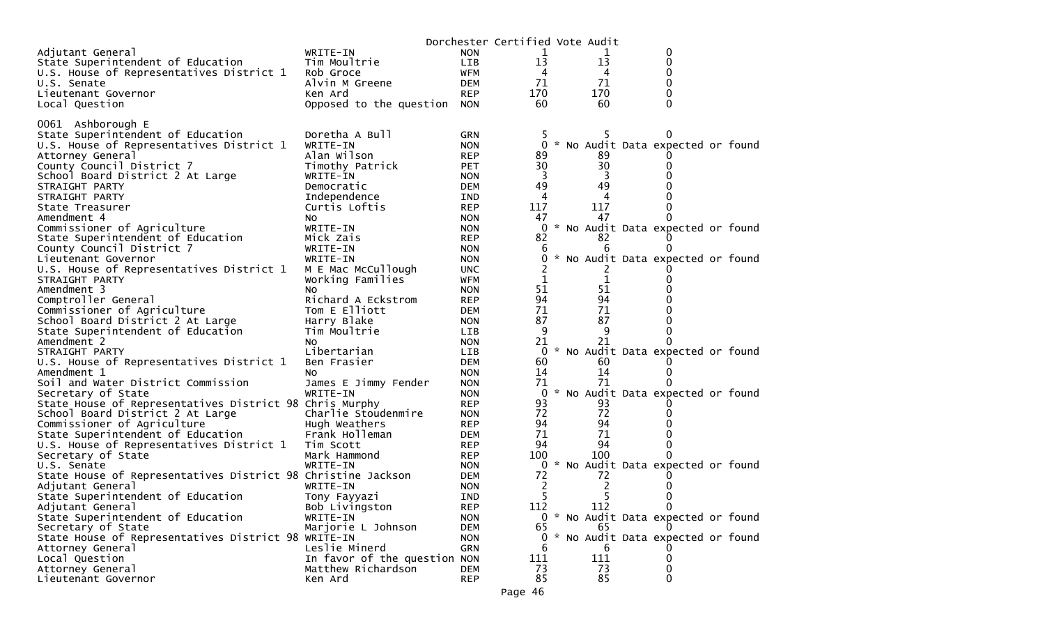Dorchester Certified Vote Audit

| | | | | | |
|---|---|---|---|---|---|
| Adjutant General | WRITE-IN | NON | 1 | 1 | 0 |
| State Superintendent of Education | Tim Moultrie | LIB | 13 | 13 | 0 |
| U.S. House of Representatives District 1 | Rob Groce | WFM | 4 | 4 | 0 |
| U.S. Senate | Alvin M Greene | DEM | 71 | 71 | 0 |
| Lieutenant Governor | Ken Ard | REP | 170 | 170 | 0 |
| Local Question | Opposed to the question | NON | 60 | 60 | 0 |

0061 Ashborough E

| | | | | | |
|---|---|---|---|---|---|
| State Superintendent of Education | Doretha A Bull | GRN | 5 | 5 | 0 |
| U.S. House of Representatives District 1 | WRITE-IN | NON | 0 | * No Audit Data expected or found | |
| Attorney General | Alan Wilson | REP | 89 | 89 | 0 |
| County Council District 7 | Timothy Patrick | PET | 30 | 30 | 0 |
| School Board District 2 At Large | WRITE-IN | NON | 3 | 3 | 0 |
| STRAIGHT PARTY | Democratic | DEM | 49 | 49 | 0 |
| STRAIGHT PARTY | Independence | IND | 4 | 4 | 0 |
| State Treasurer | Curtis Loftis | REP | 117 | 117 | 0 |
| Amendment 4 | No | NON | 47 | 47 | 0 |
| Commissioner of Agriculture | WRITE-IN | NON | 0 | * No Audit Data expected or found | |
| State Superintendent of Education | Mick Zais | REP | 82 | 82 | 0 |
| County Council District 7 | WRITE-IN | NON | 6 | 6 | 0 |
| Lieutenant Governor | WRITE-IN | NON | 0 | * No Audit Data expected or found | |
| U.S. House of Representatives District 1 | M E Mac McCullough | UNC | 2 | 2 | 0 |
| STRAIGHT PARTY | Working Families | WFM | 1 | 1 | 0 |
| Amendment 3 | No | NON | 51 | 51 | 0 |
| Comptroller General | Richard A Eckstrom | REP | 94 | 94 | 0 |
| Commissioner of Agriculture | Tom E Elliott | DEM | 71 | 71 | 0 |
| School Board District 2 At Large | Harry Blake | NON | 87 | 87 | 0 |
| State Superintendent of Education | Tim Moultrie | LIB | 9 | 9 | 0 |
| Amendment 2 | No | NON | 21 | 21 | 0 |
| STRAIGHT PARTY | Libertarian | LIB | 0 | * No Audit Data expected or found | |
| U.S. House of Representatives District 1 | Ben Frasier | DEM | 60 | 60 | 0 |
| Amendment 1 | No | NON | 14 | 14 | 0 |
| Soil and Water District Commission | James E Jimmy Fender | NON | 71 | 71 | 0 |
| Secretary of State | WRITE-IN | NON | 0 | * No Audit Data expected or found | |
| State House of Representatives District 98 | Chris Murphy | REP | 93 | 93 | 0 |
| School Board District 2 At Large | Charlie Stoudenmire | NON | 72 | 72 | 0 |
| Commissioner of Agriculture | Hugh Weathers | REP | 94 | 94 | 0 |
| State Superintendent of Education | Frank Holleman | DEM | 71 | 71 | 0 |
| U.S. House of Representatives District 1 | Tim Scott | REP | 94 | 94 | 0 |
| Secretary of State | Mark Hammond | REP | 100 | 100 | 0 |
| U.S. Senate | WRITE-IN | NON | 0 | * No Audit Data expected or found | |
| State House of Representatives District 98 | Christine Jackson | DEM | 72 | 72 | 0 |
| Adjutant General | WRITE-IN | NON | 2 | 2 | 0 |
| State Superintendent of Education | Tony Fayyazi | IND | 5 | 5 | 0 |
| Adjutant General | Bob Livingston | REP | 112 | 112 | 0 |
| State Superintendent of Education | WRITE-IN | NON | 0 | * No Audit Data expected or found | |
| Secretary of State | Marjorie L Johnson | DEM | 65 | 65 | 0 |
| State House of Representatives District 98 | WRITE-IN | NON | 0 | * No Audit Data expected or found | |
| Attorney General | Leslie Minerd | GRN | 6 | 6 | 0 |
| Local Question | In favor of the question | NON | 111 | 111 | 0 |
| Attorney General | Matthew Richardson | DEM | 73 | 73 | 0 |
| Lieutenant Governor | Ken Ard | REP | 85 | 85 | 0 |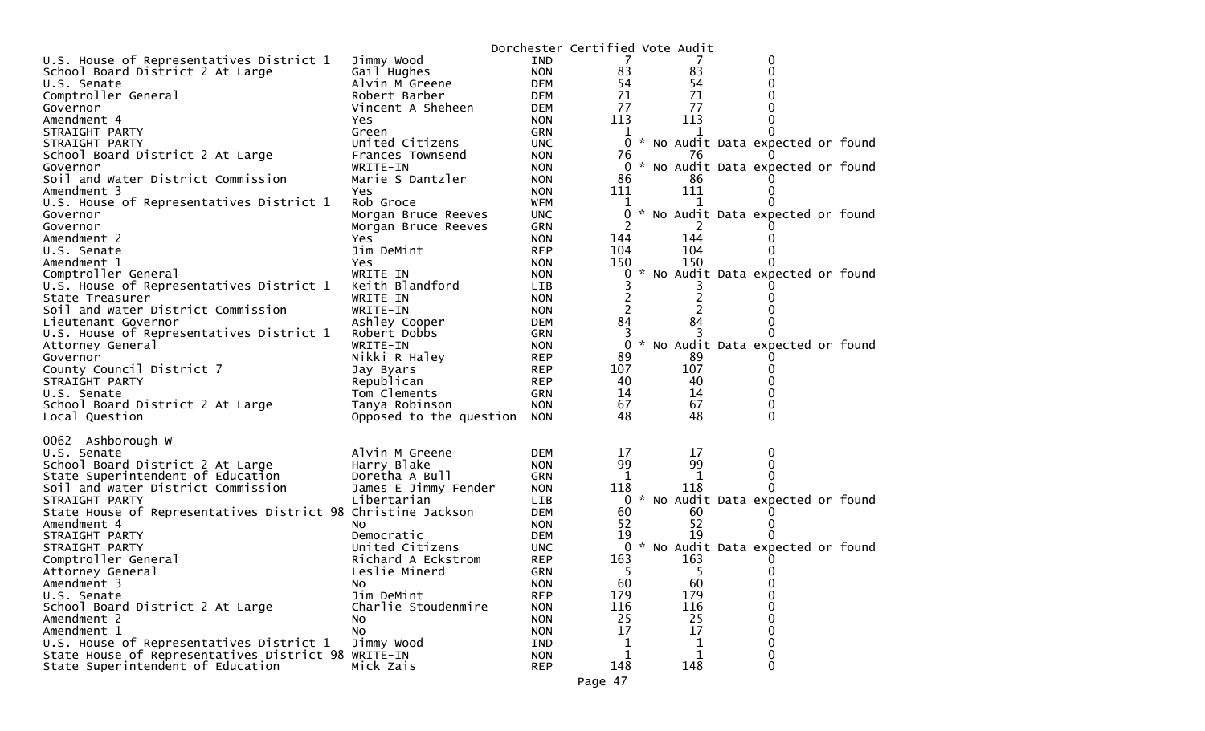Dorchester Certified Vote Audit

| | | | | | |
|---|---|---|---|---|---|
| U.S. House of Representatives District 1 | Jimmy Wood | IND | 7 | 7 | 0 |
| School Board District 2 At Large | Gail Hughes | NON | 83 | 83 | 0 |
| U.S. Senate | Alvin M Greene | DEM | 54 | 54 | 0 |
| Comptroller General | Robert Barber | DEM | 71 | 71 | 0 |
| Governor | Vincent A Sheheen | DEM | 77 | 77 | 0 |
| Amendment 4 | Yes | NON | 113 | 113 | 0 |
| STRAIGHT PARTY | Green | GRN | 1 | 1 | 0 |
| STRAIGHT PARTY | United Citizens | UNC | 0 | * No Audit Data expected or found | |
| School Board District 2 At Large | Frances Townsend | NON | 76 | 76 | 0 |
| Governor | WRITE-IN | NON | 0 | * No Audit Data expected or found | |
| Soil and Water District Commission | Marie S Dantzler | NON | 86 | 86 | 0 |
| Amendment 3 | Yes | NON | 111 | 111 | 0 |
| U.S. House of Representatives District 1 | Rob Groce | WFM | 1 | 1 | 0 |
| Governor | Morgan Bruce Reeves | UNC | 0 | * No Audit Data expected or found | |
| Governor | Morgan Bruce Reeves | GRN | 2 | 2 | 0 |
| Amendment 2 | Yes | NON | 144 | 144 | 0 |
| U.S. Senate | Jim DeMint | REP | 104 | 104 | 0 |
| Amendment 1 | Yes | NON | 150 | 150 | 0 |
| Comptroller General | WRITE-IN | NON | 0 | * No Audit Data expected or found | |
| U.S. House of Representatives District 1 | Keith Blandford | LIB | 3 | 3 | 0 |
| State Treasurer | WRITE-IN | NON | 2 | 2 | 0 |
| Soil and Water District Commission | WRITE-IN | NON | 2 | 2 | 0 |
| Lieutenant Governor | Ashley Cooper | DEM | 84 | 84 | 0 |
| U.S. House of Representatives District 1 | Robert Dobbs | GRN | 3 | 3 | 0 |
| Attorney General | WRITE-IN | NON | 0 | * No Audit Data expected or found | |
| Governor | Nikki R Haley | REP | 89 | 89 | 0 |
| County Council District 7 | Jay Byars | REP | 107 | 107 | 0 |
| STRAIGHT PARTY | Republican | REP | 40 | 40 | 0 |
| U.S. Senate | Tom Clements | GRN | 14 | 14 | 0 |
| School Board District 2 At Large | Tanya Robinson | NON | 67 | 67 | 0 |
| Local Question | Opposed to the question | NON | 48 | 48 | 0 |

0062 Ashborough W

| | | | | | |
|---|---|---|---|---|---|
| U.S. Senate | Alvin M Greene | DEM | 17 | 17 | 0 |
| School Board District 2 At Large | Harry Blake | NON | 99 | 99 | 0 |
| State Superintendent of Education | Doretha A Bull | GRN | 1 | 1 | 0 |
| Soil and Water District Commission | James E Jimmy Fender | NON | 118 | 118 | 0 |
| STRAIGHT PARTY | Libertarian | LIB | 0 | * No Audit Data expected or found | |
| State House of Representatives District 98 | Christine Jackson | DEM | 60 | 60 | 0 |
| Amendment 4 | No | NON | 52 | 52 | 0 |
| STRAIGHT PARTY | Democratic | DEM | 19 | 19 | 0 |
| STRAIGHT PARTY | United Citizens | UNC | 0 | * No Audit Data expected or found | |
| Comptroller General | Richard A Eckstrom | REP | 163 | 163 | 0 |
| Attorney General | Leslie Minerd | GRN | 5 | 5 | 0 |
| Amendment 3 | No | NON | 60 | 60 | 0 |
| U.S. Senate | Jim DeMint | REP | 179 | 179 | 0 |
| School Board District 2 At Large | Charlie Stoudenmire | NON | 116 | 116 | 0 |
| Amendment 2 | No | NON | 25 | 25 | 0 |
| Amendment 1 | No | NON | 17 | 17 | 0 |
| U.S. House of Representatives District 1 | Jimmy Wood | IND | 1 | 1 | 0 |
| State House of Representatives District 98 | WRITE-IN | NON | 1 | 1 | 0 |
| State Superintendent of Education | Mick Zais | REP | 148 | 148 | 0 |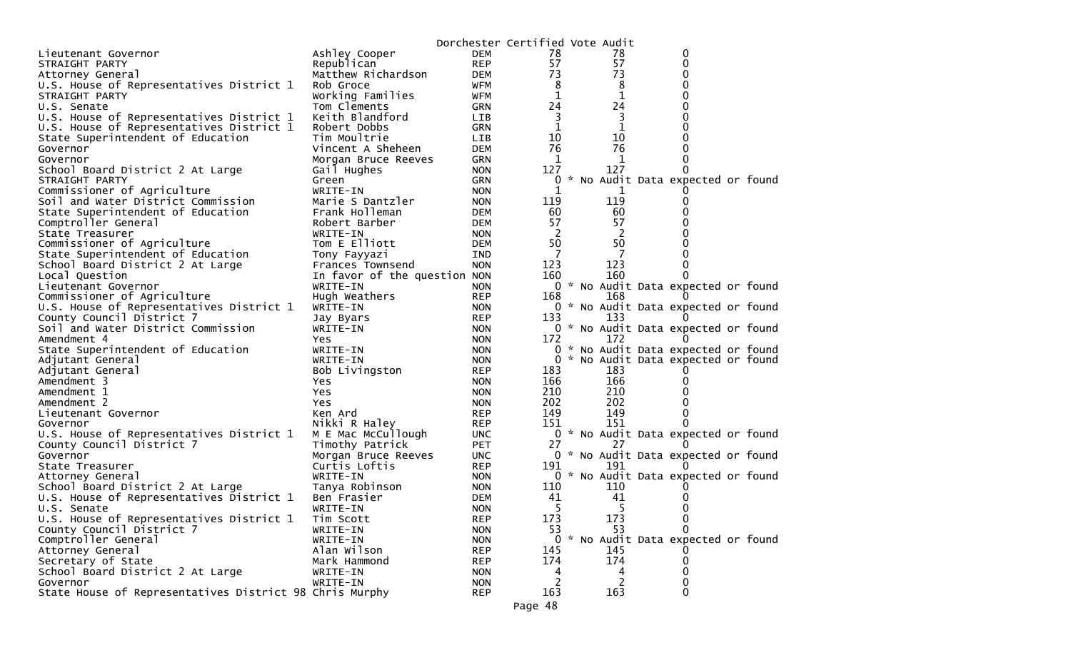Dorchester Certified Vote Audit

| Contest | Candidate | Party | | | |
|---|---|---|---|---|---|
| Lieutenant Governor | Ashley Cooper | DEM | 78 | 78 | 0 |
| STRAIGHT PARTY | Republican | REP | 57 | 57 | 0 |
| Attorney General | Matthew Richardson | DEM | 73 | 73 | 0 |
| U.S. House of Representatives District 1 | Rob Groce | WFM | 8 | 8 | 0 |
| STRAIGHT PARTY | Working Families | WFM | 1 | 1 | 0 |
| U.S. Senate | Tom Clements | GRN | 24 | 24 | 0 |
| U.S. House of Representatives District 1 | Keith Blandford | LIB | 3 | 3 | 0 |
| U.S. House of Representatives District 1 | Robert Dobbs | GRN | 1 | 1 | 0 |
| State Superintendent of Education | Tim Moultrie | LIB | 10 | 10 | 0 |
| Governor | Vincent A Sheheen | DEM | 76 | 76 | 0 |
| Governor | Morgan Bruce Reeves | GRN | 1 | 1 | 0 |
| School Board District 2 At Large | Gail Hughes | NON | 127 | 127 | 0 |
| STRAIGHT PARTY | Green | GRN | 0 | * No Audit Data expected or found | |
| Commissioner of Agriculture | WRITE-IN | NON | 1 | 1 | 0 |
| Soil and Water District Commission | Marie S Dantzler | NON | 119 | 119 | 0 |
| State Superintendent of Education | Frank Holleman | DEM | 60 | 60 | 0 |
| Comptroller General | Robert Barber | DEM | 57 | 57 | 0 |
| State Treasurer | WRITE-IN | NON | 2 | 2 | 0 |
| Commissioner of Agriculture | Tom E Elliott | DEM | 50 | 50 | 0 |
| State Superintendent of Education | Tony Fayyazi | IND | 7 | 7 | 0 |
| School Board District 2 At Large | Frances Townsend | NON | 123 | 123 | 0 |
| Local Question | In favor of the question | NON | 160 | 160 | 0 |
| Lieutenant Governor | WRITE-IN | NON | 0 | * No Audit Data expected or found | |
| Commissioner of Agriculture | Hugh Weathers | REP | 168 | 168 | 0 |
| U.S. House of Representatives District 1 | WRITE-IN | NON | 0 | * No Audit Data expected or found | |
| County Council District 7 | Jay Byars | REP | 133 | 133 | 0 |
| Soil and Water District Commission | WRITE-IN | NON | 0 | * No Audit Data expected or found | |
| Amendment 4 | Yes | NON | 172 | 172 | 0 |
| State Superintendent of Education | WRITE-IN | NON | 0 | * No Audit Data expected or found | |
| Adjutant General | WRITE-IN | NON | 0 | * No Audit Data expected or found | |
| Adjutant General | Bob Livingston | REP | 183 | 183 | 0 |
| Amendment 3 | Yes | NON | 166 | 166 | 0 |
| Amendment 1 | Yes | NON | 210 | 210 | 0 |
| Amendment 2 | Yes | NON | 202 | 202 | 0 |
| Lieutenant Governor | Ken Ard | REP | 149 | 149 | 0 |
| Governor | Nikki R Haley | REP | 151 | 151 | 0 |
| U.S. House of Representatives District 1 | M E Mac McCullough | UNC | 0 | * No Audit Data expected or found | |
| County Council District 7 | Timothy Patrick | PET | 27 | 27 | 0 |
| Governor | Morgan Bruce Reeves | UNC | 0 | * No Audit Data expected or found | |
| State Treasurer | Curtis Loftis | REP | 191 | 191 | 0 |
| Attorney General | WRITE-IN | NON | 0 | * No Audit Data expected or found | |
| School Board District 2 At Large | Tanya Robinson | NON | 110 | 110 | 0 |
| U.S. House of Representatives District 1 | Ben Frasier | DEM | 41 | 41 | 0 |
| U.S. Senate | WRITE-IN | NON | 5 | 5 | 0 |
| U.S. House of Representatives District 1 | Tim Scott | REP | 173 | 173 | 0 |
| County Council District 7 | WRITE-IN | NON | 53 | 53 | 0 |
| Comptroller General | WRITE-IN | NON | 0 | * No Audit Data expected or found | |
| Attorney General | Alan Wilson | REP | 145 | 145 | 0 |
| Secretary of State | Mark Hammond | REP | 174 | 174 | 0 |
| School Board District 2 At Large | WRITE-IN | NON | 4 | 4 | 0 |
| Governor | WRITE-IN | NON | 2 | 2 | 0 |
| State House of Representatives District 98 | Chris Murphy | REP | 163 | 163 | 0 |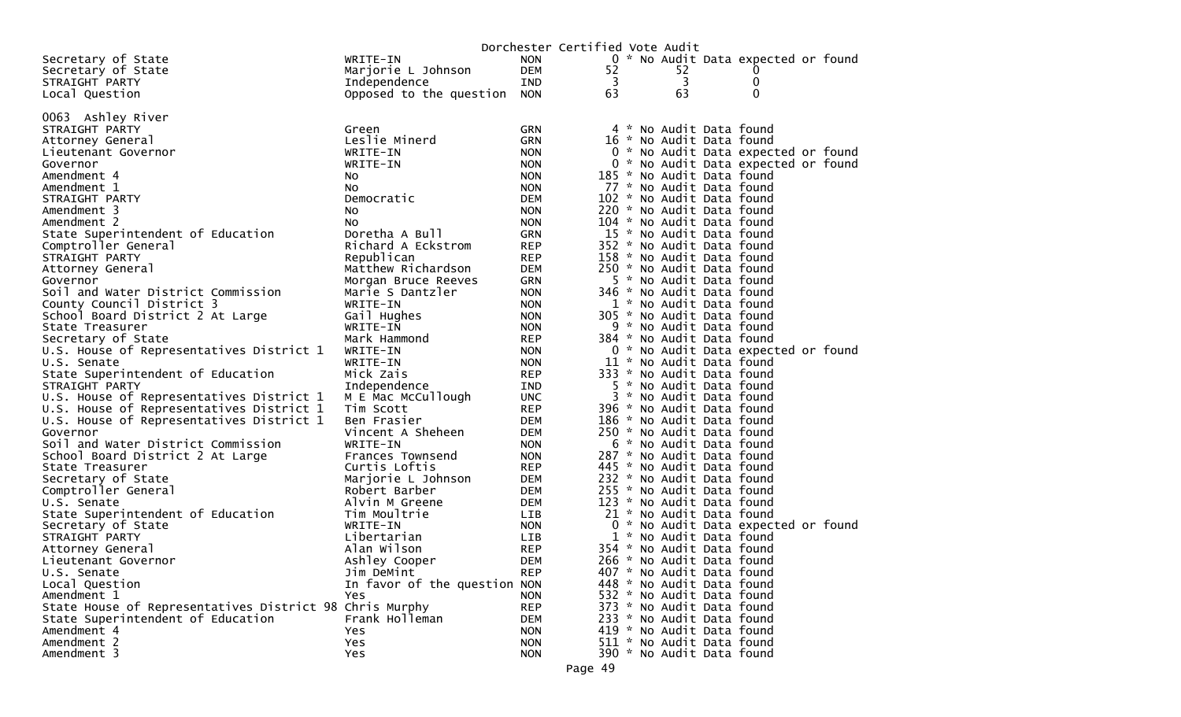Dorchester Certified Vote Audit

| | | | | | |
|---|---|---|---|---|---|
| Secretary of State | WRITE-IN | NON | 0 * No Audit Data expected or found | | |
| Secretary of State | Marjorie L Johnson | DEM | 52 | 52 | 0 |
| STRAIGHT PARTY | Independence | IND | 3 | 3 | 0 |
| Local Question | Opposed to the question | NON | 63 | 63 | 0 |

0063 Ashley River

| | | | |
|---|---|---|---|
| STRAIGHT PARTY | Green | GRN | 4 * No Audit Data found |
| Attorney General | Leslie Minerd | GRN | 16 * No Audit Data found |
| Lieutenant Governor | WRITE-IN | NON | 0 * No Audit Data expected or found |
| Governor | WRITE-IN | NON | 0 * No Audit Data expected or found |
| Amendment 4 | No | NON | 185 * No Audit Data found |
| Amendment 1 | No | NON | 77 * No Audit Data found |
| STRAIGHT PARTY | Democratic | DEM | 102 * No Audit Data found |
| Amendment 3 | No | NON | 220 * No Audit Data found |
| Amendment 2 | No | NON | 104 * No Audit Data found |
| State Superintendent of Education | Doretha A Bull | GRN | 15 * No Audit Data found |
| Comptroller General | Richard A Eckstrom | REP | 352 * No Audit Data found |
| STRAIGHT PARTY | Republican | REP | 158 * No Audit Data found |
| Attorney General | Matthew Richardson | DEM | 250 * No Audit Data found |
| Governor | Morgan Bruce Reeves | GRN | 5 * No Audit Data found |
| Soil and Water District Commission | Marie S Dantzler | NON | 346 * No Audit Data found |
| County Council District 3 | WRITE-IN | NON | 1 * No Audit Data found |
| School Board District 2 At Large | Gail Hughes | NON | 305 * No Audit Data found |
| State Treasurer | WRITE-IN | NON | 9 * No Audit Data found |
| Secretary of State | Mark Hammond | REP | 384 * No Audit Data found |
| U.S. House of Representatives District 1 | WRITE-IN | NON | 0 * No Audit Data expected or found |
| U.S. Senate | WRITE-IN | NON | 11 * No Audit Data found |
| State Superintendent of Education | Mick Zais | REP | 333 * No Audit Data found |
| STRAIGHT PARTY | Independence | IND | 5 * No Audit Data found |
| U.S. House of Representatives District 1 | M E Mac McCullough | UNC | 3 * No Audit Data found |
| U.S. House of Representatives District 1 | Tim Scott | REP | 396 * No Audit Data found |
| U.S. House of Representatives District 1 | Ben Frasier | DEM | 186 * No Audit Data found |
| Governor | Vincent A Sheheen | DEM | 250 * No Audit Data found |
| Soil and Water District Commission | WRITE-IN | NON | 6 * No Audit Data found |
| School Board District 2 At Large | Frances Townsend | NON | 287 * No Audit Data found |
| State Treasurer | Curtis Loftis | REP | 445 * No Audit Data found |
| Secretary of State | Marjorie L Johnson | DEM | 232 * No Audit Data found |
| Comptroller General | Robert Barber | DEM | 255 * No Audit Data found |
| U.S. Senate | Alvin M Greene | DEM | 123 * No Audit Data found |
| State Superintendent of Education | Tim Moultrie | LIB | 21 * No Audit Data found |
| Secretary of State | WRITE-IN | NON | 0 * No Audit Data expected or found |
| STRAIGHT PARTY | Libertarian | LIB | 1 * No Audit Data found |
| Attorney General | Alan Wilson | REP | 354 * No Audit Data found |
| Lieutenant Governor | Ashley Cooper | DEM | 266 * No Audit Data found |
| U.S. Senate | Jim DeMint | REP | 407 * No Audit Data found |
| Local Question | In favor of the question | NON | 448 * No Audit Data found |
| Amendment 1 | Yes | NON | 532 * No Audit Data found |
| State House of Representatives District 98 | Chris Murphy | REP | 373 * No Audit Data found |
| State Superintendent of Education | Frank Holleman | DEM | 233 * No Audit Data found |
| Amendment 4 | Yes | NON | 419 * No Audit Data found |
| Amendment 2 | Yes | NON | 511 * No Audit Data found |
| Amendment 3 | Yes | NON | 390 * No Audit Data found |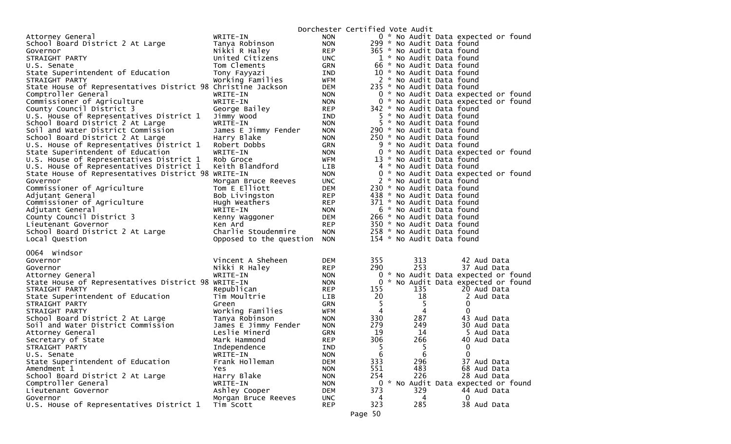Dorchester Certified Vote Audit

| | | | | | |
|---|---|---|---|---|---|
| Attorney General | WRITE-IN | NON | 0 | * No Audit Data expected or found | |
| School Board District 2 At Large | Tanya Robinson | NON | 299 | * No Audit Data found | |
| Governor | Nikki R Haley | REP | 365 | * No Audit Data found | |
| STRAIGHT PARTY | United Citizens | UNC | 1 | * No Audit Data found | |
| U.S. Senate | Tom Clements | GRN | 66 | * No Audit Data found | |
| State Superintendent of Education | Tony Fayyazi | IND | 10 | * No Audit Data found | |
| STRAIGHT PARTY | Working Families | WFM | 2 | * No Audit Data found | |
| State House of Representatives District 98 | Christine Jackson | DEM | 235 | * No Audit Data found | |
| Comptroller General | WRITE-IN | NON | 0 | * No Audit Data expected or found | |
| Commissioner of Agriculture | WRITE-IN | NON | 0 | * No Audit Data expected or found | |
| County Council District 3 | George Bailey | REP | 342 | * No Audit Data found | |
| U.S. House of Representatives District 1 | Jimmy Wood | IND | 5 | * No Audit Data found | |
| School Board District 2 At Large | WRITE-IN | NON | 5 | * No Audit Data found | |
| Soil and Water District Commission | James E Jimmy Fender | NON | 290 | * No Audit Data found | |
| School Board District 2 At Large | Harry Blake | NON | 250 | * No Audit Data found | |
| U.S. House of Representatives District 1 | Robert Dobbs | GRN | 9 | * No Audit Data found | |
| State Superintendent of Education | WRITE-IN | NON | 0 | * No Audit Data expected or found | |
| U.S. House of Representatives District 1 | Rob Groce | WFM | 13 | * No Audit Data found | |
| U.S. House of Representatives District 1 | Keith Blandford | LIB | 4 | * No Audit Data found | |
| State House of Representatives District 98 | WRITE-IN | NON | 0 | * No Audit Data expected or found | |
| Governor | Morgan Bruce Reeves | UNC | 2 | * No Audit Data found | |
| Commissioner of Agriculture | Tom E Elliott | DEM | 230 | * No Audit Data found | |
| Adjutant General | Bob Livingston | REP | 438 | * No Audit Data found | |
| Commissioner of Agriculture | Hugh Weathers | REP | 371 | * No Audit Data found | |
| Adjutant General | WRITE-IN | NON | 6 | * No Audit Data found | |
| County Council District 3 | Kenny Waggoner | DEM | 266 | * No Audit Data found | |
| Lieutenant Governor | Ken Ard | REP | 350 | * No Audit Data found | |
| School Board District 2 At Large | Charlie Stoudenmire | NON | 258 | * No Audit Data found | |
| Local Question | Opposed to the question | NON | 154 | * No Audit Data found | |

0064 Windsor

| | | | | | |
|---|---|---|---|---|---|
| Governor | Vincent A Sheheen | DEM | 355 | 313 | 42 Aud Data |
| Governor | Nikki R Haley | REP | 290 | 253 | 37 Aud Data |
| Attorney General | WRITE-IN | NON | 0 | * No Audit Data expected or found | |
| State House of Representatives District 98 | WRITE-IN | NON | 0 | * No Audit Data expected or found | |
| STRAIGHT PARTY | Republican | REP | 155 | 135 | 20 Aud Data |
| State Superintendent of Education | Tim Moultrie | LIB | 20 | 18 | 2 Aud Data |
| STRAIGHT PARTY | Green | GRN | 5 | 5 | 0 |
| STRAIGHT PARTY | Working Families | WFM | 4 | 4 | 0 |
| School Board District 2 At Large | Tanya Robinson | NON | 330 | 287 | 43 Aud Data |
| Soil and Water District Commission | James E Jimmy Fender | NON | 279 | 249 | 30 Aud Data |
| Attorney General | Leslie Minerd | GRN | 19 | 14 | 5 Aud Data |
| Secretary of State | Mark Hammond | REP | 306 | 266 | 40 Aud Data |
| STRAIGHT PARTY | Independence | IND | 5 | 5 | 0 |
| U.S. Senate | WRITE-IN | NON | 6 | 6 | 0 |
| State Superintendent of Education | Frank Holleman | DEM | 333 | 296 | 37 Aud Data |
| Amendment 1 | Yes | NON | 551 | 483 | 68 Aud Data |
| School Board District 2 At Large | Harry Blake | NON | 254 | 226 | 28 Aud Data |
| Comptroller General | WRITE-IN | NON | 0 | * No Audit Data expected or found | |
| Lieutenant Governor | Ashley Cooper | DEM | 373 | 329 | 44 Aud Data |
| Governor | Morgan Bruce Reeves | UNC | 4 | 4 | 0 |
| U.S. House of Representatives District 1 | Tim Scott | REP | 323 | 285 | 38 Aud Data |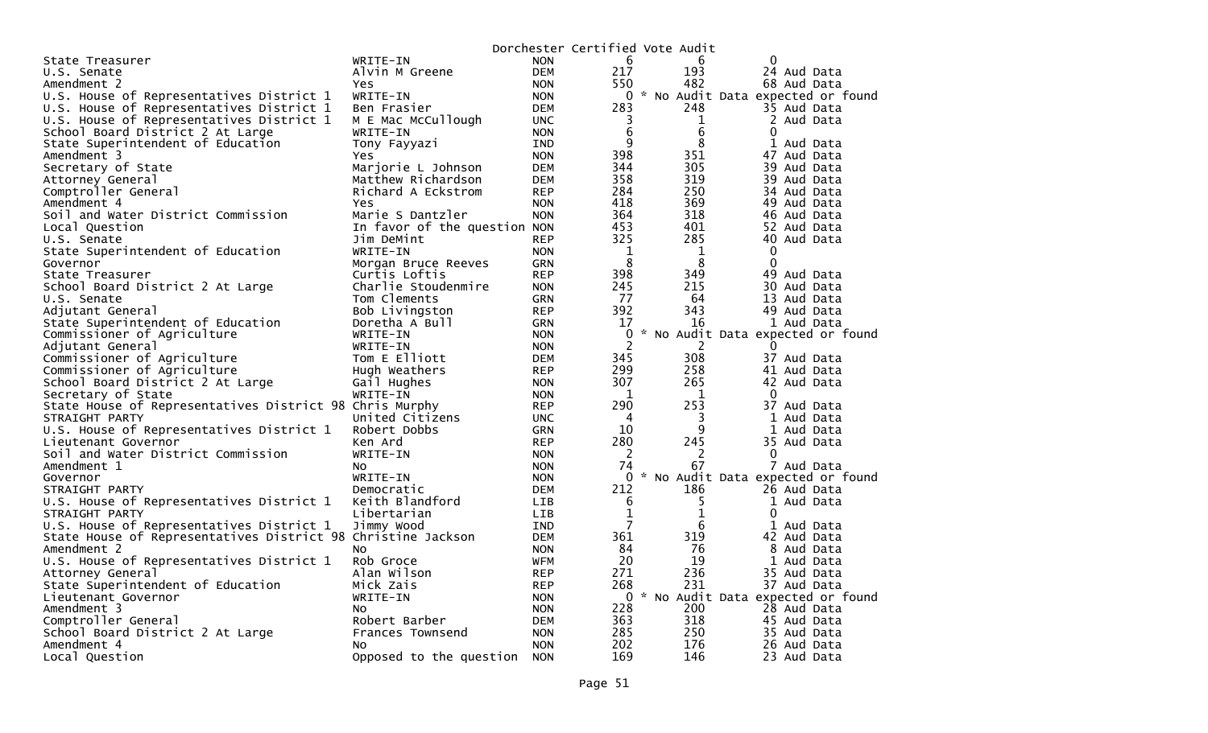Dorchester Certified Vote Audit

| | | | | | |
|---|---|---|---|---|---|
| State Treasurer | WRITE-IN | NON | 6 | 6 | 0 |
| U.S. Senate | Alvin M Greene | DEM | 217 | 193 | 24 Aud Data |
| Amendment 2 | Yes | NON | 550 | 482 | 68 Aud Data |
| U.S. House of Representatives District 1 | WRITE-IN | NON | 0 | * No Audit Data expected or found | |
| U.S. House of Representatives District 1 | Ben Frasier | DEM | 283 | 248 | 35 Aud Data |
| U.S. House of Representatives District 1 | M E Mac McCullough | UNC | 3 | 1 | 2 Aud Data |
| School Board District 2 At Large | WRITE-IN | NON | 6 | 6 | 0 |
| State Superintendent of Education | Tony Fayyazi | IND | 9 | 8 | 1 Aud Data |
| Amendment 3 | Yes | NON | 398 | 351 | 47 Aud Data |
| Secretary of State | Marjorie L Johnson | DEM | 344 | 305 | 39 Aud Data |
| Attorney General | Matthew Richardson | DEM | 358 | 319 | 39 Aud Data |
| Comptroller General | Richard A Eckstrom | REP | 284 | 250 | 34 Aud Data |
| Amendment 4 | Yes | NON | 418 | 369 | 49 Aud Data |
| Soil and Water District Commission | Marie S Dantzler | NON | 364 | 318 | 46 Aud Data |
| Local Question | In favor of the question | NON | 453 | 401 | 52 Aud Data |
| U.S. Senate | Jim DeMint | REP | 325 | 285 | 40 Aud Data |
| State Superintendent of Education | WRITE-IN | NON | 1 | 1 | 0 |
| Governor | Morgan Bruce Reeves | GRN | 8 | 8 | 0 |
| State Treasurer | Curtis Loftis | REP | 398 | 349 | 49 Aud Data |
| School Board District 2 At Large | Charlie Stoudenmire | NON | 245 | 215 | 30 Aud Data |
| U.S. Senate | Tom Clements | GRN | 77 | 64 | 13 Aud Data |
| Adjutant General | Bob Livingston | REP | 392 | 343 | 49 Aud Data |
| State Superintendent of Education | Doretha A Bull | GRN | 17 | 16 | 1 Aud Data |
| Commissioner of Agriculture | WRITE-IN | NON | 0 | * No Audit Data expected or found | |
| Adjutant General | WRITE-IN | NON | 2 | 2 | 0 |
| Commissioner of Agriculture | Tom E Elliott | DEM | 345 | 308 | 37 Aud Data |
| Commissioner of Agriculture | Hugh Weathers | REP | 299 | 258 | 41 Aud Data |
| School Board District 2 At Large | Gail Hughes | NON | 307 | 265 | 42 Aud Data |
| Secretary of State | WRITE-IN | NON | 1 | 1 | 0 |
| State House of Representatives District 98 | Chris Murphy | REP | 290 | 253 | 37 Aud Data |
| STRAIGHT PARTY | United Citizens | UNC | 4 | 3 | 1 Aud Data |
| U.S. House of Representatives District 1 | Robert Dobbs | GRN | 10 | 9 | 1 Aud Data |
| Lieutenant Governor | Ken Ard | REP | 280 | 245 | 35 Aud Data |
| Soil and Water District Commission | WRITE-IN | NON | 2 | 2 | 0 |
| Amendment 1 | No | NON | 74 | 67 | 7 Aud Data |
| Governor | WRITE-IN | NON | 0 | * No Audit Data expected or found | |
| STRAIGHT PARTY | Democratic | DEM | 212 | 186 | 26 Aud Data |
| U.S. House of Representatives District 1 | Keith Blandford | LIB | 6 | 5 | 1 Aud Data |
| STRAIGHT PARTY | Libertarian | LIB | 1 | 1 | 0 |
| U.S. House of Representatives District 1 | Jimmy Wood | IND | 7 | 6 | 1 Aud Data |
| State House of Representatives District 98 | Christine Jackson | DEM | 361 | 319 | 42 Aud Data |
| Amendment 2 | No | NON | 84 | 76 | 8 Aud Data |
| U.S. House of Representatives District 1 | Rob Groce | WFM | 20 | 19 | 1 Aud Data |
| Attorney General | Alan Wilson | REP | 271 | 236 | 35 Aud Data |
| State Superintendent of Education | Mick Zais | REP | 268 | 231 | 37 Aud Data |
| Lieutenant Governor | WRITE-IN | NON | 0 | * No Audit Data expected or found | |
| Amendment 3 | No | NON | 228 | 200 | 28 Aud Data |
| Comptroller General | Robert Barber | DEM | 363 | 318 | 45 Aud Data |
| School Board District 2 At Large | Frances Townsend | NON | 285 | 250 | 35 Aud Data |
| Amendment 4 | No | NON | 202 | 176 | 26 Aud Data |
| Local Question | Opposed to the question | NON | 169 | 146 | 23 Aud Data |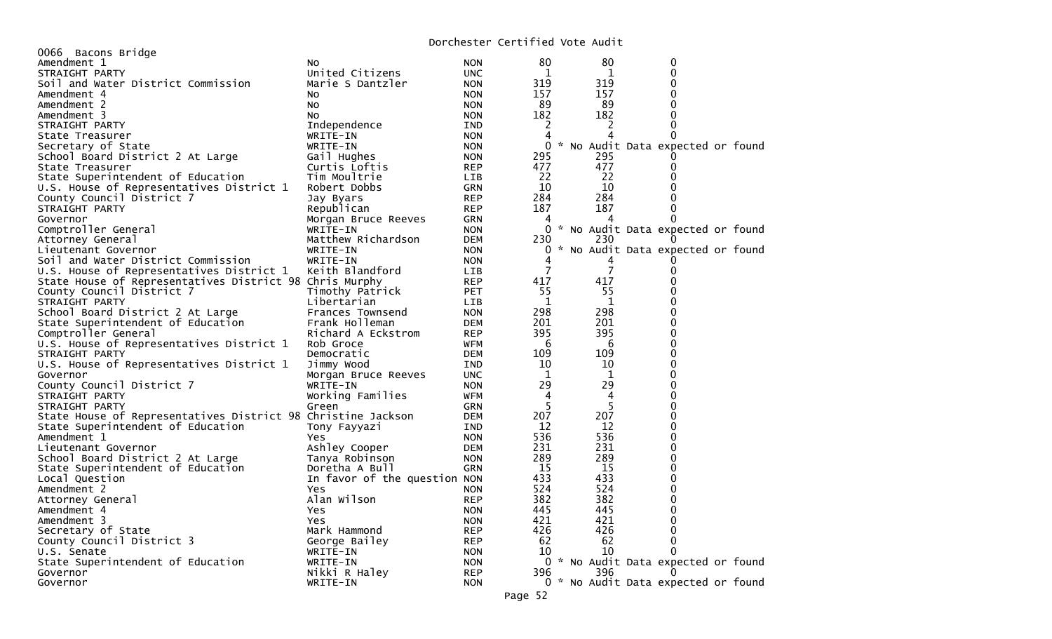# Dorchester Certified Vote Audit

## 0066 Bacons Bridge

| Contest | Candidate | Party | Count 1 | Count 2 | Difference |
|---|---|---|---|---|---|
| Amendment 1 | No | NON | 80 | 80 | 0 |
| STRAIGHT PARTY | United Citizens | UNC | 1 | 1 | 0 |
| Soil and Water District Commission | Marie S Dantzler | NON | 319 | 319 | 0 |
| Amendment 4 | No | NON | 157 | 157 | 0 |
| Amendment 2 | No | NON | 89 | 89 | 0 |
| Amendment 3 | No | NON | 182 | 182 | 0 |
| STRAIGHT PARTY | Independence | IND | 2 | 2 | 0 |
| State Treasurer | WRITE-IN | NON | 4 | 4 | 0 |
| Secretary of State | WRITE-IN | NON | 0 | * No Audit Data expected or found | |
| School Board District 2 At Large | Gail Hughes | NON | 295 | 295 | 0 |
| State Treasurer | Curtis Loftis | REP | 477 | 477 | 0 |
| State Superintendent of Education | Tim Moultrie | LIB | 22 | 22 | 0 |
| U.S. House of Representatives District 1 | Robert Dobbs | GRN | 10 | 10 | 0 |
| County Council District 7 | Jay Byars | REP | 284 | 284 | 0 |
| STRAIGHT PARTY | Republican | REP | 187 | 187 | 0 |
| Governor | Morgan Bruce Reeves | GRN | 4 | 4 | 0 |
| Comptroller General | WRITE-IN | NON | 0 | * No Audit Data expected or found | |
| Attorney General | Matthew Richardson | DEM | 230 | 230 | 0 |
| Lieutenant Governor | WRITE-IN | NON | 0 | * No Audit Data expected or found | |
| Soil and Water District Commission | WRITE-IN | NON | 4 | 4 | 0 |
| U.S. House of Representatives District 1 | Keith Blandford | LIB | 7 | 7 | 0 |
| State House of Representatives District 98 | Chris Murphy | REP | 417 | 417 | 0 |
| County Council District 7 | Timothy Patrick | PET | 55 | 55 | 0 |
| STRAIGHT PARTY | Libertarian | LIB | 1 | 1 | 0 |
| School Board District 2 At Large | Frances Townsend | NON | 298 | 298 | 0 |
| State Superintendent of Education | Frank Holleman | DEM | 201 | 201 | 0 |
| Comptroller General | Richard A Eckstrom | REP | 395 | 395 | 0 |
| U.S. House of Representatives District 1 | Rob Groce | WFM | 6 | 6 | 0 |
| STRAIGHT PARTY | Democratic | DEM | 109 | 109 | 0 |
| U.S. House of Representatives District 1 | Jimmy Wood | IND | 10 | 10 | 0 |
| Governor | Morgan Bruce Reeves | UNC | 1 | 1 | 0 |
| County Council District 7 | WRITE-IN | NON | 29 | 29 | 0 |
| STRAIGHT PARTY | Working Families | WFM | 4 | 4 | 0 |
| STRAIGHT PARTY | Green | GRN | 5 | 5 | 0 |
| State House of Representatives District 98 | Christine Jackson | DEM | 207 | 207 | 0 |
| State Superintendent of Education | Tony Fayyazi | IND | 12 | 12 | 0 |
| Amendment 1 | Yes | NON | 536 | 536 | 0 |
| Lieutenant Governor | Ashley Cooper | DEM | 231 | 231 | 0 |
| School Board District 2 At Large | Tanya Robinson | NON | 289 | 289 | 0 |
| State Superintendent of Education | Doretha A Bull | GRN | 15 | 15 | 0 |
| Local Question | In favor of the question | NON | 433 | 433 | 0 |
| Amendment 2 | Yes | NON | 524 | 524 | 0 |
| Attorney General | Alan Wilson | REP | 382 | 382 | 0 |
| Amendment 4 | Yes | NON | 445 | 445 | 0 |
| Amendment 3 | Yes | NON | 421 | 421 | 0 |
| Secretary of State | Mark Hammond | REP | 426 | 426 | 0 |
| County Council District 3 | George Bailey | REP | 62 | 62 | 0 |
| U.S. Senate | WRITE-IN | NON | 10 | 10 | 0 |
| State Superintendent of Education | WRITE-IN | NON | 0 | * No Audit Data expected or found | |
| Governor | Nikki R Haley | REP | 396 | 396 | 0 |
| Governor | WRITE-IN | NON | 0 | * No Audit Data expected or found | |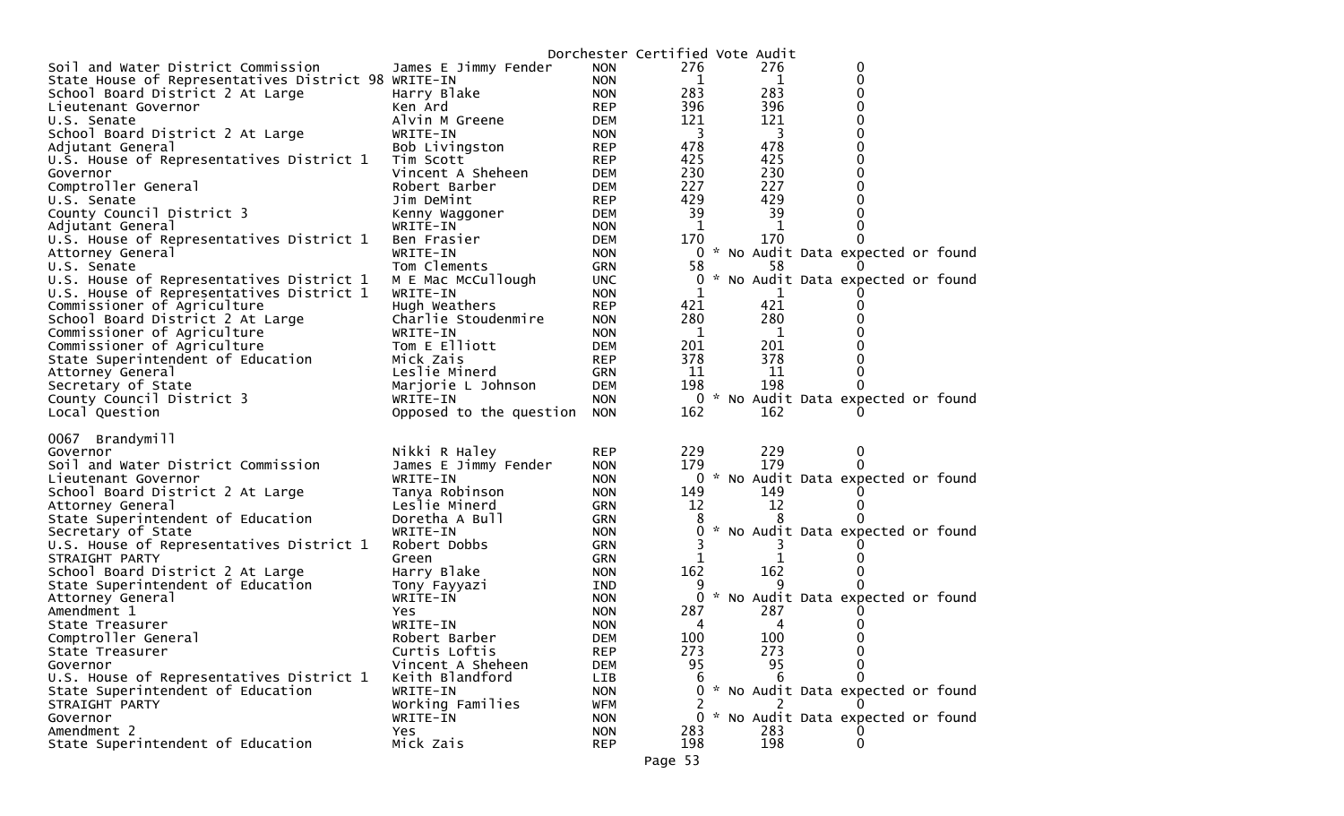Dorchester Certified Vote Audit

| Contest | Candidate | Party | Count | Audit | Difference |
|---|---|---|---|---|---|
| Soil and Water District Commission | James E Jimmy Fender | NON | 276 | 276 | 0 |
| State House of Representatives District 98 | WRITE-IN | NON | 1 | 1 | 0 |
| School Board District 2 At Large | Harry Blake | NON | 283 | 283 | 0 |
| Lieutenant Governor | Ken Ard | REP | 396 | 396 | 0 |
| U.S. Senate | Alvin M Greene | DEM | 121 | 121 | 0 |
| School Board District 2 At Large | WRITE-IN | NON | 3 | 3 | 0 |
| Adjutant General | Bob Livingston | REP | 478 | 478 | 0 |
| U.S. House of Representatives District 1 | Tim Scott | REP | 425 | 425 | 0 |
| Governor | Vincent A Sheheen | DEM | 230 | 230 | 0 |
| Comptroller General | Robert Barber | DEM | 227 | 227 | 0 |
| U.S. Senate | Jim DeMint | REP | 429 | 429 | 0 |
| County Council District 3 | Kenny Waggoner | DEM | 39 | 39 | 0 |
| Adjutant General | WRITE-IN | NON | 1 | 1 | 0 |
| U.S. House of Representatives District 1 | Ben Frasier | DEM | 170 | 170 | 0 |
| Attorney General | WRITE-IN | NON | 0 | * No Audit Data expected or found | |
| U.S. Senate | Tom Clements | GRN | 58 | 58 | 0 |
| U.S. House of Representatives District 1 | M E Mac McCullough | UNC | 0 | * No Audit Data expected or found | |
| U.S. House of Representatives District 1 | WRITE-IN | NON | 1 | 1 | 0 |
| Commissioner of Agriculture | Hugh Weathers | REP | 421 | 421 | 0 |
| School Board District 2 At Large | Charlie Stoudenmire | NON | 280 | 280 | 0 |
| Commissioner of Agriculture | WRITE-IN | NON | 1 | 1 | 0 |
| Commissioner of Agriculture | Tom E Elliott | DEM | 201 | 201 | 0 |
| State Superintendent of Education | Mick Zais | REP | 378 | 378 | 0 |
| Attorney General | Leslie Minerd | GRN | 11 | 11 | 0 |
| Secretary of State | Marjorie L Johnson | DEM | 198 | 198 | 0 |
| County Council District 3 | WRITE-IN | NON | 0 | * No Audit Data expected or found | |
| Local Question | Opposed to the question | NON | 162 | 162 | 0 |

0067 Brandymill

| Contest | Candidate | Party | Count | Audit | Difference |
|---|---|---|---|---|---|
| Governor | Nikki R Haley | REP | 229 | 229 | 0 |
| Soil and Water District Commission | James E Jimmy Fender | NON | 179 | 179 | 0 |
| Lieutenant Governor | WRITE-IN | NON | 0 | * No Audit Data expected or found | |
| School Board District 2 At Large | Tanya Robinson | NON | 149 | 149 | 0 |
| Attorney General | Leslie Minerd | GRN | 12 | 12 | 0 |
| State Superintendent of Education | Doretha A Bull | GRN | 8 | 8 | 0 |
| Secretary of State | WRITE-IN | NON | 0 | * No Audit Data expected or found | |
| U.S. House of Representatives District 1 | Robert Dobbs | GRN | 3 | 3 | 0 |
| STRAIGHT PARTY | Green | GRN | 1 | 1 | 0 |
| School Board District 2 At Large | Harry Blake | NON | 162 | 162 | 0 |
| State Superintendent of Education | Tony Fayyazi | IND | 9 | 9 | 0 |
| Attorney General | WRITE-IN | NON | 0 | * No Audit Data expected or found | |
| Amendment 1 | Yes | NON | 287 | 287 | 0 |
| State Treasurer | WRITE-IN | NON | 4 | 4 | 0 |
| Comptroller General | Robert Barber | DEM | 100 | 100 | 0 |
| State Treasurer | Curtis Loftis | REP | 273 | 273 | 0 |
| Governor | Vincent A Sheheen | DEM | 95 | 95 | 0 |
| U.S. House of Representatives District 1 | Keith Blandford | LIB | 6 | 6 | 0 |
| State Superintendent of Education | WRITE-IN | NON | 0 | * No Audit Data expected or found | |
| STRAIGHT PARTY | Working Families | WFM | 2 | 2 | 0 |
| Governor | WRITE-IN | NON | 0 | * No Audit Data expected or found | |
| Amendment 2 | Yes | NON | 283 | 283 | 0 |
| State Superintendent of Education | Mick Zais | REP | 198 | 198 | 0 |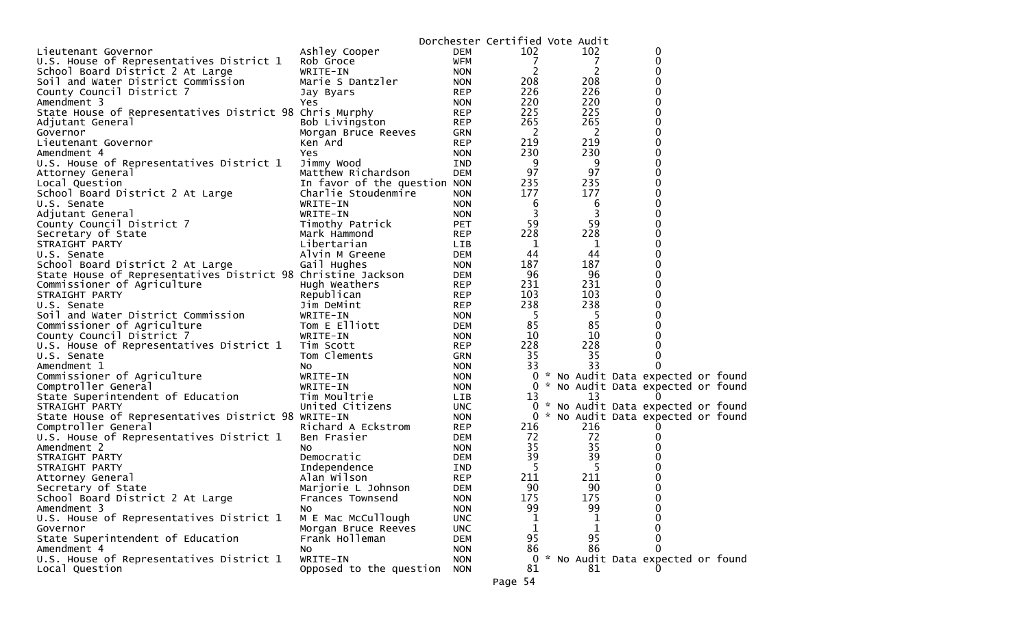Dorchester Certified Vote Audit

| | | | | | |
|---|---|---|---|---|---|
| Lieutenant Governor | Ashley Cooper | DEM | 102 | 102 | 0 |
| U.S. House of Representatives District 1 | Rob Groce | WFM | 7 | 7 | 0 |
| School Board District 2 At Large | WRITE-IN | NON | 2 | 2 | 0 |
| Soil and Water District Commission | Marie S Dantzler | NON | 208 | 208 | 0 |
| County Council District 7 | Jay Byars | REP | 226 | 226 | 0 |
| Amendment 3 | Yes | NON | 220 | 220 | 0 |
| State House of Representatives District 98 | Chris Murphy | REP | 225 | 225 | 0 |
| Adjutant General | Bob Livingston | REP | 265 | 265 | 0 |
| Governor | Morgan Bruce Reeves | GRN | 2 | 2 | 0 |
| Lieutenant Governor | Ken Ard | REP | 219 | 219 | 0 |
| Amendment 4 | Yes | NON | 230 | 230 | 0 |
| U.S. House of Representatives District 1 | Jimmy Wood | IND | 9 | 9 | 0 |
| Attorney General | Matthew Richardson | DEM | 97 | 97 | 0 |
| Local Question | In favor of the question | NON | 235 | 235 | 0 |
| School Board District 2 At Large | Charlie Stoudenmire | NON | 177 | 177 | 0 |
| U.S. Senate | WRITE-IN | NON | 6 | 6 | 0 |
| Adjutant General | WRITE-IN | NON | 3 | 3 | 0 |
| County Council District 7 | Timothy Patrick | PET | 59 | 59 | 0 |
| Secretary of State | Mark Hammond | REP | 228 | 228 | 0 |
| STRAIGHT PARTY | Libertarian | LIB | 1 | 1 | 0 |
| U.S. Senate | Alvin M Greene | DEM | 44 | 44 | 0 |
| School Board District 2 At Large | Gail Hughes | NON | 187 | 187 | 0 |
| State House of Representatives District 98 | Christine Jackson | DEM | 96 | 96 | 0 |
| Commissioner of Agriculture | Hugh Weathers | REP | 231 | 231 | 0 |
| STRAIGHT PARTY | Republican | REP | 103 | 103 | 0 |
| U.S. Senate | Jim DeMint | REP | 238 | 238 | 0 |
| Soil and Water District Commission | WRITE-IN | NON | 5 | 5 | 0 |
| Commissioner of Agriculture | Tom E Elliott | DEM | 85 | 85 | 0 |
| County Council District 7 | WRITE-IN | NON | 10 | 10 | 0 |
| U.S. House of Representatives District 1 | Tim Scott | REP | 228 | 228 | 0 |
| U.S. Senate | Tom Clements | GRN | 35 | 35 | 0 |
| Amendment 1 | No | NON | 33 | 33 | 0 |
| Commissioner of Agriculture | WRITE-IN | NON | 0 | * No Audit Data expected or found | |
| Comptroller General | WRITE-IN | NON | 0 | * No Audit Data expected or found | |
| State Superintendent of Education | Tim Moultrie | LIB | 13 | 13 | 0 |
| STRAIGHT PARTY | United Citizens | UNC | 0 | * No Audit Data expected or found | |
| State House of Representatives District 98 | WRITE-IN | NON | 0 | * No Audit Data expected or found | |
| Comptroller General | Richard A Eckstrom | REP | 216 | 216 | 0 |
| U.S. House of Representatives District 1 | Ben Frasier | DEM | 72 | 72 | 0 |
| Amendment 2 | No | NON | 35 | 35 | 0 |
| STRAIGHT PARTY | Democratic | DEM | 39 | 39 | 0 |
| STRAIGHT PARTY | Independence | IND | 5 | 5 | 0 |
| Attorney General | Alan Wilson | REP | 211 | 211 | 0 |
| Secretary of State | Marjorie L Johnson | DEM | 90 | 90 | 0 |
| School Board District 2 At Large | Frances Townsend | NON | 175 | 175 | 0 |
| Amendment 3 | No | NON | 99 | 99 | 0 |
| U.S. House of Representatives District 1 | M E Mac McCullough | UNC | 1 | 1 | 0 |
| Governor | Morgan Bruce Reeves | UNC | 1 | 1 | 0 |
| State Superintendent of Education | Frank Holleman | DEM | 95 | 95 | 0 |
| Amendment 4 | No | NON | 86 | 86 | 0 |
| U.S. House of Representatives District 1 | WRITE-IN | NON | 0 | * No Audit Data expected or found | |
| Local Question | Opposed to the question | NON | 81 | 81 | 0 |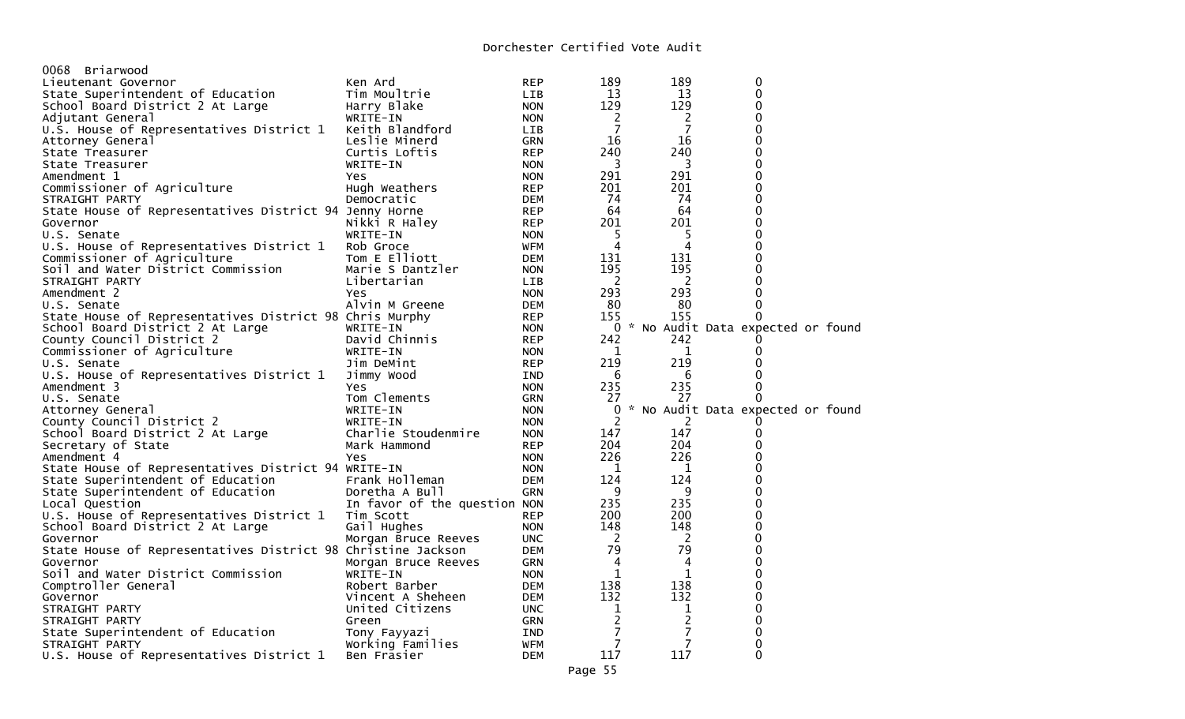Dorchester Certified Vote Audit

0068 Briarwood

| Contest | Candidate | Party | | | |
|---|---|---|---|---|---|
| Lieutenant Governor | Ken Ard | REP | 189 | 189 | 0 |
| State Superintendent of Education | Tim Moultrie | LIB | 13 | 13 | 0 |
| School Board District 2 At Large | Harry Blake | NON | 129 | 129 | 0 |
| Adjutant General | WRITE-IN | NON | 2 | 2 | 0 |
| U.S. House of Representatives District 1 | Keith Blandford | LIB | 7 | 7 | 0 |
| Attorney General | Leslie Minerd | GRN | 16 | 16 | 0 |
| State Treasurer | Curtis Loftis | REP | 240 | 240 | 0 |
| State Treasurer | WRITE-IN | NON | 3 | 3 | 0 |
| Amendment 1 | Yes | NON | 291 | 291 | 0 |
| Commissioner of Agriculture | Hugh Weathers | REP | 201 | 201 | 0 |
| STRAIGHT PARTY | Democratic | DEM | 74 | 74 | 0 |
| State House of Representatives District 94 | Jenny Horne | REP | 64 | 64 | 0 |
| Governor | Nikki R Haley | REP | 201 | 201 | 0 |
| U.S. Senate | WRITE-IN | NON | 5 | 5 | 0 |
| U.S. House of Representatives District 1 | Rob Groce | WFM | 4 | 4 | 0 |
| Commissioner of Agriculture | Tom E Elliott | DEM | 131 | 131 | 0 |
| Soil and Water District Commission | Marie S Dantzler | NON | 195 | 195 | 0 |
| STRAIGHT PARTY | Libertarian | LIB | 2 | 2 | 0 |
| Amendment 2 | Yes | NON | 293 | 293 | 0 |
| U.S. Senate | Alvin M Greene | DEM | 80 | 80 | 0 |
| State House of Representatives District 98 | Chris Murphy | REP | 155 | 155 | 0 |
| School Board District 2 At Large | WRITE-IN | NON | 0 | * No Audit Data expected or found | |
| County Council District 2 | David Chinnis | REP | 242 | 242 | 0 |
| Commissioner of Agriculture | WRITE-IN | NON | 1 | 1 | 0 |
| U.S. Senate | Jim DeMint | REP | 219 | 219 | 0 |
| U.S. House of Representatives District 1 | Jimmy Wood | IND | 6 | 6 | 0 |
| Amendment 3 | Yes | NON | 235 | 235 | 0 |
| U.S. Senate | Tom Clements | GRN | 27 | 27 | 0 |
| Attorney General | WRITE-IN | NON | 0 | * No Audit Data expected or found | |
| County Council District 2 | WRITE-IN | NON | 2 | 2 | 0 |
| School Board District 2 At Large | Charlie Stoudenmire | NON | 147 | 147 | 0 |
| Secretary of State | Mark Hammond | REP | 204 | 204 | 0 |
| Amendment 4 | Yes | NON | 226 | 226 | 0 |
| State House of Representatives District 94 | WRITE-IN | NON | 1 | 1 | 0 |
| State Superintendent of Education | Frank Holleman | DEM | 124 | 124 | 0 |
| State Superintendent of Education | Doretha A Bull | GRN | 9 | 9 | 0 |
| Local Question | In favor of the question | NON | 235 | 235 | 0 |
| U.S. House of Representatives District 1 | Tim Scott | REP | 200 | 200 | 0 |
| School Board District 2 At Large | Gail Hughes | NON | 148 | 148 | 0 |
| Governor | Morgan Bruce Reeves | UNC | 2 | 2 | 0 |
| State House of Representatives District 98 | Christine Jackson | DEM | 79 | 79 | 0 |
| Governor | Morgan Bruce Reeves | GRN | 4 | 4 | 0 |
| Soil and Water District Commission | WRITE-IN | NON | 1 | 1 | 0 |
| Comptroller General | Robert Barber | DEM | 138 | 138 | 0 |
| Governor | Vincent A Sheheen | DEM | 132 | 132 | 0 |
| STRAIGHT PARTY | United Citizens | UNC | 1 | 1 | 0 |
| STRAIGHT PARTY | Green | GRN | 2 | 2 | 0 |
| State Superintendent of Education | Tony Fayyazi | IND | 7 | 7 | 0 |
| STRAIGHT PARTY | Working Families | WFM | 7 | 7 | 0 |
| U.S. House of Representatives District 1 | Ben Frasier | DEM | 117 | 117 | 0 |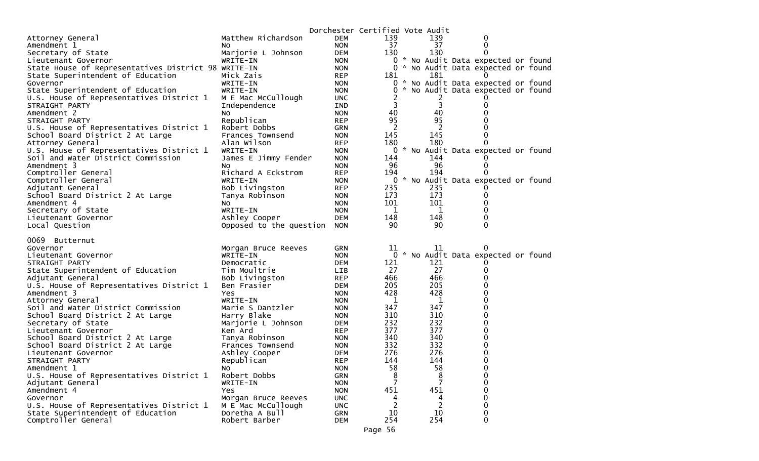Dorchester Certified Vote Audit

| Contest | Candidate | Party | Votes | Audit | Difference |
|---|---|---|---|---|---|
| Attorney General | Matthew Richardson | DEM | 139 | 139 | 0 |
| Amendment 1 | No | NON | 37 | 37 | 0 |
| Secretary of State | Marjorie L Johnson | DEM | 130 | 130 | 0 |
| Lieutenant Governor | WRITE-IN | NON | 0 | * No Audit Data expected or found | |
| State House of Representatives District 98 | WRITE-IN | NON | 0 | * No Audit Data expected or found | |
| State Superintendent of Education | Mick Zais | REP | 181 | 181 | 0 |
| Governor | WRITE-IN | NON | 0 | * No Audit Data expected or found | |
| State Superintendent of Education | WRITE-IN | NON | 0 | * No Audit Data expected or found | |
| U.S. House of Representatives District 1 | M E Mac McCullough | UNC | 2 | 2 | 0 |
| STRAIGHT PARTY | Independence | IND | 3 | 3 | 0 |
| Amendment 2 | No | NON | 40 | 40 | 0 |
| STRAIGHT PARTY | Republican | REP | 95 | 95 | 0 |
| U.S. House of Representatives District 1 | Robert Dobbs | GRN | 2 | 2 | 0 |
| School Board District 2 At Large | Frances Townsend | NON | 145 | 145 | 0 |
| Attorney General | Alan Wilson | REP | 180 | 180 | 0 |
| U.S. House of Representatives District 1 | WRITE-IN | NON | 0 | * No Audit Data expected or found | |
| Soil and Water District Commission | James E Jimmy Fender | NON | 144 | 144 | 0 |
| Amendment 3 | No | NON | 96 | 96 | 0 |
| Comptroller General | Richard A Eckstrom | REP | 194 | 194 | 0 |
| Comptroller General | WRITE-IN | NON | 0 | * No Audit Data expected or found | |
| Adjutant General | Bob Livingston | REP | 235 | 235 | 0 |
| School Board District 2 At Large | Tanya Robinson | NON | 173 | 173 | 0 |
| Amendment 4 | No | NON | 101 | 101 | 0 |
| Secretary of State | WRITE-IN | NON | 1 | 1 | 0 |
| Lieutenant Governor | Ashley Cooper | DEM | 148 | 148 | 0 |
| Local Question | Opposed to the question | NON | 90 | 90 | 0 |

0069 Butternut

| Contest | Candidate | Party | Votes | Audit | Difference |
|---|---|---|---|---|---|
| Governor | Morgan Bruce Reeves | GRN | 11 | 11 | 0 |
| Lieutenant Governor | WRITE-IN | NON | 0 | * No Audit Data expected or found | |
| STRAIGHT PARTY | Democratic | DEM | 121 | 121 | 0 |
| State Superintendent of Education | Tim Moultrie | LIB | 27 | 27 | 0 |
| Adjutant General | Bob Livingston | REP | 466 | 466 | 0 |
| U.S. House of Representatives District 1 | Ben Frasier | DEM | 205 | 205 | 0 |
| Amendment 3 | Yes | NON | 428 | 428 | 0 |
| Attorney General | WRITE-IN | NON | 1 | 1 | 0 |
| Soil and Water District Commission | Marie S Dantzler | NON | 347 | 347 | 0 |
| School Board District 2 At Large | Harry Blake | NON | 310 | 310 | 0 |
| Secretary of State | Marjorie L Johnson | DEM | 232 | 232 | 0 |
| Lieutenant Governor | Ken Ard | REP | 377 | 377 | 0 |
| School Board District 2 At Large | Tanya Robinson | NON | 340 | 340 | 0 |
| School Board District 2 At Large | Frances Townsend | NON | 332 | 332 | 0 |
| Lieutenant Governor | Ashley Cooper | DEM | 276 | 276 | 0 |
| STRAIGHT PARTY | Republican | REP | 144 | 144 | 0 |
| Amendment 1 | No | NON | 58 | 58 | 0 |
| U.S. House of Representatives District 1 | Robert Dobbs | GRN | 8 | 8 | 0 |
| Adjutant General | WRITE-IN | NON | 7 | 7 | 0 |
| Amendment 4 | Yes | NON | 451 | 451 | 0 |
| Governor | Morgan Bruce Reeves | UNC | 4 | 4 | 0 |
| U.S. House of Representatives District 1 | M E Mac McCullough | UNC | 2 | 2 | 0 |
| State Superintendent of Education | Doretha A Bull | GRN | 10 | 10 | 0 |
| Comptroller General | Robert Barber | DEM | 254 | 254 | 0 |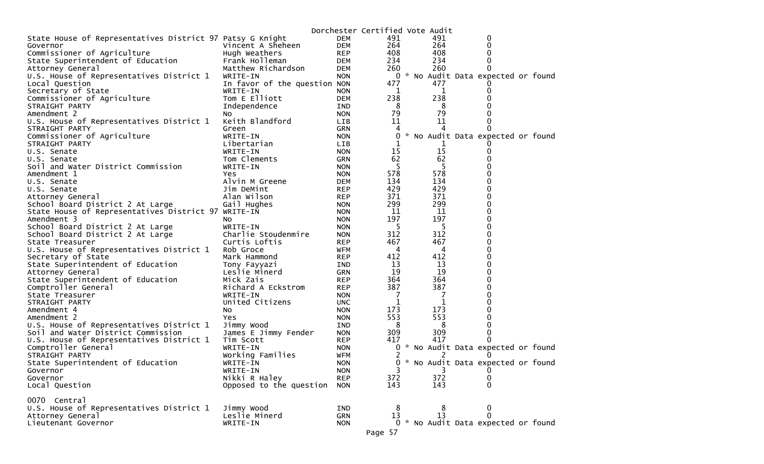Dorchester Certified Vote Audit

| Contest | Candidate | Party | Certified | Audit | Difference |
|---|---|---|---|---|---|
| State House of Representatives District 97 | Patsy G Knight | DEM | 491 | 491 | 0 |
| Governor | Vincent A Sheheen | DEM | 264 | 264 | 0 |
| Commissioner of Agriculture | Hugh Weathers | REP | 408 | 408 | 0 |
| State Superintendent of Education | Frank Holleman | DEM | 234 | 234 | 0 |
| Attorney General | Matthew Richardson | DEM | 260 | 260 | 0 |
| U.S. House of Representatives District 1 | WRITE-IN | NON | 0 | * No Audit Data expected or found | |
| Local Question | In favor of the question | NON | 477 | 477 | 0 |
| Secretary of State | WRITE-IN | NON | 1 | 1 | 0 |
| Commissioner of Agriculture | Tom E Elliott | DEM | 238 | 238 | 0 |
| STRAIGHT PARTY | Independence | IND | 8 | 8 | 0 |
| Amendment 2 | No | NON | 79 | 79 | 0 |
| U.S. House of Representatives District 1 | Keith Blandford | LIB | 11 | 11 | 0 |
| STRAIGHT PARTY | Green | GRN | 4 | 4 | 0 |
| Commissioner of Agriculture | WRITE-IN | NON | 0 | * No Audit Data expected or found | |
| STRAIGHT PARTY | Libertarian | LIB | 1 | 1 | 0 |
| U.S. Senate | WRITE-IN | NON | 15 | 15 | 0 |
| U.S. Senate | Tom Clements | GRN | 62 | 62 | 0 |
| Soil and Water District Commission | WRITE-IN | NON | 5 | 5 | 0 |
| Amendment 1 | Yes | NON | 578 | 578 | 0 |
| U.S. Senate | Alvin M Greene | DEM | 134 | 134 | 0 |
| U.S. Senate | Jim DeMint | REP | 429 | 429 | 0 |
| Attorney General | Alan Wilson | REP | 371 | 371 | 0 |
| School Board District 2 At Large | Gail Hughes | NON | 299 | 299 | 0 |
| State House of Representatives District 97 | WRITE-IN | NON | 11 | 11 | 0 |
| Amendment 3 | No | NON | 197 | 197 | 0 |
| School Board District 2 At Large | WRITE-IN | NON | 5 | 5 | 0 |
| School Board District 2 At Large | Charlie Stoudenmire | NON | 312 | 312 | 0 |
| State Treasurer | Curtis Loftis | REP | 467 | 467 | 0 |
| U.S. House of Representatives District 1 | Rob Groce | WFM | 4 | 4 | 0 |
| Secretary of State | Mark Hammond | REP | 412 | 412 | 0 |
| State Superintendent of Education | Tony Fayyazi | IND | 13 | 13 | 0 |
| Attorney General | Leslie Minerd | GRN | 19 | 19 | 0 |
| State Superintendent of Education | Mick Zais | REP | 364 | 364 | 0 |
| Comptroller General | Richard A Eckstrom | REP | 387 | 387 | 0 |
| State Treasurer | WRITE-IN | NON | 7 | 7 | 0 |
| STRAIGHT PARTY | United Citizens | UNC | 1 | 1 | 0 |
| Amendment 4 | No | NON | 173 | 173 | 0 |
| Amendment 2 | Yes | NON | 553 | 553 | 0 |
| U.S. House of Representatives District 1 | Jimmy Wood | IND | 8 | 8 | 0 |
| Soil and Water District Commission | James E Jimmy Fender | NON | 309 | 309 | 0 |
| U.S. House of Representatives District 1 | Tim Scott | REP | 417 | 417 | 0 |
| Comptroller General | WRITE-IN | NON | 0 | * No Audit Data expected or found | |
| STRAIGHT PARTY | Working Families | WFM | 2 | 2 | 0 |
| State Superintendent of Education | WRITE-IN | NON | 0 | * No Audit Data expected or found | |
| Governor | WRITE-IN | NON | 3 | 3 | 0 |
| Governor | Nikki R Haley | REP | 372 | 372 | 0 |
| Local Question | Opposed to the question | NON | 143 | 143 | 0 |

0070 Central

| Contest | Candidate | Party | Certified | Audit | Difference |
|---|---|---|---|---|---|
| U.S. House of Representatives District 1 | Jimmy Wood | IND | 8 | 8 | 0 |
| Attorney General | Leslie Minerd | GRN | 13 | 13 | 0 |
| Lieutenant Governor | WRITE-IN | NON | 0 | * No Audit Data expected or found | |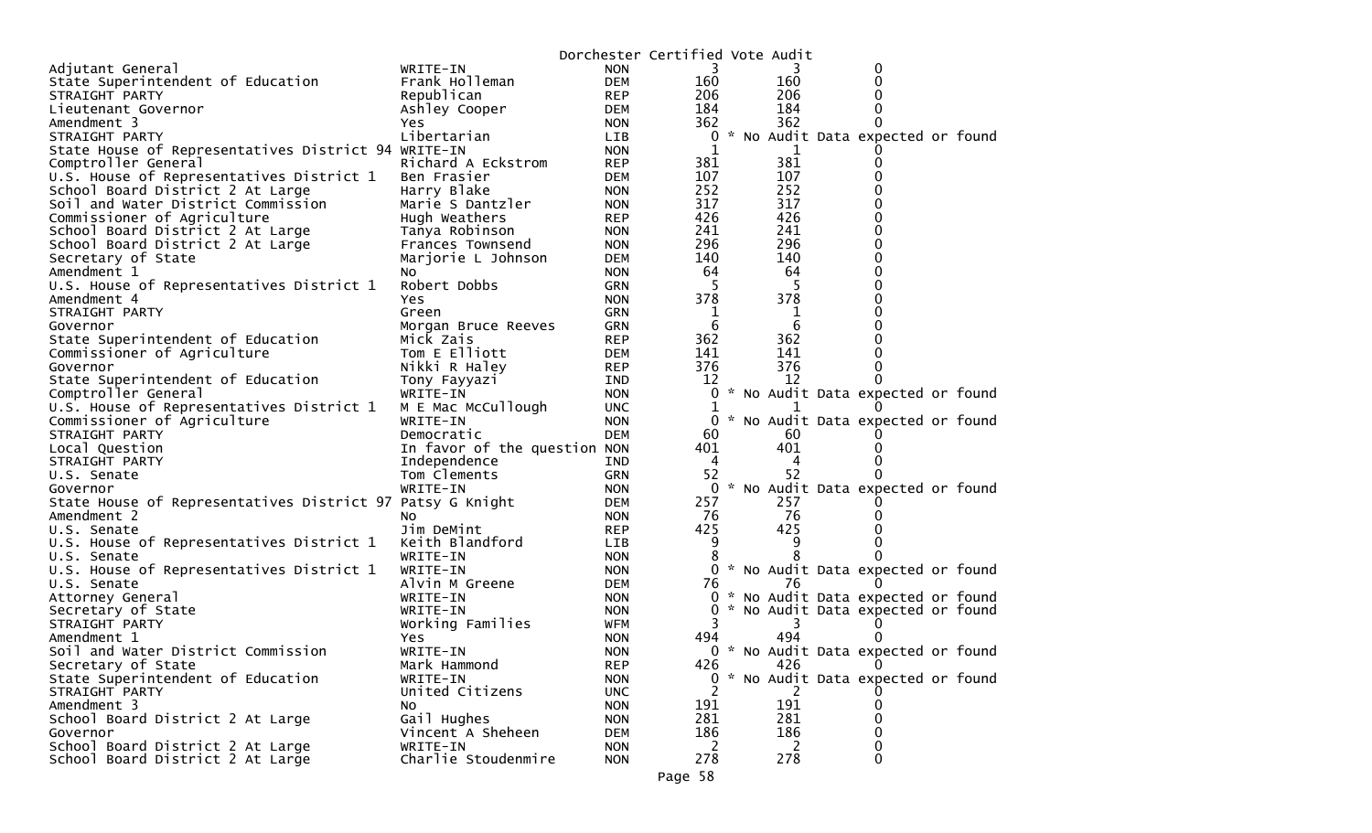Dorchester Certified Vote Audit

| | | | | | |
|---|---|---|---|---|---|
| Adjutant General | WRITE-IN | NON | 3 | 3 | 0 |
| State Superintendent of Education | Frank Holleman | DEM | 160 | 160 | 0 |
| STRAIGHT PARTY | Republican | REP | 206 | 206 | 0 |
| Lieutenant Governor | Ashley Cooper | DEM | 184 | 184 | 0 |
| Amendment 3 | Yes | NON | 362 | 362 | 0 |
| STRAIGHT PARTY | Libertarian | LIB | 0 | * No Audit Data expected or found | |
| State House of Representatives District 94 | WRITE-IN | NON | 1 | 1 | 0 |
| Comptroller General | Richard A Eckstrom | REP | 381 | 381 | 0 |
| U.S. House of Representatives District 1 | Ben Frasier | DEM | 107 | 107 | 0 |
| School Board District 2 At Large | Harry Blake | NON | 252 | 252 | 0 |
| Soil and Water District Commission | Marie S Dantzler | NON | 317 | 317 | 0 |
| Commissioner of Agriculture | Hugh Weathers | REP | 426 | 426 | 0 |
| School Board District 2 At Large | Tanya Robinson | NON | 241 | 241 | 0 |
| School Board District 2 At Large | Frances Townsend | NON | 296 | 296 | 0 |
| Secretary of State | Marjorie L Johnson | DEM | 140 | 140 | 0 |
| Amendment 1 | No | NON | 64 | 64 | 0 |
| U.S. House of Representatives District 1 | Robert Dobbs | GRN | 5 | 5 | 0 |
| Amendment 4 | Yes | NON | 378 | 378 | 0 |
| STRAIGHT PARTY | Green | GRN | 1 | 1 | 0 |
| Governor | Morgan Bruce Reeves | GRN | 6 | 6 | 0 |
| State Superintendent of Education | Mick Zais | REP | 362 | 362 | 0 |
| Commissioner of Agriculture | Tom E Elliott | DEM | 141 | 141 | 0 |
| Governor | Nikki R Haley | REP | 376 | 376 | 0 |
| State Superintendent of Education | Tony Fayyazi | IND | 12 | 12 | 0 |
| Comptroller General | WRITE-IN | NON | 0 | * No Audit Data expected or found | |
| U.S. House of Representatives District 1 | M E Mac McCullough | UNC | 1 | 1 | 0 |
| Commissioner of Agriculture | WRITE-IN | NON | 0 | * No Audit Data expected or found | |
| STRAIGHT PARTY | Democratic | DEM | 60 | 60 | 0 |
| Local Question | In favor of the question | NON | 401 | 401 | 0 |
| STRAIGHT PARTY | Independence | IND | 4 | 4 | 0 |
| U.S. Senate | Tom Clements | GRN | 52 | 52 | 0 |
| Governor | WRITE-IN | NON | 0 | * No Audit Data expected or found | |
| State House of Representatives District 97 | Patsy G Knight | DEM | 257 | 257 | 0 |
| Amendment 2 | No | NON | 76 | 76 | 0 |
| U.S. Senate | Jim DeMint | REP | 425 | 425 | 0 |
| U.S. House of Representatives District 1 | Keith Blandford | LIB | 9 | 9 | 0 |
| U.S. Senate | WRITE-IN | NON | 8 | 8 | 0 |
| U.S. House of Representatives District 1 | WRITE-IN | NON | 0 | * No Audit Data expected or found | |
| U.S. Senate | Alvin M Greene | DEM | 76 | 76 | 0 |
| Attorney General | WRITE-IN | NON | 0 | * No Audit Data expected or found | |
| Secretary of State | WRITE-IN | NON | 0 | * No Audit Data expected or found | |
| STRAIGHT PARTY | Working Families | WFM | 3 | 3 | 0 |
| Amendment 1 | Yes | NON | 494 | 494 | 0 |
| Soil and Water District Commission | WRITE-IN | NON | 0 | * No Audit Data expected or found | |
| Secretary of State | Mark Hammond | REP | 426 | 426 | 0 |
| State Superintendent of Education | WRITE-IN | NON | 0 | * No Audit Data expected or found | |
| STRAIGHT PARTY | United Citizens | UNC | 2 | 2 | 0 |
| Amendment 3 | No | NON | 191 | 191 | 0 |
| School Board District 2 At Large | Gail Hughes | NON | 281 | 281 | 0 |
| Governor | Vincent A Sheheen | DEM | 186 | 186 | 0 |
| School Board District 2 At Large | WRITE-IN | NON | 2 | 2 | 0 |
| School Board District 2 At Large | Charlie Stoudenmire | NON | 278 | 278 | 0 |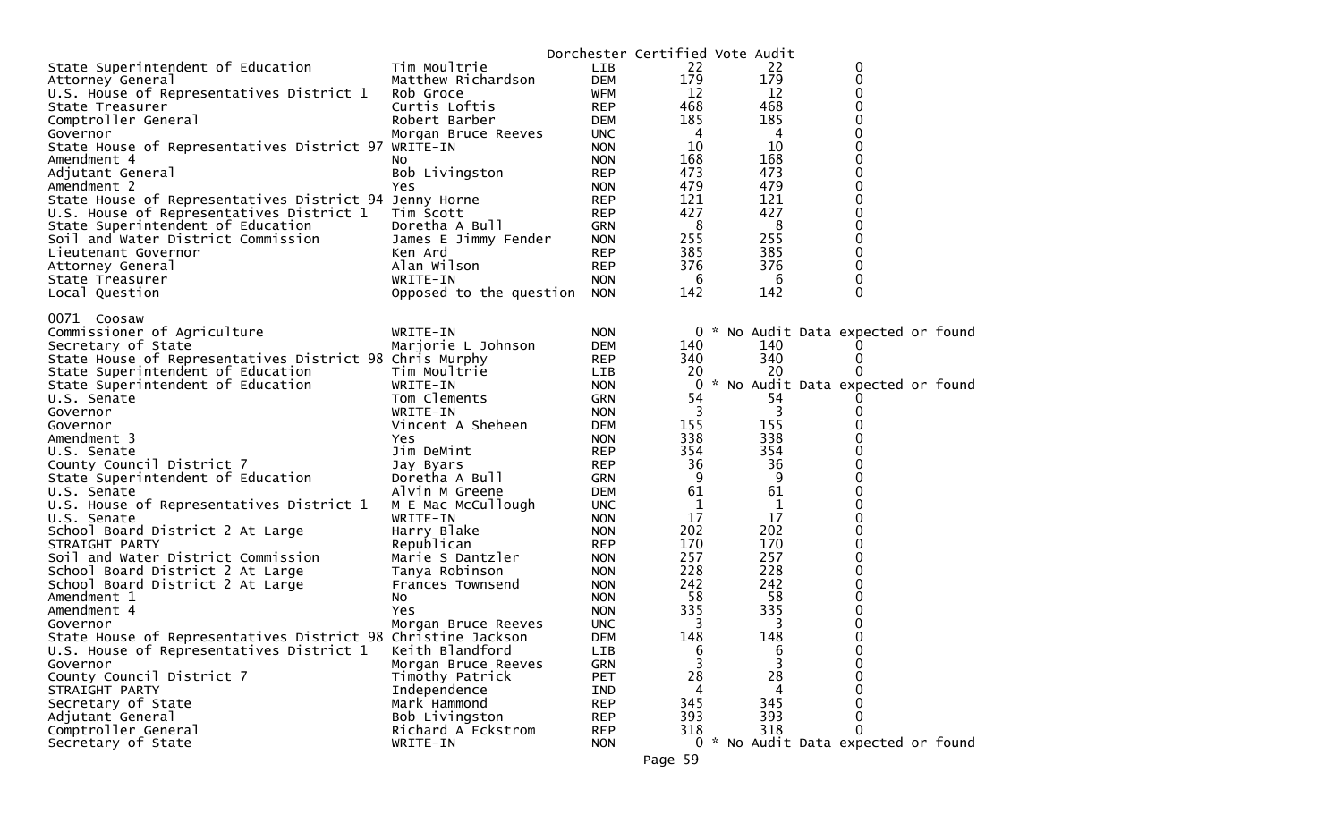Dorchester Certified Vote Audit

| | | | | | |
|---|---|---|---|---|---|
| State Superintendent of Education | Tim Moultrie | LIB | 22 | 22 | 0 |
| Attorney General | Matthew Richardson | DEM | 179 | 179 | 0 |
| U.S. House of Representatives District 1 | Rob Groce | WFM | 12 | 12 | 0 |
| State Treasurer | Curtis Loftis | REP | 468 | 468 | 0 |
| Comptroller General | Robert Barber | DEM | 185 | 185 | 0 |
| Governor | Morgan Bruce Reeves | UNC | 4 | 4 | 0 |
| State House of Representatives District 97 | WRITE-IN | NON | 10 | 10 | 0 |
| Amendment 4 | No | NON | 168 | 168 | 0 |
| Adjutant General | Bob Livingston | REP | 473 | 473 | 0 |
| Amendment 2 | Yes | NON | 479 | 479 | 0 |
| State House of Representatives District 94 | Jenny Horne | REP | 121 | 121 | 0 |
| U.S. House of Representatives District 1 | Tim Scott | REP | 427 | 427 | 0 |
| State Superintendent of Education | Doretha A Bull | GRN | 8 | 8 | 0 |
| Soil and Water District Commission | James E Jimmy Fender | NON | 255 | 255 | 0 |
| Lieutenant Governor | Ken Ard | REP | 385 | 385 | 0 |
| Attorney General | Alan Wilson | REP | 376 | 376 | 0 |
| State Treasurer | WRITE-IN | NON | 6 | 6 | 0 |
| Local Question | Opposed to the question | NON | 142 | 142 | 0 |

0071 Coosaw

| | | | | | |
|---|---|---|---|---|---|
| Commissioner of Agriculture | WRITE-IN | NON | 0 | * No Audit Data expected or found | |
| Secretary of State | Marjorie L Johnson | DEM | 140 | 140 | 0 |
| State House of Representatives District 98 | Chris Murphy | REP | 340 | 340 | 0 |
| State Superintendent of Education | Tim Moultrie | LIB | 20 | 20 | 0 |
| State Superintendent of Education | WRITE-IN | NON | 0 | * No Audit Data expected or found | |
| U.S. Senate | Tom Clements | GRN | 54 | 54 | 0 |
| Governor | WRITE-IN | NON | 3 | 3 | 0 |
| Governor | Vincent A Sheheen | DEM | 155 | 155 | 0 |
| Amendment 3 | Yes | NON | 338 | 338 | 0 |
| U.S. Senate | Jim DeMint | REP | 354 | 354 | 0 |
| County Council District 7 | Jay Byars | REP | 36 | 36 | 0 |
| State Superintendent of Education | Doretha A Bull | GRN | 9 | 9 | 0 |
| U.S. Senate | Alvin M Greene | DEM | 61 | 61 | 0 |
| U.S. House of Representatives District 1 | M E Mac McCullough | UNC | 1 | 1 | 0 |
| U.S. Senate | WRITE-IN | NON | 17 | 17 | 0 |
| School Board District 2 At Large | Harry Blake | NON | 202 | 202 | 0 |
| STRAIGHT PARTY | Republican | REP | 170 | 170 | 0 |
| Soil and Water District Commission | Marie S Dantzler | NON | 257 | 257 | 0 |
| School Board District 2 At Large | Tanya Robinson | NON | 228 | 228 | 0 |
| School Board District 2 At Large | Frances Townsend | NON | 242 | 242 | 0 |
| Amendment 1 | No | NON | 58 | 58 | 0 |
| Amendment 4 | Yes | NON | 335 | 335 | 0 |
| Governor | Morgan Bruce Reeves | UNC | 3 | 3 | 0 |
| State House of Representatives District 98 | Christine Jackson | DEM | 148 | 148 | 0 |
| U.S. House of Representatives District 1 | Keith Blandford | LIB | 6 | 6 | 0 |
| Governor | Morgan Bruce Reeves | GRN | 3 | 3 | 0 |
| County Council District 7 | Timothy Patrick | PET | 28 | 28 | 0 |
| STRAIGHT PARTY | Independence | IND | 4 | 4 | 0 |
| Secretary of State | Mark Hammond | REP | 345 | 345 | 0 |
| Adjutant General | Bob Livingston | REP | 393 | 393 | 0 |
| Comptroller General | Richard A Eckstrom | REP | 318 | 318 | 0 |
| Secretary of State | WRITE-IN | NON | 0 | * No Audit Data expected or found | |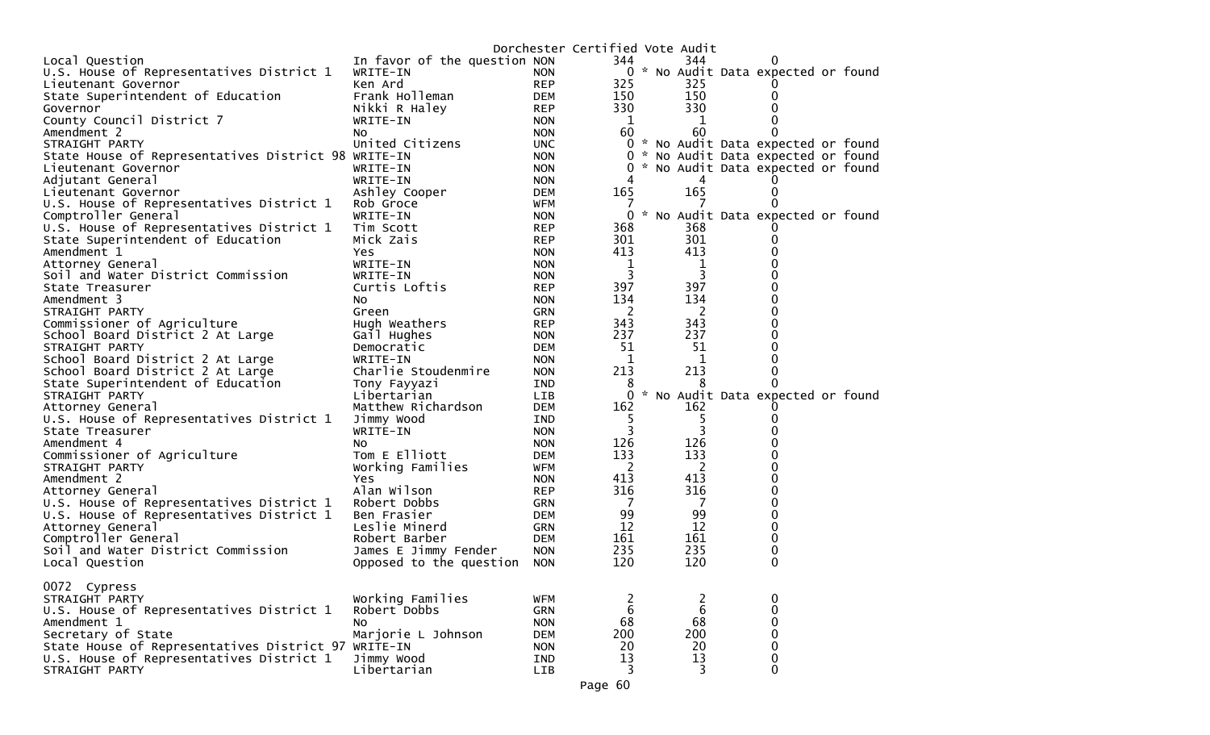Dorchester Certified Vote Audit

| | | | | | |
|---|---|---|---|---|---|
| Local Question | In favor of the question | NON | 344 | 344 | 0 |
| U.S. House of Representatives District 1 | WRITE-IN | NON | 0 | * No Audit Data expected or found | |
| Lieutenant Governor | Ken Ard | REP | 325 | 325 | 0 |
| State Superintendent of Education | Frank Holleman | DEM | 150 | 150 | 0 |
| Governor | Nikki R Haley | REP | 330 | 330 | 0 |
| County Council District 7 | WRITE-IN | NON | 1 | 1 | 0 |
| Amendment 2 | No | NON | 60 | 60 | 0 |
| STRAIGHT PARTY | United Citizens | UNC | 0 | * No Audit Data expected or found | |
| State House of Representatives District 98 | WRITE-IN | NON | 0 | * No Audit Data expected or found | |
| Lieutenant Governor | WRITE-IN | NON | 0 | * No Audit Data expected or found | |
| Adjutant General | WRITE-IN | NON | 4 | 4 | 0 |
| Lieutenant Governor | Ashley Cooper | DEM | 165 | 165 | 0 |
| U.S. House of Representatives District 1 | Rob Groce | WFM | 7 | 7 | 0 |
| Comptroller General | WRITE-IN | NON | 0 | * No Audit Data expected or found | |
| U.S. House of Representatives District 1 | Tim Scott | REP | 368 | 368 | 0 |
| State Superintendent of Education | Mick Zais | REP | 301 | 301 | 0 |
| Amendment 1 | Yes | NON | 413 | 413 | 0 |
| Attorney General | WRITE-IN | NON | 1 | 1 | 0 |
| Soil and Water District Commission | WRITE-IN | NON | 3 | 3 | 0 |
| State Treasurer | Curtis Loftis | REP | 397 | 397 | 0 |
| Amendment 3 | No | NON | 134 | 134 | 0 |
| STRAIGHT PARTY | Green | GRN | 2 | 2 | 0 |
| Commissioner of Agriculture | Hugh Weathers | REP | 343 | 343 | 0 |
| School Board District 2 At Large | Gail Hughes | NON | 237 | 237 | 0 |
| STRAIGHT PARTY | Democratic | DEM | 51 | 51 | 0 |
| School Board District 2 At Large | WRITE-IN | NON | 1 | 1 | 0 |
| School Board District 2 At Large | Charlie Stoudenmire | NON | 213 | 213 | 0 |
| State Superintendent of Education | Tony Fayyazi | IND | 8 | 8 | 0 |
| STRAIGHT PARTY | Libertarian | LIB | 0 | * No Audit Data expected or found | |
| Attorney General | Matthew Richardson | DEM | 162 | 162 | 0 |
| U.S. House of Representatives District 1 | Jimmy Wood | IND | 5 | 5 | 0 |
| State Treasurer | WRITE-IN | NON | 3 | 3 | 0 |
| Amendment 4 | No | NON | 126 | 126 | 0 |
| Commissioner of Agriculture | Tom E Elliott | DEM | 133 | 133 | 0 |
| STRAIGHT PARTY | Working Families | WFM | 2 | 2 | 0 |
| Amendment 2 | Yes | NON | 413 | 413 | 0 |
| Attorney General | Alan Wilson | REP | 316 | 316 | 0 |
| U.S. House of Representatives District 1 | Robert Dobbs | GRN | 7 | 7 | 0 |
| U.S. House of Representatives District 1 | Ben Frasier | DEM | 99 | 99 | 0 |
| Attorney General | Leslie Minerd | GRN | 12 | 12 | 0 |
| Comptroller General | Robert Barber | DEM | 161 | 161 | 0 |
| Soil and Water District Commission | James E Jimmy Fender | NON | 235 | 235 | 0 |
| Local Question | Opposed to the question | NON | 120 | 120 | 0 |

0072 Cypress

| | | | | | |
|---|---|---|---|---|---|
| STRAIGHT PARTY | Working Families | WFM | 2 | 2 | 0 |
| U.S. House of Representatives District 1 | Robert Dobbs | GRN | 6 | 6 | 0 |
| Amendment 1 | No | NON | 68 | 68 | 0 |
| Secretary of State | Marjorie L Johnson | DEM | 200 | 200 | 0 |
| State House of Representatives District 97 | WRITE-IN | NON | 20 | 20 | 0 |
| U.S. House of Representatives District 1 | Jimmy Wood | IND | 13 | 13 | 0 |
| STRAIGHT PARTY | Libertarian | LIB | 3 | 3 | 0 |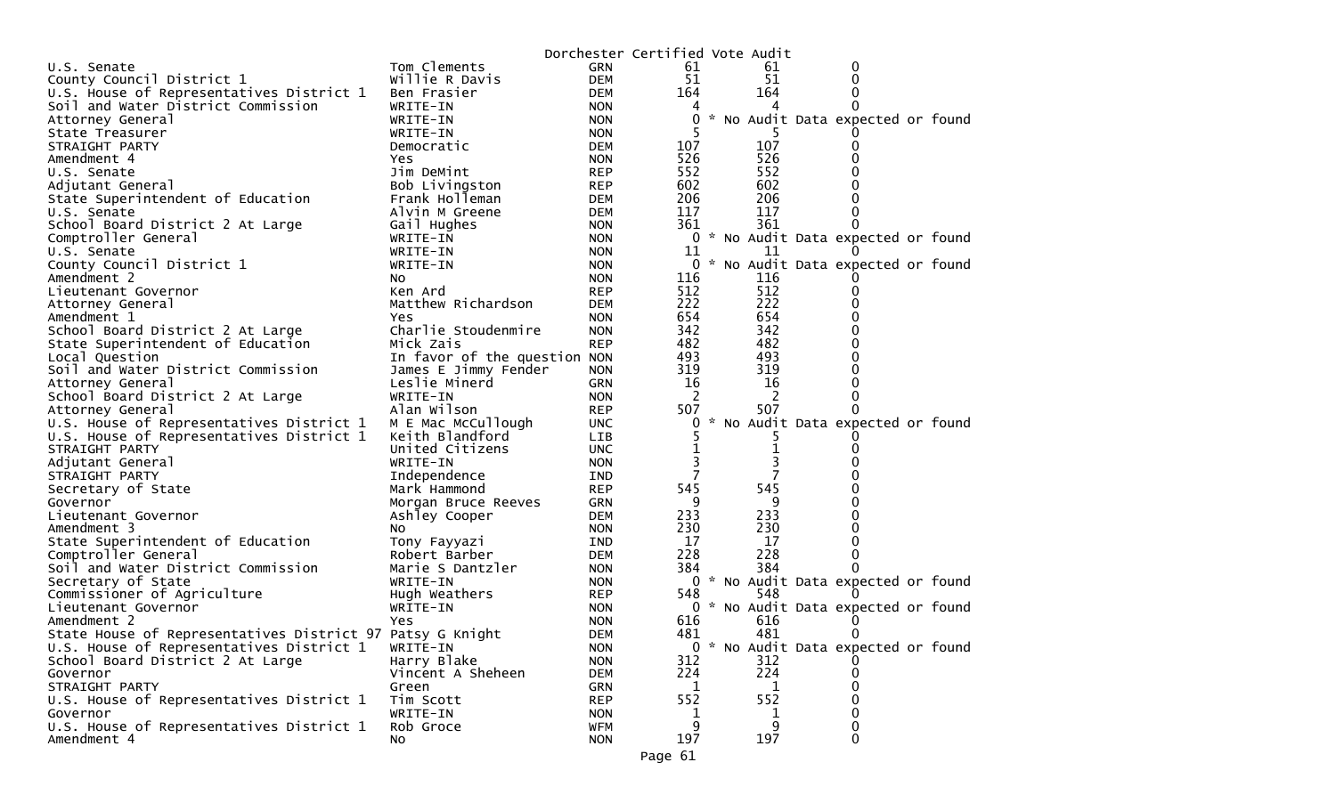Dorchester Certified Vote Audit

| | | | | | |
|---|---|---|---|---|---|
| U.S. Senate | Tom Clements | GRN | 61 | 61 | 0 |
| County Council District 1 | Willie R Davis | DEM | 51 | 51 | 0 |
| U.S. House of Representatives District 1 | Ben Frasier | DEM | 164 | 164 | 0 |
| Soil and Water District Commission | WRITE-IN | NON | 4 | 4 | 0 |
| Attorney General | WRITE-IN | NON | 0 | * No Audit Data expected or found | |
| State Treasurer | WRITE-IN | NON | 5 | 5 | 0 |
| STRAIGHT PARTY | Democratic | DEM | 107 | 107 | 0 |
| Amendment 4 | Yes | NON | 526 | 526 | 0 |
| U.S. Senate | Jim DeMint | REP | 552 | 552 | 0 |
| Adjutant General | Bob Livingston | REP | 602 | 602 | 0 |
| State Superintendent of Education | Frank Holleman | DEM | 206 | 206 | 0 |
| U.S. Senate | Alvin M Greene | DEM | 117 | 117 | 0 |
| School Board District 2 At Large | Gail Hughes | NON | 361 | 361 | 0 |
| Comptroller General | WRITE-IN | NON | 0 | * No Audit Data expected or found | |
| U.S. Senate | WRITE-IN | NON | 11 | 11 | 0 |
| County Council District 1 | WRITE-IN | NON | 0 | * No Audit Data expected or found | |
| Amendment 2 | No | NON | 116 | 116 | 0 |
| Lieutenant Governor | Ken Ard | REP | 512 | 512 | 0 |
| Attorney General | Matthew Richardson | DEM | 222 | 222 | 0 |
| Amendment 1 | Yes | NON | 654 | 654 | 0 |
| School Board District 2 At Large | Charlie Stoudenmire | NON | 342 | 342 | 0 |
| State Superintendent of Education | Mick Zais | REP | 482 | 482 | 0 |
| Local Question | In favor of the question | NON | 493 | 493 | 0 |
| Soil and Water District Commission | James E Jimmy Fender | NON | 319 | 319 | 0 |
| Attorney General | Leslie Minerd | GRN | 16 | 16 | 0 |
| School Board District 2 At Large | WRITE-IN | NON | 2 | 2 | 0 |
| Attorney General | Alan Wilson | REP | 507 | 507 | 0 |
| U.S. House of Representatives District 1 | M E Mac McCullough | UNC | 0 | * No Audit Data expected or found | |
| U.S. House of Representatives District 1 | Keith Blandford | LIB | 5 | 5 | 0 |
| STRAIGHT PARTY | United Citizens | UNC | 1 | 1 | 0 |
| Adjutant General | WRITE-IN | NON | 3 | 3 | 0 |
| STRAIGHT PARTY | Independence | IND | 7 | 7 | 0 |
| Secretary of State | Mark Hammond | REP | 545 | 545 | 0 |
| Governor | Morgan Bruce Reeves | GRN | 9 | 9 | 0 |
| Lieutenant Governor | Ashley Cooper | DEM | 233 | 233 | 0 |
| Amendment 3 | No | NON | 230 | 230 | 0 |
| State Superintendent of Education | Tony Fayyazi | IND | 17 | 17 | 0 |
| Comptroller General | Robert Barber | DEM | 228 | 228 | 0 |
| Soil and Water District Commission | Marie S Dantzler | NON | 384 | 384 | 0 |
| Secretary of State | WRITE-IN | NON | 0 | * No Audit Data expected or found | |
| Commissioner of Agriculture | Hugh Weathers | REP | 548 | 548 | 0 |
| Lieutenant Governor | WRITE-IN | NON | 0 | * No Audit Data expected or found | |
| Amendment 2 | Yes | NON | 616 | 616 | 0 |
| State House of Representatives District 97 | Patsy G Knight | DEM | 481 | 481 | 0 |
| U.S. House of Representatives District 1 | WRITE-IN | NON | 0 | * No Audit Data expected or found | |
| School Board District 2 At Large | Harry Blake | NON | 312 | 312 | 0 |
| Governor | Vincent A Sheheen | DEM | 224 | 224 | 0 |
| STRAIGHT PARTY | Green | GRN | 1 | 1 | 0 |
| U.S. House of Representatives District 1 | Tim Scott | REP | 552 | 552 | 0 |
| Governor | WRITE-IN | NON | 1 | 1 | 0 |
| U.S. House of Representatives District 1 | Rob Groce | WFM | 9 | 9 | 0 |
| Amendment 4 | No | NON | 197 | 197 | 0 |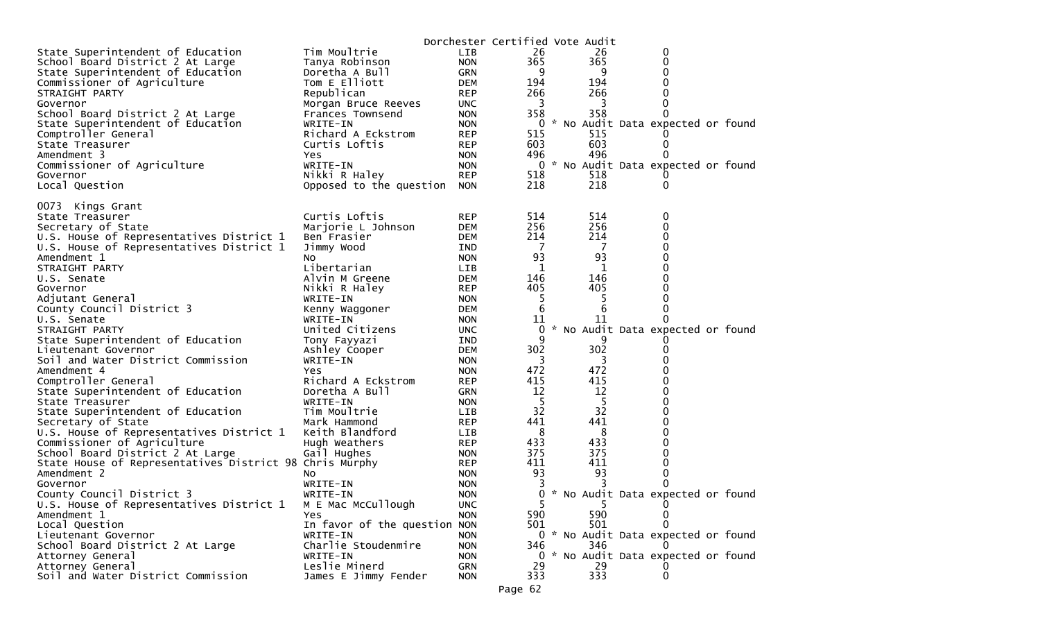Dorchester Certified Vote Audit

| | | | | | |
|---|---|---|---|---|---|
| State Superintendent of Education | Tim Moultrie | LIB | 26 | 26 | 0 |
| School Board District 2 At Large | Tanya Robinson | NON | 365 | 365 | 0 |
| State Superintendent of Education | Doretha A Bull | GRN | 9 | 9 | 0 |
| Commissioner of Agriculture | Tom E Elliott | DEM | 194 | 194 | 0 |
| STRAIGHT PARTY | Republican | REP | 266 | 266 | 0 |
| Governor | Morgan Bruce Reeves | UNC | 3 | 3 | 0 |
| School Board District 2 At Large | Frances Townsend | NON | 358 | 358 | 0 |
| State Superintendent of Education | WRITE-IN | NON | 0 | * No Audit Data expected or found | |
| Comptroller General | Richard A Eckstrom | REP | 515 | 515 | 0 |
| State Treasurer | Curtis Loftis | REP | 603 | 603 | 0 |
| Amendment 3 | Yes | NON | 496 | 496 | 0 |
| Commissioner of Agriculture | WRITE-IN | NON | 0 | * No Audit Data expected or found | |
| Governor | Nikki R Haley | REP | 518 | 518 | 0 |
| Local Question | Opposed to the question | NON | 218 | 218 | 0 |

0073 Kings Grant

| | | | | | |
|---|---|---|---|---|---|
| State Treasurer | Curtis Loftis | REP | 514 | 514 | 0 |
| Secretary of State | Marjorie L Johnson | DEM | 256 | 256 | 0 |
| U.S. House of Representatives District 1 | Ben Frasier | DEM | 214 | 214 | 0 |
| U.S. House of Representatives District 1 | Jimmy Wood | IND | 7 | 7 | 0 |
| Amendment 1 | No | NON | 93 | 93 | 0 |
| STRAIGHT PARTY | Libertarian | LIB | 1 | 1 | 0 |
| U.S. Senate | Alvin M Greene | DEM | 146 | 146 | 0 |
| Governor | Nikki R Haley | REP | 405 | 405 | 0 |
| Adjutant General | WRITE-IN | NON | 5 | 5 | 0 |
| County Council District 3 | Kenny Waggoner | DEM | 6 | 6 | 0 |
| U.S. Senate | WRITE-IN | NON | 11 | 11 | 0 |
| STRAIGHT PARTY | United Citizens | UNC | 0 | * No Audit Data expected or found | |
| State Superintendent of Education | Tony Fayyazi | IND | 9 | 9 | 0 |
| Lieutenant Governor | Ashley Cooper | DEM | 302 | 302 | 0 |
| Soil and Water District Commission | WRITE-IN | NON | 3 | 3 | 0 |
| Amendment 4 | Yes | NON | 472 | 472 | 0 |
| Comptroller General | Richard A Eckstrom | REP | 415 | 415 | 0 |
| State Superintendent of Education | Doretha A Bull | GRN | 12 | 12 | 0 |
| State Treasurer | WRITE-IN | NON | 5 | 5 | 0 |
| State Superintendent of Education | Tim Moultrie | LIB | 32 | 32 | 0 |
| Secretary of State | Mark Hammond | REP | 441 | 441 | 0 |
| U.S. House of Representatives District 1 | Keith Blandford | LIB | 8 | 8 | 0 |
| Commissioner of Agriculture | Hugh Weathers | REP | 433 | 433 | 0 |
| School Board District 2 At Large | Gail Hughes | NON | 375 | 375 | 0 |
| State House of Representatives District 98 | Chris Murphy | REP | 411 | 411 | 0 |
| Amendment 2 | No | NON | 93 | 93 | 0 |
| Governor | WRITE-IN | NON | 3 | 3 | 0 |
| County Council District 3 | WRITE-IN | NON | 0 | * No Audit Data expected or found | |
| U.S. House of Representatives District 1 | M E Mac McCullough | UNC | 5 | 5 | 0 |
| Amendment 1 | Yes | NON | 590 | 590 | 0 |
| Local Question | In favor of the question | NON | 501 | 501 | 0 |
| Lieutenant Governor | WRITE-IN | NON | 0 | * No Audit Data expected or found | |
| School Board District 2 At Large | Charlie Stoudenmire | NON | 346 | 346 | 0 |
| Attorney General | WRITE-IN | NON | 0 | * No Audit Data expected or found | |
| Attorney General | Leslie Minerd | GRN | 29 | 29 | 0 |
| Soil and Water District Commission | James E Jimmy Fender | NON | 333 | 333 | 0 |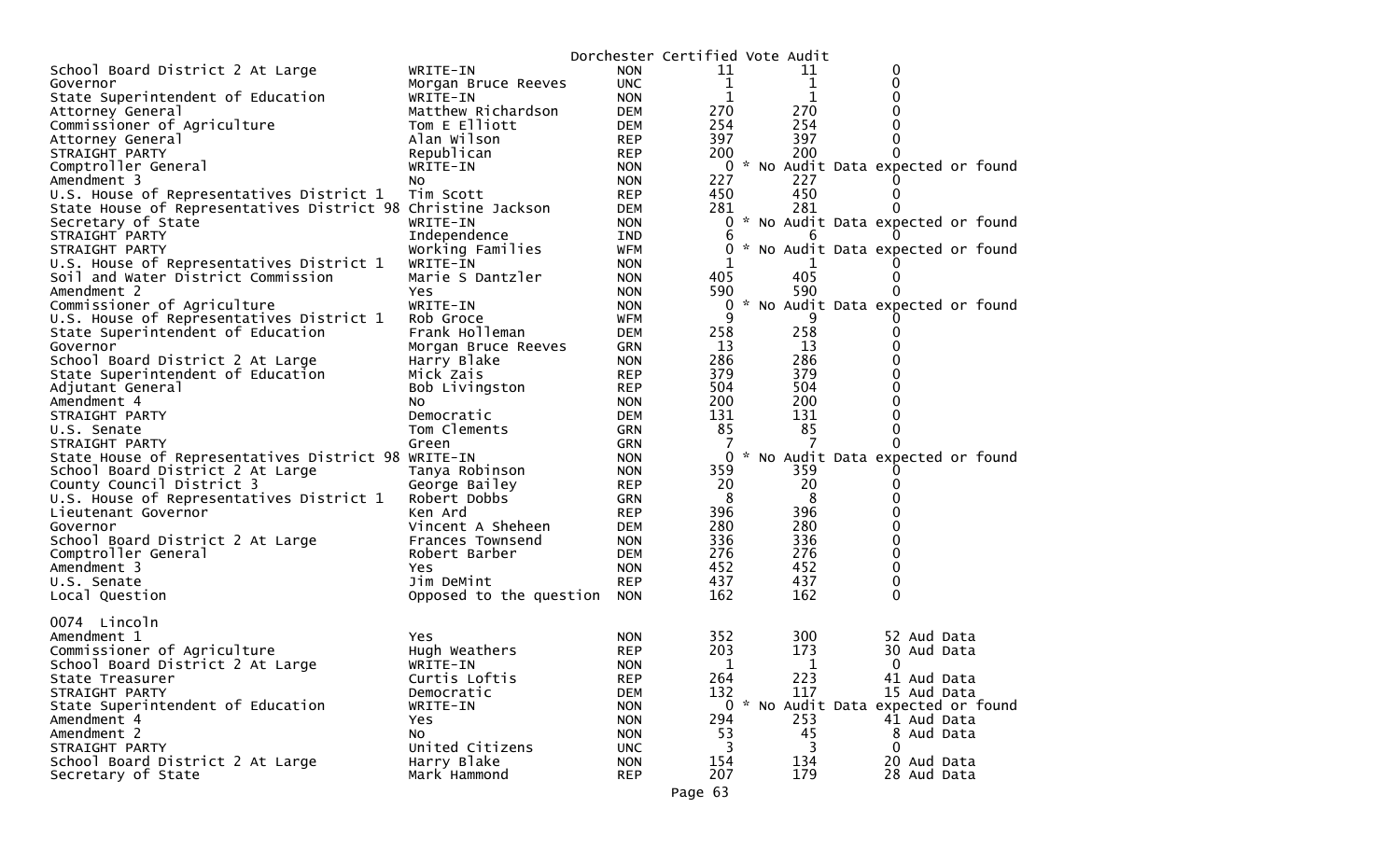Dorchester Certified Vote Audit

| | | | | | |
|---|---|---|---|---|---|
| School Board District 2 At Large | WRITE-IN | NON | 11 | 11 | 0 |
| Governor | Morgan Bruce Reeves | UNC | 1 | 1 | 0 |
| State Superintendent of Education | WRITE-IN | NON | 1 | 1 | 0 |
| Attorney General | Matthew Richardson | DEM | 270 | 270 | 0 |
| Commissioner of Agriculture | Tom E Elliott | DEM | 254 | 254 | 0 |
| Attorney General | Alan Wilson | REP | 397 | 397 | 0 |
| STRAIGHT PARTY | Republican | REP | 200 | 200 | 0 |
| Comptroller General | WRITE-IN | NON | 0 * | No Audit Data expected or found | |
| Amendment 3 | No | NON | 227 | 227 | 0 |
| U.S. House of Representatives District 1 | Tim Scott | REP | 450 | 450 | 0 |
| State House of Representatives District 98 | Christine Jackson | DEM | 281 | 281 | 0 |
| Secretary of State | WRITE-IN | NON | 0 * | No Audit Data expected or found | |
| STRAIGHT PARTY | Independence | IND | 6 | 6 | 0 |
| STRAIGHT PARTY | Working Families | WFM | 0 * | No Audit Data expected or found | |
| U.S. House of Representatives District 1 | WRITE-IN | NON | 1 | 1 | 0 |
| Soil and Water District Commission | Marie S Dantzler | NON | 405 | 405 | 0 |
| Amendment 2 | Yes | NON | 590 | 590 | 0 |
| Commissioner of Agriculture | WRITE-IN | NON | 0 * | No Audit Data expected or found | |
| U.S. House of Representatives District 1 | Rob Groce | WFM | 9 | 9 | 0 |
| State Superintendent of Education | Frank Holleman | DEM | 258 | 258 | 0 |
| Governor | Morgan Bruce Reeves | GRN | 13 | 13 | 0 |
| School Board District 2 At Large | Harry Blake | NON | 286 | 286 | 0 |
| State Superintendent of Education | Mick Zais | REP | 379 | 379 | 0 |
| Adjutant General | Bob Livingston | REP | 504 | 504 | 0 |
| Amendment 4 | No | NON | 200 | 200 | 0 |
| STRAIGHT PARTY | Democratic | DEM | 131 | 131 | 0 |
| U.S. Senate | Tom Clements | GRN | 85 | 85 | 0 |
| STRAIGHT PARTY | Green | GRN | 7 | 7 | 0 |
| State House of Representatives District 98 | WRITE-IN | NON | 0 * | No Audit Data expected or found | |
| School Board District 2 At Large | Tanya Robinson | NON | 359 | 359 | 0 |
| County Council District 3 | George Bailey | REP | 20 | 20 | 0 |
| U.S. House of Representatives District 1 | Robert Dobbs | GRN | 8 | 8 | 0 |
| Lieutenant Governor | Ken Ard | REP | 396 | 396 | 0 |
| Governor | Vincent A Sheheen | DEM | 280 | 280 | 0 |
| School Board District 2 At Large | Frances Townsend | NON | 336 | 336 | 0 |
| Comptroller General | Robert Barber | DEM | 276 | 276 | 0 |
| Amendment 3 | Yes | NON | 452 | 452 | 0 |
| U.S. Senate | Jim DeMint | REP | 437 | 437 | 0 |
| Local Question | Opposed to the question | NON | 162 | 162 | 0 |

0074 Lincoln

| | | | | | |
|---|---|---|---|---|---|
| Amendment 1 | Yes | NON | 352 | 300 | 52 Aud Data |
| Commissioner of Agriculture | Hugh Weathers | REP | 203 | 173 | 30 Aud Data |
| School Board District 2 At Large | WRITE-IN | NON | 1 | 1 | 0 |
| State Treasurer | Curtis Loftis | REP | 264 | 223 | 41 Aud Data |
| STRAIGHT PARTY | Democratic | DEM | 132 | 117 | 15 Aud Data |
| State Superintendent of Education | WRITE-IN | NON | 0 * | No Audit Data expected or found | |
| Amendment 4 | Yes | NON | 294 | 253 | 41 Aud Data |
| Amendment 2 | No | NON | 53 | 45 | 8 Aud Data |
| STRAIGHT PARTY | United Citizens | UNC | 3 | 3 | 0 |
| School Board District 2 At Large | Harry Blake | NON | 154 | 134 | 20 Aud Data |
| Secretary of State | Mark Hammond | REP | 207 | 179 | 28 Aud Data |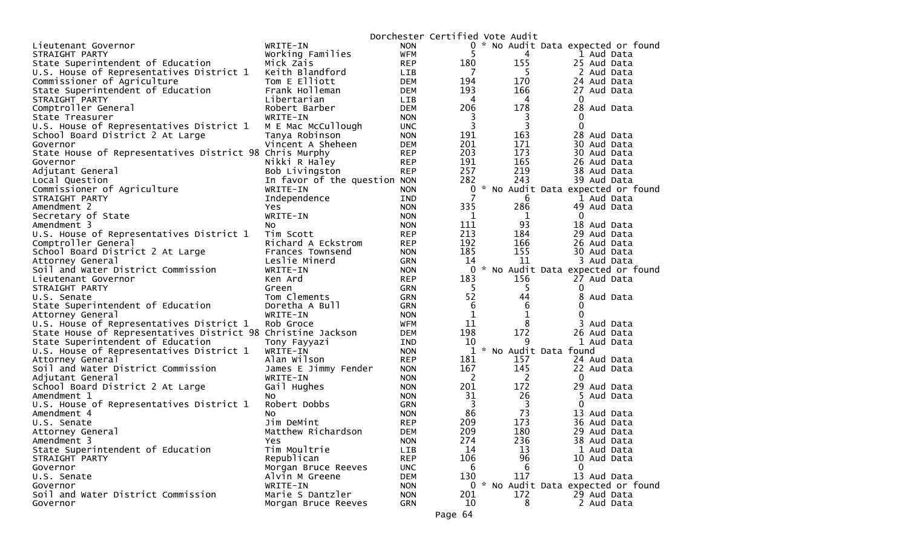Dorchester Certified Vote Audit

| Office | Candidate | Party | | | |
|---|---|---|---|---|---|
| Lieutenant Governor | WRITE-IN | NON | 0 | * No Audit Data expected or found | |
| STRAIGHT PARTY | Working Families | WFM | 5 | 4 | 1 Aud Data |
| State Superintendent of Education | Mick Zais | REP | 180 | 155 | 25 Aud Data |
| U.S. House of Representatives District 1 | Keith Blandford | LIB | 7 | 5 | 2 Aud Data |
| Commissioner of Agriculture | Tom E Elliott | DEM | 194 | 170 | 24 Aud Data |
| State Superintendent of Education | Frank Holleman | DEM | 193 | 166 | 27 Aud Data |
| STRAIGHT PARTY | Libertarian | LIB | 4 | 4 | 0 |
| Comptroller General | Robert Barber | DEM | 206 | 178 | 28 Aud Data |
| State Treasurer | WRITE-IN | NON | 3 | 3 | 0 |
| U.S. House of Representatives District 1 | M E Mac McCullough | UNC | 3 | 3 | 0 |
| School Board District 2 At Large | Tanya Robinson | NON | 191 | 163 | 28 Aud Data |
| Governor | Vincent A Sheheen | DEM | 201 | 171 | 30 Aud Data |
| State House of Representatives District 98 | Chris Murphy | REP | 203 | 173 | 30 Aud Data |
| Governor | Nikki R Haley | REP | 191 | 165 | 26 Aud Data |
| Adjutant General | Bob Livingston | REP | 257 | 219 | 38 Aud Data |
| Local Question | In favor of the question | NON | 282 | 243 | 39 Aud Data |
| Commissioner of Agriculture | WRITE-IN | NON | 0 | * No Audit Data expected or found | |
| STRAIGHT PARTY | Independence | IND | 7 | 6 | 1 Aud Data |
| Amendment 2 | Yes | NON | 335 | 286 | 49 Aud Data |
| Secretary of State | WRITE-IN | NON | 1 | 1 | 0 |
| Amendment 3 | No | NON | 111 | 93 | 18 Aud Data |
| U.S. House of Representatives District 1 | Tim Scott | REP | 213 | 184 | 29 Aud Data |
| Comptroller General | Richard A Eckstrom | REP | 192 | 166 | 26 Aud Data |
| School Board District 2 At Large | Frances Townsend | NON | 185 | 155 | 30 Aud Data |
| Attorney General | Leslie Minerd | GRN | 14 | 11 | 3 Aud Data |
| Soil and Water District Commission | WRITE-IN | NON | 0 | * No Audit Data expected or found | |
| Lieutenant Governor | Ken Ard | REP | 183 | 156 | 27 Aud Data |
| STRAIGHT PARTY | Green | GRN | 5 | 5 | 0 |
| U.S. Senate | Tom Clements | GRN | 52 | 44 | 8 Aud Data |
| State Superintendent of Education | Doretha A Bull | GRN | 6 | 6 | 0 |
| Attorney General | WRITE-IN | NON | 1 | 1 | 0 |
| U.S. House of Representatives District 1 | Rob Groce | WFM | 11 | 8 | 3 Aud Data |
| State House of Representatives District 98 | Christine Jackson | DEM | 198 | 172 | 26 Aud Data |
| State Superintendent of Education | Tony Fayyazi | IND | 10 | 9 | 1 Aud Data |
| U.S. House of Representatives District 1 | WRITE-IN | NON | 1 | * No Audit Data found | |
| Attorney General | Alan Wilson | REP | 181 | 157 | 24 Aud Data |
| Soil and Water District Commission | James E Jimmy Fender | NON | 167 | 145 | 22 Aud Data |
| Adjutant General | WRITE-IN | NON | 2 | 2 | 0 |
| School Board District 2 At Large | Gail Hughes | NON | 201 | 172 | 29 Aud Data |
| Amendment 1 | No | NON | 31 | 26 | 5 Aud Data |
| U.S. House of Representatives District 1 | Robert Dobbs | GRN | 3 | 3 | 0 |
| Amendment 4 | No | NON | 86 | 73 | 13 Aud Data |
| U.S. Senate | Jim DeMint | REP | 209 | 173 | 36 Aud Data |
| Attorney General | Matthew Richardson | DEM | 209 | 180 | 29 Aud Data |
| Amendment 3 | Yes | NON | 274 | 236 | 38 Aud Data |
| State Superintendent of Education | Tim Moultrie | LIB | 14 | 13 | 1 Aud Data |
| STRAIGHT PARTY | Republican | REP | 106 | 96 | 10 Aud Data |
| Governor | Morgan Bruce Reeves | UNC | 6 | 6 | 0 |
| U.S. Senate | Alvin M Greene | DEM | 130 | 117 | 13 Aud Data |
| Governor | WRITE-IN | NON | 0 | * No Audit Data expected or found | |
| Soil and Water District Commission | Marie S Dantzler | NON | 201 | 172 | 29 Aud Data |
| Governor | Morgan Bruce Reeves | GRN | 10 | 8 | 2 Aud Data |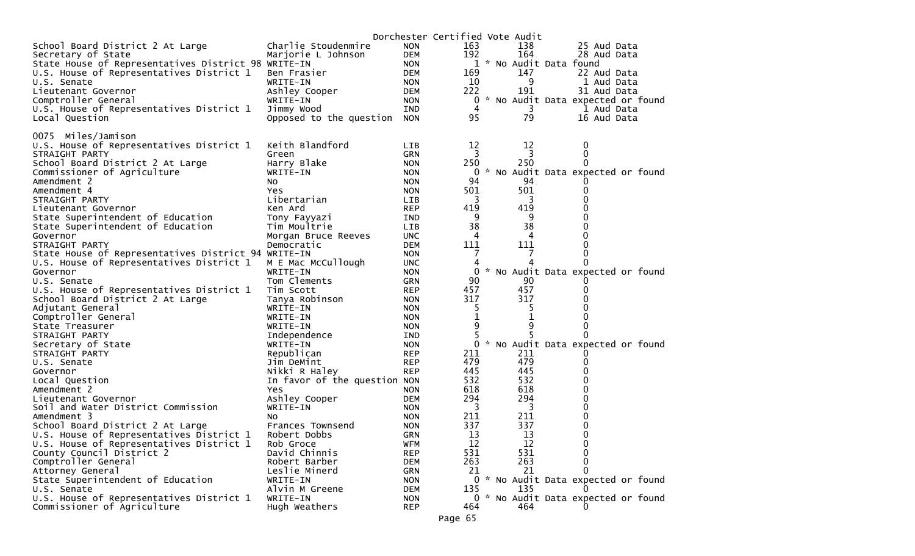Dorchester Certified Vote Audit

| | | | | | |
|---|---|---|---|---|---|
| School Board District 2 At Large | Charlie Stoudenmire | NON | 163 | 138 | 25 Aud Data |
| Secretary of State | Marjorie L Johnson | DEM | 192 | 164 | 28 Aud Data |
| State House of Representatives District 98 | WRITE-IN | NON | 1 | * No Audit Data found | |
| U.S. House of Representatives District 1 | Ben Frasier | DEM | 169 | 147 | 22 Aud Data |
| U.S. Senate | WRITE-IN | NON | 10 | 9 | 1 Aud Data |
| Lieutenant Governor | Ashley Cooper | DEM | 222 | 191 | 31 Aud Data |
| Comptroller General | WRITE-IN | NON | 0 | * No Audit Data expected or found | |
| U.S. House of Representatives District 1 | Jimmy Wood | IND | 4 | 3 | 1 Aud Data |
| Local Question | Opposed to the question | NON | 95 | 79 | 16 Aud Data |

0075 Miles/Jamison

| | | | | | |
|---|---|---|---|---|---|
| U.S. House of Representatives District 1 | Keith Blandford | LIB | 12 | 12 | 0 |
| STRAIGHT PARTY | Green | GRN | 3 | 3 | 0 |
| School Board District 2 At Large | Harry Blake | NON | 250 | 250 | 0 |
| Commissioner of Agriculture | WRITE-IN | NON | 0 | * No Audit Data expected or found | |
| Amendment 2 | No | NON | 94 | 94 | 0 |
| Amendment 4 | Yes | NON | 501 | 501 | 0 |
| STRAIGHT PARTY | Libertarian | LIB | 3 | 3 | 0 |
| Lieutenant Governor | Ken Ard | REP | 419 | 419 | 0 |
| State Superintendent of Education | Tony Fayyazi | IND | 9 | 9 | 0 |
| State Superintendent of Education | Tim Moultrie | LIB | 38 | 38 | 0 |
| Governor | Morgan Bruce Reeves | UNC | 4 | 4 | 0 |
| STRAIGHT PARTY | Democratic | DEM | 111 | 111 | 0 |
| State House of Representatives District 94 | WRITE-IN | NON | 7 | 7 | 0 |
| U.S. House of Representatives District 1 | M E Mac McCullough | UNC | 4 | 4 | 0 |
| Governor | WRITE-IN | NON | 0 | * No Audit Data expected or found | |
| U.S. Senate | Tom Clements | GRN | 90 | 90 | 0 |
| U.S. House of Representatives District 1 | Tim Scott | REP | 457 | 457 | 0 |
| School Board District 2 At Large | Tanya Robinson | NON | 317 | 317 | 0 |
| Adjutant General | WRITE-IN | NON | 5 | 5 | 0 |
| Comptroller General | WRITE-IN | NON | 1 | 1 | 0 |
| State Treasurer | WRITE-IN | NON | 9 | 9 | 0 |
| STRAIGHT PARTY | Independence | IND | 5 | 5 | 0 |
| Secretary of State | WRITE-IN | NON | 0 | * No Audit Data expected or found | |
| STRAIGHT PARTY | Republican | REP | 211 | 211 | 0 |
| U.S. Senate | Jim DeMint | REP | 479 | 479 | 0 |
| Governor | Nikki R Haley | REP | 445 | 445 | 0 |
| Local Question | In favor of the question | NON | 532 | 532 | 0 |
| Amendment 2 | Yes | NON | 618 | 618 | 0 |
| Lieutenant Governor | Ashley Cooper | DEM | 294 | 294 | 0 |
| Soil and Water District Commission | WRITE-IN | NON | 3 | 3 | 0 |
| Amendment 3 | No | NON | 211 | 211 | 0 |
| School Board District 2 At Large | Frances Townsend | NON | 337 | 337 | 0 |
| U.S. House of Representatives District 1 | Robert Dobbs | GRN | 13 | 13 | 0 |
| U.S. House of Representatives District 1 | Rob Groce | WFM | 12 | 12 | 0 |
| County Council District 2 | David Chinnis | REP | 531 | 531 | 0 |
| Comptroller General | Robert Barber | DEM | 263 | 263 | 0 |
| Attorney General | Leslie Minerd | GRN | 21 | 21 | 0 |
| State Superintendent of Education | WRITE-IN | NON | 0 | * No Audit Data expected or found | |
| U.S. Senate | Alvin M Greene | DEM | 135 | 135 | 0 |
| U.S. House of Representatives District 1 | WRITE-IN | NON | 0 | * No Audit Data expected or found | |
| Commissioner of Agriculture | Hugh Weathers | REP | 464 | 464 | 0 |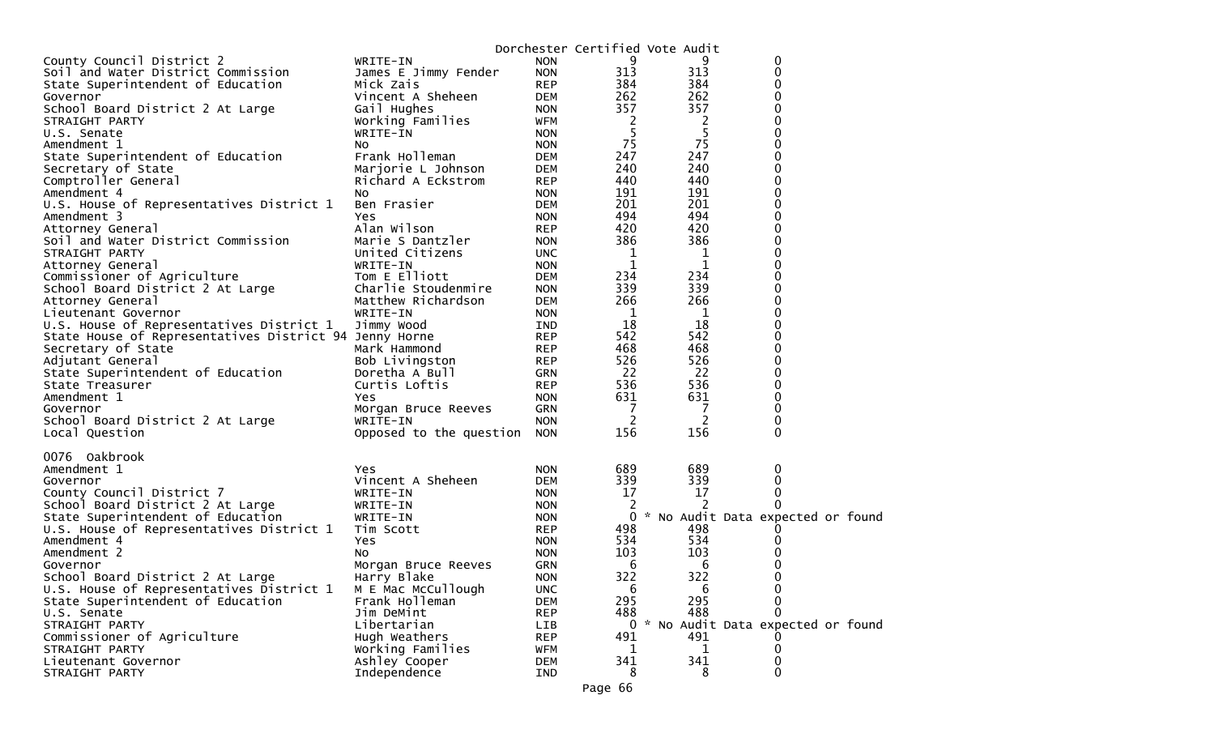Dorchester Certified Vote Audit

| | | | | | |
|---|---|---|---|---|---|
| County Council District 2 | WRITE-IN | NON | 9 | 9 | 0 |
| Soil and Water District Commission | James E Jimmy Fender | NON | 313 | 313 | 0 |
| State Superintendent of Education | Mick Zais | REP | 384 | 384 | 0 |
| Governor | Vincent A Sheheen | DEM | 262 | 262 | 0 |
| School Board District 2 At Large | Gail Hughes | NON | 357 | 357 | 0 |
| STRAIGHT PARTY | Working Families | WFM | 2 | 2 | 0 |
| U.S. Senate | WRITE-IN | NON | 5 | 5 | 0 |
| Amendment 1 | No | NON | 75 | 75 | 0 |
| State Superintendent of Education | Frank Holleman | DEM | 247 | 247 | 0 |
| Secretary of State | Marjorie L Johnson | DEM | 240 | 240 | 0 |
| Comptroller General | Richard A Eckstrom | REP | 440 | 440 | 0 |
| Amendment 4 | No | NON | 191 | 191 | 0 |
| U.S. House of Representatives District 1 | Ben Frasier | DEM | 201 | 201 | 0 |
| Amendment 3 | Yes | NON | 494 | 494 | 0 |
| Attorney General | Alan Wilson | REP | 420 | 420 | 0 |
| Soil and Water District Commission | Marie S Dantzler | NON | 386 | 386 | 0 |
| STRAIGHT PARTY | United Citizens | UNC | 1 | 1 | 0 |
| Attorney General | WRITE-IN | NON | 1 | 1 | 0 |
| Commissioner of Agriculture | Tom E Elliott | DEM | 234 | 234 | 0 |
| School Board District 2 At Large | Charlie Stoudenmire | NON | 339 | 339 | 0 |
| Attorney General | Matthew Richardson | DEM | 266 | 266 | 0 |
| Lieutenant Governor | WRITE-IN | NON | 1 | 1 | 0 |
| U.S. House of Representatives District 1 | Jimmy Wood | IND | 18 | 18 | 0 |
| State House of Representatives District 94 | Jenny Horne | REP | 542 | 542 | 0 |
| Secretary of State | Mark Hammond | REP | 468 | 468 | 0 |
| Adjutant General | Bob Livingston | REP | 526 | 526 | 0 |
| State Superintendent of Education | Doretha A Bull | GRN | 22 | 22 | 0 |
| State Treasurer | Curtis Loftis | REP | 536 | 536 | 0 |
| Amendment 1 | Yes | NON | 631 | 631 | 0 |
| Governor | Morgan Bruce Reeves | GRN | 7 | 7 | 0 |
| School Board District 2 At Large | WRITE-IN | NON | 2 | 2 | 0 |
| Local Question | Opposed to the question | NON | 156 | 156 | 0 |

0076 Oakbrook

| | | | | | |
|---|---|---|---|---|---|
| Amendment 1 | Yes | NON | 689 | 689 | 0 |
| Governor | Vincent A Sheheen | DEM | 339 | 339 | 0 |
| County Council District 7 | WRITE-IN | NON | 17 | 17 | 0 |
| School Board District 2 At Large | WRITE-IN | NON | 2 | 2 | 0 |
| State Superintendent of Education | WRITE-IN | NON | 0 | * No Audit Data expected or found | |
| U.S. House of Representatives District 1 | Tim Scott | REP | 498 | 498 | 0 |
| Amendment 4 | Yes | NON | 534 | 534 | 0 |
| Amendment 2 | No | NON | 103 | 103 | 0 |
| Governor | Morgan Bruce Reeves | GRN | 6 | 6 | 0 |
| School Board District 2 At Large | Harry Blake | NON | 322 | 322 | 0 |
| U.S. House of Representatives District 1 | M E Mac McCullough | UNC | 6 | 6 | 0 |
| State Superintendent of Education | Frank Holleman | DEM | 295 | 295 | 0 |
| U.S. Senate | Jim DeMint | REP | 488 | 488 | 0 |
| STRAIGHT PARTY | Libertarian | LIB | 0 | * No Audit Data expected or found | |
| Commissioner of Agriculture | Hugh Weathers | REP | 491 | 491 | 0 |
| STRAIGHT PARTY | Working Families | WFM | 1 | 1 | 0 |
| Lieutenant Governor | Ashley Cooper | DEM | 341 | 341 | 0 |
| STRAIGHT PARTY | Independence | IND | 8 | 8 | 0 |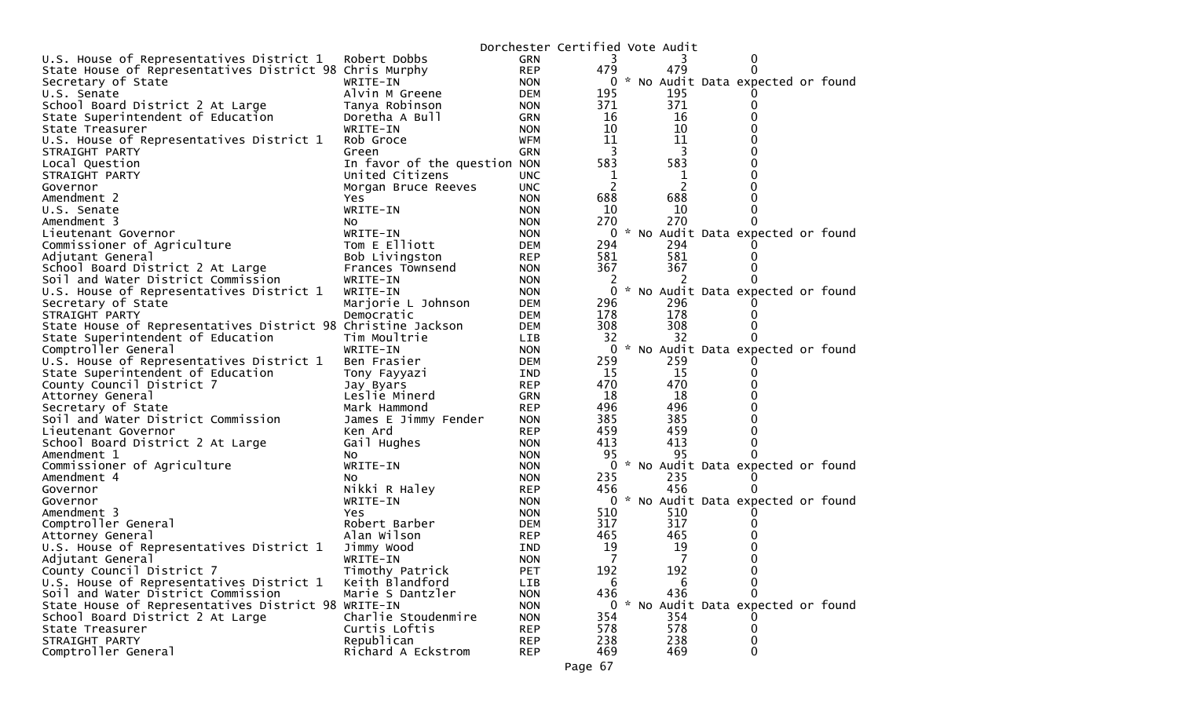# Dorchester Certified Vote Audit

| Contest | Candidate | Party | | | |
|---|---|---|---|---|---|
| U.S. House of Representatives District 1 | Robert Dobbs | GRN | 3 | 3 | 0 |
| State House of Representatives District 98 | Chris Murphy | REP | 479 | 479 | 0 |
| Secretary of State | WRITE-IN | NON | 0 | * No Audit Data expected or found | |
| U.S. Senate | Alvin M Greene | DEM | 195 | 195 | 0 |
| School Board District 2 At Large | Tanya Robinson | NON | 371 | 371 | 0 |
| State Superintendent of Education | Doretha A Bull | GRN | 16 | 16 | 0 |
| State Treasurer | WRITE-IN | NON | 10 | 10 | 0 |
| U.S. House of Representatives District 1 | Rob Groce | WFM | 11 | 11 | 0 |
| STRAIGHT PARTY | Green | GRN | 3 | 3 | 0 |
| Local Question | In favor of the question | NON | 583 | 583 | 0 |
| STRAIGHT PARTY | United Citizens | UNC | 1 | 1 | 0 |
| Governor | Morgan Bruce Reeves | UNC | 2 | 2 | 0 |
| Amendment 2 | Yes | NON | 688 | 688 | 0 |
| U.S. Senate | WRITE-IN | NON | 10 | 10 | 0 |
| Amendment 3 | No | NON | 270 | 270 | 0 |
| Lieutenant Governor | WRITE-IN | NON | 0 | * No Audit Data expected or found | |
| Commissioner of Agriculture | Tom E Elliott | DEM | 294 | 294 | 0 |
| Adjutant General | Bob Livingston | REP | 581 | 581 | 0 |
| School Board District 2 At Large | Frances Townsend | NON | 367 | 367 | 0 |
| Soil and Water District Commission | WRITE-IN | NON | 2 | 2 | 0 |
| U.S. House of Representatives District 1 | WRITE-IN | NON | 0 | * No Audit Data expected or found | |
| Secretary of State | Marjorie L Johnson | DEM | 296 | 296 | 0 |
| STRAIGHT PARTY | Democratic | DEM | 178 | 178 | 0 |
| State House of Representatives District 98 | Christine Jackson | DEM | 308 | 308 | 0 |
| State Superintendent of Education | Tim Moultrie | LIB | 32 | 32 | 0 |
| Comptroller General | WRITE-IN | NON | 0 | * No Audit Data expected or found | |
| U.S. House of Representatives District 1 | Ben Frasier | DEM | 259 | 259 | 0 |
| State Superintendent of Education | Tony Fayyazi | IND | 15 | 15 | 0 |
| County Council District 7 | Jay Byars | REP | 470 | 470 | 0 |
| Attorney General | Leslie Minerd | GRN | 18 | 18 | 0 |
| Secretary of State | Mark Hammond | REP | 496 | 496 | 0 |
| Soil and Water District Commission | James E Jimmy Fender | NON | 385 | 385 | 0 |
| Lieutenant Governor | Ken Ard | REP | 459 | 459 | 0 |
| School Board District 2 At Large | Gail Hughes | NON | 413 | 413 | 0 |
| Amendment 1 | No | NON | 95 | 95 | 0 |
| Commissioner of Agriculture | WRITE-IN | NON | 0 | * No Audit Data expected or found | |
| Amendment 4 | No | NON | 235 | 235 | 0 |
| Governor | Nikki R Haley | REP | 456 | 456 | 0 |
| Governor | WRITE-IN | NON | 0 | * No Audit Data expected or found | |
| Amendment 3 | Yes | NON | 510 | 510 | 0 |
| Comptroller General | Robert Barber | DEM | 317 | 317 | 0 |
| Attorney General | Alan Wilson | REP | 465 | 465 | 0 |
| U.S. House of Representatives District 1 | Jimmy Wood | IND | 19 | 19 | 0 |
| Adjutant General | WRITE-IN | NON | 7 | 7 | 0 |
| County Council District 7 | Timothy Patrick | PET | 192 | 192 | 0 |
| U.S. House of Representatives District 1 | Keith Blandford | LIB | 6 | 6 | 0 |
| Soil and Water District Commission | Marie S Dantzler | NON | 436 | 436 | 0 |
| State House of Representatives District 98 | WRITE-IN | NON | 0 | * No Audit Data expected or found | |
| School Board District 2 At Large | Charlie Stoudenmire | NON | 354 | 354 | 0 |
| State Treasurer | Curtis Loftis | REP | 578 | 578 | 0 |
| STRAIGHT PARTY | Republican | REP | 238 | 238 | 0 |
| Comptroller General | Richard A Eckstrom | REP | 469 | 469 | 0 |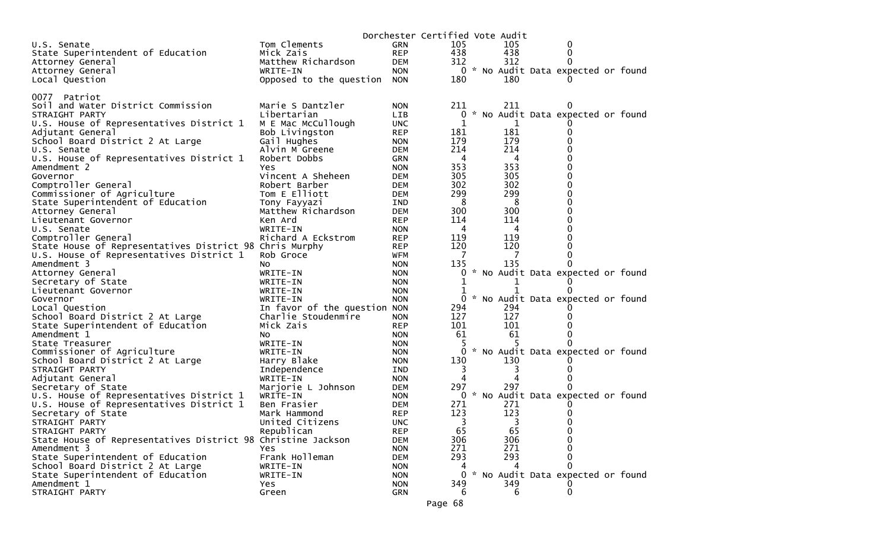Dorchester Certified Vote Audit

| | | | | | |
|---|---|---|---|---|---|
| U.S. Senate | Tom Clements | GRN | 105 | 105 | 0 |
| State Superintendent of Education | Mick Zais | REP | 438 | 438 | 0 |
| Attorney General | Matthew Richardson | DEM | 312 | 312 | 0 |
| Attorney General | WRITE-IN | NON | 0 | * No Audit Data expected or found | |
| Local Question | Opposed to the question | NON | 180 | 180 | 0 |

0077 Patriot

| | | | | | |
|---|---|---|---|---|---|
| Soil and Water District Commission | Marie S Dantzler | NON | 211 | 211 | 0 |
| STRAIGHT PARTY | Libertarian | LIB | 0 | * No Audit Data expected or found | |
| U.S. House of Representatives District 1 | M E Mac McCullough | UNC | 1 | 1 | 0 |
| Adjutant General | Bob Livingston | REP | 181 | 181 | 0 |
| School Board District 2 At Large | Gail Hughes | NON | 179 | 179 | 0 |
| U.S. Senate | Alvin M Greene | DEM | 214 | 214 | 0 |
| U.S. House of Representatives District 1 | Robert Dobbs | GRN | 4 | 4 | 0 |
| Amendment 2 | Yes | NON | 353 | 353 | 0 |
| Governor | Vincent A Sheheen | DEM | 305 | 305 | 0 |
| Comptroller General | Robert Barber | DEM | 302 | 302 | 0 |
| Commissioner of Agriculture | Tom E Elliott | DEM | 299 | 299 | 0 |
| State Superintendent of Education | Tony Fayyazi | IND | 8 | 8 | 0 |
| Attorney General | Matthew Richardson | DEM | 300 | 300 | 0 |
| Lieutenant Governor | Ken Ard | REP | 114 | 114 | 0 |
| U.S. Senate | WRITE-IN | NON | 4 | 4 | 0 |
| Comptroller General | Richard A Eckstrom | REP | 119 | 119 | 0 |
| State House of Representatives District 98 | Chris Murphy | REP | 120 | 120 | 0 |
| U.S. House of Representatives District 1 | Rob Groce | WFM | 7 | 7 | 0 |
| Amendment 3 | No | NON | 135 | 135 | 0 |
| Attorney General | WRITE-IN | NON | 0 | * No Audit Data expected or found | |
| Secretary of State | WRITE-IN | NON | 1 | 1 | 0 |
| Lieutenant Governor | WRITE-IN | NON | 1 | 1 | 0 |
| Governor | WRITE-IN | NON | 0 | * No Audit Data expected or found | |
| Local Question | In favor of the question | NON | 294 | 294 | 0 |
| School Board District 2 At Large | Charlie Stoudenmire | NON | 127 | 127 | 0 |
| State Superintendent of Education | Mick Zais | REP | 101 | 101 | 0 |
| Amendment 1 | No | NON | 61 | 61 | 0 |
| State Treasurer | WRITE-IN | NON | 5 | 5 | 0 |
| Commissioner of Agriculture | WRITE-IN | NON | 0 | * No Audit Data expected or found | |
| School Board District 2 At Large | Harry Blake | NON | 130 | 130 | 0 |
| STRAIGHT PARTY | Independence | IND | 3 | 3 | 0 |
| Adjutant General | WRITE-IN | NON | 4 | 4 | 0 |
| Secretary of State | Marjorie L Johnson | DEM | 297 | 297 | 0 |
| U.S. House of Representatives District 1 | WRITE-IN | NON | 0 | * No Audit Data expected or found | |
| U.S. House of Representatives District 1 | Ben Frasier | DEM | 271 | 271 | 0 |
| Secretary of State | Mark Hammond | REP | 123 | 123 | 0 |
| STRAIGHT PARTY | United Citizens | UNC | 3 | 3 | 0 |
| STRAIGHT PARTY | Republican | REP | 65 | 65 | 0 |
| State House of Representatives District 98 | Christine Jackson | DEM | 306 | 306 | 0 |
| Amendment 3 | Yes | NON | 271 | 271 | 0 |
| State Superintendent of Education | Frank Holleman | DEM | 293 | 293 | 0 |
| School Board District 2 At Large | WRITE-IN | NON | 4 | 4 | 0 |
| State Superintendent of Education | WRITE-IN | NON | 0 | * No Audit Data expected or found | |
| Amendment 1 | Yes | NON | 349 | 349 | 0 |
| STRAIGHT PARTY | Green | GRN | 6 | 6 | 0 |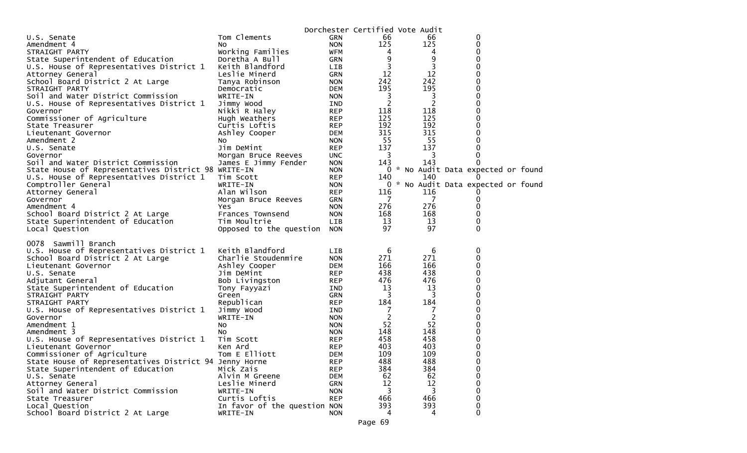Dorchester Certified Vote Audit

| Office | Candidate | Party | | | |
|---|---|---|---|---|---|
| U.S. Senate | Tom Clements | GRN | 66 | 66 | 0 |
| Amendment 4 | No | NON | 125 | 125 | 0 |
| STRAIGHT PARTY | Working Families | WFM | 4 | 4 | 0 |
| State Superintendent of Education | Doretha A Bull | GRN | 9 | 9 | 0 |
| U.S. House of Representatives District 1 | Keith Blandford | LIB | 3 | 3 | 0 |
| Attorney General | Leslie Minerd | GRN | 12 | 12 | 0 |
| School Board District 2 At Large | Tanya Robinson | NON | 242 | 242 | 0 |
| STRAIGHT PARTY | Democratic | DEM | 195 | 195 | 0 |
| Soil and Water District Commission | WRITE-IN | NON | 3 | 3 | 0 |
| U.S. House of Representatives District 1 | Jimmy Wood | IND | 2 | 2 | 0 |
| Governor | Nikki R Haley | REP | 118 | 118 | 0 |
| Commissioner of Agriculture | Hugh Weathers | REP | 125 | 125 | 0 |
| State Treasurer | Curtis Loftis | REP | 192 | 192 | 0 |
| Lieutenant Governor | Ashley Cooper | DEM | 315 | 315 | 0 |
| Amendment 2 | No | NON | 55 | 55 | 0 |
| U.S. Senate | Jim DeMint | REP | 137 | 137 | 0 |
| Governor | Morgan Bruce Reeves | UNC | 3 | 3 | 0 |
| Soil and Water District Commission | James E Jimmy Fender | NON | 143 | 143 | 0 |
| State House of Representatives District 98 | WRITE-IN | NON | 0 | * No Audit Data expected or found | |
| U.S. House of Representatives District 1 | Tim Scott | REP | 140 | 140 | 0 |
| Comptroller General | WRITE-IN | NON | 0 | * No Audit Data expected or found | |
| Attorney General | Alan Wilson | REP | 116 | 116 | 0 |
| Governor | Morgan Bruce Reeves | GRN | 7 | 7 | 0 |
| Amendment 4 | Yes | NON | 276 | 276 | 0 |
| School Board District 2 At Large | Frances Townsend | NON | 168 | 168 | 0 |
| State Superintendent of Education | Tim Moultrie | LIB | 13 | 13 | 0 |
| Local Question | Opposed to the question | NON | 97 | 97 | 0 |

0078 Sawmill Branch

| Office | Candidate | Party | | | |
|---|---|---|---|---|---|
| U.S. House of Representatives District 1 | Keith Blandford | LIB | 6 | 6 | 0 |
| School Board District 2 At Large | Charlie Stoudenmire | NON | 271 | 271 | 0 |
| Lieutenant Governor | Ashley Cooper | DEM | 166 | 166 | 0 |
| U.S. Senate | Jim DeMint | REP | 438 | 438 | 0 |
| Adjutant General | Bob Livingston | REP | 476 | 476 | 0 |
| State Superintendent of Education | Tony Fayyazi | IND | 13 | 13 | 0 |
| STRAIGHT PARTY | Green | GRN | 3 | 3 | 0 |
| STRAIGHT PARTY | Republican | REP | 184 | 184 | 0 |
| U.S. House of Representatives District 1 | Jimmy Wood | IND | 7 | 7 | 0 |
| Governor | WRITE-IN | NON | 2 | 2 | 0 |
| Amendment 1 | No | NON | 52 | 52 | 0 |
| Amendment 3 | No | NON | 148 | 148 | 0 |
| U.S. House of Representatives District 1 | Tim Scott | REP | 458 | 458 | 0 |
| Lieutenant Governor | Ken Ard | REP | 403 | 403 | 0 |
| Commissioner of Agriculture | Tom E Elliott | DEM | 109 | 109 | 0 |
| State House of Representatives District 94 | Jenny Horne | REP | 488 | 488 | 0 |
| State Superintendent of Education | Mick Zais | REP | 384 | 384 | 0 |
| U.S. Senate | Alvin M Greene | DEM | 62 | 62 | 0 |
| Attorney General | Leslie Minerd | GRN | 12 | 12 | 0 |
| Soil and Water District Commission | WRITE-IN | NON | 3 | 3 | 0 |
| State Treasurer | Curtis Loftis | REP | 466 | 466 | 0 |
| Local Question | In favor of the question | NON | 393 | 393 | 0 |
| School Board District 2 At Large | WRITE-IN | NON | 4 | 4 | 0 |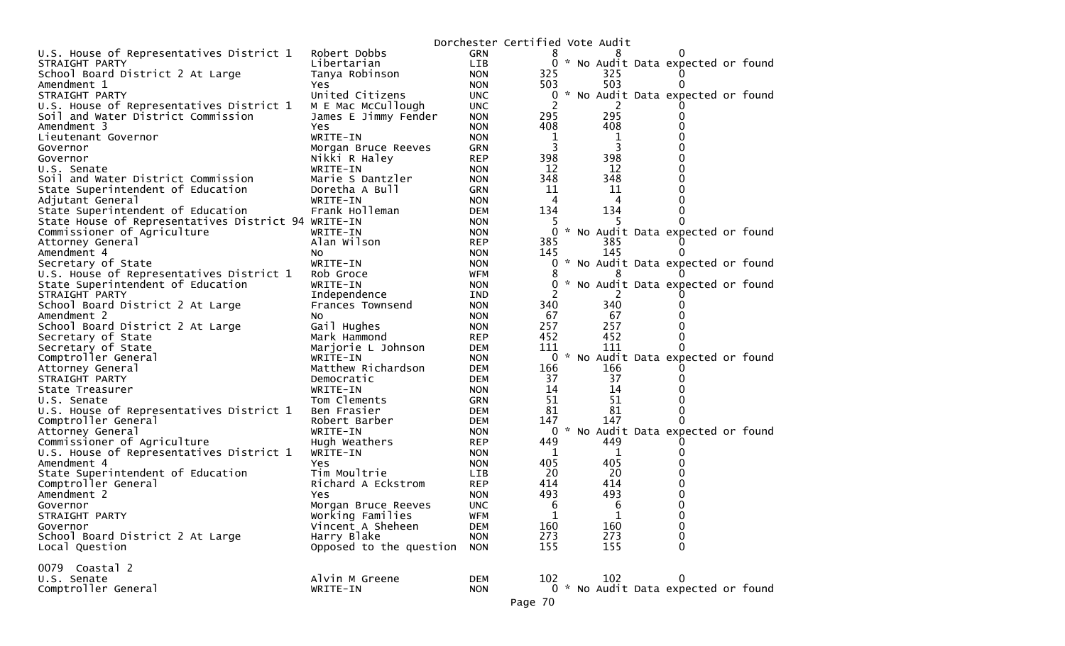Dorchester Certified Vote Audit

| Contest | Candidate | Party | Votes | Audit | Diff |
|---|---|---|---|---|---|
| U.S. House of Representatives District 1 | Robert Dobbs | GRN | 8 | 8 | 0 |
| STRAIGHT PARTY | Libertarian | LIB | 0 | * No Audit Data expected or found | |
| School Board District 2 At Large | Tanya Robinson | NON | 325 | 325 | 0 |
| Amendment 1 | Yes | NON | 503 | 503 | 0 |
| STRAIGHT PARTY | United Citizens | UNC | 0 | * No Audit Data expected or found | |
| U.S. House of Representatives District 1 | M E Mac McCullough | UNC | 2 | 2 | 0 |
| Soil and Water District Commission | James E Jimmy Fender | NON | 295 | 295 | 0 |
| Amendment 3 | Yes | NON | 408 | 408 | 0 |
| Lieutenant Governor | WRITE-IN | NON | 1 | 1 | 0 |
| Governor | Morgan Bruce Reeves | GRN | 3 | 3 | 0 |
| Governor | Nikki R Haley | REP | 398 | 398 | 0 |
| U.S. Senate | WRITE-IN | NON | 12 | 12 | 0 |
| Soil and Water District Commission | Marie S Dantzler | NON | 348 | 348 | 0 |
| State Superintendent of Education | Doretha A Bull | GRN | 11 | 11 | 0 |
| Adjutant General | WRITE-IN | NON | 4 | 4 | 0 |
| State Superintendent of Education | Frank Holleman | DEM | 134 | 134 | 0 |
| State House of Representatives District 94 | WRITE-IN | NON | 5 | 5 | 0 |
| Commissioner of Agriculture | WRITE-IN | NON | 0 | * No Audit Data expected or found | |
| Attorney General | Alan Wilson | REP | 385 | 385 | 0 |
| Amendment 4 | No | NON | 145 | 145 | 0 |
| Secretary of State | WRITE-IN | NON | 0 | * No Audit Data expected or found | |
| U.S. House of Representatives District 1 | Rob Groce | WFM | 8 | 8 | 0 |
| State Superintendent of Education | WRITE-IN | NON | 0 | * No Audit Data expected or found | |
| STRAIGHT PARTY | Independence | IND | 2 | 2 | 0 |
| School Board District 2 At Large | Frances Townsend | NON | 340 | 340 | 0 |
| Amendment 2 | No | NON | 67 | 67 | 0 |
| School Board District 2 At Large | Gail Hughes | NON | 257 | 257 | 0 |
| Secretary of State | Mark Hammond | REP | 452 | 452 | 0 |
| Secretary of State | Marjorie L Johnson | DEM | 111 | 111 | 0 |
| Comptroller General | WRITE-IN | NON | 0 | * No Audit Data expected or found | |
| Attorney General | Matthew Richardson | DEM | 166 | 166 | 0 |
| STRAIGHT PARTY | Democratic | DEM | 37 | 37 | 0 |
| State Treasurer | WRITE-IN | NON | 14 | 14 | 0 |
| U.S. Senate | Tom Clements | GRN | 51 | 51 | 0 |
| U.S. House of Representatives District 1 | Ben Frasier | DEM | 81 | 81 | 0 |
| Comptroller General | Robert Barber | DEM | 147 | 147 | 0 |
| Attorney General | WRITE-IN | NON | 0 | * No Audit Data expected or found | |
| Commissioner of Agriculture | Hugh Weathers | REP | 449 | 449 | 0 |
| U.S. House of Representatives District 1 | WRITE-IN | NON | 1 | 1 | 0 |
| Amendment 4 | Yes | NON | 405 | 405 | 0 |
| State Superintendent of Education | Tim Moultrie | LIB | 20 | 20 | 0 |
| Comptroller General | Richard A Eckstrom | REP | 414 | 414 | 0 |
| Amendment 2 | Yes | NON | 493 | 493 | 0 |
| Governor | Morgan Bruce Reeves | UNC | 6 | 6 | 0 |
| STRAIGHT PARTY | Working Families | WFM | 1 | 1 | 0 |
| Governor | Vincent A Sheheen | DEM | 160 | 160 | 0 |
| School Board District 2 At Large | Harry Blake | NON | 273 | 273 | 0 |
| Local Question | Opposed to the question | NON | 155 | 155 | 0 |

0079 Coastal 2

| Contest | Candidate | Party | Votes | Audit | Diff |
|---|---|---|---|---|---|
| U.S. Senate | Alvin M Greene | DEM | 102 | 102 | 0 |
| Comptroller General | WRITE-IN | NON | 0 | * No Audit Data expected or found | |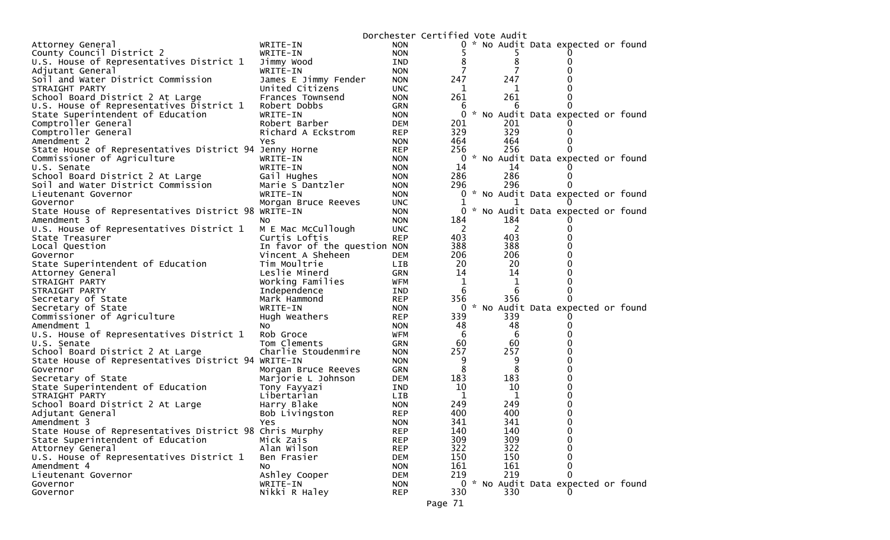Dorchester Certified Vote Audit

| Contest | Candidate | Party | Certified | Audit | Difference |
|---|---|---|---|---|---|
| Attorney General | WRITE-IN | NON | 0 | * No Audit Data expected or found | |
| County Council District 2 | WRITE-IN | NON | 5 | 5 | 0 |
| U.S. House of Representatives District 1 | Jimmy Wood | IND | 8 | 8 | 0 |
| Adjutant General | WRITE-IN | NON | 7 | 7 | 0 |
| Soil and Water District Commission | James E Jimmy Fender | NON | 247 | 247 | 0 |
| STRAIGHT PARTY | United Citizens | UNC | 1 | 1 | 0 |
| School Board District 2 At Large | Frances Townsend | NON | 261 | 261 | 0 |
| U.S. House of Representatives District 1 | Robert Dobbs | GRN | 6 | 6 | 0 |
| State Superintendent of Education | WRITE-IN | NON | 0 | * No Audit Data expected or found | |
| Comptroller General | Robert Barber | DEM | 201 | 201 | 0 |
| Comptroller General | Richard A Eckstrom | REP | 329 | 329 | 0 |
| Amendment 2 | Yes | NON | 464 | 464 | 0 |
| State House of Representatives District 94 | Jenny Horne | REP | 256 | 256 | 0 |
| Commissioner of Agriculture | WRITE-IN | NON | 0 | * No Audit Data expected or found | |
| U.S. Senate | WRITE-IN | NON | 14 | 14 | 0 |
| School Board District 2 At Large | Gail Hughes | NON | 286 | 286 | 0 |
| Soil and Water District Commission | Marie S Dantzler | NON | 296 | 296 | 0 |
| Lieutenant Governor | WRITE-IN | NON | 0 | * No Audit Data expected or found | |
| Governor | Morgan Bruce Reeves | UNC | 1 | 1 | 0 |
| State House of Representatives District 98 | WRITE-IN | NON | 0 | * No Audit Data expected or found | |
| Amendment 3 | No | NON | 184 | 184 | 0 |
| U.S. House of Representatives District 1 | M E Mac McCullough | UNC | 2 | 2 | 0 |
| State Treasurer | Curtis Loftis | REP | 403 | 403 | 0 |
| Local Question | In favor of the question | NON | 388 | 388 | 0 |
| Governor | Vincent A Sheheen | DEM | 206 | 206 | 0 |
| State Superintendent of Education | Tim Moultrie | LIB | 20 | 20 | 0 |
| Attorney General | Leslie Minerd | GRN | 14 | 14 | 0 |
| STRAIGHT PARTY | Working Families | WFM | 1 | 1 | 0 |
| STRAIGHT PARTY | Independence | IND | 6 | 6 | 0 |
| Secretary of State | Mark Hammond | REP | 356 | 356 | 0 |
| Secretary of State | WRITE-IN | NON | 0 | * No Audit Data expected or found | |
| Commissioner of Agriculture | Hugh Weathers | REP | 339 | 339 | 0 |
| Amendment 1 | No | NON | 48 | 48 | 0 |
| U.S. House of Representatives District 1 | Rob Groce | WFM | 6 | 6 | 0 |
| U.S. Senate | Tom Clements | GRN | 60 | 60 | 0 |
| School Board District 2 At Large | Charlie Stoudenmire | NON | 257 | 257 | 0 |
| State House of Representatives District 94 | WRITE-IN | NON | 9 | 9 | 0 |
| Governor | Morgan Bruce Reeves | GRN | 8 | 8 | 0 |
| Secretary of State | Marjorie L Johnson | DEM | 183 | 183 | 0 |
| State Superintendent of Education | Tony Fayyazi | IND | 10 | 10 | 0 |
| STRAIGHT PARTY | Libertarian | LIB | 1 | 1 | 0 |
| School Board District 2 At Large | Harry Blake | NON | 249 | 249 | 0 |
| Adjutant General | Bob Livingston | REP | 400 | 400 | 0 |
| Amendment 3 | Yes | NON | 341 | 341 | 0 |
| State House of Representatives District 98 | Chris Murphy | REP | 140 | 140 | 0 |
| State Superintendent of Education | Mick Zais | REP | 309 | 309 | 0 |
| Attorney General | Alan Wilson | REP | 322 | 322 | 0 |
| U.S. House of Representatives District 1 | Ben Frasier | DEM | 150 | 150 | 0 |
| Amendment 4 | No | NON | 161 | 161 | 0 |
| Lieutenant Governor | Ashley Cooper | DEM | 219 | 219 | 0 |
| Governor | WRITE-IN | NON | 0 | * No Audit Data expected or found | |
| Governor | Nikki R Haley | REP | 330 | 330 | 0 |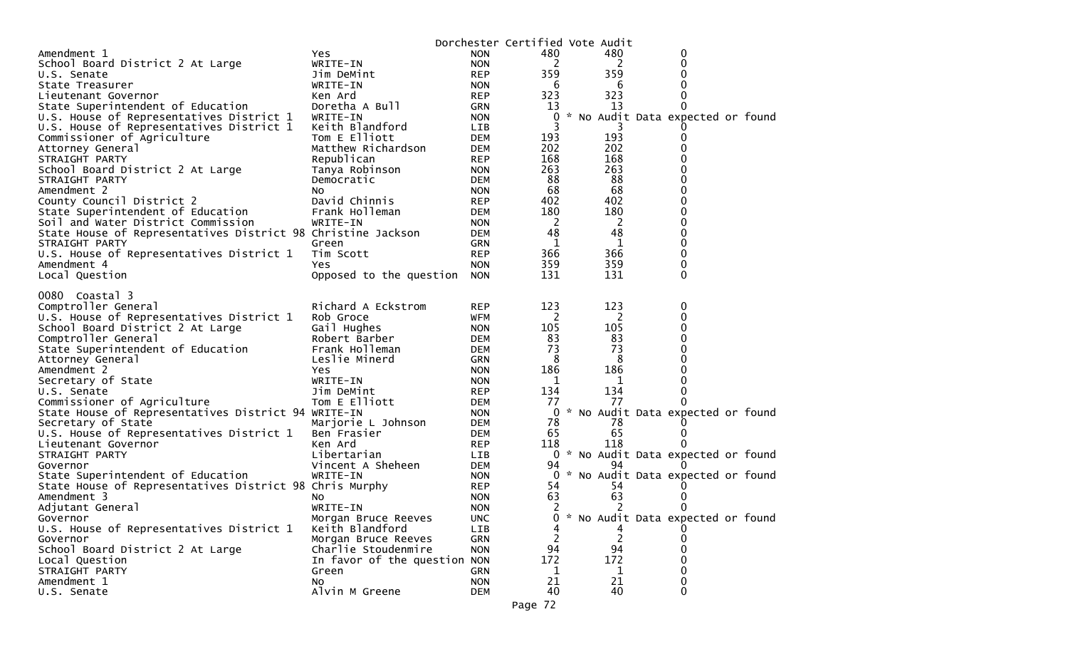Dorchester Certified Vote Audit

| | | | | | |
|---|---|---|---|---|---|
| Amendment 1 | Yes | NON | 480 | 480 | 0 |
| School Board District 2 At Large | WRITE-IN | NON | 2 | 2 | 0 |
| U.S. Senate | Jim DeMint | REP | 359 | 359 | 0 |
| State Treasurer | WRITE-IN | NON | 6 | 6 | 0 |
| Lieutenant Governor | Ken Ard | REP | 323 | 323 | 0 |
| State Superintendent of Education | Doretha A Bull | GRN | 13 | 13 | 0 |
| U.S. House of Representatives District 1 | WRITE-IN | NON | 0 | * No Audit Data expected or found | |
| U.S. House of Representatives District 1 | Keith Blandford | LIB | 3 | 3 | 0 |
| Commissioner of Agriculture | Tom E Elliott | DEM | 193 | 193 | 0 |
| Attorney General | Matthew Richardson | DEM | 202 | 202 | 0 |
| STRAIGHT PARTY | Republican | REP | 168 | 168 | 0 |
| School Board District 2 At Large | Tanya Robinson | NON | 263 | 263 | 0 |
| STRAIGHT PARTY | Democratic | DEM | 88 | 88 | 0 |
| Amendment 2 | No | NON | 68 | 68 | 0 |
| County Council District 2 | David Chinnis | REP | 402 | 402 | 0 |
| State Superintendent of Education | Frank Holleman | DEM | 180 | 180 | 0 |
| Soil and Water District Commission | WRITE-IN | NON | 2 | 2 | 0 |
| State House of Representatives District 98 | Christine Jackson | DEM | 48 | 48 | 0 |
| STRAIGHT PARTY | Green | GRN | 1 | 1 | 0 |
| U.S. House of Representatives District 1 | Tim Scott | REP | 366 | 366 | 0 |
| Amendment 4 | Yes | NON | 359 | 359 | 0 |
| Local Question | Opposed to the question | NON | 131 | 131 | 0 |

0080 Coastal 3

| | | | | | |
|---|---|---|---|---|---|
| Comptroller General | Richard A Eckstrom | REP | 123 | 123 | 0 |
| U.S. House of Representatives District 1 | Rob Groce | WFM | 2 | 2 | 0 |
| School Board District 2 At Large | Gail Hughes | NON | 105 | 105 | 0 |
| Comptroller General | Robert Barber | DEM | 83 | 83 | 0 |
| State Superintendent of Education | Frank Holleman | DEM | 73 | 73 | 0 |
| Attorney General | Leslie Minerd | GRN | 8 | 8 | 0 |
| Amendment 2 | Yes | NON | 186 | 186 | 0 |
| Secretary of State | WRITE-IN | NON | 1 | 1 | 0 |
| U.S. Senate | Jim DeMint | REP | 134 | 134 | 0 |
| Commissioner of Agriculture | Tom E Elliott | DEM | 77 | 77 | 0 |
| State House of Representatives District 94 | WRITE-IN | NON | 0 | * No Audit Data expected or found | |
| Secretary of State | Marjorie L Johnson | DEM | 78 | 78 | 0 |
| U.S. House of Representatives District 1 | Ben Frasier | DEM | 65 | 65 | 0 |
| Lieutenant Governor | Ken Ard | REP | 118 | 118 | 0 |
| STRAIGHT PARTY | Libertarian | LIB | 0 | * No Audit Data expected or found | |
| Governor | Vincent A Sheheen | DEM | 94 | 94 | 0 |
| State Superintendent of Education | WRITE-IN | NON | 0 | * No Audit Data expected or found | |
| State House of Representatives District 98 | Chris Murphy | REP | 54 | 54 | 0 |
| Amendment 3 | No | NON | 63 | 63 | 0 |
| Adjutant General | WRITE-IN | NON | 2 | 2 | 0 |
| Governor | Morgan Bruce Reeves | UNC | 0 | * No Audit Data expected or found | |
| U.S. House of Representatives District 1 | Keith Blandford | LIB | 4 | 4 | 0 |
| Governor | Morgan Bruce Reeves | GRN | 2 | 2 | 0 |
| School Board District 2 At Large | Charlie Stoudenmire | NON | 94 | 94 | 0 |
| Local Question | In favor of the question | NON | 172 | 172 | 0 |
| STRAIGHT PARTY | Green | GRN | 1 | 1 | 0 |
| Amendment 1 | No | NON | 21 | 21 | 0 |
| U.S. Senate | Alvin M Greene | DEM | 40 | 40 | 0 |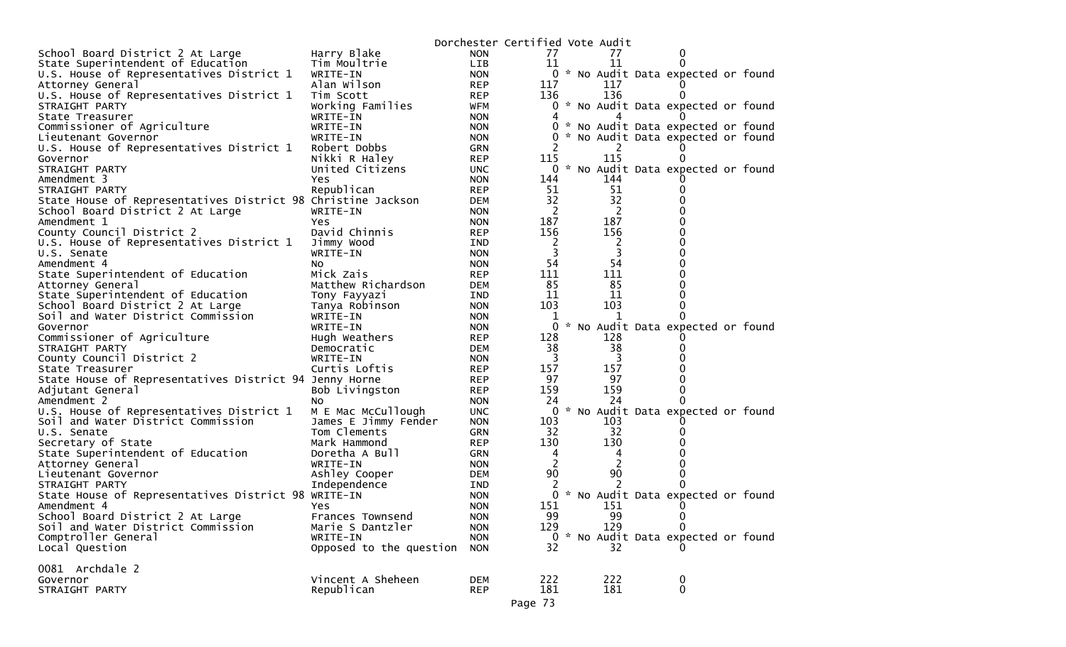Dorchester Certified Vote Audit

| Contest | Candidate | Party | | | |
|---|---|---|---|---|---|
| School Board District 2 At Large | Harry Blake | NON | 77 | 77 | 0 |
| State Superintendent of Education | Tim Moultrie | LIB | 11 | 11 | 0 |
| U.S. House of Representatives District 1 | WRITE-IN | NON | 0 | * No Audit Data expected or found | |
| Attorney General | Alan Wilson | REP | 117 | 117 | 0 |
| U.S. House of Representatives District 1 | Tim Scott | REP | 136 | 136 | 0 |
| STRAIGHT PARTY | Working Families | WFM | 0 | * No Audit Data expected or found | |
| State Treasurer | WRITE-IN | NON | 4 | 4 | 0 |
| Commissioner of Agriculture | WRITE-IN | NON | 0 | * No Audit Data expected or found | |
| Lieutenant Governor | WRITE-IN | NON | 0 | * No Audit Data expected or found | |
| U.S. House of Representatives District 1 | Robert Dobbs | GRN | 2 | 2 | 0 |
| Governor | Nikki R Haley | REP | 115 | 115 | 0 |
| STRAIGHT PARTY | United Citizens | UNC | 0 | * No Audit Data expected or found | |
| Amendment 3 | Yes | NON | 144 | 144 | 0 |
| STRAIGHT PARTY | Republican | REP | 51 | 51 | 0 |
| State House of Representatives District 98 | Christine Jackson | DEM | 32 | 32 | 0 |
| School Board District 2 At Large | WRITE-IN | NON | 2 | 2 | 0 |
| Amendment 1 | Yes | NON | 187 | 187 | 0 |
| County Council District 2 | David Chinnis | REP | 156 | 156 | 0 |
| U.S. House of Representatives District 1 | Jimmy Wood | IND | 2 | 2 | 0 |
| U.S. Senate | WRITE-IN | NON | 3 | 3 | 0 |
| Amendment 4 | No | NON | 54 | 54 | 0 |
| State Superintendent of Education | Mick Zais | REP | 111 | 111 | 0 |
| Attorney General | Matthew Richardson | DEM | 85 | 85 | 0 |
| State Superintendent of Education | Tony Fayyazi | IND | 11 | 11 | 0 |
| School Board District 2 At Large | Tanya Robinson | NON | 103 | 103 | 0 |
| Soil and Water District Commission | WRITE-IN | NON | 1 | 1 | 0 |
| Governor | WRITE-IN | NON | 0 | * No Audit Data expected or found | |
| Commissioner of Agriculture | Hugh Weathers | REP | 128 | 128 | 0 |
| STRAIGHT PARTY | Democratic | DEM | 38 | 38 | 0 |
| County Council District 2 | WRITE-IN | NON | 3 | 3 | 0 |
| State Treasurer | Curtis Loftis | REP | 157 | 157 | 0 |
| State House of Representatives District 94 | Jenny Horne | REP | 97 | 97 | 0 |
| Adjutant General | Bob Livingston | REP | 159 | 159 | 0 |
| Amendment 2 | No | NON | 24 | 24 | 0 |
| U.S. House of Representatives District 1 | M E Mac McCullough | UNC | 0 | * No Audit Data expected or found | |
| Soil and Water District Commission | James E Jimmy Fender | NON | 103 | 103 | 0 |
| U.S. Senate | Tom Clements | GRN | 32 | 32 | 0 |
| Secretary of State | Mark Hammond | REP | 130 | 130 | 0 |
| State Superintendent of Education | Doretha A Bull | GRN | 4 | 4 | 0 |
| Attorney General | WRITE-IN | NON | 2 | 2 | 0 |
| Lieutenant Governor | Ashley Cooper | DEM | 90 | 90 | 0 |
| STRAIGHT PARTY | Independence | IND | 2 | 2 | 0 |
| State House of Representatives District 98 | WRITE-IN | NON | 0 | * No Audit Data expected or found | |
| Amendment 4 | Yes | NON | 151 | 151 | 0 |
| School Board District 2 At Large | Frances Townsend | NON | 99 | 99 | 0 |
| Soil and Water District Commission | Marie S Dantzler | NON | 129 | 129 | 0 |
| Comptroller General | WRITE-IN | NON | 0 | * No Audit Data expected or found | |
| Local Question | Opposed to the question | NON | 32 | 32 | 0 |

0081 Archdale 2

| Contest | Candidate | Party | | | |
|---|---|---|---|---|---|
| Governor | Vincent A Sheheen | DEM | 222 | 222 | 0 |
| STRAIGHT PARTY | Republican | REP | 181 | 181 | 0 |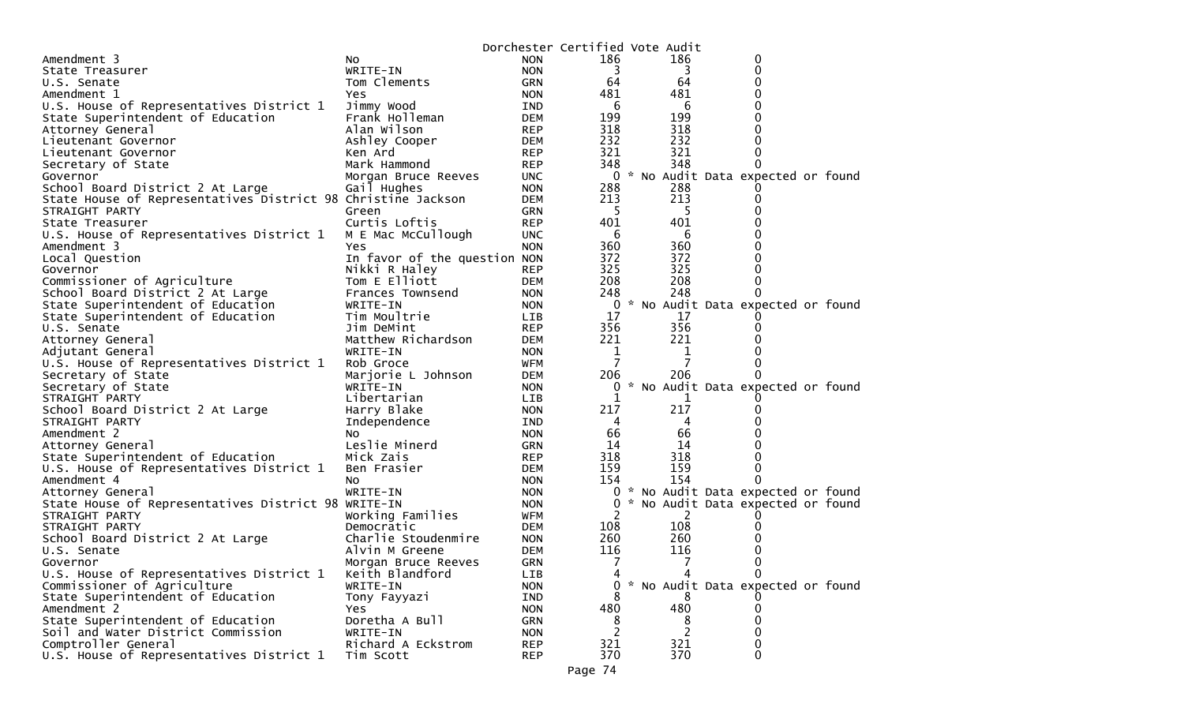Dorchester Certified Vote Audit

| | | | | | |
|---|---|---|---|---|---|
| Amendment 3 | No | NON | 186 | 186 | 0 |
| State Treasurer | WRITE-IN | NON | 3 | 3 | 0 |
| U.S. Senate | Tom Clements | GRN | 64 | 64 | 0 |
| Amendment 1 | Yes | NON | 481 | 481 | 0 |
| U.S. House of Representatives District 1 | Jimmy Wood | IND | 6 | 6 | 0 |
| State Superintendent of Education | Frank Holleman | DEM | 199 | 199 | 0 |
| Attorney General | Alan Wilson | REP | 318 | 318 | 0 |
| Lieutenant Governor | Ashley Cooper | DEM | 232 | 232 | 0 |
| Lieutenant Governor | Ken Ard | REP | 321 | 321 | 0 |
| Secretary of State | Mark Hammond | REP | 348 | 348 | 0 |
| Governor | Morgan Bruce Reeves | UNC | 0 | * No Audit Data expected or found | |
| School Board District 2 At Large | Gail Hughes | NON | 288 | 288 | 0 |
| State House of Representatives District 98 | Christine Jackson | DEM | 213 | 213 | 0 |
| STRAIGHT PARTY | Green | GRN | 5 | 5 | 0 |
| State Treasurer | Curtis Loftis | REP | 401 | 401 | 0 |
| U.S. House of Representatives District 1 | M E Mac McCullough | UNC | 6 | 6 | 0 |
| Amendment 3 | Yes | NON | 360 | 360 | 0 |
| Local Question | In favor of the question | NON | 372 | 372 | 0 |
| Governor | Nikki R Haley | REP | 325 | 325 | 0 |
| Commissioner of Agriculture | Tom E Elliott | DEM | 208 | 208 | 0 |
| School Board District 2 At Large | Frances Townsend | NON | 248 | 248 | 0 |
| State Superintendent of Education | WRITE-IN | NON | 0 | * No Audit Data expected or found | |
| State Superintendent of Education | Tim Moultrie | LIB | 17 | 17 | 0 |
| U.S. Senate | Jim DeMint | REP | 356 | 356 | 0 |
| Attorney General | Matthew Richardson | DEM | 221 | 221 | 0 |
| Adjutant General | WRITE-IN | NON | 1 | 1 | 0 |
| U.S. House of Representatives District 1 | Rob Groce | WFM | 7 | 7 | 0 |
| Secretary of State | Marjorie L Johnson | DEM | 206 | 206 | 0 |
| Secretary of State | WRITE-IN | NON | 0 | * No Audit Data expected or found | |
| STRAIGHT PARTY | Libertarian | LIB | 1 | 1 | 0 |
| School Board District 2 At Large | Harry Blake | NON | 217 | 217 | 0 |
| STRAIGHT PARTY | Independence | IND | 4 | 4 | 0 |
| Amendment 2 | No | NON | 66 | 66 | 0 |
| Attorney General | Leslie Minerd | GRN | 14 | 14 | 0 |
| State Superintendent of Education | Mick Zais | REP | 318 | 318 | 0 |
| U.S. House of Representatives District 1 | Ben Frasier | DEM | 159 | 159 | 0 |
| Amendment 4 | No | NON | 154 | 154 | 0 |
| Attorney General | WRITE-IN | NON | 0 | * No Audit Data expected or found | |
| State House of Representatives District 98 | WRITE-IN | NON | 0 | * No Audit Data expected or found | |
| STRAIGHT PARTY | Working Families | WFM | 2 | 2 | 0 |
| STRAIGHT PARTY | Democratic | DEM | 108 | 108 | 0 |
| School Board District 2 At Large | Charlie Stoudenmire | NON | 260 | 260 | 0 |
| U.S. Senate | Alvin M Greene | DEM | 116 | 116 | 0 |
| Governor | Morgan Bruce Reeves | GRN | 7 | 7 | 0 |
| U.S. House of Representatives District 1 | Keith Blandford | LIB | 4 | 4 | 0 |
| Commissioner of Agriculture | WRITE-IN | NON | 0 | * No Audit Data expected or found | |
| State Superintendent of Education | Tony Fayyazi | IND | 8 | 8 | 0 |
| Amendment 2 | Yes | NON | 480 | 480 | 0 |
| State Superintendent of Education | Doretha A Bull | GRN | 8 | 8 | 0 |
| Soil and Water District Commission | WRITE-IN | NON | 2 | 2 | 0 |
| Comptroller General | Richard A Eckstrom | REP | 321 | 321 | 0 |
| U.S. House of Representatives District 1 | Tim Scott | REP | 370 | 370 | 0 |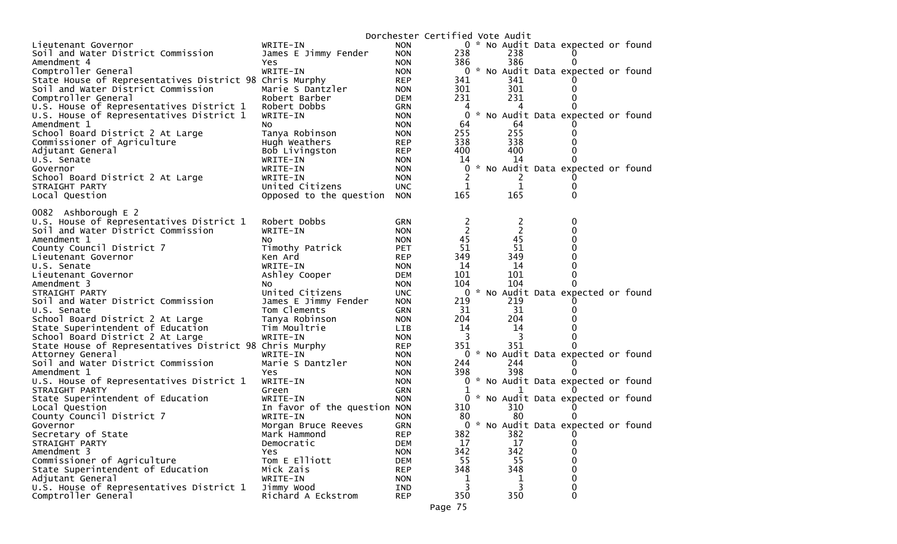Dorchester Certified Vote Audit

| | | | | | |
|---|---|---|---|---|---|
| Lieutenant Governor | WRITE-IN | NON | 0 | * No Audit Data expected or found | |
| Soil and Water District Commission | James E Jimmy Fender | NON | 238 | 238 | 0 |
| Amendment 4 | Yes | NON | 386 | 386 | 0 |
| Comptroller General | WRITE-IN | NON | 0 | * No Audit Data expected or found | |
| State House of Representatives District 98 | Chris Murphy | REP | 341 | 341 | 0 |
| Soil and Water District Commission | Marie S Dantzler | NON | 301 | 301 | 0 |
| Comptroller General | Robert Barber | DEM | 231 | 231 | 0 |
| U.S. House of Representatives District 1 | Robert Dobbs | GRN | 4 | 4 | 0 |
| U.S. House of Representatives District 1 | WRITE-IN | NON | 0 | * No Audit Data expected or found | |
| Amendment 1 | No | NON | 64 | 64 | 0 |
| School Board District 2 At Large | Tanya Robinson | NON | 255 | 255 | 0 |
| Commissioner of Agriculture | Hugh Weathers | REP | 338 | 338 | 0 |
| Adjutant General | Bob Livingston | REP | 400 | 400 | 0 |
| U.S. Senate | WRITE-IN | NON | 14 | 14 | 0 |
| Governor | WRITE-IN | NON | 0 | * No Audit Data expected or found | |
| School Board District 2 At Large | WRITE-IN | NON | 2 | 2 | 0 |
| STRAIGHT PARTY | United Citizens | UNC | 1 | 1 | 0 |
| Local Question | Opposed to the question | NON | 165 | 165 | 0 |

0082 Ashborough E 2

| | | | | | |
|---|---|---|---|---|---|
| U.S. House of Representatives District 1 | Robert Dobbs | GRN | 2 | 2 | 0 |
| Soil and Water District Commission | WRITE-IN | NON | 2 | 2 | 0 |
| Amendment 1 | No | NON | 45 | 45 | 0 |
| County Council District 7 | Timothy Patrick | PET | 51 | 51 | 0 |
| Lieutenant Governor | Ken Ard | REP | 349 | 349 | 0 |
| U.S. Senate | WRITE-IN | NON | 14 | 14 | 0 |
| Lieutenant Governor | Ashley Cooper | DEM | 101 | 101 | 0 |
| Amendment 3 | No | NON | 104 | 104 | 0 |
| STRAIGHT PARTY | United Citizens | UNC | 0 | * No Audit Data expected or found | |
| Soil and Water District Commission | James E Jimmy Fender | NON | 219 | 219 | 0 |
| U.S. Senate | Tom Clements | GRN | 31 | 31 | 0 |
| School Board District 2 At Large | Tanya Robinson | NON | 204 | 204 | 0 |
| State Superintendent of Education | Tim Moultrie | LIB | 14 | 14 | 0 |
| School Board District 2 At Large | WRITE-IN | NON | 3 | 3 | 0 |
| State House of Representatives District 98 | Chris Murphy | REP | 351 | 351 | 0 |
| Attorney General | WRITE-IN | NON | 0 | * No Audit Data expected or found | |
| Soil and Water District Commission | Marie S Dantzler | NON | 244 | 244 | 0 |
| Amendment 1 | Yes | NON | 398 | 398 | 0 |
| U.S. House of Representatives District 1 | WRITE-IN | NON | 0 | * No Audit Data expected or found | |
| STRAIGHT PARTY | Green | GRN | 1 | 1 | 0 |
| State Superintendent of Education | WRITE-IN | NON | 0 | * No Audit Data expected or found | |
| Local Question | In favor of the question | NON | 310 | 310 | 0 |
| County Council District 7 | WRITE-IN | NON | 80 | 80 | 0 |
| Governor | Morgan Bruce Reeves | GRN | 0 | * No Audit Data expected or found | |
| Secretary of State | Mark Hammond | REP | 382 | 382 | 0 |
| STRAIGHT PARTY | Democratic | DEM | 17 | 17 | 0 |
| Amendment 3 | Yes | NON | 342 | 342 | 0 |
| Commissioner of Agriculture | Tom E Elliott | DEM | 55 | 55 | 0 |
| State Superintendent of Education | Mick Zais | REP | 348 | 348 | 0 |
| Adjutant General | WRITE-IN | NON | 1 | 1 | 0 |
| U.S. House of Representatives District 1 | Jimmy Wood | IND | 3 | 3 | 0 |
| Comptroller General | Richard A Eckstrom | REP | 350 | 350 | 0 |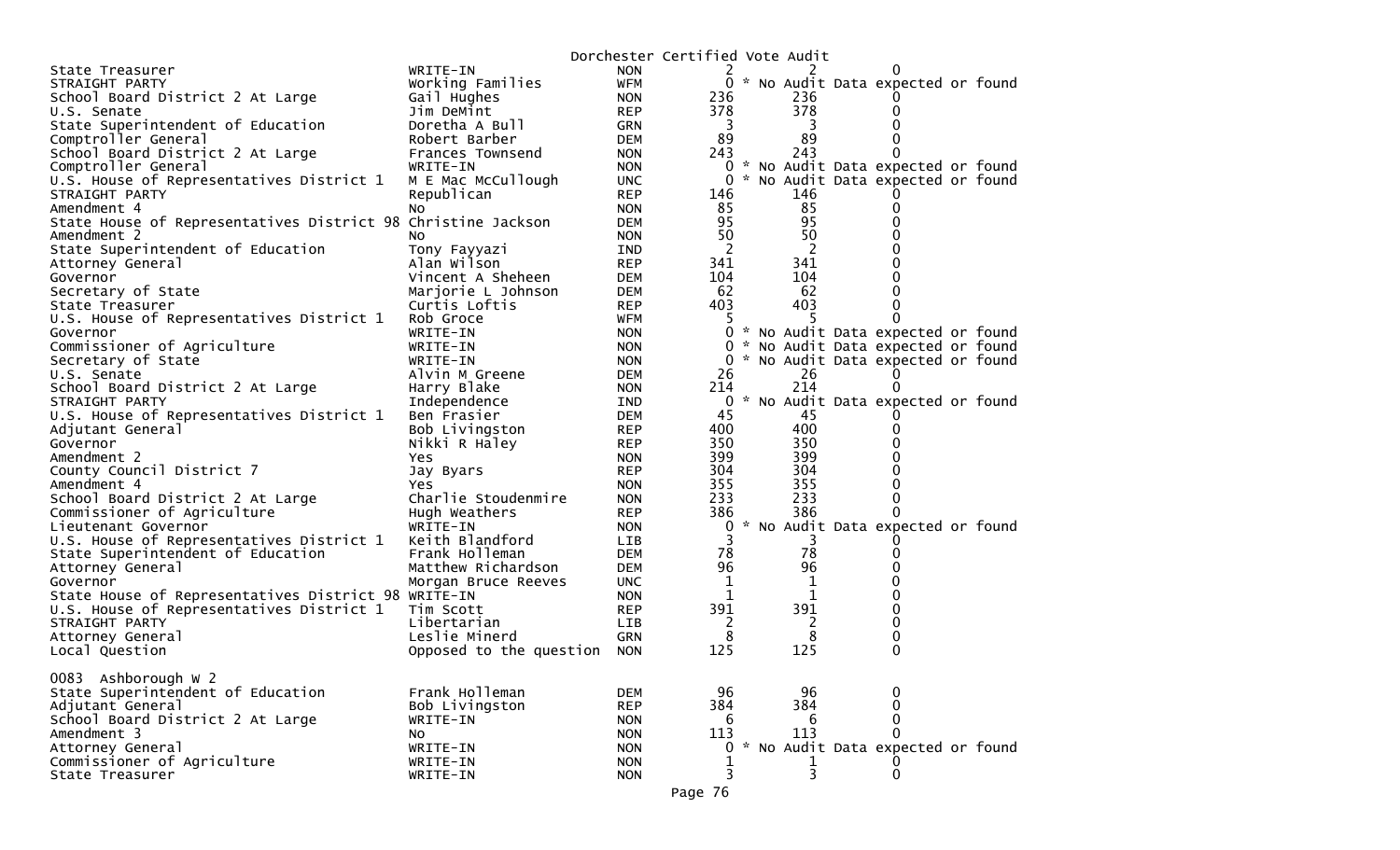Dorchester Certified Vote Audit

| | | | | | |
|---|---|---|---|---|---|
| State Treasurer | WRITE-IN | NON | 2 | 2 | 0 |
| STRAIGHT PARTY | Working Families | WFM | 0 | * No Audit Data expected or found | |
| School Board District 2 At Large | Gail Hughes | NON | 236 | 236 | 0 |
| U.S. Senate | Jim DeMint | REP | 378 | 378 | 0 |
| State Superintendent of Education | Doretha A Bull | GRN | 3 | 3 | 0 |
| Comptroller General | Robert Barber | DEM | 89 | 89 | 0 |
| School Board District 2 At Large | Frances Townsend | NON | 243 | 243 | 0 |
| Comptroller General | WRITE-IN | NON | 0 | * No Audit Data expected or found | |
| U.S. House of Representatives District 1 | M E Mac McCullough | UNC | 0 | * No Audit Data expected or found | |
| STRAIGHT PARTY | Republican | REP | 146 | 146 | 0 |
| Amendment 4 | No | NON | 85 | 85 | 0 |
| State House of Representatives District 98 | Christine Jackson | DEM | 95 | 95 | 0 |
| Amendment 2 | No | NON | 50 | 50 | 0 |
| State Superintendent of Education | Tony Fayyazi | IND | 2 | 2 | 0 |
| Attorney General | Alan Wilson | REP | 341 | 341 | 0 |
| Governor | Vincent A Sheheen | DEM | 104 | 104 | 0 |
| Secretary of State | Marjorie L Johnson | DEM | 62 | 62 | 0 |
| State Treasurer | Curtis Loftis | REP | 403 | 403 | 0 |
| U.S. House of Representatives District 1 | Rob Groce | WFM | 5 | 5 | 0 |
| Governor | WRITE-IN | NON | 0 | * No Audit Data expected or found | |
| Commissioner of Agriculture | WRITE-IN | NON | 0 | * No Audit Data expected or found | |
| Secretary of State | WRITE-IN | NON | 0 | * No Audit Data expected or found | |
| U.S. Senate | Alvin M Greene | DEM | 26 | 26 | 0 |
| School Board District 2 At Large | Harry Blake | NON | 214 | 214 | 0 |
| STRAIGHT PARTY | Independence | IND | 0 | * No Audit Data expected or found | |
| U.S. House of Representatives District 1 | Ben Frasier | DEM | 45 | 45 | 0 |
| Adjutant General | Bob Livingston | REP | 400 | 400 | 0 |
| Governor | Nikki R Haley | REP | 350 | 350 | 0 |
| Amendment 2 | Yes | NON | 399 | 399 | 0 |
| County Council District 7 | Jay Byars | REP | 304 | 304 | 0 |
| Amendment 4 | Yes | NON | 355 | 355 | 0 |
| School Board District 2 At Large | Charlie Stoudenmire | NON | 233 | 233 | 0 |
| Commissioner of Agriculture | Hugh Weathers | REP | 386 | 386 | 0 |
| Lieutenant Governor | WRITE-IN | NON | 0 | * No Audit Data expected or found | |
| U.S. House of Representatives District 1 | Keith Blandford | LIB | 3 | 3 | 0 |
| State Superintendent of Education | Frank Holleman | DEM | 78 | 78 | 0 |
| Attorney General | Matthew Richardson | DEM | 96 | 96 | 0 |
| Governor | Morgan Bruce Reeves | UNC | 1 | 1 | 0 |
| State House of Representatives District 98 | WRITE-IN | NON | 1 | 1 | 0 |
| U.S. House of Representatives District 1 | Tim Scott | REP | 391 | 391 | 0 |
| STRAIGHT PARTY | Libertarian | LIB | 2 | 2 | 0 |
| Attorney General | Leslie Minerd | GRN | 8 | 8 | 0 |
| Local Question | Opposed to the question | NON | 125 | 125 | 0 |

0083 Ashborough W 2

| | | | | | |
|---|---|---|---|---|---|
| State Superintendent of Education | Frank Holleman | DEM | 96 | 96 | 0 |
| Adjutant General | Bob Livingston | REP | 384 | 384 | 0 |
| School Board District 2 At Large | WRITE-IN | NON | 6 | 6 | 0 |
| Amendment 3 | No | NON | 113 | 113 | 0 |
| Attorney General | WRITE-IN | NON | 0 | * No Audit Data expected or found | |
| Commissioner of Agriculture | WRITE-IN | NON | 1 | 1 | 0 |
| State Treasurer | WRITE-IN | NON | 3 | 3 | 0 |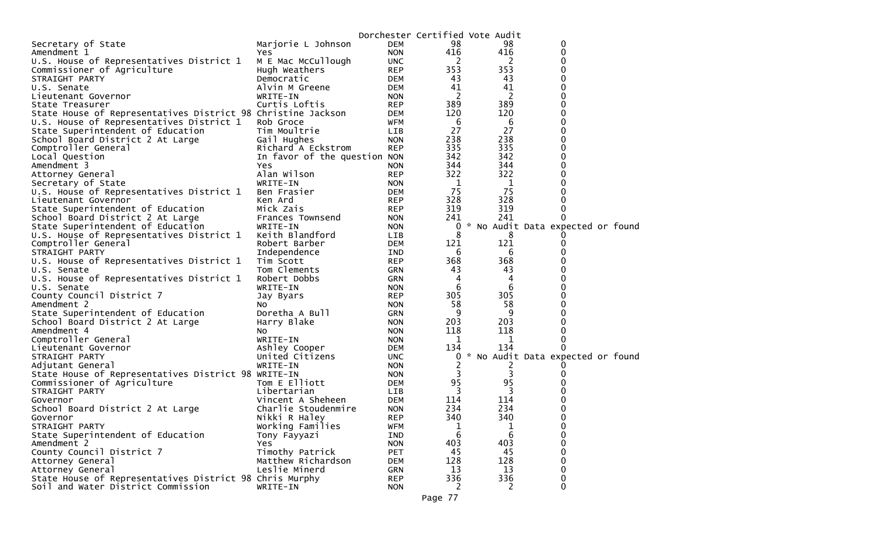Dorchester Certified Vote Audit

| | | | | | |
|---|---|---|---|---|---|
| Secretary of State | Marjorie L Johnson | DEM | 98 | 98 | 0 |
| Amendment 1 | Yes | NON | 416 | 416 | 0 |
| U.S. House of Representatives District 1 | M E Mac McCullough | UNC | 2 | 2 | 0 |
| Commissioner of Agriculture | Hugh Weathers | REP | 353 | 353 | 0 |
| STRAIGHT PARTY | Democratic | DEM | 43 | 43 | 0 |
| U.S. Senate | Alvin M Greene | DEM | 41 | 41 | 0 |
| Lieutenant Governor | WRITE-IN | NON | 2 | 2 | 0 |
| State Treasurer | Curtis Loftis | REP | 389 | 389 | 0 |
| State House of Representatives District 98 | Christine Jackson | DEM | 120 | 120 | 0 |
| U.S. House of Representatives District 1 | Rob Groce | WFM | 6 | 6 | 0 |
| State Superintendent of Education | Tim Moultrie | LIB | 27 | 27 | 0 |
| School Board District 2 At Large | Gail Hughes | NON | 238 | 238 | 0 |
| Comptroller General | Richard A Eckstrom | REP | 335 | 335 | 0 |
| Local Question | In favor of the question | NON | 342 | 342 | 0 |
| Amendment 3 | Yes | NON | 344 | 344 | 0 |
| Attorney General | Alan Wilson | REP | 322 | 322 | 0 |
| Secretary of State | WRITE-IN | NON | 1 | 1 | 0 |
| U.S. House of Representatives District 1 | Ben Frasier | DEM | 75 | 75 | 0 |
| Lieutenant Governor | Ken Ard | REP | 328 | 328 | 0 |
| State Superintendent of Education | Mick Zais | REP | 319 | 319 | 0 |
| School Board District 2 At Large | Frances Townsend | NON | 241 | 241 | 0 |
| State Superintendent of Education | WRITE-IN | NON | 0 | * No Audit Data expected or found | |
| U.S. House of Representatives District 1 | Keith Blandford | LIB | 8 | 8 | 0 |
| Comptroller General | Robert Barber | DEM | 121 | 121 | 0 |
| STRAIGHT PARTY | Independence | IND | 6 | 6 | 0 |
| U.S. House of Representatives District 1 | Tim Scott | REP | 368 | 368 | 0 |
| U.S. Senate | Tom Clements | GRN | 43 | 43 | 0 |
| U.S. House of Representatives District 1 | Robert Dobbs | GRN | 4 | 4 | 0 |
| U.S. Senate | WRITE-IN | NON | 6 | 6 | 0 |
| County Council District 7 | Jay Byars | REP | 305 | 305 | 0 |
| Amendment 2 | No | NON | 58 | 58 | 0 |
| State Superintendent of Education | Doretha A Bull | GRN | 9 | 9 | 0 |
| School Board District 2 At Large | Harry Blake | NON | 203 | 203 | 0 |
| Amendment 4 | No | NON | 118 | 118 | 0 |
| Comptroller General | WRITE-IN | NON | 1 | 1 | 0 |
| Lieutenant Governor | Ashley Cooper | DEM | 134 | 134 | 0 |
| STRAIGHT PARTY | United Citizens | UNC | 0 | * No Audit Data expected or found | |
| Adjutant General | WRITE-IN | NON | 2 | 2 | 0 |
| State House of Representatives District 98 | WRITE-IN | NON | 3 | 3 | 0 |
| Commissioner of Agriculture | Tom E Elliott | DEM | 95 | 95 | 0 |
| STRAIGHT PARTY | Libertarian | LIB | 3 | 3 | 0 |
| Governor | Vincent A Sheheen | DEM | 114 | 114 | 0 |
| School Board District 2 At Large | Charlie Stoudenmire | NON | 234 | 234 | 0 |
| Governor | Nikki R Haley | REP | 340 | 340 | 0 |
| STRAIGHT PARTY | Working Families | WFM | 1 | 1 | 0 |
| State Superintendent of Education | Tony Fayyazi | IND | 6 | 6 | 0 |
| Amendment 2 | Yes | NON | 403 | 403 | 0 |
| County Council District 7 | Timothy Patrick | PET | 45 | 45 | 0 |
| Attorney General | Matthew Richardson | DEM | 128 | 128 | 0 |
| Attorney General | Leslie Minerd | GRN | 13 | 13 | 0 |
| State House of Representatives District 98 | Chris Murphy | REP | 336 | 336 | 0 |
| Soil and Water District Commission | WRITE-IN | NON | 2 | 2 | 0 |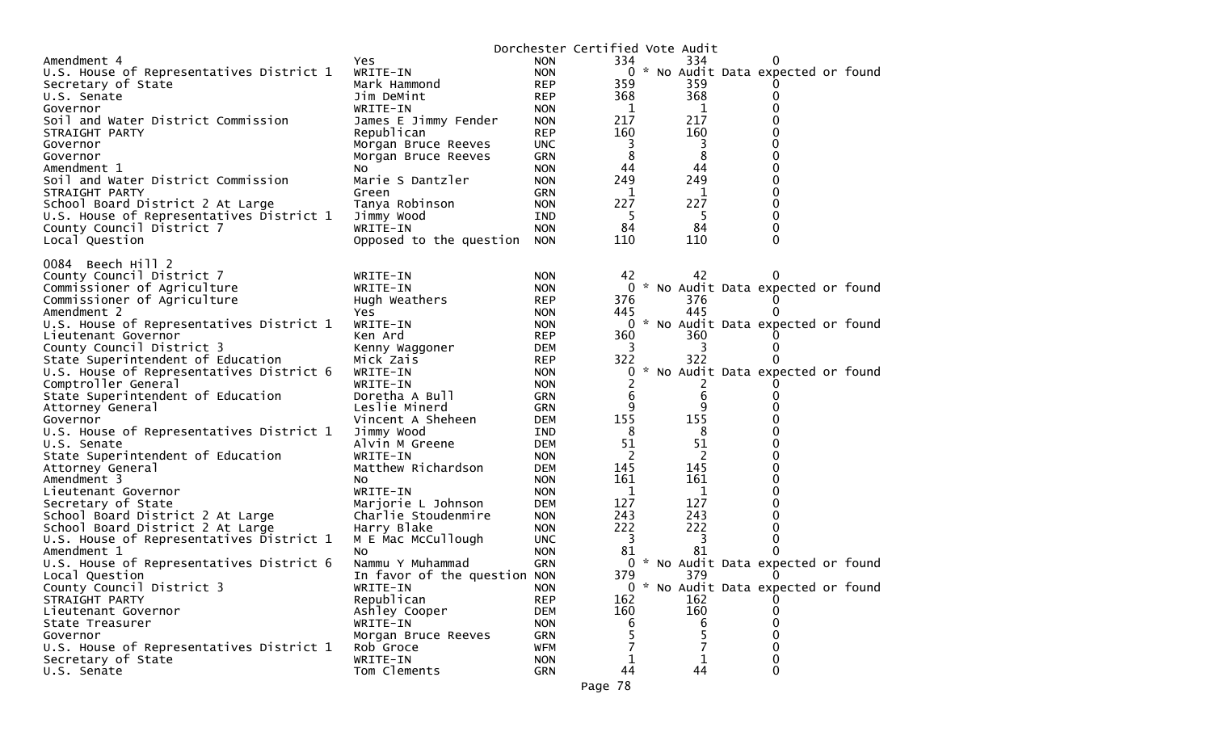Dorchester Certified Vote Audit

| | | | | | |
|---|---|---|---|---|---|
| Amendment 4 | Yes | NON | 334 | 334 | 0 |
| U.S. House of Representatives District 1 | WRITE-IN | NON | 0 | * No Audit Data expected or found | |
| Secretary of State | Mark Hammond | REP | 359 | 359 | 0 |
| U.S. Senate | Jim DeMint | REP | 368 | 368 | 0 |
| Governor | WRITE-IN | NON | 1 | 1 | 0 |
| Soil and Water District Commission | James E Jimmy Fender | NON | 217 | 217 | 0 |
| STRAIGHT PARTY | Republican | REP | 160 | 160 | 0 |
| Governor | Morgan Bruce Reeves | UNC | 3 | 3 | 0 |
| Governor | Morgan Bruce Reeves | GRN | 8 | 8 | 0 |
| Amendment 1 | No | NON | 44 | 44 | 0 |
| Soil and Water District Commission | Marie S Dantzler | NON | 249 | 249 | 0 |
| STRAIGHT PARTY | Green | GRN | 1 | 1 | 0 |
| School Board District 2 At Large | Tanya Robinson | NON | 227 | 227 | 0 |
| U.S. House of Representatives District 1 | Jimmy Wood | IND | 5 | 5 | 0 |
| County Council District 7 | WRITE-IN | NON | 84 | 84 | 0 |
| Local Question | Opposed to the question | NON | 110 | 110 | 0 |

0084 Beech Hill 2

| | | | | | |
|---|---|---|---|---|---|
| County Council District 7 | WRITE-IN | NON | 42 | 42 | 0 |
| Commissioner of Agriculture | WRITE-IN | NON | 0 | * No Audit Data expected or found | |
| Commissioner of Agriculture | Hugh Weathers | REP | 376 | 376 | 0 |
| Amendment 2 | Yes | NON | 445 | 445 | 0 |
| U.S. House of Representatives District 1 | WRITE-IN | NON | 0 | * No Audit Data expected or found | |
| Lieutenant Governor | Ken Ard | REP | 360 | 360 | 0 |
| County Council District 3 | Kenny Waggoner | DEM | 3 | 3 | 0 |
| State Superintendent of Education | Mick Zais | REP | 322 | 322 | 0 |
| U.S. House of Representatives District 6 | WRITE-IN | NON | 0 | * No Audit Data expected or found | |
| Comptroller General | WRITE-IN | NON | 2 | 2 | 0 |
| State Superintendent of Education | Doretha A Bull | GRN | 6 | 6 | 0 |
| Attorney General | Leslie Minerd | GRN | 9 | 9 | 0 |
| Governor | Vincent A Sheheen | DEM | 155 | 155 | 0 |
| U.S. House of Representatives District 1 | Jimmy Wood | IND | 8 | 8 | 0 |
| U.S. Senate | Alvin M Greene | DEM | 51 | 51 | 0 |
| State Superintendent of Education | WRITE-IN | NON | 2 | 2 | 0 |
| Attorney General | Matthew Richardson | DEM | 145 | 145 | 0 |
| Amendment 3 | No | NON | 161 | 161 | 0 |
| Lieutenant Governor | WRITE-IN | NON | 1 | 1 | 0 |
| Secretary of State | Marjorie L Johnson | DEM | 127 | 127 | 0 |
| School Board District 2 At Large | Charlie Stoudenmire | NON | 243 | 243 | 0 |
| School Board District 2 At Large | Harry Blake | NON | 222 | 222 | 0 |
| U.S. House of Representatives District 1 | M E Mac McCullough | UNC | 3 | 3 | 0 |
| Amendment 1 | No | NON | 81 | 81 | 0 |
| U.S. House of Representatives District 6 | Nammu Y Muhammad | GRN | 0 | * No Audit Data expected or found | |
| Local Question | In favor of the question | NON | 379 | 379 | 0 |
| County Council District 3 | WRITE-IN | NON | 0 | * No Audit Data expected or found | |
| STRAIGHT PARTY | Republican | REP | 162 | 162 | 0 |
| Lieutenant Governor | Ashley Cooper | DEM | 160 | 160 | 0 |
| State Treasurer | WRITE-IN | NON | 6 | 6 | 0 |
| Governor | Morgan Bruce Reeves | GRN | 5 | 5 | 0 |
| U.S. House of Representatives District 1 | Rob Groce | WFM | 7 | 7 | 0 |
| Secretary of State | WRITE-IN | NON | 1 | 1 | 0 |
| U.S. Senate | Tom Clements | GRN | 44 | 44 | 0 |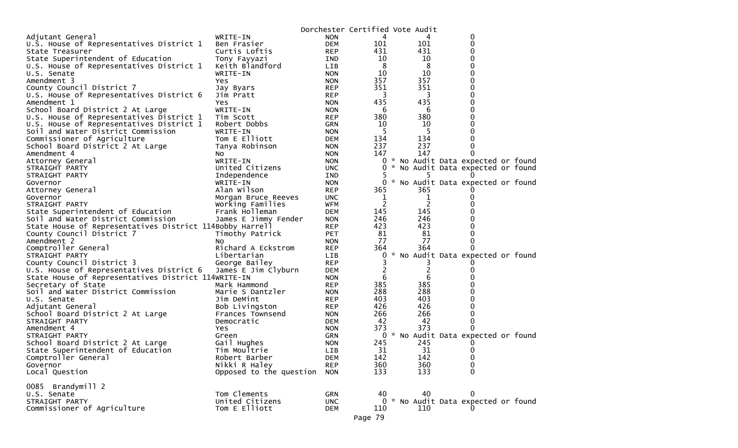Dorchester Certified Vote Audit

| | | | | | |
|---|---|---|---|---|---|
| Adjutant General | WRITE-IN | NON | 4 | 4 | 0 |
| U.S. House of Representatives District 1 | Ben Frasier | DEM | 101 | 101 | 0 |
| State Treasurer | Curtis Loftis | REP | 431 | 431 | 0 |
| State Superintendent of Education | Tony Fayyazi | IND | 10 | 10 | 0 |
| U.S. House of Representatives District 1 | Keith Blandford | LIB | 8 | 8 | 0 |
| U.S. Senate | WRITE-IN | NON | 10 | 10 | 0 |
| Amendment 3 | Yes | NON | 357 | 357 | 0 |
| County Council District 7 | Jay Byars | REP | 351 | 351 | 0 |
| U.S. House of Representatives District 6 | Jim Pratt | REP | 3 | 3 | 0 |
| Amendment 1 | Yes | NON | 435 | 435 | 0 |
| School Board District 2 At Large | WRITE-IN | NON | 6 | 6 | 0 |
| U.S. House of Representatives District 1 | Tim Scott | REP | 380 | 380 | 0 |
| U.S. House of Representatives District 1 | Robert Dobbs | GRN | 10 | 10 | 0 |
| Soil and Water District Commission | WRITE-IN | NON | 5 | 5 | 0 |
| Commissioner of Agriculture | Tom E Elliott | DEM | 134 | 134 | 0 |
| School Board District 2 At Large | Tanya Robinson | NON | 237 | 237 | 0 |
| Amendment 4 | No | NON | 147 | 147 | 0 |
| Attorney General | WRITE-IN | NON | 0 | * No Audit Data expected or found | |
| STRAIGHT PARTY | United Citizens | UNC | 0 | * No Audit Data expected or found | |
| STRAIGHT PARTY | Independence | IND | 5 | 5 | 0 |
| Governor | WRITE-IN | NON | 0 | * No Audit Data expected or found | |
| Attorney General | Alan Wilson | REP | 365 | 365 | 0 |
| Governor | Morgan Bruce Reeves | UNC | 1 | 1 | 0 |
| STRAIGHT PARTY | Working Families | WFM | 2 | 2 | 0 |
| State Superintendent of Education | Frank Holleman | DEM | 145 | 145 | 0 |
| Soil and Water District Commission | James E Jimmy Fender | NON | 246 | 246 | 0 |
| State House of Representatives District 114 | Bobby Harrell | REP | 423 | 423 | 0 |
| County Council District 7 | Timothy Patrick | PET | 81 | 81 | 0 |
| Amendment 2 | No | NON | 77 | 77 | 0 |
| Comptroller General | Richard A Eckstrom | REP | 364 | 364 | 0 |
| STRAIGHT PARTY | Libertarian | LIB | 0 | * No Audit Data expected or found | |
| County Council District 3 | George Bailey | REP | 3 | 3 | 0 |
| U.S. House of Representatives District 6 | James E Jim Clyburn | DEM | 2 | 2 | 0 |
| State House of Representatives District 114 | WRITE-IN | NON | 6 | 6 | 0 |
| Secretary of State | Mark Hammond | REP | 385 | 385 | 0 |
| Soil and Water District Commission | Marie S Dantzler | NON | 288 | 288 | 0 |
| U.S. Senate | Jim DeMint | REP | 403 | 403 | 0 |
| Adjutant General | Bob Livingston | REP | 426 | 426 | 0 |
| School Board District 2 At Large | Frances Townsend | NON | 266 | 266 | 0 |
| STRAIGHT PARTY | Democratic | DEM | 42 | 42 | 0 |
| Amendment 4 | Yes | NON | 373 | 373 | 0 |
| STRAIGHT PARTY | Green | GRN | 0 | * No Audit Data expected or found | |
| School Board District 2 At Large | Gail Hughes | NON | 245 | 245 | 0 |
| State Superintendent of Education | Tim Moultrie | LIB | 31 | 31 | 0 |
| Comptroller General | Robert Barber | DEM | 142 | 142 | 0 |
| Governor | Nikki R Haley | REP | 360 | 360 | 0 |
| Local Question | Opposed to the question | NON | 133 | 133 | 0 |

0085 Brandymill 2

| | | | | | |
|---|---|---|---|---|---|
| U.S. Senate | Tom Clements | GRN | 40 | 40 | 0 |
| STRAIGHT PARTY | United Citizens | UNC | 0 | * No Audit Data expected or found | |
| Commissioner of Agriculture | Tom E Elliott | DEM | 110 | 110 | 0 |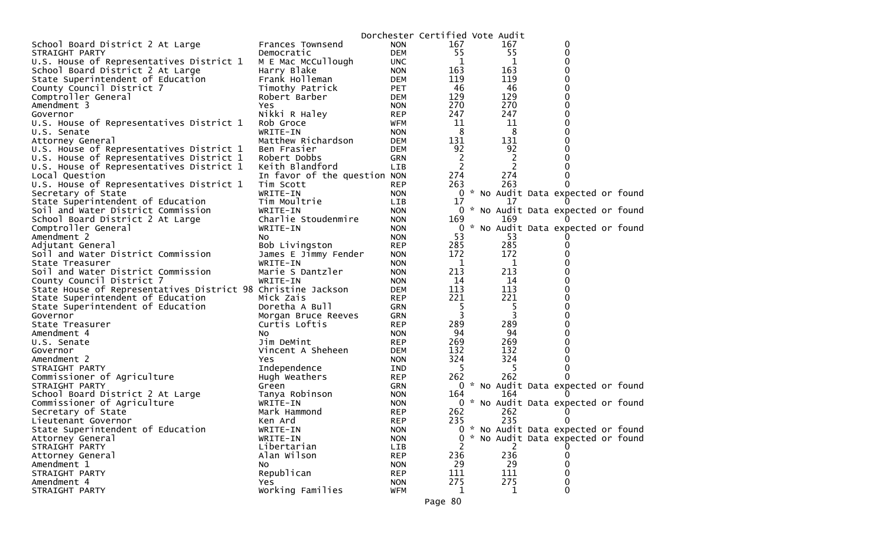Dorchester Certified Vote Audit

| | | | | | |
|---|---|---|---|---|---|
| School Board District 2 At Large | Frances Townsend | NON | 167 | 167 | 0 |
| STRAIGHT PARTY | Democratic | DEM | 55 | 55 | 0 |
| U.S. House of Representatives District 1 | M E Mac McCullough | UNC | 1 | 1 | 0 |
| School Board District 2 At Large | Harry Blake | NON | 163 | 163 | 0 |
| State Superintendent of Education | Frank Holleman | DEM | 119 | 119 | 0 |
| County Council District 7 | Timothy Patrick | PET | 46 | 46 | 0 |
| Comptroller General | Robert Barber | DEM | 129 | 129 | 0 |
| Amendment 3 | Yes | NON | 270 | 270 | 0 |
| Governor | Nikki R Haley | REP | 247 | 247 | 0 |
| U.S. House of Representatives District 1 | Rob Groce | WFM | 11 | 11 | 0 |
| U.S. Senate | WRITE-IN | NON | 8 | 8 | 0 |
| Attorney General | Matthew Richardson | DEM | 131 | 131 | 0 |
| U.S. House of Representatives District 1 | Ben Frasier | DEM | 92 | 92 | 0 |
| U.S. House of Representatives District 1 | Robert Dobbs | GRN | 2 | 2 | 0 |
| U.S. House of Representatives District 1 | Keith Blandford | LIB | 2 | 2 | 0 |
| Local Question | In favor of the question | NON | 274 | 274 | 0 |
| U.S. House of Representatives District 1 | Tim Scott | REP | 263 | 263 | 0 |
| Secretary of State | WRITE-IN | NON | 0 | * No Audit Data expected or found | |
| State Superintendent of Education | Tim Moultrie | LIB | 17 | 17 | 0 |
| Soil and Water District Commission | WRITE-IN | NON | 0 | * No Audit Data expected or found | |
| School Board District 2 At Large | Charlie Stoudenmire | NON | 169 | 169 | 0 |
| Comptroller General | WRITE-IN | NON | 0 | * No Audit Data expected or found | |
| Amendment 2 | No | NON | 53 | 53 | 0 |
| Adjutant General | Bob Livingston | REP | 285 | 285 | 0 |
| Soil and Water District Commission | James E Jimmy Fender | NON | 172 | 172 | 0 |
| State Treasurer | WRITE-IN | NON | 1 | 1 | 0 |
| Soil and Water District Commission | Marie S Dantzler | NON | 213 | 213 | 0 |
| County Council District 7 | WRITE-IN | NON | 14 | 14 | 0 |
| State House of Representatives District 98 | Christine Jackson | DEM | 113 | 113 | 0 |
| State Superintendent of Education | Mick Zais | REP | 221 | 221 | 0 |
| State Superintendent of Education | Doretha A Bull | GRN | 5 | 5 | 0 |
| Governor | Morgan Bruce Reeves | GRN | 3 | 3 | 0 |
| State Treasurer | Curtis Loftis | REP | 289 | 289 | 0 |
| Amendment 4 | No | NON | 94 | 94 | 0 |
| U.S. Senate | Jim DeMint | REP | 269 | 269 | 0 |
| Governor | Vincent A Sheheen | DEM | 132 | 132 | 0 |
| Amendment 2 | Yes | NON | 324 | 324 | 0 |
| STRAIGHT PARTY | Independence | IND | 5 | 5 | 0 |
| Commissioner of Agriculture | Hugh Weathers | REP | 262 | 262 | 0 |
| STRAIGHT PARTY | Green | GRN | 0 | * No Audit Data expected or found | |
| School Board District 2 At Large | Tanya Robinson | NON | 164 | 164 | 0 |
| Commissioner of Agriculture | WRITE-IN | NON | 0 | * No Audit Data expected or found | |
| Secretary of State | Mark Hammond | REP | 262 | 262 | 0 |
| Lieutenant Governor | Ken Ard | REP | 235 | 235 | 0 |
| State Superintendent of Education | WRITE-IN | NON | 0 | * No Audit Data expected or found | |
| Attorney General | WRITE-IN | NON | 0 | * No Audit Data expected or found | |
| STRAIGHT PARTY | Libertarian | LIB | 2 | 2 | 0 |
| Attorney General | Alan Wilson | REP | 236 | 236 | 0 |
| Amendment 1 | No | NON | 29 | 29 | 0 |
| STRAIGHT PARTY | Republican | REP | 111 | 111 | 0 |
| Amendment 4 | Yes | NON | 275 | 275 | 0 |
| STRAIGHT PARTY | Working Families | WFM | 1 | 1 | 0 |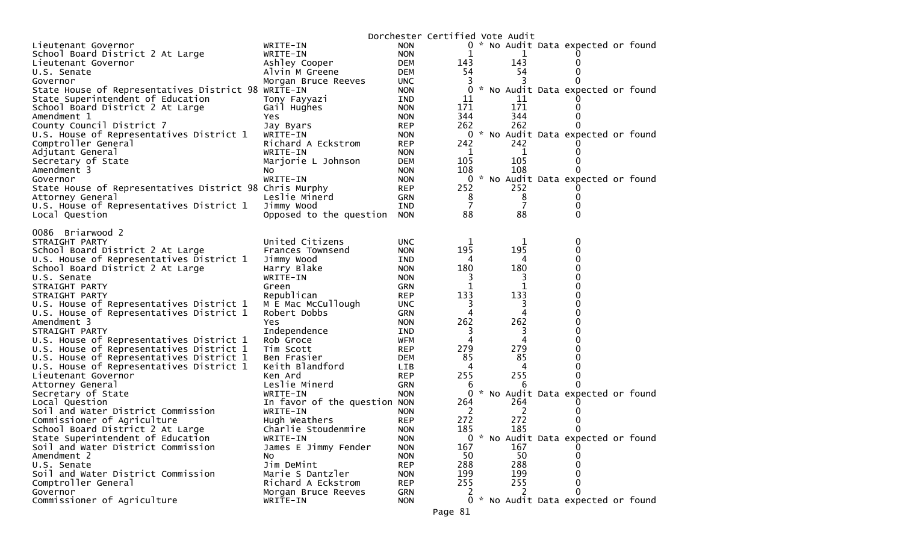Dorchester Certified Vote Audit

| Contest | Candidate | Party | Votes | Audit | Diff |
|---|---|---|---|---|---|
| Lieutenant Governor | WRITE-IN | NON | 0 | * No Audit Data expected or found | |
| School Board District 2 At Large | WRITE-IN | NON | 1 | 1 | 0 |
| Lieutenant Governor | Ashley Cooper | DEM | 143 | 143 | 0 |
| U.S. Senate | Alvin M Greene | DEM | 54 | 54 | 0 |
| Governor | Morgan Bruce Reeves | UNC | 3 | 3 | 0 |
| State House of Representatives District 98 | WRITE-IN | NON | 0 | * No Audit Data expected or found | |
| State Superintendent of Education | Tony Fayyazi | IND | 11 | 11 | 0 |
| School Board District 2 At Large | Gail Hughes | NON | 171 | 171 | 0 |
| Amendment 1 | Yes | NON | 344 | 344 | 0 |
| County Council District 7 | Jay Byars | REP | 262 | 262 | 0 |
| U.S. House of Representatives District 1 | WRITE-IN | NON | 0 | * No Audit Data expected or found | |
| Comptroller General | Richard A Eckstrom | REP | 242 | 242 | 0 |
| Adjutant General | WRITE-IN | NON | 1 | 1 | 0 |
| Secretary of State | Marjorie L Johnson | DEM | 105 | 105 | 0 |
| Amendment 3 | No | NON | 108 | 108 | 0 |
| Governor | WRITE-IN | NON | 0 | * No Audit Data expected or found | |
| State House of Representatives District 98 | Chris Murphy | REP | 252 | 252 | 0 |
| Attorney General | Leslie Minerd | GRN | 8 | 8 | 0 |
| U.S. House of Representatives District 1 | Jimmy Wood | IND | 7 | 7 | 0 |
| Local Question | Opposed to the question | NON | 88 | 88 | 0 |

0086 Briarwood 2

| Contest | Candidate | Party | Votes | Audit | Diff |
|---|---|---|---|---|---|
| STRAIGHT PARTY | United Citizens | UNC | 1 | 1 | 0 |
| School Board District 2 At Large | Frances Townsend | NON | 195 | 195 | 0 |
| U.S. House of Representatives District 1 | Jimmy Wood | IND | 4 | 4 | 0 |
| School Board District 2 At Large | Harry Blake | NON | 180 | 180 | 0 |
| U.S. Senate | WRITE-IN | NON | 3 | 3 | 0 |
| STRAIGHT PARTY | Green | GRN | 1 | 1 | 0 |
| STRAIGHT PARTY | Republican | REP | 133 | 133 | 0 |
| U.S. House of Representatives District 1 | M E Mac McCullough | UNC | 3 | 3 | 0 |
| U.S. House of Representatives District 1 | Robert Dobbs | GRN | 4 | 4 | 0 |
| Amendment 3 | Yes | NON | 262 | 262 | 0 |
| STRAIGHT PARTY | Independence | IND | 3 | 3 | 0 |
| U.S. House of Representatives District 1 | Rob Groce | WFM | 4 | 4 | 0 |
| U.S. House of Representatives District 1 | Tim Scott | REP | 279 | 279 | 0 |
| U.S. House of Representatives District 1 | Ben Frasier | DEM | 85 | 85 | 0 |
| U.S. House of Representatives District 1 | Keith Blandford | LIB | 4 | 4 | 0 |
| Lieutenant Governor | Ken Ard | REP | 255 | 255 | 0 |
| Attorney General | Leslie Minerd | GRN | 6 | 6 | 0 |
| Secretary of State | WRITE-IN | NON | 0 | * No Audit Data expected or found | |
| Local Question | In favor of the question | NON | 264 | 264 | 0 |
| Soil and Water District Commission | WRITE-IN | NON | 2 | 2 | 0 |
| Commissioner of Agriculture | Hugh Weathers | REP | 272 | 272 | 0 |
| School Board District 2 At Large | Charlie Stoudenmire | NON | 185 | 185 | 0 |
| State Superintendent of Education | WRITE-IN | NON | 0 | * No Audit Data expected or found | |
| Soil and Water District Commission | James E Jimmy Fender | NON | 167 | 167 | 0 |
| Amendment 2 | No | NON | 50 | 50 | 0 |
| U.S. Senate | Jim DeMint | REP | 288 | 288 | 0 |
| Soil and Water District Commission | Marie S Dantzler | NON | 199 | 199 | 0 |
| Comptroller General | Richard A Eckstrom | REP | 255 | 255 | 0 |
| Governor | Morgan Bruce Reeves | GRN | 2 | 2 | 0 |
| Commissioner of Agriculture | WRITE-IN | NON | 0 | * No Audit Data expected or found | |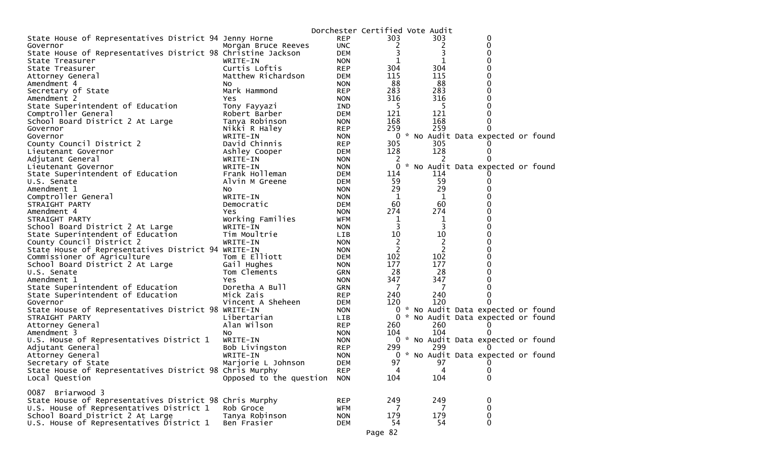Dorchester Certified Vote Audit

| Contest | Candidate | Party | Count | Audit | Diff |
|---|---|---|---|---|---|
| State House of Representatives District 94 | Jenny Horne | REP | 303 | 303 | 0 |
| Governor | Morgan Bruce Reeves | UNC | 2 | 2 | 0 |
| State House of Representatives District 98 | Christine Jackson | DEM | 3 | 3 | 0 |
| State Treasurer | WRITE-IN | NON | 1 | 1 | 0 |
| State Treasurer | Curtis Loftis | REP | 304 | 304 | 0 |
| Attorney General | Matthew Richardson | DEM | 115 | 115 | 0 |
| Amendment 4 | No | NON | 88 | 88 | 0 |
| Secretary of State | Mark Hammond | REP | 283 | 283 | 0 |
| Amendment 2 | Yes | NON | 316 | 316 | 0 |
| State Superintendent of Education | Tony Fayyazi | IND | 5 | 5 | 0 |
| Comptroller General | Robert Barber | DEM | 121 | 121 | 0 |
| School Board District 2 At Large | Tanya Robinson | NON | 168 | 168 | 0 |
| Governor | Nikki R Haley | REP | 259 | 259 | 0 |
| Governor | WRITE-IN | NON | 0 | * No Audit Data expected or found | |
| County Council District 2 | David Chinnis | REP | 305 | 305 | 0 |
| Lieutenant Governor | Ashley Cooper | DEM | 128 | 128 | 0 |
| Adjutant General | WRITE-IN | NON | 2 | 2 | 0 |
| Lieutenant Governor | WRITE-IN | NON | 0 | * No Audit Data expected or found | |
| State Superintendent of Education | Frank Holleman | DEM | 114 | 114 | 0 |
| U.S. Senate | Alvin M Greene | DEM | 59 | 59 | 0 |
| Amendment 1 | No | NON | 29 | 29 | 0 |
| Comptroller General | WRITE-IN | NON | 1 | 1 | 0 |
| STRAIGHT PARTY | Democratic | DEM | 60 | 60 | 0 |
| Amendment 4 | Yes | NON | 274 | 274 | 0 |
| STRAIGHT PARTY | Working Families | WFM | 1 | 1 | 0 |
| School Board District 2 At Large | WRITE-IN | NON | 3 | 3 | 0 |
| State Superintendent of Education | Tim Moultrie | LIB | 10 | 10 | 0 |
| County Council District 2 | WRITE-IN | NON | 2 | 2 | 0 |
| State House of Representatives District 94 | WRITE-IN | NON | 2 | 2 | 0 |
| Commissioner of Agriculture | Tom E Elliott | DEM | 102 | 102 | 0 |
| School Board District 2 At Large | Gail Hughes | NON | 177 | 177 | 0 |
| U.S. Senate | Tom Clements | GRN | 28 | 28 | 0 |
| Amendment 1 | Yes | NON | 347 | 347 | 0 |
| State Superintendent of Education | Doretha A Bull | GRN | 7 | 7 | 0 |
| State Superintendent of Education | Mick Zais | REP | 240 | 240 | 0 |
| Governor | Vincent A Sheheen | DEM | 120 | 120 | 0 |
| State House of Representatives District 98 | WRITE-IN | NON | 0 | * No Audit Data expected or found | |
| STRAIGHT PARTY | Libertarian | LIB | 0 | * No Audit Data expected or found | |
| Attorney General | Alan Wilson | REP | 260 | 260 | 0 |
| Amendment 3 | No | NON | 104 | 104 | 0 |
| U.S. House of Representatives District 1 | WRITE-IN | NON | 0 | * No Audit Data expected or found | |
| Adjutant General | Bob Livingston | REP | 299 | 299 | 0 |
| Attorney General | WRITE-IN | NON | 0 | * No Audit Data expected or found | |
| Secretary of State | Marjorie L Johnson | DEM | 97 | 97 | 0 |
| State House of Representatives District 98 | Chris Murphy | REP | 4 | 4 | 0 |
| Local Question | Opposed to the question | NON | 104 | 104 | 0 |

0087 Briarwood 3

| Contest | Candidate | Party | Count | Audit | Diff |
|---|---|---|---|---|---|
| State House of Representatives District 98 | Chris Murphy | REP | 249 | 249 | 0 |
| U.S. House of Representatives District 1 | Rob Groce | WFM | 7 | 7 | 0 |
| School Board District 2 At Large | Tanya Robinson | NON | 179 | 179 | 0 |
| U.S. House of Representatives District 1 | Ben Frasier | DEM | 54 | 54 | 0 |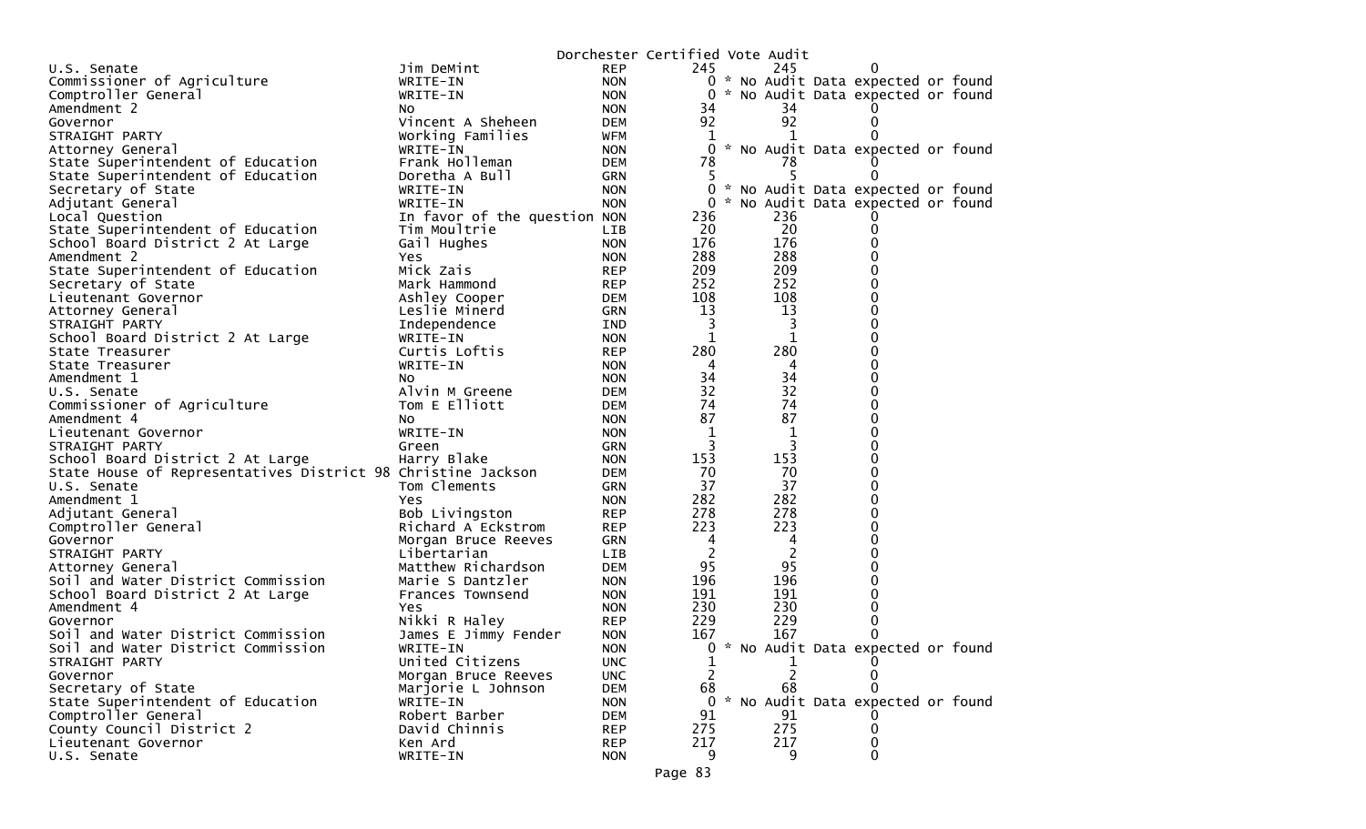Dorchester Certified Vote Audit

| | | | | | |
|---|---|---|---|---|---|
| U.S. Senate | Jim DeMint | REP | 245 | 245 | 0 |
| Commissioner of Agriculture | WRITE-IN | NON | 0 | * No Audit Data expected or found | |
| Comptroller General | WRITE-IN | NON | 0 | * No Audit Data expected or found | |
| Amendment 2 | No | NON | 34 | 34 | 0 |
| Governor | Vincent A Sheheen | DEM | 92 | 92 | 0 |
| STRAIGHT PARTY | Working Families | WFM | 1 | 1 | 0 |
| Attorney General | WRITE-IN | NON | 0 | * No Audit Data expected or found | |
| State Superintendent of Education | Frank Holleman | DEM | 78 | 78 | 0 |
| State Superintendent of Education | Doretha A Bull | GRN | 5 | 5 | 0 |
| Secretary of State | WRITE-IN | NON | 0 | * No Audit Data expected or found | |
| Adjutant General | WRITE-IN | NON | 0 | * No Audit Data expected or found | |
| Local Question | In favor of the question | NON | 236 | 236 | 0 |
| State Superintendent of Education | Tim Moultrie | LIB | 20 | 20 | 0 |
| School Board District 2 At Large | Gail Hughes | NON | 176 | 176 | 0 |
| Amendment 2 | Yes | NON | 288 | 288 | 0 |
| State Superintendent of Education | Mick Zais | REP | 209 | 209 | 0 |
| Secretary of State | Mark Hammond | REP | 252 | 252 | 0 |
| Lieutenant Governor | Ashley Cooper | DEM | 108 | 108 | 0 |
| Attorney General | Leslie Minerd | GRN | 13 | 13 | 0 |
| STRAIGHT PARTY | Independence | IND | 3 | 3 | 0 |
| School Board District 2 At Large | WRITE-IN | NON | 1 | 1 | 0 |
| State Treasurer | Curtis Loftis | REP | 280 | 280 | 0 |
| State Treasurer | WRITE-IN | NON | 4 | 4 | 0 |
| Amendment 1 | No | NON | 34 | 34 | 0 |
| U.S. Senate | Alvin M Greene | DEM | 32 | 32 | 0 |
| Commissioner of Agriculture | Tom E Elliott | DEM | 74 | 74 | 0 |
| Amendment 4 | No | NON | 87 | 87 | 0 |
| Lieutenant Governor | WRITE-IN | NON | 1 | 1 | 0 |
| STRAIGHT PARTY | Green | GRN | 3 | 3 | 0 |
| School Board District 2 At Large | Harry Blake | NON | 153 | 153 | 0 |
| State House of Representatives District 98 | Christine Jackson | DEM | 70 | 70 | 0 |
| U.S. Senate | Tom Clements | GRN | 37 | 37 | 0 |
| Amendment 1 | Yes | NON | 282 | 282 | 0 |
| Adjutant General | Bob Livingston | REP | 278 | 278 | 0 |
| Comptroller General | Richard A Eckstrom | REP | 223 | 223 | 0 |
| Governor | Morgan Bruce Reeves | GRN | 4 | 4 | 0 |
| STRAIGHT PARTY | Libertarian | LIB | 2 | 2 | 0 |
| Attorney General | Matthew Richardson | DEM | 95 | 95 | 0 |
| Soil and Water District Commission | Marie S Dantzler | NON | 196 | 196 | 0 |
| School Board District 2 At Large | Frances Townsend | NON | 191 | 191 | 0 |
| Amendment 4 | Yes | NON | 230 | 230 | 0 |
| Governor | Nikki R Haley | REP | 229 | 229 | 0 |
| Soil and Water District Commission | James E Jimmy Fender | NON | 167 | 167 | 0 |
| Soil and Water District Commission | WRITE-IN | NON | 0 | * No Audit Data expected or found | |
| STRAIGHT PARTY | United Citizens | UNC | 1 | 1 | 0 |
| Governor | Morgan Bruce Reeves | UNC | 2 | 2 | 0 |
| Secretary of State | Marjorie L Johnson | DEM | 68 | 68 | 0 |
| State Superintendent of Education | WRITE-IN | NON | 0 | * No Audit Data expected or found | |
| Comptroller General | Robert Barber | DEM | 91 | 91 | 0 |
| County Council District 2 | David Chinnis | REP | 275 | 275 | 0 |
| Lieutenant Governor | Ken Ard | REP | 217 | 217 | 0 |
| U.S. Senate | WRITE-IN | NON | 9 | 9 | 0 |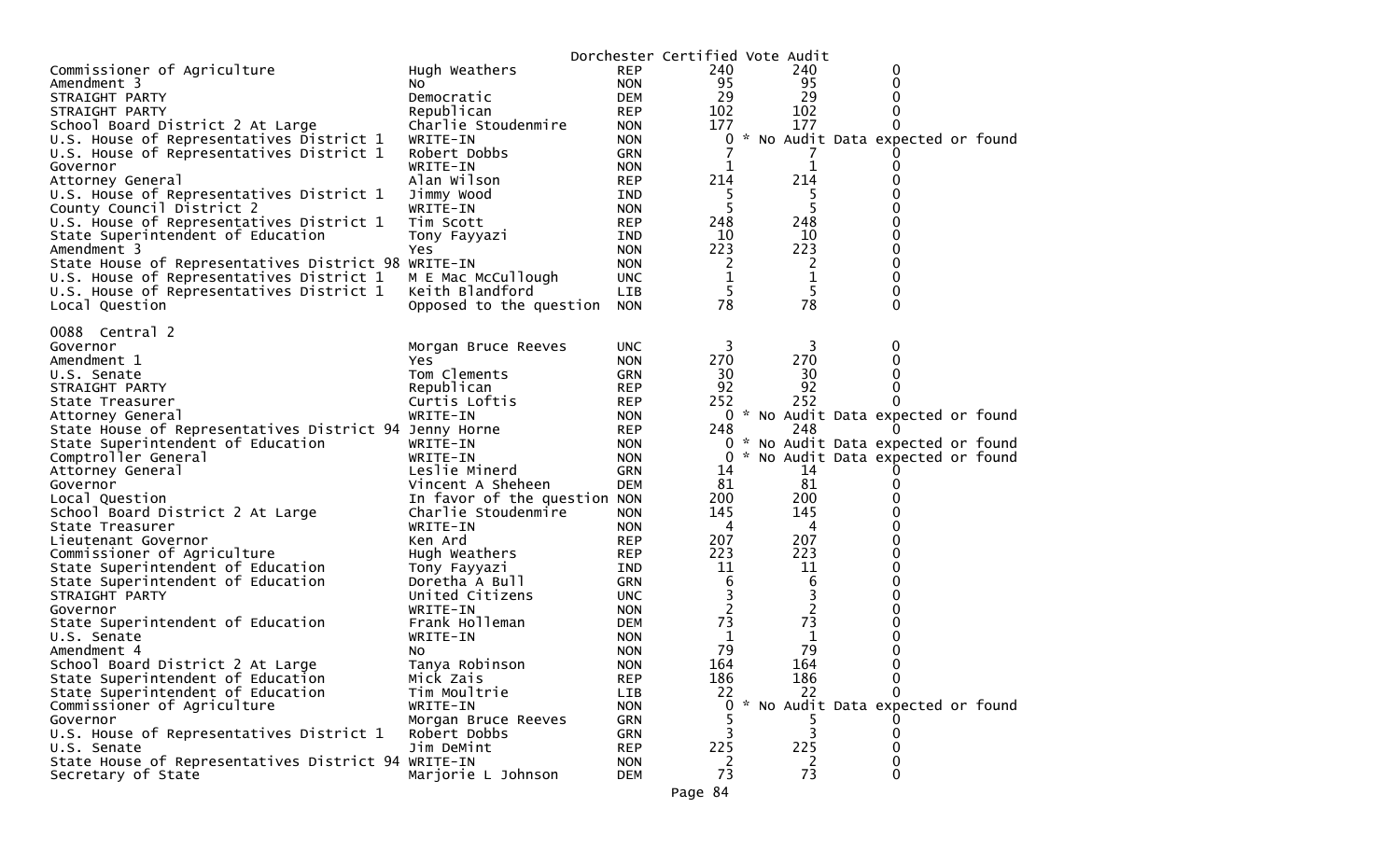Dorchester Certified Vote Audit

| | | | | | |
|---|---|---|---|---|---|
| Commissioner of Agriculture | Hugh Weathers | REP | 240 | 240 | 0 |
| Amendment 3 | No | NON | 95 | 95 | 0 |
| STRAIGHT PARTY | Democratic | DEM | 29 | 29 | 0 |
| STRAIGHT PARTY | Republican | REP | 102 | 102 | 0 |
| School Board District 2 At Large | Charlie Stoudenmire | NON | 177 | 177 | 0 |
| U.S. House of Representatives District 1 | WRITE-IN | NON | 0 | * No Audit Data expected or found | |
| U.S. House of Representatives District 1 | Robert Dobbs | GRN | 7 | 7 | 0 |
| Governor | WRITE-IN | NON | 1 | 1 | 0 |
| Attorney General | Alan Wilson | REP | 214 | 214 | 0 |
| U.S. House of Representatives District 1 | Jimmy Wood | IND | 5 | 5 | 0 |
| County Council District 2 | WRITE-IN | NON | 5 | 5 | 0 |
| U.S. House of Representatives District 1 | Tim Scott | REP | 248 | 248 | 0 |
| State Superintendent of Education | Tony Fayyazi | IND | 10 | 10 | 0 |
| Amendment 3 | Yes | NON | 223 | 223 | 0 |
| State House of Representatives District 98 | WRITE-IN | NON | 2 | 2 | 0 |
| U.S. House of Representatives District 1 | M E Mac McCullough | UNC | 1 | 1 | 0 |
| U.S. House of Representatives District 1 | Keith Blandford | LIB | 5 | 5 | 0 |
| Local Question | Opposed to the question | NON | 78 | 78 | 0 |

0088 Central 2

| | | | | | |
|---|---|---|---|---|---|
| Governor | Morgan Bruce Reeves | UNC | 3 | 3 | 0 |
| Amendment 1 | Yes | NON | 270 | 270 | 0 |
| U.S. Senate | Tom Clements | GRN | 30 | 30 | 0 |
| STRAIGHT PARTY | Republican | REP | 92 | 92 | 0 |
| State Treasurer | Curtis Loftis | REP | 252 | 252 | 0 |
| Attorney General | WRITE-IN | NON | 0 | * No Audit Data expected or found | |
| State House of Representatives District 94 | Jenny Horne | REP | 248 | 248 | 0 |
| State Superintendent of Education | WRITE-IN | NON | 0 | * No Audit Data expected or found | |
| Comptroller General | WRITE-IN | NON | 0 | * No Audit Data expected or found | |
| Attorney General | Leslie Minerd | GRN | 14 | 14 | 0 |
| Governor | Vincent A Sheheen | DEM | 81 | 81 | 0 |
| Local Question | In favor of the question | NON | 200 | 200 | 0 |
| School Board District 2 At Large | Charlie Stoudenmire | NON | 145 | 145 | 0 |
| State Treasurer | WRITE-IN | NON | 4 | 4 | 0 |
| Lieutenant Governor | Ken Ard | REP | 207 | 207 | 0 |
| Commissioner of Agriculture | Hugh Weathers | REP | 223 | 223 | 0 |
| State Superintendent of Education | Tony Fayyazi | IND | 11 | 11 | 0 |
| State Superintendent of Education | Doretha A Bull | GRN | 6 | 6 | 0 |
| STRAIGHT PARTY | United Citizens | UNC | 3 | 3 | 0 |
| Governor | WRITE-IN | NON | 2 | 2 | 0 |
| State Superintendent of Education | Frank Holleman | DEM | 73 | 73 | 0 |
| U.S. Senate | WRITE-IN | NON | 1 | 1 | 0 |
| Amendment 4 | No | NON | 79 | 79 | 0 |
| School Board District 2 At Large | Tanya Robinson | NON | 164 | 164 | 0 |
| State Superintendent of Education | Mick Zais | REP | 186 | 186 | 0 |
| State Superintendent of Education | Tim Moultrie | LIB | 22 | 22 | 0 |
| Commissioner of Agriculture | WRITE-IN | NON | 0 | * No Audit Data expected or found | |
| Governor | Morgan Bruce Reeves | GRN | 5 | 5 | 0 |
| U.S. House of Representatives District 1 | Robert Dobbs | GRN | 3 | 3 | 0 |
| U.S. Senate | Jim DeMint | REP | 225 | 225 | 0 |
| State House of Representatives District 94 | WRITE-IN | NON | 2 | 2 | 0 |
| Secretary of State | Marjorie L Johnson | DEM | 73 | 73 | 0 |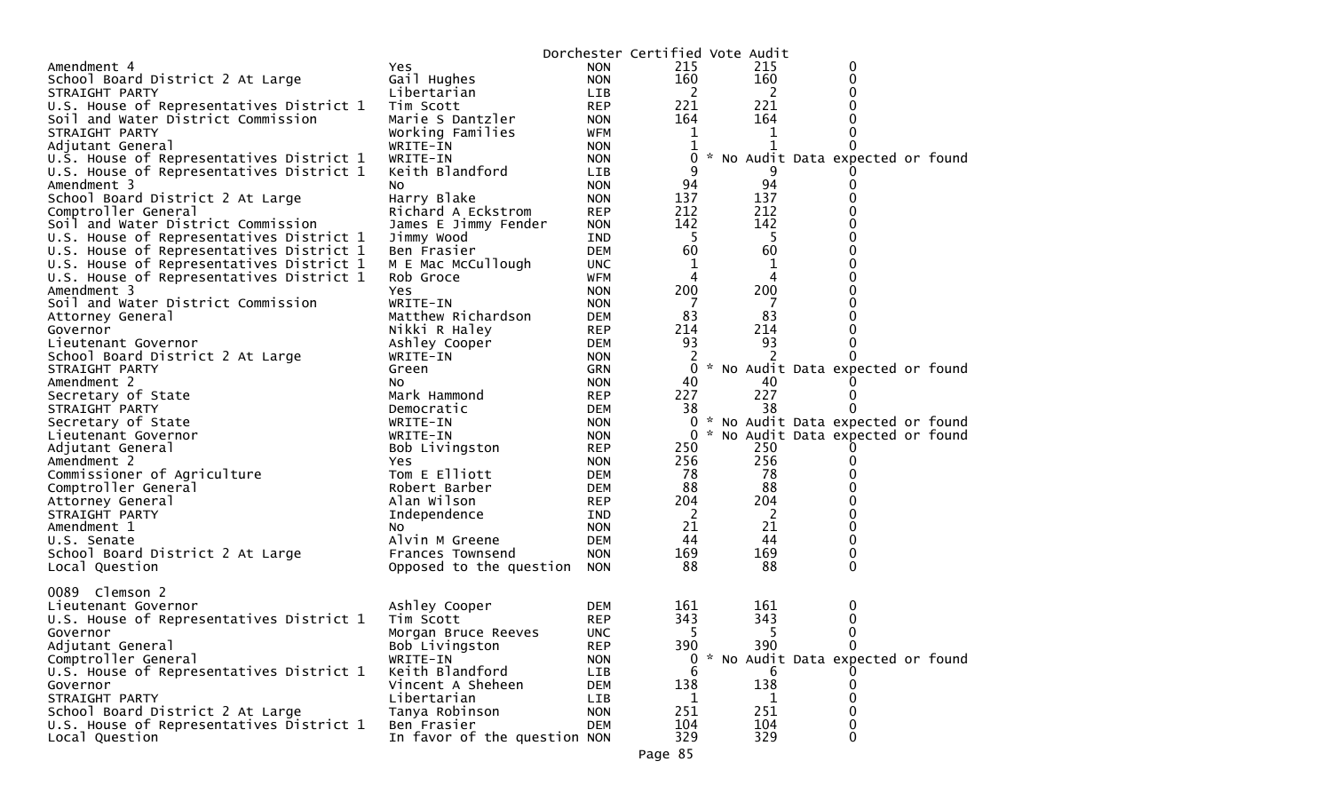Dorchester Certified Vote Audit

| | | | | | |
|---|---|---|---|---|---|
| Amendment 4 | Yes | NON | 215 | 215 | 0 |
| School Board District 2 At Large | Gail Hughes | NON | 160 | 160 | 0 |
| STRAIGHT PARTY | Libertarian | LIB | 2 | 2 | 0 |
| U.S. House of Representatives District 1 | Tim Scott | REP | 221 | 221 | 0 |
| Soil and Water District Commission | Marie S Dantzler | NON | 164 | 164 | 0 |
| STRAIGHT PARTY | Working Families | WFM | 1 | 1 | 0 |
| Adjutant General | WRITE-IN | NON | 1 | 1 | 0 |
| U.S. House of Representatives District 1 | WRITE-IN | NON | 0 | * No Audit Data expected or found | |
| U.S. House of Representatives District 1 | Keith Blandford | LIB | 9 | 9 | 0 |
| Amendment 3 | No | NON | 94 | 94 | 0 |
| School Board District 2 At Large | Harry Blake | NON | 137 | 137 | 0 |
| Comptroller General | Richard A Eckstrom | REP | 212 | 212 | 0 |
| Soil and Water District Commission | James E Jimmy Fender | NON | 142 | 142 | 0 |
| U.S. House of Representatives District 1 | Jimmy Wood | IND | 5 | 5 | 0 |
| U.S. House of Representatives District 1 | Ben Frasier | DEM | 60 | 60 | 0 |
| U.S. House of Representatives District 1 | M E Mac McCullough | UNC | 1 | 1 | 0 |
| U.S. House of Representatives District 1 | Rob Groce | WFM | 4 | 4 | 0 |
| Amendment 3 | Yes | NON | 200 | 200 | 0 |
| Soil and Water District Commission | WRITE-IN | NON | 7 | 7 | 0 |
| Attorney General | Matthew Richardson | DEM | 83 | 83 | 0 |
| Governor | Nikki R Haley | REP | 214 | 214 | 0 |
| Lieutenant Governor | Ashley Cooper | DEM | 93 | 93 | 0 |
| School Board District 2 At Large | WRITE-IN | NON | 2 | 2 | 0 |
| STRAIGHT PARTY | Green | GRN | 0 | * No Audit Data expected or found | |
| Amendment 2 | No | NON | 40 | 40 | 0 |
| Secretary of State | Mark Hammond | REP | 227 | 227 | 0 |
| STRAIGHT PARTY | Democratic | DEM | 38 | 38 | 0 |
| Secretary of State | WRITE-IN | NON | 0 | * No Audit Data expected or found | |
| Lieutenant Governor | WRITE-IN | NON | 0 | * No Audit Data expected or found | |
| Adjutant General | Bob Livingston | REP | 250 | 250 | 0 |
| Amendment 2 | Yes | NON | 256 | 256 | 0 |
| Commissioner of Agriculture | Tom E Elliott | DEM | 78 | 78 | 0 |
| Comptroller General | Robert Barber | DEM | 88 | 88 | 0 |
| Attorney General | Alan Wilson | REP | 204 | 204 | 0 |
| STRAIGHT PARTY | Independence | IND | 2 | 2 | 0 |
| Amendment 1 | No | NON | 21 | 21 | 0 |
| U.S. Senate | Alvin M Greene | DEM | 44 | 44 | 0 |
| School Board District 2 At Large | Frances Townsend | NON | 169 | 169 | 0 |
| Local Question | Opposed to the question | NON | 88 | 88 | 0 |

0089 Clemson 2

| | | | | | |
|---|---|---|---|---|---|
| Lieutenant Governor | Ashley Cooper | DEM | 161 | 161 | 0 |
| U.S. House of Representatives District 1 | Tim Scott | REP | 343 | 343 | 0 |
| Governor | Morgan Bruce Reeves | UNC | 5 | 5 | 0 |
| Adjutant General | Bob Livingston | REP | 390 | 390 | 0 |
| Comptroller General | WRITE-IN | NON | 0 | * No Audit Data expected or found | |
| U.S. House of Representatives District 1 | Keith Blandford | LIB | 6 | 6 | 0 |
| Governor | Vincent A Sheheen | DEM | 138 | 138 | 0 |
| STRAIGHT PARTY | Libertarian | LIB | 1 | 1 | 0 |
| School Board District 2 At Large | Tanya Robinson | NON | 251 | 251 | 0 |
| U.S. House of Representatives District 1 | Ben Frasier | DEM | 104 | 104 | 0 |
| Local Question | In favor of the question | NON | 329 | 329 | 0 |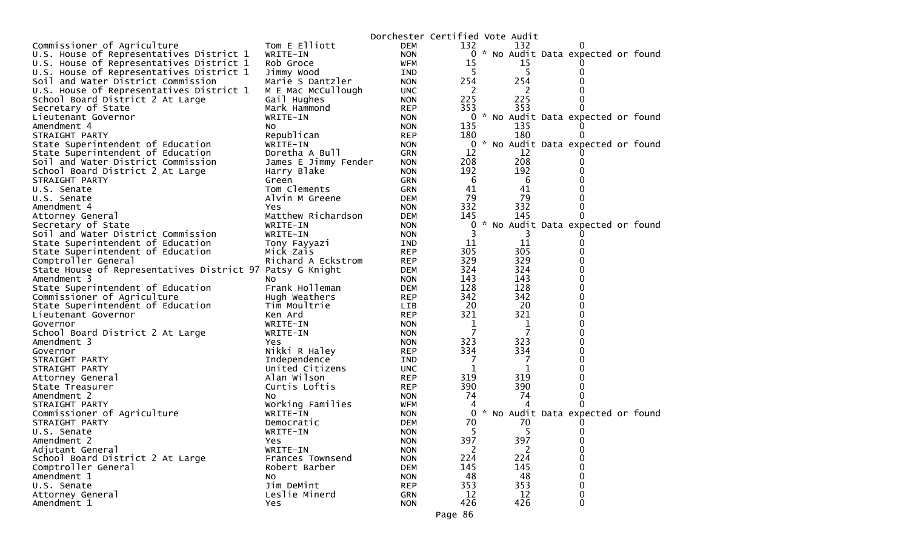Dorchester Certified Vote Audit

| Office | Candidate | Party | | | |
|---|---|---|---|---|---|
| Commissioner of Agriculture | Tom E Elliott | DEM | 132 | 132 | 0 |
| U.S. House of Representatives District 1 | WRITE-IN | NON | 0 | * No Audit Data expected or found | |
| U.S. House of Representatives District 1 | Rob Groce | WFM | 15 | 15 | 0 |
| U.S. House of Representatives District 1 | Jimmy Wood | IND | 5 | 5 | 0 |
| Soil and Water District Commission | Marie S Dantzler | NON | 254 | 254 | 0 |
| U.S. House of Representatives District 1 | M E Mac McCullough | UNC | 2 | 2 | 0 |
| School Board District 2 At Large | Gail Hughes | NON | 225 | 225 | 0 |
| Secretary of State | Mark Hammond | REP | 353 | 353 | 0 |
| Lieutenant Governor | WRITE-IN | NON | 0 | * No Audit Data expected or found | |
| Amendment 4 | No | NON | 135 | 135 | 0 |
| STRAIGHT PARTY | Republican | REP | 180 | 180 | 0 |
| State Superintendent of Education | WRITE-IN | NON | 0 | * No Audit Data expected or found | |
| State Superintendent of Education | Doretha A Bull | GRN | 12 | 12 | 0 |
| Soil and Water District Commission | James E Jimmy Fender | NON | 208 | 208 | 0 |
| School Board District 2 At Large | Harry Blake | NON | 192 | 192 | 0 |
| STRAIGHT PARTY | Green | GRN | 6 | 6 | 0 |
| U.S. Senate | Tom Clements | GRN | 41 | 41 | 0 |
| U.S. Senate | Alvin M Greene | DEM | 79 | 79 | 0 |
| Amendment 4 | Yes | NON | 332 | 332 | 0 |
| Attorney General | Matthew Richardson | DEM | 145 | 145 | 0 |
| Secretary of State | WRITE-IN | NON | 0 | * No Audit Data expected or found | |
| Soil and Water District Commission | WRITE-IN | NON | 3 | 3 | 0 |
| State Superintendent of Education | Tony Fayyazi | IND | 11 | 11 | 0 |
| State Superintendent of Education | Mick Zais | REP | 305 | 305 | 0 |
| Comptroller General | Richard A Eckstrom | REP | 329 | 329 | 0 |
| State House of Representatives District 97 | Patsy G Knight | DEM | 324 | 324 | 0 |
| Amendment 3 | No | NON | 143 | 143 | 0 |
| State Superintendent of Education | Frank Holleman | DEM | 128 | 128 | 0 |
| Commissioner of Agriculture | Hugh Weathers | REP | 342 | 342 | 0 |
| State Superintendent of Education | Tim Moultrie | LIB | 20 | 20 | 0 |
| Lieutenant Governor | Ken Ard | REP | 321 | 321 | 0 |
| Governor | WRITE-IN | NON | 1 | 1 | 0 |
| School Board District 2 At Large | WRITE-IN | NON | 7 | 7 | 0 |
| Amendment 3 | Yes | NON | 323 | 323 | 0 |
| Governor | Nikki R Haley | REP | 334 | 334 | 0 |
| STRAIGHT PARTY | Independence | IND | 7 | 7 | 0 |
| STRAIGHT PARTY | United Citizens | UNC | 1 | 1 | 0 |
| Attorney General | Alan Wilson | REP | 319 | 319 | 0 |
| State Treasurer | Curtis Loftis | REP | 390 | 390 | 0 |
| Amendment 2 | No | NON | 74 | 74 | 0 |
| STRAIGHT PARTY | Working Families | WFM | 4 | 4 | 0 |
| Commissioner of Agriculture | WRITE-IN | NON | 0 | * No Audit Data expected or found | |
| STRAIGHT PARTY | Democratic | DEM | 70 | 70 | 0 |
| U.S. Senate | WRITE-IN | NON | 5 | 5 | 0 |
| Amendment 2 | Yes | NON | 397 | 397 | 0 |
| Adjutant General | WRITE-IN | NON | 2 | 2 | 0 |
| School Board District 2 At Large | Frances Townsend | NON | 224 | 224 | 0 |
| Comptroller General | Robert Barber | DEM | 145 | 145 | 0 |
| Amendment 1 | No | NON | 48 | 48 | 0 |
| U.S. Senate | Jim DeMint | REP | 353 | 353 | 0 |
| Attorney General | Leslie Minerd | GRN | 12 | 12 | 0 |
| Amendment 1 | Yes | NON | 426 | 426 | 0 |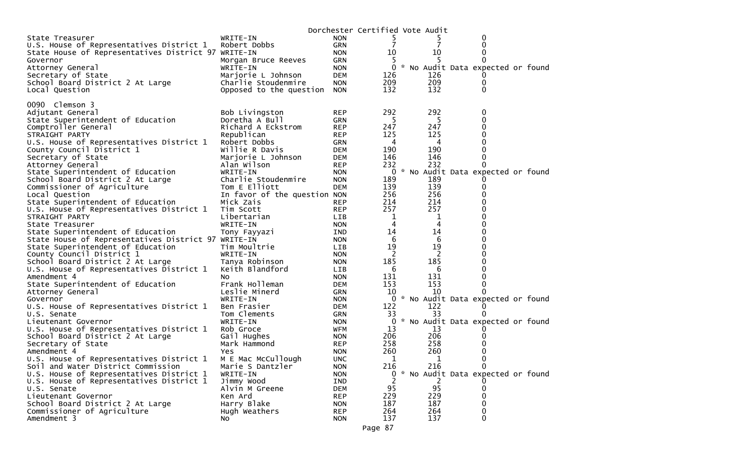Dorchester Certified Vote Audit

| Office | Candidate | Party | Votes | Audit | Difference |
|---|---|---|---|---|---|
| State Treasurer | WRITE-IN | NON | 5 | 5 | 0 |
| U.S. House of Representatives District 1 | Robert Dobbs | GRN | 7 | 7 | 0 |
| State House of Representatives District 97 | WRITE-IN | NON | 10 | 10 | 0 |
| Governor | Morgan Bruce Reeves | GRN | 5 | 5 | 0 |
| Attorney General | WRITE-IN | NON | 0 | * No Audit Data expected or found | |
| Secretary of State | Marjorie L Johnson | DEM | 126 | 126 | 0 |
| School Board District 2 At Large | Charlie Stoudenmire | NON | 209 | 209 | 0 |
| Local Question | Opposed to the question | NON | 132 | 132 | 0 |

0090 Clemson 3

| Office | Candidate | Party | Votes | Audit | Difference |
|---|---|---|---|---|---|
| Adjutant General | Bob Livingston | REP | 292 | 292 | 0 |
| State Superintendent of Education | Doretha A Bull | GRN | 5 | 5 | 0 |
| Comptroller General | Richard A Eckstrom | REP | 247 | 247 | 0 |
| STRAIGHT PARTY | Republican | REP | 125 | 125 | 0 |
| U.S. House of Representatives District 1 | Robert Dobbs | GRN | 4 | 4 | 0 |
| County Council District 1 | Willie R Davis | DEM | 190 | 190 | 0 |
| Secretary of State | Marjorie L Johnson | DEM | 146 | 146 | 0 |
| Attorney General | Alan Wilson | REP | 232 | 232 | 0 |
| State Superintendent of Education | WRITE-IN | NON | 0 | * No Audit Data expected or found | |
| School Board District 2 At Large | Charlie Stoudenmire | NON | 189 | 189 | 0 |
| Commissioner of Agriculture | Tom E Elliott | DEM | 139 | 139 | 0 |
| Local Question | In favor of the question | NON | 256 | 256 | 0 |
| State Superintendent of Education | Mick Zais | REP | 214 | 214 | 0 |
| U.S. House of Representatives District 1 | Tim Scott | REP | 257 | 257 | 0 |
| STRAIGHT PARTY | Libertarian | LIB | 1 | 1 | 0 |
| State Treasurer | WRITE-IN | NON | 4 | 4 | 0 |
| State Superintendent of Education | Tony Fayyazi | IND | 14 | 14 | 0 |
| State House of Representatives District 97 | WRITE-IN | NON | 6 | 6 | 0 |
| State Superintendent of Education | Tim Moultrie | LIB | 19 | 19 | 0 |
| County Council District 1 | WRITE-IN | NON | 2 | 2 | 0 |
| School Board District 2 At Large | Tanya Robinson | NON | 185 | 185 | 0 |
| U.S. House of Representatives District 1 | Keith Blandford | LIB | 6 | 6 | 0 |
| Amendment 4 | No | NON | 131 | 131 | 0 |
| State Superintendent of Education | Frank Holleman | DEM | 153 | 153 | 0 |
| Attorney General | Leslie Minerd | GRN | 10 | 10 | 0 |
| Governor | WRITE-IN | NON | 0 | * No Audit Data expected or found | |
| U.S. House of Representatives District 1 | Ben Frasier | DEM | 122 | 122 | 0 |
| U.S. Senate | Tom Clements | GRN | 33 | 33 | 0 |
| Lieutenant Governor | WRITE-IN | NON | 0 | * No Audit Data expected or found | |
| U.S. House of Representatives District 1 | Rob Groce | WFM | 13 | 13 | 0 |
| School Board District 2 At Large | Gail Hughes | NON | 206 | 206 | 0 |
| Secretary of State | Mark Hammond | REP | 258 | 258 | 0 |
| Amendment 4 | Yes | NON | 260 | 260 | 0 |
| U.S. House of Representatives District 1 | M E Mac McCullough | UNC | 1 | 1 | 0 |
| Soil and Water District Commission | Marie S Dantzler | NON | 216 | 216 | 0 |
| U.S. House of Representatives District 1 | WRITE-IN | NON | 0 | * No Audit Data expected or found | |
| U.S. House of Representatives District 1 | Jimmy Wood | IND | 2 | 2 | 0 |
| U.S. Senate | Alvin M Greene | DEM | 95 | 95 | 0 |
| Lieutenant Governor | Ken Ard | REP | 229 | 229 | 0 |
| School Board District 2 At Large | Harry Blake | NON | 187 | 187 | 0 |
| Commissioner of Agriculture | Hugh Weathers | REP | 264 | 264 | 0 |
| Amendment 3 | No | NON | 137 | 137 | 0 |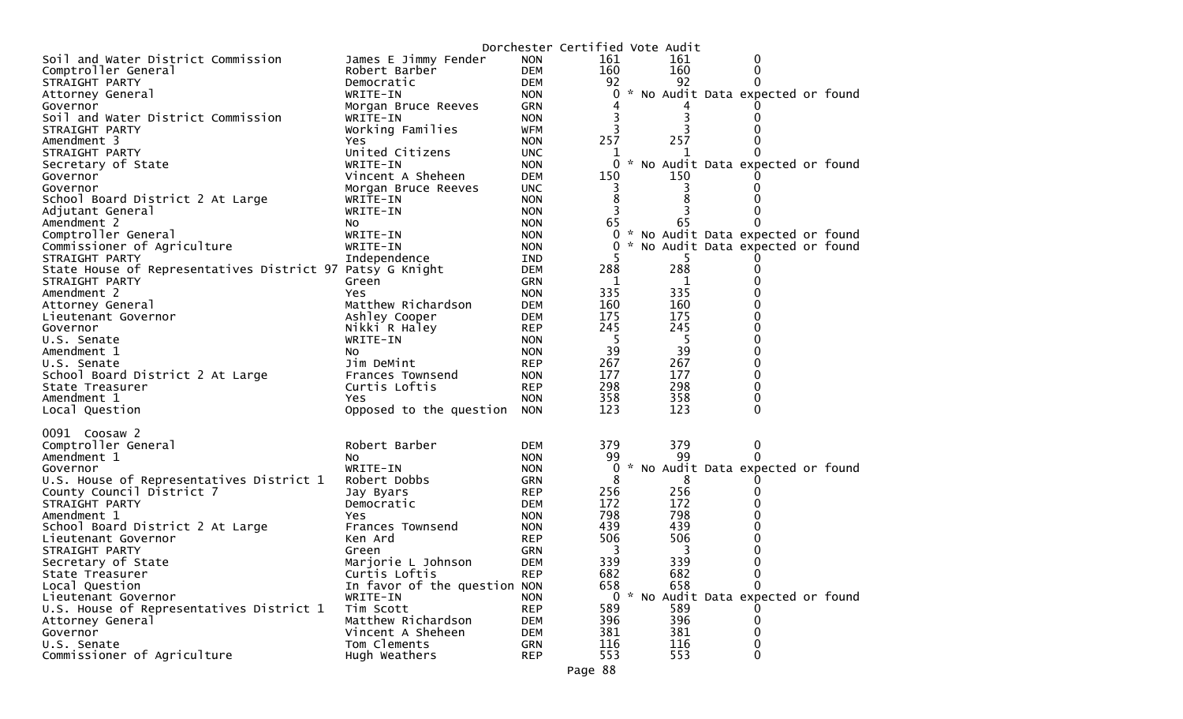Dorchester Certified Vote Audit

| | | | | | |
|---|---|---|---|---|---|
| Soil and Water District Commission | James E Jimmy Fender | NON | 161 | 161 | 0 |
| Comptroller General | Robert Barber | DEM | 160 | 160 | 0 |
| STRAIGHT PARTY | Democratic | DEM | 92 | 92 | 0 |
| Attorney General | WRITE-IN | NON | 0 | * No Audit Data expected or found | |
| Governor | Morgan Bruce Reeves | GRN | 4 | 4 | 0 |
| Soil and Water District Commission | WRITE-IN | NON | 3 | 3 | 0 |
| STRAIGHT PARTY | Working Families | WFM | 3 | 3 | 0 |
| Amendment 3 | Yes | NON | 257 | 257 | 0 |
| STRAIGHT PARTY | United Citizens | UNC | 1 | 1 | 0 |
| Secretary of State | WRITE-IN | NON | 0 | * No Audit Data expected or found | |
| Governor | Vincent A Sheheen | DEM | 150 | 150 | 0 |
| Governor | Morgan Bruce Reeves | UNC | 3 | 3 | 0 |
| School Board District 2 At Large | WRITE-IN | NON | 8 | 8 | 0 |
| Adjutant General | WRITE-IN | NON | 3 | 3 | 0 |
| Amendment 2 | No | NON | 65 | 65 | 0 |
| Comptroller General | WRITE-IN | NON | 0 | * No Audit Data expected or found | |
| Commissioner of Agriculture | WRITE-IN | NON | 0 | * No Audit Data expected or found | |
| STRAIGHT PARTY | Independence | IND | 5 | 5 | 0 |
| State House of Representatives District 97 | Patsy G Knight | DEM | 288 | 288 | 0 |
| STRAIGHT PARTY | Green | GRN | 1 | 1 | 0 |
| Amendment 2 | Yes | NON | 335 | 335 | 0 |
| Attorney General | Matthew Richardson | DEM | 160 | 160 | 0 |
| Lieutenant Governor | Ashley Cooper | DEM | 175 | 175 | 0 |
| Governor | Nikki R Haley | REP | 245 | 245 | 0 |
| U.S. Senate | WRITE-IN | NON | 5 | 5 | 0 |
| Amendment 1 | No | NON | 39 | 39 | 0 |
| U.S. Senate | Jim DeMint | REP | 267 | 267 | 0 |
| School Board District 2 At Large | Frances Townsend | NON | 177 | 177 | 0 |
| State Treasurer | Curtis Loftis | REP | 298 | 298 | 0 |
| Amendment 1 | Yes | NON | 358 | 358 | 0 |
| Local Question | Opposed to the question | NON | 123 | 123 | 0 |

0091 Coosaw 2

| | | | | | |
|---|---|---|---|---|---|
| Comptroller General | Robert Barber | DEM | 379 | 379 | 0 |
| Amendment 1 | No | NON | 99 | 99 | 0 |
| Governor | WRITE-IN | NON | 0 | * No Audit Data expected or found | |
| U.S. House of Representatives District 1 | Robert Dobbs | GRN | 8 | 8 | 0 |
| County Council District 7 | Jay Byars | REP | 256 | 256 | 0 |
| STRAIGHT PARTY | Democratic | DEM | 172 | 172 | 0 |
| Amendment 1 | Yes | NON | 798 | 798 | 0 |
| School Board District 2 At Large | Frances Townsend | NON | 439 | 439 | 0 |
| Lieutenant Governor | Ken Ard | REP | 506 | 506 | 0 |
| STRAIGHT PARTY | Green | GRN | 3 | 3 | 0 |
| Secretary of State | Marjorie L Johnson | DEM | 339 | 339 | 0 |
| State Treasurer | Curtis Loftis | REP | 682 | 682 | 0 |
| Local Question | In favor of the question | NON | 658 | 658 | 0 |
| Lieutenant Governor | WRITE-IN | NON | 0 | * No Audit Data expected or found | |
| U.S. House of Representatives District 1 | Tim Scott | REP | 589 | 589 | 0 |
| Attorney General | Matthew Richardson | DEM | 396 | 396 | 0 |
| Governor | Vincent A Sheheen | DEM | 381 | 381 | 0 |
| U.S. Senate | Tom Clements | GRN | 116 | 116 | 0 |
| Commissioner of Agriculture | Hugh Weathers | REP | 553 | 553 | 0 |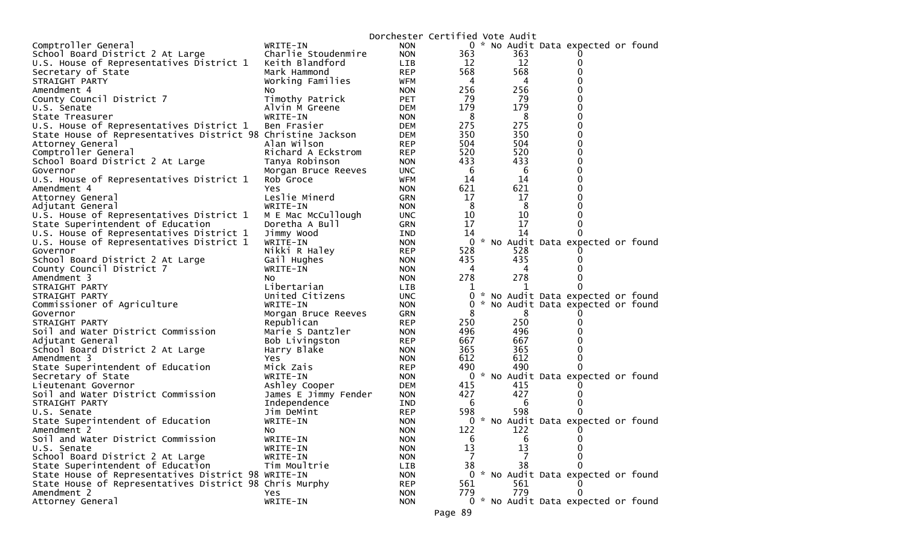Dorchester Certified Vote Audit

| Contest | Candidate | Party | | | |
|---|---|---|---|---|---|
| Comptroller General | WRITE-IN | NON | 0 | * No Audit Data expected or found | |
| School Board District 2 At Large | Charlie Stoudenmire | NON | 363 | 363 | 0 |
| U.S. House of Representatives District 1 | Keith Blandford | LIB | 12 | 12 | 0 |
| Secretary of State | Mark Hammond | REP | 568 | 568 | 0 |
| STRAIGHT PARTY | Working Families | WFM | 4 | 4 | 0 |
| Amendment 4 | No | NON | 256 | 256 | 0 |
| County Council District 7 | Timothy Patrick | PET | 79 | 79 | 0 |
| U.S. Senate | Alvin M Greene | DEM | 179 | 179 | 0 |
| State Treasurer | WRITE-IN | NON | 8 | 8 | 0 |
| U.S. House of Representatives District 1 | Ben Frasier | DEM | 275 | 275 | 0 |
| State House of Representatives District 98 | Christine Jackson | DEM | 350 | 350 | 0 |
| Attorney General | Alan Wilson | REP | 504 | 504 | 0 |
| Comptroller General | Richard A Eckstrom | REP | 520 | 520 | 0 |
| School Board District 2 At Large | Tanya Robinson | NON | 433 | 433 | 0 |
| Governor | Morgan Bruce Reeves | UNC | 6 | 6 | 0 |
| U.S. House of Representatives District 1 | Rob Groce | WFM | 14 | 14 | 0 |
| Amendment 4 | Yes | NON | 621 | 621 | 0 |
| Attorney General | Leslie Minerd | GRN | 17 | 17 | 0 |
| Adjutant General | WRITE-IN | NON | 8 | 8 | 0 |
| U.S. House of Representatives District 1 | M E Mac McCullough | UNC | 10 | 10 | 0 |
| State Superintendent of Education | Doretha A Bull | GRN | 17 | 17 | 0 |
| U.S. House of Representatives District 1 | Jimmy Wood | IND | 14 | 14 | 0 |
| U.S. House of Representatives District 1 | WRITE-IN | NON | 0 | * No Audit Data expected or found | |
| Governor | Nikki R Haley | REP | 528 | 528 | 0 |
| School Board District 2 At Large | Gail Hughes | NON | 435 | 435 | 0 |
| County Council District 7 | WRITE-IN | NON | 4 | 4 | 0 |
| Amendment 3 | No | NON | 278 | 278 | 0 |
| STRAIGHT PARTY | Libertarian | LIB | 1 | 1 | 0 |
| STRAIGHT PARTY | United Citizens | UNC | 0 | * No Audit Data expected or found | |
| Commissioner of Agriculture | WRITE-IN | NON | 0 | * No Audit Data expected or found | |
| Governor | Morgan Bruce Reeves | GRN | 8 | 8 | 0 |
| STRAIGHT PARTY | Republican | REP | 250 | 250 | 0 |
| Soil and Water District Commission | Marie S Dantzler | NON | 496 | 496 | 0 |
| Adjutant General | Bob Livingston | REP | 667 | 667 | 0 |
| School Board District 2 At Large | Harry Blake | NON | 365 | 365 | 0 |
| Amendment 3 | Yes | NON | 612 | 612 | 0 |
| State Superintendent of Education | Mick Zais | REP | 490 | 490 | 0 |
| Secretary of State | WRITE-IN | NON | 0 | * No Audit Data expected or found | |
| Lieutenant Governor | Ashley Cooper | DEM | 415 | 415 | 0 |
| Soil and Water District Commission | James E Jimmy Fender | NON | 427 | 427 | 0 |
| STRAIGHT PARTY | Independence | IND | 6 | 6 | 0 |
| U.S. Senate | Jim DeMint | REP | 598 | 598 | 0 |
| State Superintendent of Education | WRITE-IN | NON | 0 | * No Audit Data expected or found | |
| Amendment 2 | No | NON | 122 | 122 | 0 |
| Soil and Water District Commission | WRITE-IN | NON | 6 | 6 | 0 |
| U.S. Senate | WRITE-IN | NON | 13 | 13 | 0 |
| School Board District 2 At Large | WRITE-IN | NON | 7 | 7 | 0 |
| State Superintendent of Education | Tim Moultrie | LIB | 38 | 38 | 0 |
| State House of Representatives District 98 | WRITE-IN | NON | 0 | * No Audit Data expected or found | |
| State House of Representatives District 98 | Chris Murphy | REP | 561 | 561 | 0 |
| Amendment 2 | Yes | NON | 779 | 779 | 0 |
| Attorney General | WRITE-IN | NON | 0 | * No Audit Data expected or found | |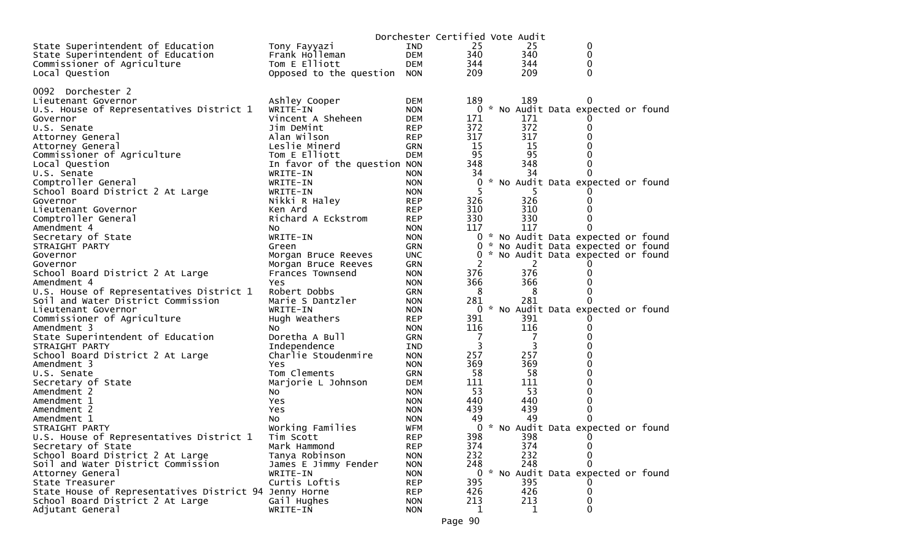Dorchester Certified Vote Audit

| | | | | | |
|---|---|---|---|---|---|
| State Superintendent of Education | Tony Fayyazi | IND | 25 | 25 | 0 |
| State Superintendent of Education | Frank Holleman | DEM | 340 | 340 | 0 |
| Commissioner of Agriculture | Tom E Elliott | DEM | 344 | 344 | 0 |
| Local Question | Opposed to the question | NON | 209 | 209 | 0 |

0092 Dorchester 2

| | | | | | |
|---|---|---|---|---|---|
| Lieutenant Governor | Ashley Cooper | DEM | 189 | 189 | 0 |
| U.S. House of Representatives District 1 | WRITE-IN | NON | 0 | * No Audit Data expected or found | |
| Governor | Vincent A Sheheen | DEM | 171 | 171 | 0 |
| U.S. Senate | Jim DeMint | REP | 372 | 372 | 0 |
| Attorney General | Alan Wilson | REP | 317 | 317 | 0 |
| Attorney General | Leslie Minerd | GRN | 15 | 15 | 0 |
| Commissioner of Agriculture | Tom E Elliott | DEM | 95 | 95 | 0 |
| Local Question | In favor of the question | NON | 348 | 348 | 0 |
| U.S. Senate | WRITE-IN | NON | 34 | 34 | 0 |
| Comptroller General | WRITE-IN | NON | 0 | * No Audit Data expected or found | |
| School Board District 2 At Large | WRITE-IN | NON | 5 | 5 | 0 |
| Governor | Nikki R Haley | REP | 326 | 326 | 0 |
| Lieutenant Governor | Ken Ard | REP | 310 | 310 | 0 |
| Comptroller General | Richard A Eckstrom | REP | 330 | 330 | 0 |
| Amendment 4 | No | NON | 117 | 117 | 0 |
| Secretary of State | WRITE-IN | NON | 0 | * No Audit Data expected or found | |
| STRAIGHT PARTY | Green | GRN | 0 | * No Audit Data expected or found | |
| Governor | Morgan Bruce Reeves | UNC | 0 | * No Audit Data expected or found | |
| Governor | Morgan Bruce Reeves | GRN | 2 | 2 | 0 |
| School Board District 2 At Large | Frances Townsend | NON | 376 | 376 | 0 |
| Amendment 4 | Yes | NON | 366 | 366 | 0 |
| U.S. House of Representatives District 1 | Robert Dobbs | GRN | 8 | 8 | 0 |
| Soil and Water District Commission | Marie S Dantzler | NON | 281 | 281 | 0 |
| Lieutenant Governor | WRITE-IN | NON | 0 | * No Audit Data expected or found | |
| Commissioner of Agriculture | Hugh Weathers | REP | 391 | 391 | 0 |
| Amendment 3 | No | NON | 116 | 116 | 0 |
| State Superintendent of Education | Doretha A Bull | GRN | 7 | 7 | 0 |
| STRAIGHT PARTY | Independence | IND | 3 | 3 | 0 |
| School Board District 2 At Large | Charlie Stoudenmire | NON | 257 | 257 | 0 |
| Amendment 3 | Yes | NON | 369 | 369 | 0 |
| U.S. Senate | Tom Clements | GRN | 58 | 58 | 0 |
| Secretary of State | Marjorie L Johnson | DEM | 111 | 111 | 0 |
| Amendment 2 | No | NON | 53 | 53 | 0 |
| Amendment 1 | Yes | NON | 440 | 440 | 0 |
| Amendment 2 | Yes | NON | 439 | 439 | 0 |
| Amendment 1 | No | NON | 49 | 49 | 0 |
| STRAIGHT PARTY | Working Families | WFM | 0 | * No Audit Data expected or found | |
| U.S. House of Representatives District 1 | Tim Scott | REP | 398 | 398 | 0 |
| Secretary of State | Mark Hammond | REP | 374 | 374 | 0 |
| School Board District 2 At Large | Tanya Robinson | NON | 232 | 232 | 0 |
| Soil and Water District Commission | James E Jimmy Fender | NON | 248 | 248 | 0 |
| Attorney General | WRITE-IN | NON | 0 | * No Audit Data expected or found | |
| State Treasurer | Curtis Loftis | REP | 395 | 395 | 0 |
| State House of Representatives District 94 | Jenny Horne | REP | 426 | 426 | 0 |
| School Board District 2 At Large | Gail Hughes | NON | 213 | 213 | 0 |
| Adjutant General | WRITE-IN | NON | 1 | 1 | 0 |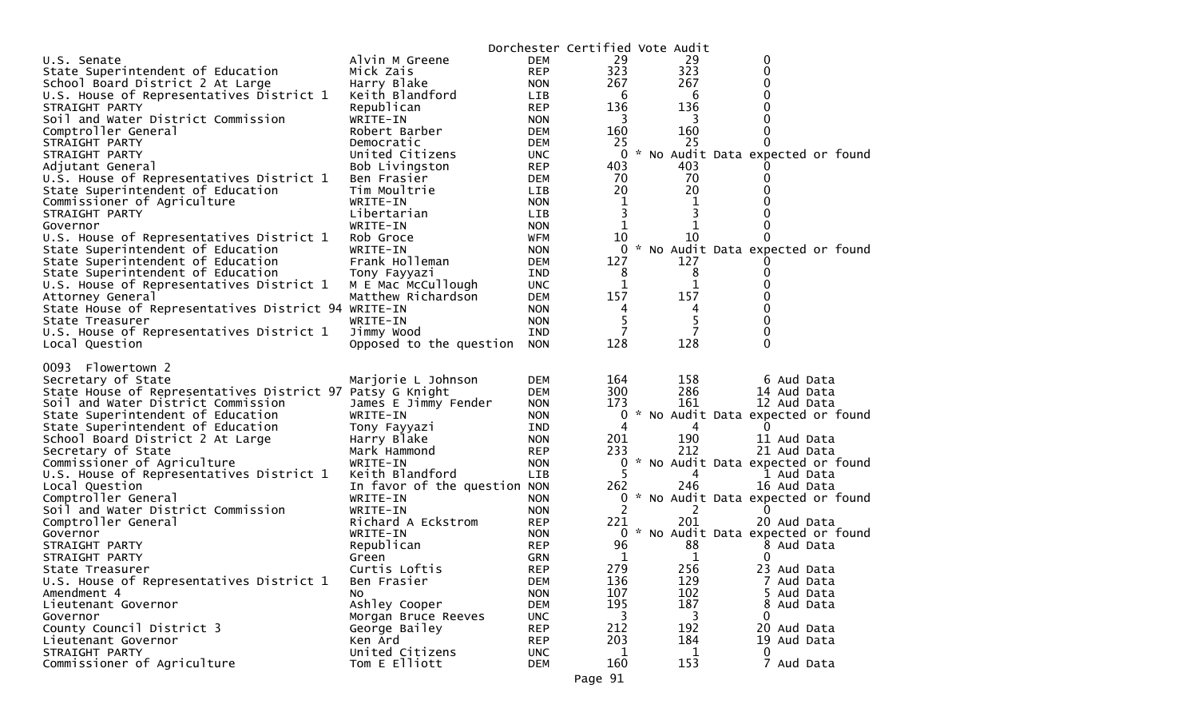Dorchester Certified Vote Audit

| Contest | Candidate | Party | Certified | Audit | Difference |
|---|---|---|---|---|---|
| U.S. Senate | Alvin M Greene | DEM | 29 | 29 | 0 |
| State Superintendent of Education | Mick Zais | REP | 323 | 323 | 0 |
| School Board District 2 At Large | Harry Blake | NON | 267 | 267 | 0 |
| U.S. House of Representatives District 1 | Keith Blandford | LIB | 6 | 6 | 0 |
| STRAIGHT PARTY | Republican | REP | 136 | 136 | 0 |
| Soil and Water District Commission | WRITE-IN | NON | 3 | 3 | 0 |
| Comptroller General | Robert Barber | DEM | 160 | 160 | 0 |
| STRAIGHT PARTY | Democratic | DEM | 25 | 25 | 0 |
| STRAIGHT PARTY | United Citizens | UNC | 0 | * No Audit Data expected or found | |
| Adjutant General | Bob Livingston | REP | 403 | 403 | 0 |
| U.S. House of Representatives District 1 | Ben Frasier | DEM | 70 | 70 | 0 |
| State Superintendent of Education | Tim Moultrie | LIB | 20 | 20 | 0 |
| Commissioner of Agriculture | WRITE-IN | NON | 1 | 1 | 0 |
| STRAIGHT PARTY | Libertarian | LIB | 3 | 3 | 0 |
| Governor | WRITE-IN | NON | 1 | 1 | 0 |
| U.S. House of Representatives District 1 | Rob Groce | WFM | 10 | 10 | 0 |
| State Superintendent of Education | WRITE-IN | NON | 0 | * No Audit Data expected or found | |
| State Superintendent of Education | Frank Holleman | DEM | 127 | 127 | 0 |
| State Superintendent of Education | Tony Fayyazi | IND | 8 | 8 | 0 |
| U.S. House of Representatives District 1 | M E Mac McCullough | UNC | 1 | 1 | 0 |
| Attorney General | Matthew Richardson | DEM | 157 | 157 | 0 |
| State House of Representatives District 94 | WRITE-IN | NON | 4 | 4 | 0 |
| State Treasurer | WRITE-IN | NON | 5 | 5 | 0 |
| U.S. House of Representatives District 1 | Jimmy Wood | IND | 7 | 7 | 0 |
| Local Question | Opposed to the question | NON | 128 | 128 | 0 |

0093 Flowertown 2

| Contest | Candidate | Party | Certified | Audit | Difference |
|---|---|---|---|---|---|
| Secretary of State | Marjorie L Johnson | DEM | 164 | 158 | 6 Aud Data |
| State House of Representatives District 97 | Patsy G Knight | DEM | 300 | 286 | 14 Aud Data |
| Soil and Water District Commission | James E Jimmy Fender | NON | 173 | 161 | 12 Aud Data |
| State Superintendent of Education | WRITE-IN | NON | 0 | * No Audit Data expected or found | |
| State Superintendent of Education | Tony Fayyazi | IND | 4 | 4 | 0 |
| School Board District 2 At Large | Harry Blake | NON | 201 | 190 | 11 Aud Data |
| Secretary of State | Mark Hammond | REP | 233 | 212 | 21 Aud Data |
| Commissioner of Agriculture | WRITE-IN | NON | 0 | * No Audit Data expected or found | |
| U.S. House of Representatives District 1 | Keith Blandford | LIB | 5 | 4 | 1 Aud Data |
| Local Question | In favor of the question | NON | 262 | 246 | 16 Aud Data |
| Comptroller General | WRITE-IN | NON | 0 | * No Audit Data expected or found | |
| Soil and Water District Commission | WRITE-IN | NON | 2 | 2 | 0 |
| Comptroller General | Richard A Eckstrom | REP | 221 | 201 | 20 Aud Data |
| Governor | WRITE-IN | NON | 0 | * No Audit Data expected or found | |
| STRAIGHT PARTY | Republican | REP | 96 | 88 | 8 Aud Data |
| STRAIGHT PARTY | Green | GRN | 1 | 1 | 0 |
| State Treasurer | Curtis Loftis | REP | 279 | 256 | 23 Aud Data |
| U.S. House of Representatives District 1 | Ben Frasier | DEM | 136 | 129 | 7 Aud Data |
| Amendment 4 | No | NON | 107 | 102 | 5 Aud Data |
| Lieutenant Governor | Ashley Cooper | DEM | 195 | 187 | 8 Aud Data |
| Governor | Morgan Bruce Reeves | UNC | 3 | 3 | 0 |
| County Council District 3 | George Bailey | REP | 212 | 192 | 20 Aud Data |
| Lieutenant Governor | Ken Ard | REP | 203 | 184 | 19 Aud Data |
| STRAIGHT PARTY | United Citizens | UNC | 1 | 1 | 0 |
| Commissioner of Agriculture | Tom E Elliott | DEM | 160 | 153 | 7 Aud Data |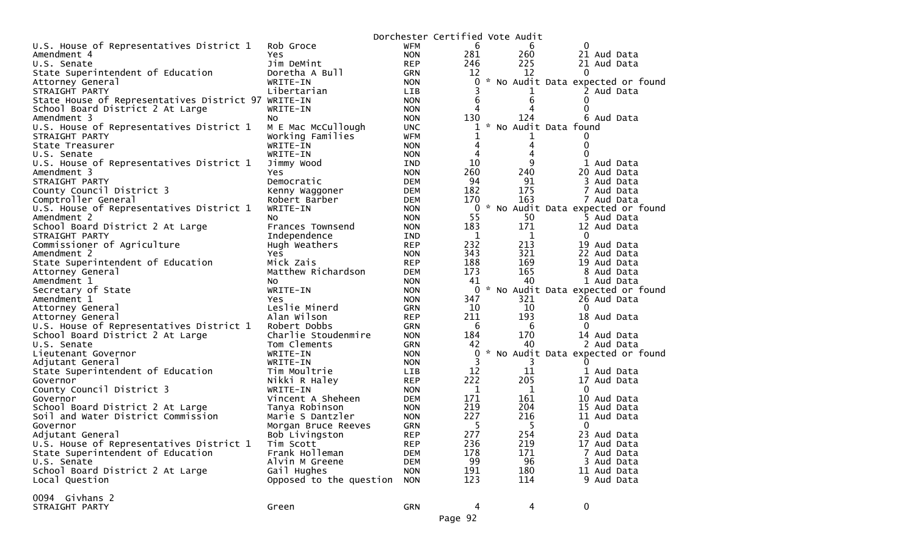Dorchester Certified Vote Audit

| Office | Candidate | Party | Votes | Audit | Difference |
|---|---|---|---|---|---|
| U.S. House of Representatives District 1 | Rob Groce | WFM | 6 | 6 | 0 |
| Amendment 4 | Yes | NON | 281 | 260 | 21 Aud Data |
| U.S. Senate | Jim DeMint | REP | 246 | 225 | 21 Aud Data |
| State Superintendent of Education | Doretha A Bull | GRN | 12 | 12 | 0 |
| Attorney General | WRITE-IN | NON | 0 | * No Audit Data expected or found | |
| STRAIGHT PARTY | Libertarian | LIB | 3 | 1 | 2 Aud Data |
| State House of Representatives District 97 | WRITE-IN | NON | 6 | 6 | 0 |
| School Board District 2 At Large | WRITE-IN | NON | 4 | 4 | 0 |
| Amendment 3 | No | NON | 130 | 124 | 6 Aud Data |
| U.S. House of Representatives District 1 | M E Mac McCullough | UNC | 1 | * No Audit Data found | |
| STRAIGHT PARTY | Working Families | WFM | 1 | 1 | 0 |
| State Treasurer | WRITE-IN | NON | 4 | 4 | 0 |
| U.S. Senate | WRITE-IN | NON | 4 | 4 | 0 |
| U.S. House of Representatives District 1 | Jimmy Wood | IND | 10 | 9 | 1 Aud Data |
| Amendment 3 | Yes | NON | 260 | 240 | 20 Aud Data |
| STRAIGHT PARTY | Democratic | DEM | 94 | 91 | 3 Aud Data |
| County Council District 3 | Kenny Waggoner | DEM | 182 | 175 | 7 Aud Data |
| Comptroller General | Robert Barber | DEM | 170 | 163 | 7 Aud Data |
| U.S. House of Representatives District 1 | WRITE-IN | NON | 0 | * No Audit Data expected or found | |
| Amendment 2 | No | NON | 55 | 50 | 5 Aud Data |
| School Board District 2 At Large | Frances Townsend | NON | 183 | 171 | 12 Aud Data |
| STRAIGHT PARTY | Independence | IND | 1 | 1 | 0 |
| Commissioner of Agriculture | Hugh Weathers | REP | 232 | 213 | 19 Aud Data |
| Amendment 2 | Yes | NON | 343 | 321 | 22 Aud Data |
| State Superintendent of Education | Mick Zais | REP | 188 | 169 | 19 Aud Data |
| Attorney General | Matthew Richardson | DEM | 173 | 165 | 8 Aud Data |
| Amendment 1 | No | NON | 41 | 40 | 1 Aud Data |
| Secretary of State | WRITE-IN | NON | 0 | * No Audit Data expected or found | |
| Amendment 1 | Yes | NON | 347 | 321 | 26 Aud Data |
| Attorney General | Leslie Minerd | GRN | 10 | 10 | 0 |
| Attorney General | Alan Wilson | REP | 211 | 193 | 18 Aud Data |
| U.S. House of Representatives District 1 | Robert Dobbs | GRN | 6 | 6 | 0 |
| School Board District 2 At Large | Charlie Stoudenmire | NON | 184 | 170 | 14 Aud Data |
| U.S. Senate | Tom Clements | GRN | 42 | 40 | 2 Aud Data |
| Lieutenant Governor | WRITE-IN | NON | 0 | * No Audit Data expected or found | |
| Adjutant General | WRITE-IN | NON | 3 | 3 | 0 |
| State Superintendent of Education | Tim Moultrie | LIB | 12 | 11 | 1 Aud Data |
| Governor | Nikki R Haley | REP | 222 | 205 | 17 Aud Data |
| County Council District 3 | WRITE-IN | NON | 1 | 1 | 0 |
| Governor | Vincent A Sheheen | DEM | 171 | 161 | 10 Aud Data |
| School Board District 2 At Large | Tanya Robinson | NON | 219 | 204 | 15 Aud Data |
| Soil and Water District Commission | Marie S Dantzler | NON | 227 | 216 | 11 Aud Data |
| Governor | Morgan Bruce Reeves | GRN | 5 | 5 | 0 |
| Adjutant General | Bob Livingston | REP | 277 | 254 | 23 Aud Data |
| U.S. House of Representatives District 1 | Tim Scott | REP | 236 | 219 | 17 Aud Data |
| State Superintendent of Education | Frank Holleman | DEM | 178 | 171 | 7 Aud Data |
| U.S. Senate | Alvin M Greene | DEM | 99 | 96 | 3 Aud Data |
| School Board District 2 At Large | Gail Hughes | NON | 191 | 180 | 11 Aud Data |
| Local Question | Opposed to the question | NON | 123 | 114 | 9 Aud Data |

0094 Givhans 2

| Office | Candidate | Party | Votes | Audit | Difference |
|---|---|---|---|---|---|
| STRAIGHT PARTY | Green | GRN | 4 | 4 | 0 |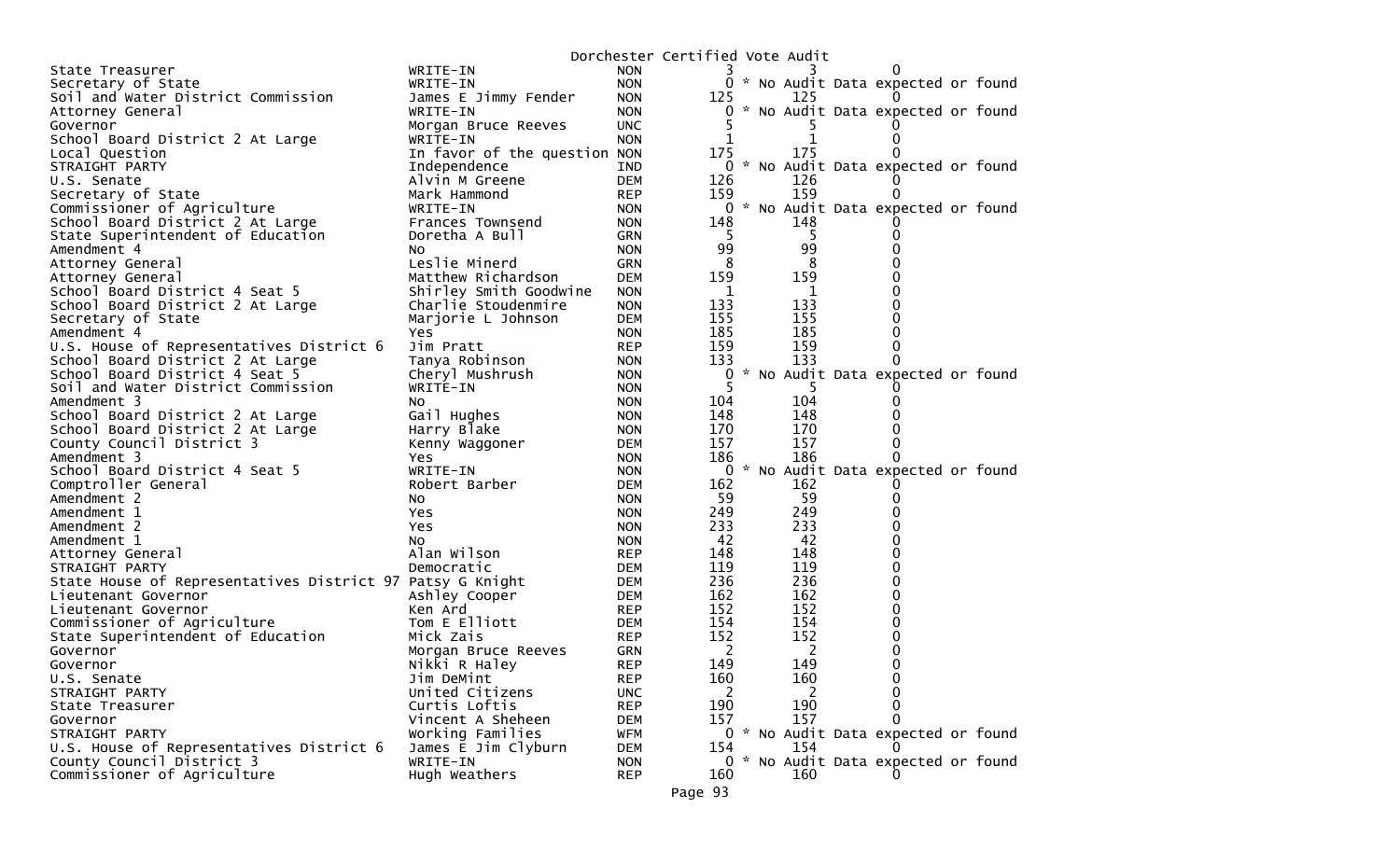Dorchester Certified Vote Audit

| | | | | | |
|---|---|---|---|---|---|
| State Treasurer | WRITE-IN | NON | 3 | 3 | 0 |
| Secretary of State | WRITE-IN | NON | 0 | * No Audit Data expected or found | |
| Soil and Water District Commission | James E Jimmy Fender | NON | 125 | 125 | 0 |
| Attorney General | WRITE-IN | NON | 0 | * No Audit Data expected or found | |
| Governor | Morgan Bruce Reeves | UNC | 5 | 5 | 0 |
| School Board District 2 At Large | WRITE-IN | NON | 1 | 1 | 0 |
| Local Question | In favor of the question | NON | 175 | 175 | 0 |
| STRAIGHT PARTY | Independence | IND | 0 | * No Audit Data expected or found | |
| U.S. Senate | Alvin M Greene | DEM | 126 | 126 | 0 |
| Secretary of State | Mark Hammond | REP | 159 | 159 | 0 |
| Commissioner of Agriculture | WRITE-IN | NON | 0 | * No Audit Data expected or found | |
| School Board District 2 At Large | Frances Townsend | NON | 148 | 148 | 0 |
| State Superintendent of Education | Doretha A Bull | GRN | 5 | 5 | 0 |
| Amendment 4 | No | NON | 99 | 99 | 0 |
| Attorney General | Leslie Minerd | GRN | 8 | 8 | 0 |
| Attorney General | Matthew Richardson | DEM | 159 | 159 | 0 |
| School Board District 4 Seat 5 | Shirley Smith Goodwine | NON | 1 | 1 | 0 |
| School Board District 2 At Large | Charlie Stoudenmire | NON | 133 | 133 | 0 |
| Secretary of State | Marjorie L Johnson | DEM | 155 | 155 | 0 |
| Amendment 4 | Yes | NON | 185 | 185 | 0 |
| U.S. House of Representatives District 6 | Jim Pratt | REP | 159 | 159 | 0 |
| School Board District 2 At Large | Tanya Robinson | NON | 133 | 133 | 0 |
| School Board District 4 Seat 5 | Cheryl Mushrush | NON | 0 | * No Audit Data expected or found | |
| Soil and Water District Commission | WRITE-IN | NON | 5 | 5 | 0 |
| Amendment 3 | No | NON | 104 | 104 | 0 |
| School Board District 2 At Large | Gail Hughes | NON | 148 | 148 | 0 |
| School Board District 2 At Large | Harry Blake | NON | 170 | 170 | 0 |
| County Council District 3 | Kenny Waggoner | DEM | 157 | 157 | 0 |
| Amendment 3 | Yes | NON | 186 | 186 | 0 |
| School Board District 4 Seat 5 | WRITE-IN | NON | 0 | * No Audit Data expected or found | |
| Comptroller General | Robert Barber | DEM | 162 | 162 | 0 |
| Amendment 2 | No | NON | 59 | 59 | 0 |
| Amendment 1 | Yes | NON | 249 | 249 | 0 |
| Amendment 2 | Yes | NON | 233 | 233 | 0 |
| Amendment 1 | No | NON | 42 | 42 | 0 |
| Attorney General | Alan Wilson | REP | 148 | 148 | 0 |
| STRAIGHT PARTY | Democratic | DEM | 119 | 119 | 0 |
| State House of Representatives District 97 | Patsy G Knight | DEM | 236 | 236 | 0 |
| Lieutenant Governor | Ashley Cooper | DEM | 162 | 162 | 0 |
| Lieutenant Governor | Ken Ard | REP | 152 | 152 | 0 |
| Commissioner of Agriculture | Tom E Elliott | DEM | 154 | 154 | 0 |
| State Superintendent of Education | Mick Zais | REP | 152 | 152 | 0 |
| Governor | Morgan Bruce Reeves | GRN | 2 | 2 | 0 |
| Governor | Nikki R Haley | REP | 149 | 149 | 0 |
| U.S. Senate | Jim DeMint | REP | 160 | 160 | 0 |
| STRAIGHT PARTY | United Citizens | UNC | 2 | 2 | 0 |
| State Treasurer | Curtis Loftis | REP | 190 | 190 | 0 |
| Governor | Vincent A Sheheen | DEM | 157 | 157 | 0 |
| STRAIGHT PARTY | Working Families | WFM | 0 | * No Audit Data expected or found | |
| U.S. House of Representatives District 6 | James E Jim Clyburn | DEM | 154 | 154 | 0 |
| County Council District 3 | WRITE-IN | NON | 0 | * No Audit Data expected or found | |
| Commissioner of Agriculture | Hugh Weathers | REP | 160 | 160 | 0 |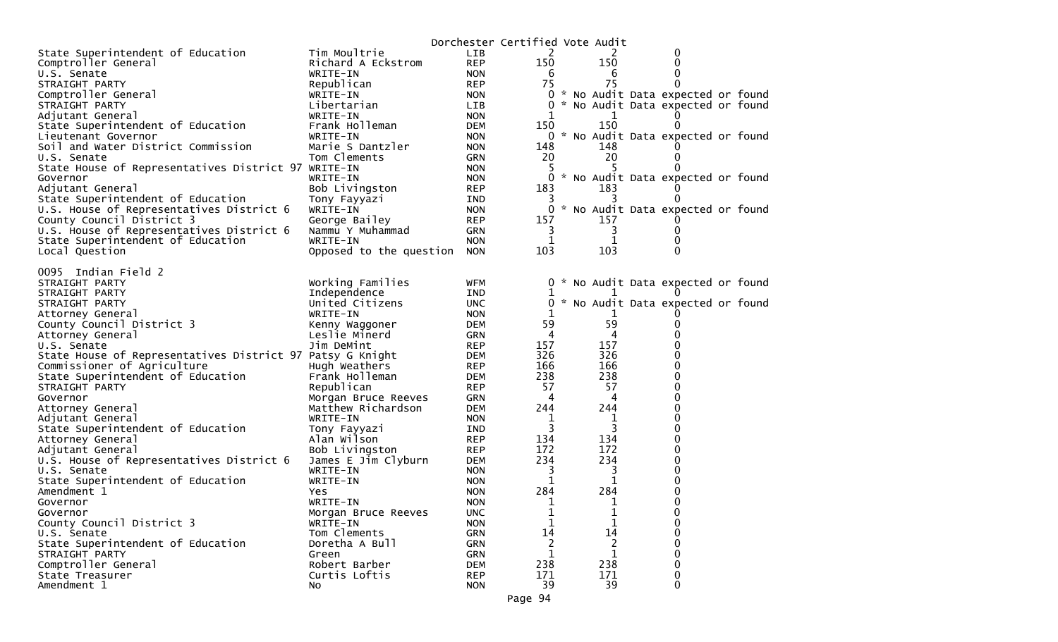Dorchester Certified Vote Audit

| Contest | Candidate | Party | Count 1 | Count 2 | Diff |
|---|---|---|---|---|---|
| State Superintendent of Education | Tim Moultrie | LIB | 2 | 2 | 0 |
| Comptroller General | Richard A Eckstrom | REP | 150 | 150 | 0 |
| U.S. Senate | WRITE-IN | NON | 6 | 6 | 0 |
| STRAIGHT PARTY | Republican | REP | 75 | 75 | 0 |
| Comptroller General | WRITE-IN | NON | 0 | * No Audit Data expected or found | |
| STRAIGHT PARTY | Libertarian | LIB | 0 | * No Audit Data expected or found | |
| Adjutant General | WRITE-IN | NON | 1 | 1 | 0 |
| State Superintendent of Education | Frank Holleman | DEM | 150 | 150 | 0 |
| Lieutenant Governor | WRITE-IN | NON | 0 | * No Audit Data expected or found | |
| Soil and Water District Commission | Marie S Dantzler | NON | 148 | 148 | 0 |
| U.S. Senate | Tom Clements | GRN | 20 | 20 | 0 |
| State House of Representatives District 97 | WRITE-IN | NON | 5 | 5 | 0 |
| Governor | WRITE-IN | NON | 0 | * No Audit Data expected or found | |
| Adjutant General | Bob Livingston | REP | 183 | 183 | 0 |
| State Superintendent of Education | Tony Fayyazi | IND | 3 | 3 | 0 |
| U.S. House of Representatives District 6 | WRITE-IN | NON | 0 | * No Audit Data expected or found | |
| County Council District 3 | George Bailey | REP | 157 | 157 | 0 |
| U.S. House of Representatives District 6 | Nammu Y Muhammad | GRN | 3 | 3 | 0 |
| State Superintendent of Education | WRITE-IN | NON | 1 | 1 | 0 |
| Local Question | Opposed to the question | NON | 103 | 103 | 0 |

## 0095 Indian Field 2

| Contest | Candidate | Party | Count 1 | Count 2 | Diff |
|---|---|---|---|---|---|
| STRAIGHT PARTY | Working Families | WFM | 0 | * No Audit Data expected or found | |
| STRAIGHT PARTY | Independence | IND | 1 | 1 | 0 |
| STRAIGHT PARTY | United Citizens | UNC | 0 | * No Audit Data expected or found | |
| Attorney General | WRITE-IN | NON | 1 | 1 | 0 |
| County Council District 3 | Kenny Waggoner | DEM | 59 | 59 | 0 |
| Attorney General | Leslie Minerd | GRN | 4 | 4 | 0 |
| U.S. Senate | Jim DeMint | REP | 157 | 157 | 0 |
| State House of Representatives District 97 | Patsy G Knight | DEM | 326 | 326 | 0 |
| Commissioner of Agriculture | Hugh Weathers | REP | 166 | 166 | 0 |
| State Superintendent of Education | Frank Holleman | DEM | 238 | 238 | 0 |
| STRAIGHT PARTY | Republican | REP | 57 | 57 | 0 |
| Governor | Morgan Bruce Reeves | GRN | 4 | 4 | 0 |
| Attorney General | Matthew Richardson | DEM | 244 | 244 | 0 |
| Adjutant General | WRITE-IN | NON | 1 | 1 | 0 |
| State Superintendent of Education | Tony Fayyazi | IND | 3 | 3 | 0 |
| Attorney General | Alan Wilson | REP | 134 | 134 | 0 |
| Adjutant General | Bob Livingston | REP | 172 | 172 | 0 |
| U.S. House of Representatives District 6 | James E Jim Clyburn | DEM | 234 | 234 | 0 |
| U.S. Senate | WRITE-IN | NON | 3 | 3 | 0 |
| State Superintendent of Education | WRITE-IN | NON | 1 | 1 | 0 |
| Amendment 1 | Yes | NON | 284 | 284 | 0 |
| Governor | WRITE-IN | NON | 1 | 1 | 0 |
| Governor | Morgan Bruce Reeves | UNC | 1 | 1 | 0 |
| County Council District 3 | WRITE-IN | NON | 1 | 1 | 0 |
| U.S. Senate | Tom Clements | GRN | 14 | 14 | 0 |
| State Superintendent of Education | Doretha A Bull | GRN | 2 | 2 | 0 |
| STRAIGHT PARTY | Green | GRN | 1 | 1 | 0 |
| Comptroller General | Robert Barber | DEM | 238 | 238 | 0 |
| State Treasurer | Curtis Loftis | REP | 171 | 171 | 0 |
| Amendment 1 | No | NON | 39 | 39 | 0 |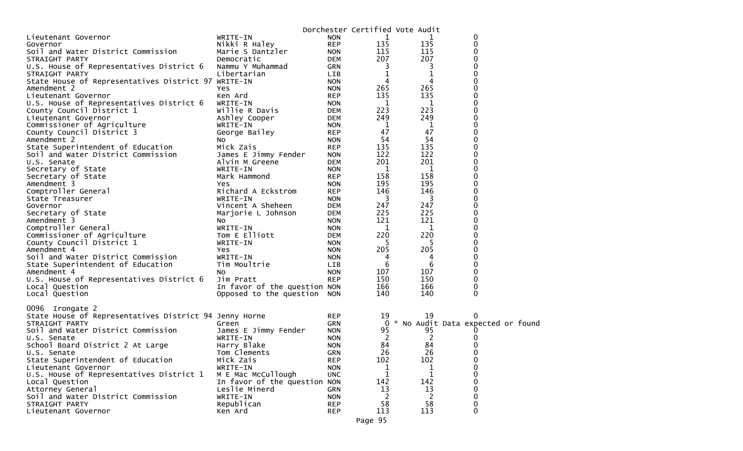Dorchester Certified Vote Audit

| Contest | Candidate | Party | Certified | Audit | Difference |
|---|---|---|---|---|---|
| Lieutenant Governor | WRITE-IN | NON | 1 | 1 | 0 |
| Governor | Nikki R Haley | REP | 135 | 135 | 0 |
| Soil and Water District Commission | Marie S Dantzler | NON | 115 | 115 | 0 |
| STRAIGHT PARTY | Democratic | DEM | 207 | 207 | 0 |
| U.S. House of Representatives District 6 | Nammu Y Muhammad | GRN | 3 | 3 | 0 |
| STRAIGHT PARTY | Libertarian | LIB | 1 | 1 | 0 |
| State House of Representatives District 97 | WRITE-IN | NON | 4 | 4 | 0 |
| Amendment 2 | Yes | NON | 265 | 265 | 0 |
| Lieutenant Governor | Ken Ard | REP | 135 | 135 | 0 |
| U.S. House of Representatives District 6 | WRITE-IN | NON | 1 | 1 | 0 |
| County Council District 1 | Willie R Davis | DEM | 223 | 223 | 0 |
| Lieutenant Governor | Ashley Cooper | DEM | 249 | 249 | 0 |
| Commissioner of Agriculture | WRITE-IN | NON | 1 | 1 | 0 |
| County Council District 3 | George Bailey | REP | 47 | 47 | 0 |
| Amendment 2 | No | NON | 54 | 54 | 0 |
| State Superintendent of Education | Mick Zais | REP | 135 | 135 | 0 |
| Soil and Water District Commission | James E Jimmy Fender | NON | 122 | 122 | 0 |
| U.S. Senate | Alvin M Greene | DEM | 201 | 201 | 0 |
| Secretary of State | WRITE-IN | NON | 1 | 1 | 0 |
| Secretary of State | Mark Hammond | REP | 158 | 158 | 0 |
| Amendment 3 | Yes | NON | 195 | 195 | 0 |
| Comptroller General | Richard A Eckstrom | REP | 146 | 146 | 0 |
| State Treasurer | WRITE-IN | NON | 3 | 3 | 0 |
| Governor | Vincent A Sheheen | DEM | 247 | 247 | 0 |
| Secretary of State | Marjorie L Johnson | DEM | 225 | 225 | 0 |
| Amendment 3 | No | NON | 121 | 121 | 0 |
| Comptroller General | WRITE-IN | NON | 1 | 1 | 0 |
| Commissioner of Agriculture | Tom E Elliott | DEM | 220 | 220 | 0 |
| County Council District 1 | WRITE-IN | NON | 5 | 5 | 0 |
| Amendment 4 | Yes | NON | 205 | 205 | 0 |
| Soil and Water District Commission | WRITE-IN | NON | 4 | 4 | 0 |
| State Superintendent of Education | Tim Moultrie | LIB | 6 | 6 | 0 |
| Amendment 4 | No | NON | 107 | 107 | 0 |
| U.S. House of Representatives District 6 | Jim Pratt | REP | 150 | 150 | 0 |
| Local Question | In favor of the question | NON | 166 | 166 | 0 |
| Local Question | Opposed to the question | NON | 140 | 140 | 0 |

0096 Irongate 2

| Contest | Candidate | Party | Certified | Audit | Difference |
|---|---|---|---|---|---|
| State House of Representatives District 94 | Jenny Horne | REP | 19 | 19 | 0 |
| STRAIGHT PARTY | Green | GRN | 0 | * No Audit Data expected or found | |
| Soil and Water District Commission | James E Jimmy Fender | NON | 95 | 95 | 0 |
| U.S. Senate | WRITE-IN | NON | 2 | 2 | 0 |
| School Board District 2 At Large | Harry Blake | NON | 84 | 84 | 0 |
| U.S. Senate | Tom Clements | GRN | 26 | 26 | 0 |
| State Superintendent of Education | Mick Zais | REP | 102 | 102 | 0 |
| Lieutenant Governor | WRITE-IN | NON | 1 | 1 | 0 |
| U.S. House of Representatives District 1 | M E Mac McCullough | UNC | 1 | 1 | 0 |
| Local Question | In favor of the question | NON | 142 | 142 | 0 |
| Attorney General | Leslie Minerd | GRN | 13 | 13 | 0 |
| Soil and Water District Commission | WRITE-IN | NON | 2 | 2 | 0 |
| STRAIGHT PARTY | Republican | REP | 58 | 58 | 0 |
| Lieutenant Governor | Ken Ard | REP | 113 | 113 | 0 |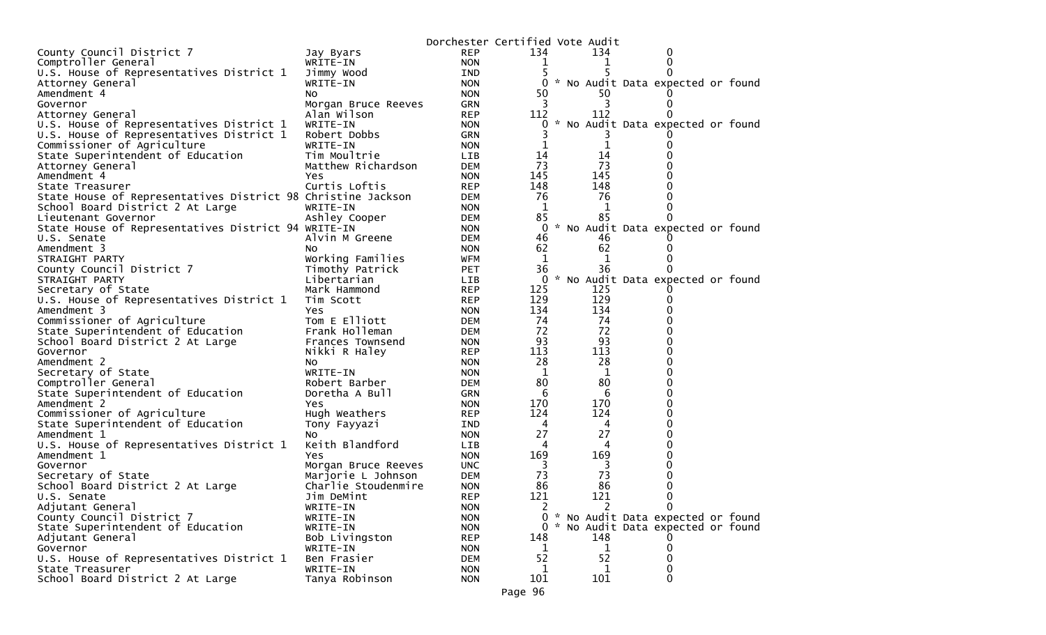Dorchester Certified Vote Audit

| | | | | | |
|---|---|---|---|---|---|
| County Council District 7 | Jay Byars | REP | 134 | 134 | 0 |
| Comptroller General | WRITE-IN | NON | 1 | 1 | 0 |
| U.S. House of Representatives District 1 | Jimmy Wood | IND | 5 | 5 | 0 |
| Attorney General | WRITE-IN | NON | 0 | * No Audit Data expected or found | |
| Amendment 4 | No | NON | 50 | 50 | 0 |
| Governor | Morgan Bruce Reeves | GRN | 3 | 3 | 0 |
| Attorney General | Alan Wilson | REP | 112 | 112 | 0 |
| U.S. House of Representatives District 1 | WRITE-IN | NON | 0 | * No Audit Data expected or found | |
| U.S. House of Representatives District 1 | Robert Dobbs | GRN | 3 | 3 | 0 |
| Commissioner of Agriculture | WRITE-IN | NON | 1 | 1 | 0 |
| State Superintendent of Education | Tim Moultrie | LIB | 14 | 14 | 0 |
| Attorney General | Matthew Richardson | DEM | 73 | 73 | 0 |
| Amendment 4 | Yes | NON | 145 | 145 | 0 |
| State Treasurer | Curtis Loftis | REP | 148 | 148 | 0 |
| State House of Representatives District 98 | Christine Jackson | DEM | 76 | 76 | 0 |
| School Board District 2 At Large | WRITE-IN | NON | 1 | 1 | 0 |
| Lieutenant Governor | Ashley Cooper | DEM | 85 | 85 | 0 |
| State House of Representatives District 94 | WRITE-IN | NON | 0 | * No Audit Data expected or found | |
| U.S. Senate | Alvin M Greene | DEM | 46 | 46 | 0 |
| Amendment 3 | No | NON | 62 | 62 | 0 |
| STRAIGHT PARTY | Working Families | WFM | 1 | 1 | 0 |
| County Council District 7 | Timothy Patrick | PET | 36 | 36 | 0 |
| STRAIGHT PARTY | Libertarian | LIB | 0 | * No Audit Data expected or found | |
| Secretary of State | Mark Hammond | REP | 125 | 125 | 0 |
| U.S. House of Representatives District 1 | Tim Scott | REP | 129 | 129 | 0 |
| Amendment 3 | Yes | NON | 134 | 134 | 0 |
| Commissioner of Agriculture | Tom E Elliott | DEM | 74 | 74 | 0 |
| State Superintendent of Education | Frank Holleman | DEM | 72 | 72 | 0 |
| School Board District 2 At Large | Frances Townsend | NON | 93 | 93 | 0 |
| Governor | Nikki R Haley | REP | 113 | 113 | 0 |
| Amendment 2 | No | NON | 28 | 28 | 0 |
| Secretary of State | WRITE-IN | NON | 1 | 1 | 0 |
| Comptroller General | Robert Barber | DEM | 80 | 80 | 0 |
| State Superintendent of Education | Doretha A Bull | GRN | 6 | 6 | 0 |
| Amendment 2 | Yes | NON | 170 | 170 | 0 |
| Commissioner of Agriculture | Hugh Weathers | REP | 124 | 124 | 0 |
| State Superintendent of Education | Tony Fayyazi | IND | 4 | 4 | 0 |
| Amendment 1 | No | NON | 27 | 27 | 0 |
| U.S. House of Representatives District 1 | Keith Blandford | LIB | 4 | 4 | 0 |
| Amendment 1 | Yes | NON | 169 | 169 | 0 |
| Governor | Morgan Bruce Reeves | UNC | 3 | 3 | 0 |
| Secretary of State | Marjorie L Johnson | DEM | 73 | 73 | 0 |
| School Board District 2 At Large | Charlie Stoudenmire | NON | 86 | 86 | 0 |
| U.S. Senate | Jim DeMint | REP | 121 | 121 | 0 |
| Adjutant General | WRITE-IN | NON | 2 | 2 | 0 |
| County Council District 7 | WRITE-IN | NON | 0 | * No Audit Data expected or found | |
| State Superintendent of Education | WRITE-IN | NON | 0 | * No Audit Data expected or found | |
| Adjutant General | Bob Livingston | REP | 148 | 148 | 0 |
| Governor | WRITE-IN | NON | 1 | 1 | 0 |
| U.S. House of Representatives District 1 | Ben Frasier | DEM | 52 | 52 | 0 |
| State Treasurer | WRITE-IN | NON | 1 | 1 | 0 |
| School Board District 2 At Large | Tanya Robinson | NON | 101 | 101 | 0 |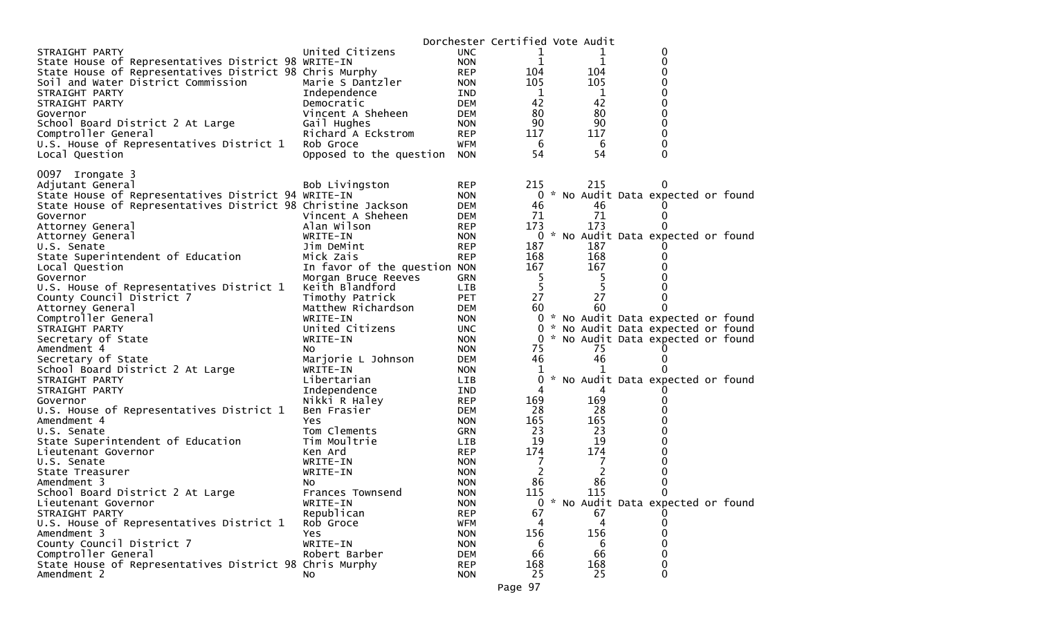Dorchester Certified Vote Audit

| | | | | | |
|---|---|---|---|---|---|
| STRAIGHT PARTY | United Citizens | UNC | 1 | 1 | 0 |
| State House of Representatives District 98 | WRITE-IN | NON | 1 | 1 | 0 |
| State House of Representatives District 98 | Chris Murphy | REP | 104 | 104 | 0 |
| Soil and Water District Commission | Marie S Dantzler | NON | 105 | 105 | 0 |
| STRAIGHT PARTY | Independence | IND | 1 | 1 | 0 |
| STRAIGHT PARTY | Democratic | DEM | 42 | 42 | 0 |
| Governor | Vincent A Sheheen | DEM | 80 | 80 | 0 |
| School Board District 2 At Large | Gail Hughes | NON | 90 | 90 | 0 |
| Comptroller General | Richard A Eckstrom | REP | 117 | 117 | 0 |
| U.S. House of Representatives District 1 | Rob Groce | WFM | 6 | 6 | 0 |
| Local Question | Opposed to the question | NON | 54 | 54 | 0 |

0097 Irongate 3

| | | | | | |
|---|---|---|---|---|---|
| Adjutant General | Bob Livingston | REP | 215 | 215 | 0 |
| State House of Representatives District 94 | WRITE-IN | NON | 0 | * No Audit Data expected or found | |
| State House of Representatives District 98 | Christine Jackson | DEM | 46 | 46 | 0 |
| Governor | Vincent A Sheheen | DEM | 71 | 71 | 0 |
| Attorney General | Alan Wilson | REP | 173 | 173 | 0 |
| Attorney General | WRITE-IN | NON | 0 | * No Audit Data expected or found | |
| U.S. Senate | Jim DeMint | REP | 187 | 187 | 0 |
| State Superintendent of Education | Mick Zais | REP | 168 | 168 | 0 |
| Local Question | In favor of the question | NON | 167 | 167 | 0 |
| Governor | Morgan Bruce Reeves | GRN | 5 | 5 | 0 |
| U.S. House of Representatives District 1 | Keith Blandford | LIB | 5 | 5 | 0 |
| County Council District 7 | Timothy Patrick | PET | 27 | 27 | 0 |
| Attorney General | Matthew Richardson | DEM | 60 | 60 | 0 |
| Comptroller General | WRITE-IN | NON | 0 | * No Audit Data expected or found | |
| STRAIGHT PARTY | United Citizens | UNC | 0 | * No Audit Data expected or found | |
| Secretary of State | WRITE-IN | NON | 0 | * No Audit Data expected or found | |
| Amendment 4 | No | NON | 75 | 75 | 0 |
| Secretary of State | Marjorie L Johnson | DEM | 46 | 46 | 0 |
| School Board District 2 At Large | WRITE-IN | NON | 1 | 1 | 0 |
| STRAIGHT PARTY | Libertarian | LIB | 0 | * No Audit Data expected or found | |
| STRAIGHT PARTY | Independence | IND | 4 | 4 | 0 |
| Governor | Nikki R Haley | REP | 169 | 169 | 0 |
| U.S. House of Representatives District 1 | Ben Frasier | DEM | 28 | 28 | 0 |
| Amendment 4 | Yes | NON | 165 | 165 | 0 |
| U.S. Senate | Tom Clements | GRN | 23 | 23 | 0 |
| State Superintendent of Education | Tim Moultrie | LIB | 19 | 19 | 0 |
| Lieutenant Governor | Ken Ard | REP | 174 | 174 | 0 |
| U.S. Senate | WRITE-IN | NON | 7 | 7 | 0 |
| State Treasurer | WRITE-IN | NON | 2 | 2 | 0 |
| Amendment 3 | No | NON | 86 | 86 | 0 |
| School Board District 2 At Large | Frances Townsend | NON | 115 | 115 | 0 |
| Lieutenant Governor | WRITE-IN | NON | 0 | * No Audit Data expected or found | |
| STRAIGHT PARTY | Republican | REP | 67 | 67 | 0 |
| U.S. House of Representatives District 1 | Rob Groce | WFM | 4 | 4 | 0 |
| Amendment 3 | Yes | NON | 156 | 156 | 0 |
| County Council District 7 | WRITE-IN | NON | 6 | 6 | 0 |
| Comptroller General | Robert Barber | DEM | 66 | 66 | 0 |
| State House of Representatives District 98 | Chris Murphy | REP | 168 | 168 | 0 |
| Amendment 2 | No | NON | 25 | 25 | 0 |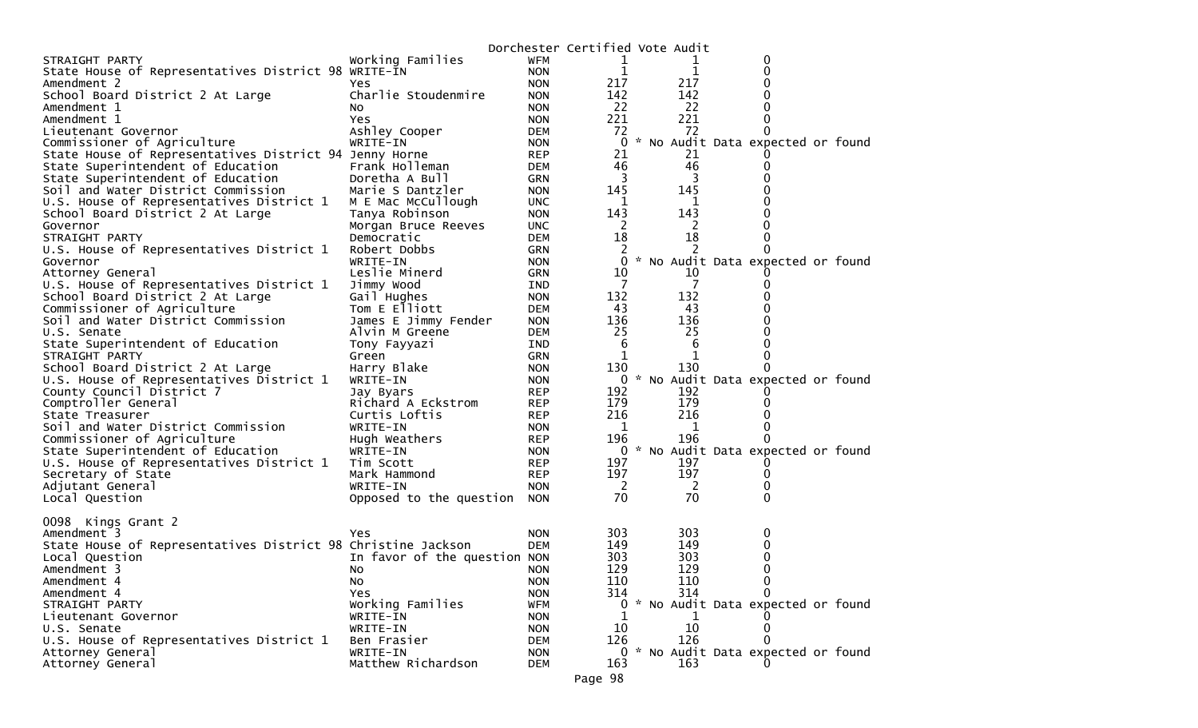Dorchester Certified Vote Audit

| | | | | | |
|---|---|---|---|---|---|
| STRAIGHT PARTY | Working Families | WFM | 1 | 1 | 0 |
| State House of Representatives District 98 | WRITE-IN | NON | 1 | 1 | 0 |
| Amendment 2 | Yes | NON | 217 | 217 | 0 |
| School Board District 2 At Large | Charlie Stoudenmire | NON | 142 | 142 | 0 |
| Amendment 1 | No | NON | 22 | 22 | 0 |
| Amendment 1 | Yes | NON | 221 | 221 | 0 |
| Lieutenant Governor | Ashley Cooper | DEM | 72 | 72 | 0 |
| Commissioner of Agriculture | WRITE-IN | NON | 0 | * No Audit Data expected or found | |
| State House of Representatives District 94 | Jenny Horne | REP | 21 | 21 | 0 |
| State Superintendent of Education | Frank Holleman | DEM | 46 | 46 | 0 |
| State Superintendent of Education | Doretha A Bull | GRN | 3 | 3 | 0 |
| Soil and Water District Commission | Marie S Dantzler | NON | 145 | 145 | 0 |
| U.S. House of Representatives District 1 | M E Mac McCullough | UNC | 1 | 1 | 0 |
| School Board District 2 At Large | Tanya Robinson | NON | 143 | 143 | 0 |
| Governor | Morgan Bruce Reeves | UNC | 2 | 2 | 0 |
| STRAIGHT PARTY | Democratic | DEM | 18 | 18 | 0 |
| U.S. House of Representatives District 1 | Robert Dobbs | GRN | 2 | 2 | 0 |
| Governor | WRITE-IN | NON | 0 | * No Audit Data expected or found | |
| Attorney General | Leslie Minerd | GRN | 10 | 10 | 0 |
| U.S. House of Representatives District 1 | Jimmy Wood | IND | 7 | 7 | 0 |
| School Board District 2 At Large | Gail Hughes | NON | 132 | 132 | 0 |
| Commissioner of Agriculture | Tom E Elliott | DEM | 43 | 43 | 0 |
| Soil and Water District Commission | James E Jimmy Fender | NON | 136 | 136 | 0 |
| U.S. Senate | Alvin M Greene | DEM | 25 | 25 | 0 |
| State Superintendent of Education | Tony Fayyazi | IND | 6 | 6 | 0 |
| STRAIGHT PARTY | Green | GRN | 1 | 1 | 0 |
| School Board District 2 At Large | Harry Blake | NON | 130 | 130 | 0 |
| U.S. House of Representatives District 1 | WRITE-IN | NON | 0 | * No Audit Data expected or found | |
| County Council District 7 | Jay Byars | REP | 192 | 192 | 0 |
| Comptroller General | Richard A Eckstrom | REP | 179 | 179 | 0 |
| State Treasurer | Curtis Loftis | REP | 216 | 216 | 0 |
| Soil and Water District Commission | WRITE-IN | NON | 1 | 1 | 0 |
| Commissioner of Agriculture | Hugh Weathers | REP | 196 | 196 | 0 |
| State Superintendent of Education | WRITE-IN | NON | 0 | * No Audit Data expected or found | |
| U.S. House of Representatives District 1 | Tim Scott | REP | 197 | 197 | 0 |
| Secretary of State | Mark Hammond | REP | 197 | 197 | 0 |
| Adjutant General | WRITE-IN | NON | 2 | 2 | 0 |
| Local Question | Opposed to the question | NON | 70 | 70 | 0 |

0098 Kings Grant 2

| | | | | | |
|---|---|---|---|---|---|
| Amendment 3 | Yes | NON | 303 | 303 | 0 |
| State House of Representatives District 98 | Christine Jackson | DEM | 149 | 149 | 0 |
| Local Question | In favor of the question | NON | 303 | 303 | 0 |
| Amendment 3 | No | NON | 129 | 129 | 0 |
| Amendment 4 | No | NON | 110 | 110 | 0 |
| Amendment 4 | Yes | NON | 314 | 314 | 0 |
| STRAIGHT PARTY | Working Families | WFM | 0 | * No Audit Data expected or found | |
| Lieutenant Governor | WRITE-IN | NON | 1 | 1 | 0 |
| U.S. Senate | WRITE-IN | NON | 10 | 10 | 0 |
| U.S. House of Representatives District 1 | Ben Frasier | DEM | 126 | 126 | 0 |
| Attorney General | WRITE-IN | NON | 0 | * No Audit Data expected or found | |
| Attorney General | Matthew Richardson | DEM | 163 | 163 | 0 |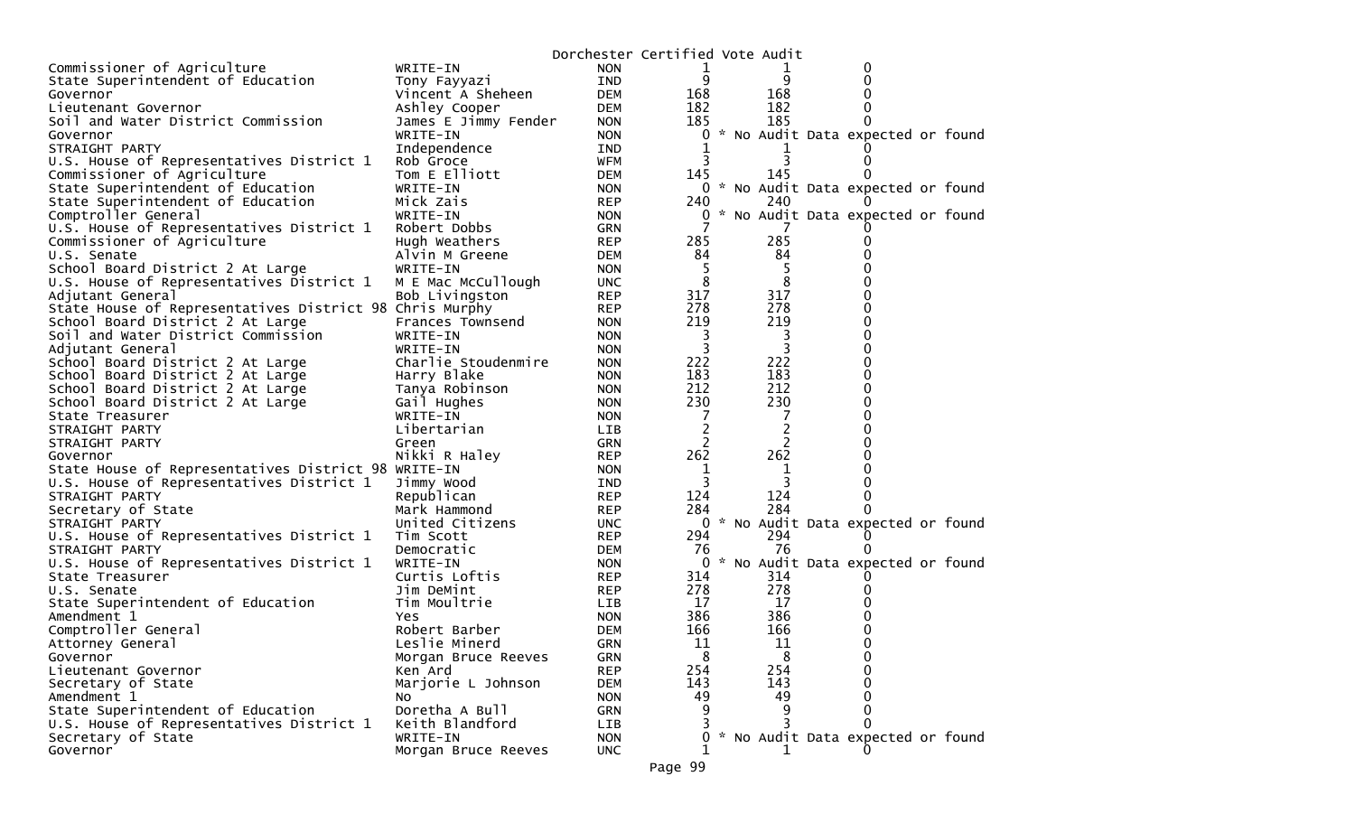Dorchester Certified Vote Audit

| | | | | | |
|---|---|---|---|---|---|
| Commissioner of Agriculture | WRITE-IN | NON | 1 | 1 | 0 |
| State Superintendent of Education | Tony Fayyazi | IND | 9 | 9 | 0 |
| Governor | Vincent A Sheheen | DEM | 168 | 168 | 0 |
| Lieutenant Governor | Ashley Cooper | DEM | 182 | 182 | 0 |
| Soil and Water District Commission | James E Jimmy Fender | NON | 185 | 185 | 0 |
| Governor | WRITE-IN | NON | 0 | * No Audit Data expected or found | |
| STRAIGHT PARTY | Independence | IND | 1 | 1 | 0 |
| U.S. House of Representatives District 1 | Rob Groce | WFM | 3 | 3 | 0 |
| Commissioner of Agriculture | Tom E Elliott | DEM | 145 | 145 | 0 |
| State Superintendent of Education | WRITE-IN | NON | 0 | * No Audit Data expected or found | |
| State Superintendent of Education | Mick Zais | REP | 240 | 240 | 0 |
| Comptroller General | WRITE-IN | NON | 0 | * No Audit Data expected or found | |
| U.S. House of Representatives District 1 | Robert Dobbs | GRN | 7 | 7 | 0 |
| Commissioner of Agriculture | Hugh Weathers | REP | 285 | 285 | 0 |
| U.S. Senate | Alvin M Greene | DEM | 84 | 84 | 0 |
| School Board District 2 At Large | WRITE-IN | NON | 5 | 5 | 0 |
| U.S. House of Representatives District 1 | M E Mac McCullough | UNC | 8 | 8 | 0 |
| Adjutant General | Bob Livingston | REP | 317 | 317 | 0 |
| State House of Representatives District 98 | Chris Murphy | REP | 278 | 278 | 0 |
| School Board District 2 At Large | Frances Townsend | NON | 219 | 219 | 0 |
| Soil and Water District Commission | WRITE-IN | NON | 3 | 3 | 0 |
| Adjutant General | WRITE-IN | NON | 3 | 3 | 0 |
| School Board District 2 At Large | Charlie Stoudenmire | NON | 222 | 222 | 0 |
| School Board District 2 At Large | Harry Blake | NON | 183 | 183 | 0 |
| School Board District 2 At Large | Tanya Robinson | NON | 212 | 212 | 0 |
| School Board District 2 At Large | Gail Hughes | NON | 230 | 230 | 0 |
| State Treasurer | WRITE-IN | NON | 7 | 7 | 0 |
| STRAIGHT PARTY | Libertarian | LIB | 2 | 2 | 0 |
| STRAIGHT PARTY | Green | GRN | 2 | 2 | 0 |
| Governor | Nikki R Haley | REP | 262 | 262 | 0 |
| State House of Representatives District 98 | WRITE-IN | NON | 1 | 1 | 0 |
| U.S. House of Representatives District 1 | Jimmy Wood | IND | 3 | 3 | 0 |
| STRAIGHT PARTY | Republican | REP | 124 | 124 | 0 |
| Secretary of State | Mark Hammond | REP | 284 | 284 | 0 |
| STRAIGHT PARTY | United Citizens | UNC | 0 | * No Audit Data expected or found | |
| U.S. House of Representatives District 1 | Tim Scott | REP | 294 | 294 | 0 |
| STRAIGHT PARTY | Democratic | DEM | 76 | 76 | 0 |
| U.S. House of Representatives District 1 | WRITE-IN | NON | 0 | * No Audit Data expected or found | |
| State Treasurer | Curtis Loftis | REP | 314 | 314 | 0 |
| U.S. Senate | Jim DeMint | REP | 278 | 278 | 0 |
| State Superintendent of Education | Tim Moultrie | LIB | 17 | 17 | 0 |
| Amendment 1 | Yes | NON | 386 | 386 | 0 |
| Comptroller General | Robert Barber | DEM | 166 | 166 | 0 |
| Attorney General | Leslie Minerd | GRN | 11 | 11 | 0 |
| Governor | Morgan Bruce Reeves | GRN | 8 | 8 | 0 |
| Lieutenant Governor | Ken Ard | REP | 254 | 254 | 0 |
| Secretary of State | Marjorie L Johnson | DEM | 143 | 143 | 0 |
| Amendment 1 | No | NON | 49 | 49 | 0 |
| State Superintendent of Education | Doretha A Bull | GRN | 9 | 9 | 0 |
| U.S. House of Representatives District 1 | Keith Blandford | LIB | 3 | 3 | 0 |
| Secretary of State | WRITE-IN | NON | 0 | * No Audit Data expected or found | |
| Governor | Morgan Bruce Reeves | UNC | 1 | 1 | 0 |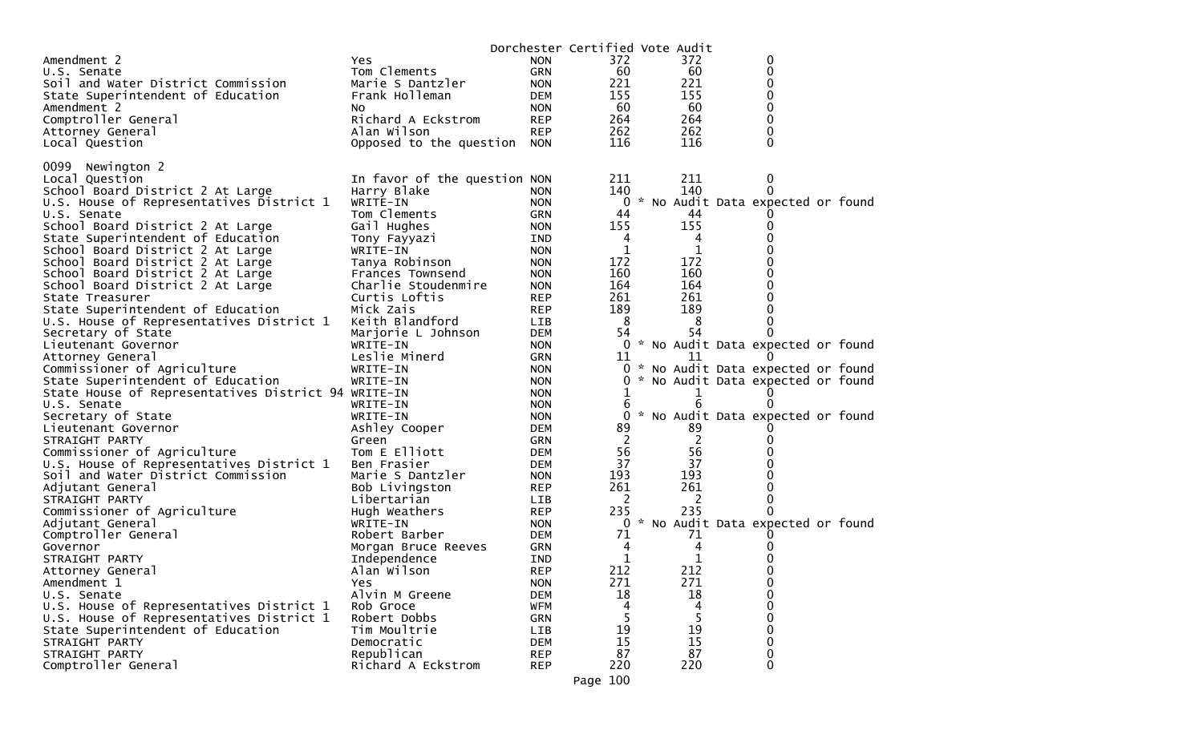Dorchester Certified Vote Audit

| | | | | | |
|---|---|---|---|---|---|
| Amendment 2 | Yes | NON | 372 | 372 | 0 |
| U.S. Senate | Tom Clements | GRN | 60 | 60 | 0 |
| Soil and Water District Commission | Marie S Dantzler | NON | 221 | 221 | 0 |
| State Superintendent of Education | Frank Holleman | DEM | 155 | 155 | 0 |
| Amendment 2 | No | NON | 60 | 60 | 0 |
| Comptroller General | Richard A Eckstrom | REP | 264 | 264 | 0 |
| Attorney General | Alan Wilson | REP | 262 | 262 | 0 |
| Local Question | Opposed to the question | NON | 116 | 116 | 0 |

0099 Newington 2

| | | | | | |
|---|---|---|---|---|---|
| Local Question | In favor of the question | NON | 211 | 211 | 0 |
| School Board District 2 At Large | Harry Blake | NON | 140 | 140 | 0 |
| U.S. House of Representatives District 1 | WRITE-IN | NON | 0 | * No Audit Data expected or found | |
| U.S. Senate | Tom Clements | GRN | 44 | 44 | 0 |
| School Board District 2 At Large | Gail Hughes | NON | 155 | 155 | 0 |
| State Superintendent of Education | Tony Fayyazi | IND | 4 | 4 | 0 |
| School Board District 2 At Large | WRITE-IN | NON | 1 | 1 | 0 |
| School Board District 2 At Large | Tanya Robinson | NON | 172 | 172 | 0 |
| School Board District 2 At Large | Frances Townsend | NON | 160 | 160 | 0 |
| School Board District 2 At Large | Charlie Stoudenmire | NON | 164 | 164 | 0 |
| State Treasurer | Curtis Loftis | REP | 261 | 261 | 0 |
| State Superintendent of Education | Mick Zais | REP | 189 | 189 | 0 |
| U.S. House of Representatives District 1 | Keith Blandford | LIB | 8 | 8 | 0 |
| Secretary of State | Marjorie L Johnson | DEM | 54 | 54 | 0 |
| Lieutenant Governor | WRITE-IN | NON | 0 | * No Audit Data expected or found | |
| Attorney General | Leslie Minerd | GRN | 11 | 11 | 0 |
| Commissioner of Agriculture | WRITE-IN | NON | 0 | * No Audit Data expected or found | |
| State Superintendent of Education | WRITE-IN | NON | 0 | * No Audit Data expected or found | |
| State House of Representatives District 94 | WRITE-IN | NON | 1 | 1 | 0 |
| U.S. Senate | WRITE-IN | NON | 6 | 6 | 0 |
| Secretary of State | WRITE-IN | NON | 0 | * No Audit Data expected or found | |
| Lieutenant Governor | Ashley Cooper | DEM | 89 | 89 | 0 |
| STRAIGHT PARTY | Green | GRN | 2 | 2 | 0 |
| Commissioner of Agriculture | Tom E Elliott | DEM | 56 | 56 | 0 |
| U.S. House of Representatives District 1 | Ben Frasier | DEM | 37 | 37 | 0 |
| Soil and Water District Commission | Marie S Dantzler | NON | 193 | 193 | 0 |
| Adjutant General | Bob Livingston | REP | 261 | 261 | 0 |
| STRAIGHT PARTY | Libertarian | LIB | 2 | 2 | 0 |
| Commissioner of Agriculture | Hugh Weathers | REP | 235 | 235 | 0 |
| Adjutant General | WRITE-IN | NON | 0 | * No Audit Data expected or found | |
| Comptroller General | Robert Barber | DEM | 71 | 71 | 0 |
| Governor | Morgan Bruce Reeves | GRN | 4 | 4 | 0 |
| STRAIGHT PARTY | Independence | IND | 1 | 1 | 0 |
| Attorney General | Alan Wilson | REP | 212 | 212 | 0 |
| Amendment 1 | Yes | NON | 271 | 271 | 0 |
| U.S. Senate | Alvin M Greene | DEM | 18 | 18 | 0 |
| U.S. House of Representatives District 1 | Rob Groce | WFM | 4 | 4 | 0 |
| U.S. House of Representatives District 1 | Robert Dobbs | GRN | 5 | 5 | 0 |
| State Superintendent of Education | Tim Moultrie | LIB | 19 | 19 | 0 |
| STRAIGHT PARTY | Democratic | DEM | 15 | 15 | 0 |
| STRAIGHT PARTY | Republican | REP | 87 | 87 | 0 |
| Comptroller General | Richard A Eckstrom | REP | 220 | 220 | 0 |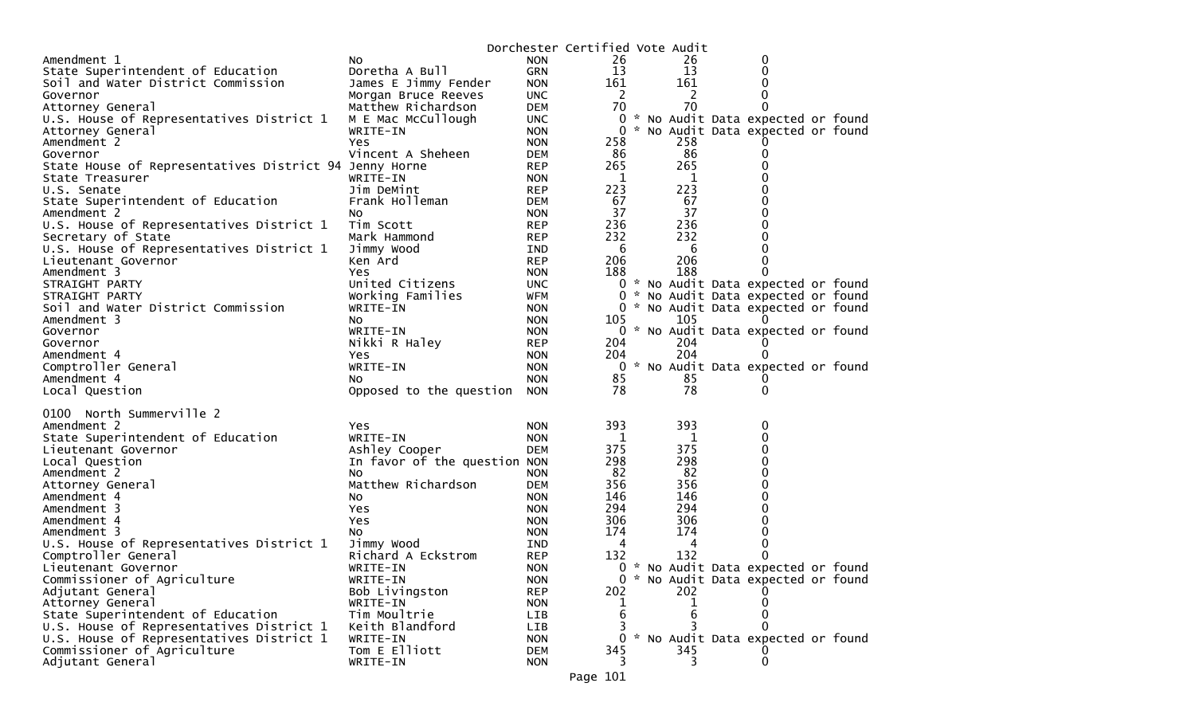Dorchester Certified Vote Audit

| | | | | | |
|---|---|---|---|---|---|
| Amendment 1 | No | NON | 26 | 26 | 0 |
| State Superintendent of Education | Doretha A Bull | GRN | 13 | 13 | 0 |
| Soil and Water District Commission | James E Jimmy Fender | NON | 161 | 161 | 0 |
| Governor | Morgan Bruce Reeves | UNC | 2 | 2 | 0 |
| Attorney General | Matthew Richardson | DEM | 70 | 70 | 0 |
| U.S. House of Representatives District 1 | M E Mac McCullough | UNC | 0 | * No Audit Data expected or found | |
| Attorney General | WRITE-IN | NON | 0 | * No Audit Data expected or found | |
| Amendment 2 | Yes | NON | 258 | 258 | 0 |
| Governor | Vincent A Sheheen | DEM | 86 | 86 | 0 |
| State House of Representatives District 94 | Jenny Horne | REP | 265 | 265 | 0 |
| State Treasurer | WRITE-IN | NON | 1 | 1 | 0 |
| U.S. Senate | Jim DeMint | REP | 223 | 223 | 0 |
| State Superintendent of Education | Frank Holleman | DEM | 67 | 67 | 0 |
| Amendment 2 | No | NON | 37 | 37 | 0 |
| U.S. House of Representatives District 1 | Tim Scott | REP | 236 | 236 | 0 |
| Secretary of State | Mark Hammond | REP | 232 | 232 | 0 |
| U.S. House of Representatives District 1 | Jimmy Wood | IND | 6 | 6 | 0 |
| Lieutenant Governor | Ken Ard | REP | 206 | 206 | 0 |
| Amendment 3 | Yes | NON | 188 | 188 | 0 |
| STRAIGHT PARTY | United Citizens | UNC | 0 | * No Audit Data expected or found | |
| STRAIGHT PARTY | Working Families | WFM | 0 | * No Audit Data expected or found | |
| Soil and Water District Commission | WRITE-IN | NON | 0 | * No Audit Data expected or found | |
| Amendment 3 | No | NON | 105 | 105 | 0 |
| Governor | WRITE-IN | NON | 0 | * No Audit Data expected or found | |
| Governor | Nikki R Haley | REP | 204 | 204 | 0 |
| Amendment 4 | Yes | NON | 204 | 204 | 0 |
| Comptroller General | WRITE-IN | NON | 0 | * No Audit Data expected or found | |
| Amendment 4 | No | NON | 85 | 85 | 0 |
| Local Question | Opposed to the question | NON | 78 | 78 | 0 |

0100 North Summerville 2

| | | | | | |
|---|---|---|---|---|---|
| Amendment 2 | Yes | NON | 393 | 393 | 0 |
| State Superintendent of Education | WRITE-IN | NON | 1 | 1 | 0 |
| Lieutenant Governor | Ashley Cooper | DEM | 375 | 375 | 0 |
| Local Question | In favor of the question | NON | 298 | 298 | 0 |
| Amendment 2 | No | NON | 82 | 82 | 0 |
| Attorney General | Matthew Richardson | DEM | 356 | 356 | 0 |
| Amendment 4 | No | NON | 146 | 146 | 0 |
| Amendment 3 | Yes | NON | 294 | 294 | 0 |
| Amendment 4 | Yes | NON | 306 | 306 | 0 |
| Amendment 3 | No | NON | 174 | 174 | 0 |
| U.S. House of Representatives District 1 | Jimmy Wood | IND | 4 | 4 | 0 |
| Comptroller General | Richard A Eckstrom | REP | 132 | 132 | 0 |
| Lieutenant Governor | WRITE-IN | NON | 0 | * No Audit Data expected or found | |
| Commissioner of Agriculture | WRITE-IN | NON | 0 | * No Audit Data expected or found | |
| Adjutant General | Bob Livingston | REP | 202 | 202 | 0 |
| Attorney General | WRITE-IN | NON | 1 | 1 | 0 |
| State Superintendent of Education | Tim Moultrie | LIB | 6 | 6 | 0 |
| U.S. House of Representatives District 1 | Keith Blandford | LIB | 3 | 3 | 0 |
| U.S. House of Representatives District 1 | WRITE-IN | NON | 0 | * No Audit Data expected or found | |
| Commissioner of Agriculture | Tom E Elliott | DEM | 345 | 345 | 0 |
| Adjutant General | WRITE-IN | NON | 3 | 3 | 0 |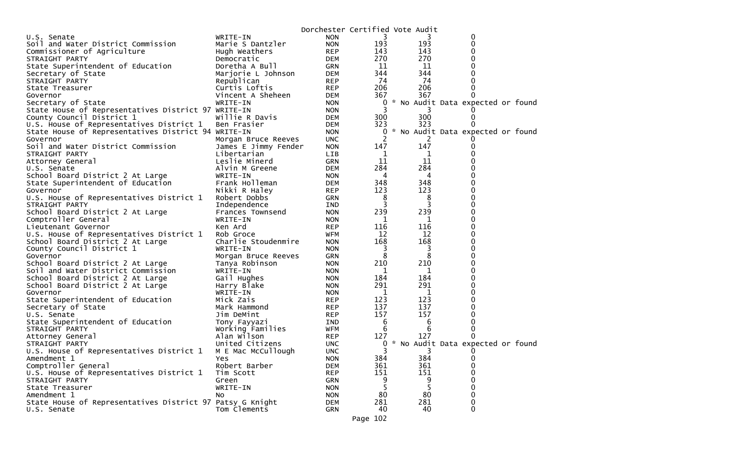Dorchester Certified Vote Audit

| | | | | | |
|---|---|---|---|---|---|
| U.S. Senate | WRITE-IN | NON | 3 | 3 | 0 |
| Soil and Water District Commission | Marie S Dantzler | NON | 193 | 193 | 0 |
| Commissioner of Agriculture | Hugh Weathers | REP | 143 | 143 | 0 |
| STRAIGHT PARTY | Democratic | DEM | 270 | 270 | 0 |
| State Superintendent of Education | Doretha A Bull | GRN | 11 | 11 | 0 |
| Secretary of State | Marjorie L Johnson | DEM | 344 | 344 | 0 |
| STRAIGHT PARTY | Republican | REP | 74 | 74 | 0 |
| State Treasurer | Curtis Loftis | REP | 206 | 206 | 0 |
| Governor | Vincent A Sheheen | DEM | 367 | 367 | 0 |
| Secretary of State | WRITE-IN | NON | 0 | * No Audit Data expected or found | |
| State House of Representatives District 97 | WRITE-IN | NON | 3 | 3 | 0 |
| County Council District 1 | Willie R Davis | DEM | 300 | 300 | 0 |
| U.S. House of Representatives District 1 | Ben Frasier | DEM | 323 | 323 | 0 |
| State House of Representatives District 94 | WRITE-IN | NON | 0 | * No Audit Data expected or found | |
| Governor | Morgan Bruce Reeves | UNC | 2 | 2 | 0 |
| Soil and Water District Commission | James E Jimmy Fender | NON | 147 | 147 | 0 |
| STRAIGHT PARTY | Libertarian | LIB | 1 | 1 | 0 |
| Attorney General | Leslie Minerd | GRN | 11 | 11 | 0 |
| U.S. Senate | Alvin M Greene | DEM | 284 | 284 | 0 |
| School Board District 2 At Large | WRITE-IN | NON | 4 | 4 | 0 |
| State Superintendent of Education | Frank Holleman | DEM | 348 | 348 | 0 |
| Governor | Nikki R Haley | REP | 123 | 123 | 0 |
| U.S. House of Representatives District 1 | Robert Dobbs | GRN | 8 | 8 | 0 |
| STRAIGHT PARTY | Independence | IND | 3 | 3 | 0 |
| School Board District 2 At Large | Frances Townsend | NON | 239 | 239 | 0 |
| Comptroller General | WRITE-IN | NON | 1 | 1 | 0 |
| Lieutenant Governor | Ken Ard | REP | 116 | 116 | 0 |
| U.S. House of Representatives District 1 | Rob Groce | WFM | 12 | 12 | 0 |
| School Board District 2 At Large | Charlie Stoudenmire | NON | 168 | 168 | 0 |
| County Council District 1 | WRITE-IN | NON | 3 | 3 | 0 |
| Governor | Morgan Bruce Reeves | GRN | 8 | 8 | 0 |
| School Board District 2 At Large | Tanya Robinson | NON | 210 | 210 | 0 |
| Soil and Water District Commission | WRITE-IN | NON | 1 | 1 | 0 |
| School Board District 2 At Large | Gail Hughes | NON | 184 | 184 | 0 |
| School Board District 2 At Large | Harry Blake | NON | 291 | 291 | 0 |
| Governor | WRITE-IN | NON | 1 | 1 | 0 |
| State Superintendent of Education | Mick Zais | REP | 123 | 123 | 0 |
| Secretary of State | Mark Hammond | REP | 137 | 137 | 0 |
| U.S. Senate | Jim DeMint | REP | 157 | 157 | 0 |
| State Superintendent of Education | Tony Fayyazi | IND | 6 | 6 | 0 |
| STRAIGHT PARTY | Working Families | WFM | 6 | 6 | 0 |
| Attorney General | Alan Wilson | REP | 127 | 127 | 0 |
| STRAIGHT PARTY | United Citizens | UNC | 0 | * No Audit Data expected or found | |
| U.S. House of Representatives District 1 | M E Mac McCullough | UNC | 3 | 3 | 0 |
| Amendment 1 | Yes | NON | 384 | 384 | 0 |
| Comptroller General | Robert Barber | DEM | 361 | 361 | 0 |
| U.S. House of Representatives District 1 | Tim Scott | REP | 151 | 151 | 0 |
| STRAIGHT PARTY | Green | GRN | 9 | 9 | 0 |
| State Treasurer | WRITE-IN | NON | 5 | 5 | 0 |
| Amendment 1 | No | NON | 80 | 80 | 0 |
| State House of Representatives District 97 | Patsy G Knight | DEM | 281 | 281 | 0 |
| U.S. Senate | Tom Clements | GRN | 40 | 40 | 0 |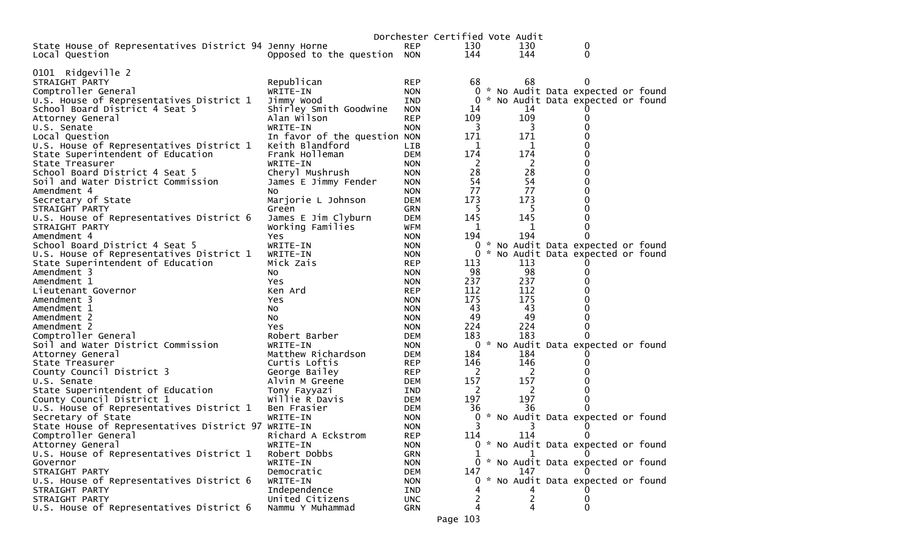Dorchester Certified Vote Audit

| | | | | | |
|---|---|---|---|---|---|
| State House of Representatives District 94 | Jenny Horne | REP | 130 | 130 | 0 |
| Local Question | Opposed to the question | NON | 144 | 144 | 0 |

0101 Ridgeville 2

| | | | | | |
|---|---|---|---|---|---|
| STRAIGHT PARTY | Republican | REP | 68 | 68 | 0 |
| Comptroller General | WRITE-IN | NON | 0 | * No Audit Data expected or found | |
| U.S. House of Representatives District 1 | Jimmy Wood | IND | 0 | * No Audit Data expected or found | |
| School Board District 4 Seat 5 | Shirley Smith Goodwine | NON | 14 | 14 | 0 |
| Attorney General | Alan Wilson | REP | 109 | 109 | 0 |
| U.S. Senate | WRITE-IN | NON | 3 | 3 | 0 |
| Local Question | In favor of the question | NON | 171 | 171 | 0 |
| U.S. House of Representatives District 1 | Keith Blandford | LIB | 1 | 1 | 0 |
| State Superintendent of Education | Frank Holleman | DEM | 174 | 174 | 0 |
| State Treasurer | WRITE-IN | NON | 2 | 2 | 0 |
| School Board District 4 Seat 5 | Cheryl Mushrush | NON | 28 | 28 | 0 |
| Soil and Water District Commission | James E Jimmy Fender | NON | 54 | 54 | 0 |
| Amendment 4 | No | NON | 77 | 77 | 0 |
| Secretary of State | Marjorie L Johnson | DEM | 173 | 173 | 0 |
| STRAIGHT PARTY | Green | GRN | 5 | 5 | 0 |
| U.S. House of Representatives District 6 | James E Jim Clyburn | DEM | 145 | 145 | 0 |
| STRAIGHT PARTY | Working Families | WFM | 1 | 1 | 0 |
| Amendment 4 | Yes | NON | 194 | 194 | 0 |
| School Board District 4 Seat 5 | WRITE-IN | NON | 0 | * No Audit Data expected or found | |
| U.S. House of Representatives District 1 | WRITE-IN | NON | 0 | * No Audit Data expected or found | |
| State Superintendent of Education | Mick Zais | REP | 113 | 113 | 0 |
| Amendment 3 | No | NON | 98 | 98 | 0 |
| Amendment 1 | Yes | NON | 237 | 237 | 0 |
| Lieutenant Governor | Ken Ard | REP | 112 | 112 | 0 |
| Amendment 3 | Yes | NON | 175 | 175 | 0 |
| Amendment 1 | No | NON | 43 | 43 | 0 |
| Amendment 2 | No | NON | 49 | 49 | 0 |
| Amendment 2 | Yes | NON | 224 | 224 | 0 |
| Comptroller General | Robert Barber | DEM | 183 | 183 | 0 |
| Soil and Water District Commission | WRITE-IN | NON | 0 | * No Audit Data expected or found | |
| Attorney General | Matthew Richardson | DEM | 184 | 184 | 0 |
| State Treasurer | Curtis Loftis | REP | 146 | 146 | 0 |
| County Council District 3 | George Bailey | REP | 2 | 2 | 0 |
| U.S. Senate | Alvin M Greene | DEM | 157 | 157 | 0 |
| State Superintendent of Education | Tony Fayyazi | IND | 2 | 2 | 0 |
| County Council District 1 | Willie R Davis | DEM | 197 | 197 | 0 |
| U.S. House of Representatives District 1 | Ben Frasier | DEM | 36 | 36 | 0 |
| Secretary of State | WRITE-IN | NON | 0 | * No Audit Data expected or found | |
| State House of Representatives District 97 | WRITE-IN | NON | 3 | 3 | 0 |
| Comptroller General | Richard A Eckstrom | REP | 114 | 114 | 0 |
| Attorney General | WRITE-IN | NON | 0 | * No Audit Data expected or found | |
| U.S. House of Representatives District 1 | Robert Dobbs | GRN | 1 | 1 | 0 |
| Governor | WRITE-IN | NON | 0 | * No Audit Data expected or found | |
| STRAIGHT PARTY | Democratic | DEM | 147 | 147 | 0 |
| U.S. House of Representatives District 6 | WRITE-IN | NON | 0 | * No Audit Data expected or found | |
| STRAIGHT PARTY | Independence | IND | 4 | 4 | 0 |
| STRAIGHT PARTY | United Citizens | UNC | 2 | 2 | 0 |
| U.S. House of Representatives District 6 | Nammu Y Muhammad | GRN | 4 | 4 | 0 |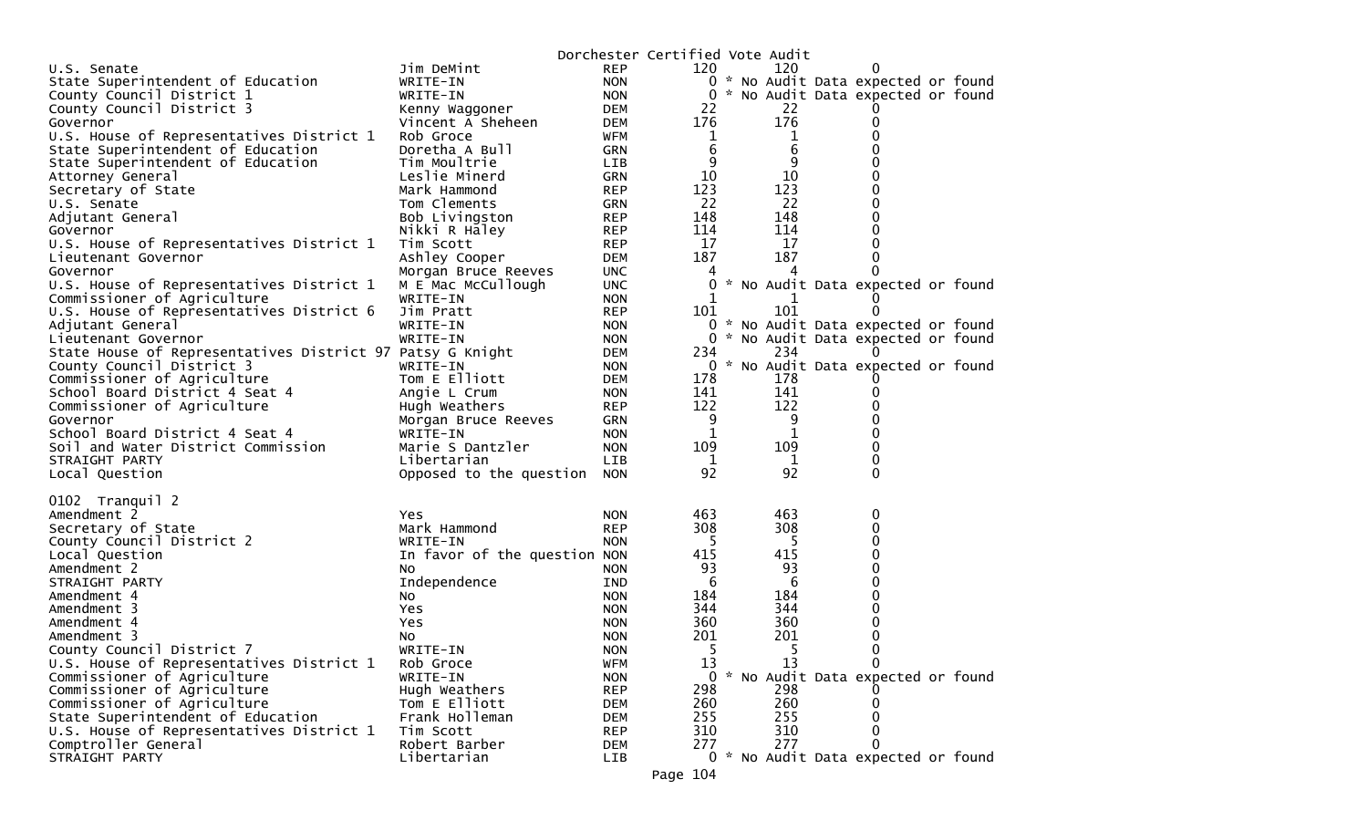Dorchester Certified Vote Audit

| | | | | | |
|---|---|---|---|---|---|
| U.S. Senate | Jim DeMint | REP | 120 | 120 | 0 |
| State Superintendent of Education | WRITE-IN | NON | 0 | * No Audit Data expected or found | |
| County Council District 1 | WRITE-IN | NON | 0 | * No Audit Data expected or found | |
| County Council District 3 | Kenny Waggoner | DEM | 22 | 22 | 0 |
| Governor | Vincent A Sheheen | DEM | 176 | 176 | 0 |
| U.S. House of Representatives District 1 | Rob Groce | WFM | 1 | 1 | 0 |
| State Superintendent of Education | Doretha A Bull | GRN | 6 | 6 | 0 |
| State Superintendent of Education | Tim Moultrie | LIB | 9 | 9 | 0 |
| Attorney General | Leslie Minerd | GRN | 10 | 10 | 0 |
| Secretary of State | Mark Hammond | REP | 123 | 123 | 0 |
| U.S. Senate | Tom Clements | GRN | 22 | 22 | 0 |
| Adjutant General | Bob Livingston | REP | 148 | 148 | 0 |
| Governor | Nikki R Haley | REP | 114 | 114 | 0 |
| U.S. House of Representatives District 1 | Tim Scott | REP | 17 | 17 | 0 |
| Lieutenant Governor | Ashley Cooper | DEM | 187 | 187 | 0 |
| Governor | Morgan Bruce Reeves | UNC | 4 | 4 | 0 |
| U.S. House of Representatives District 1 | M E Mac McCullough | UNC | 0 | * No Audit Data expected or found | |
| Commissioner of Agriculture | WRITE-IN | NON | 1 | 1 | 0 |
| U.S. House of Representatives District 6 | Jim Pratt | REP | 101 | 101 | 0 |
| Adjutant General | WRITE-IN | NON | 0 | * No Audit Data expected or found | |
| Lieutenant Governor | WRITE-IN | NON | 0 | * No Audit Data expected or found | |
| State House of Representatives District 97 | Patsy G Knight | DEM | 234 | 234 | 0 |
| County Council District 3 | WRITE-IN | NON | 0 | * No Audit Data expected or found | |
| Commissioner of Agriculture | Tom E Elliott | DEM | 178 | 178 | 0 |
| School Board District 4 Seat 4 | Angie L Crum | NON | 141 | 141 | 0 |
| Commissioner of Agriculture | Hugh Weathers | REP | 122 | 122 | 0 |
| Governor | Morgan Bruce Reeves | GRN | 9 | 9 | 0 |
| School Board District 4 Seat 4 | WRITE-IN | NON | 1 | 1 | 0 |
| Soil and Water District Commission | Marie S Dantzler | NON | 109 | 109 | 0 |
| STRAIGHT PARTY | Libertarian | LIB | 1 | 1 | 0 |
| Local Question | Opposed to the question | NON | 92 | 92 | 0 |

0102 Tranquil 2

| | | | | | |
|---|---|---|---|---|---|
| Amendment 2 | Yes | NON | 463 | 463 | 0 |
| Secretary of State | Mark Hammond | REP | 308 | 308 | 0 |
| County Council District 2 | WRITE-IN | NON | 5 | 5 | 0 |
| Local Question | In favor of the question | NON | 415 | 415 | 0 |
| Amendment 2 | No | NON | 93 | 93 | 0 |
| STRAIGHT PARTY | Independence | IND | 6 | 6 | 0 |
| Amendment 4 | No | NON | 184 | 184 | 0 |
| Amendment 3 | Yes | NON | 344 | 344 | 0 |
| Amendment 4 | Yes | NON | 360 | 360 | 0 |
| Amendment 3 | No | NON | 201 | 201 | 0 |
| County Council District 7 | WRITE-IN | NON | 5 | 5 | 0 |
| U.S. House of Representatives District 1 | Rob Groce | WFM | 13 | 13 | 0 |
| Commissioner of Agriculture | WRITE-IN | NON | 0 | * No Audit Data expected or found | |
| Commissioner of Agriculture | Hugh Weathers | REP | 298 | 298 | 0 |
| Commissioner of Agriculture | Tom E Elliott | DEM | 260 | 260 | 0 |
| State Superintendent of Education | Frank Holleman | DEM | 255 | 255 | 0 |
| U.S. House of Representatives District 1 | Tim Scott | REP | 310 | 310 | 0 |
| Comptroller General | Robert Barber | DEM | 277 | 277 | 0 |
| STRAIGHT PARTY | Libertarian | LIB | 0 | * No Audit Data expected or found | |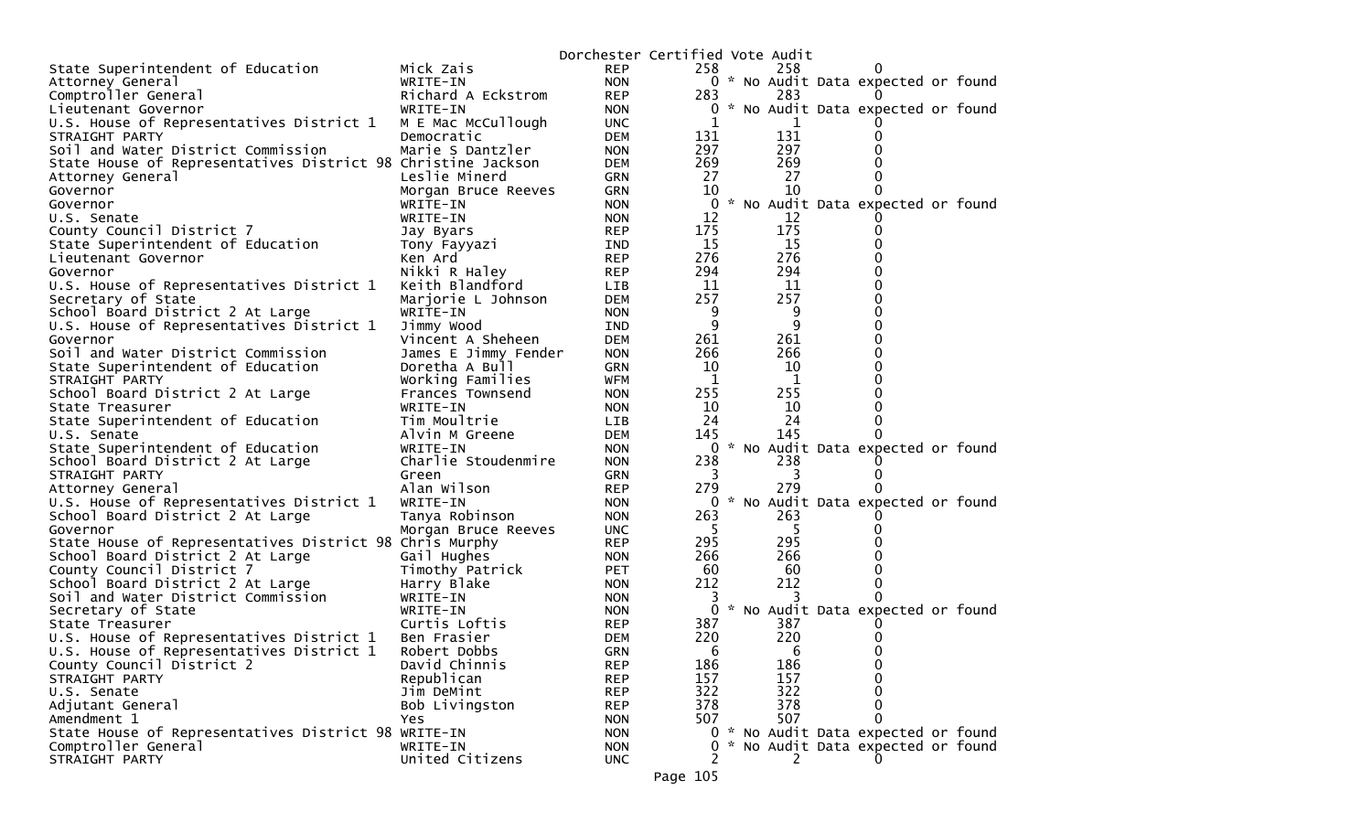Dorchester Certified Vote Audit

| Contest | Candidate | Party | | | | |
|---|---|---|---|---|---|---|
| State Superintendent of Education | Mick Zais | REP | 258 | 258 | 0 | |
| Attorney General | WRITE-IN | NON | 0 | | | * No Audit Data expected or found |
| Comptroller General | Richard A Eckstrom | REP | 283 | 283 | 0 | |
| Lieutenant Governor | WRITE-IN | NON | 0 | | | * No Audit Data expected or found |
| U.S. House of Representatives District 1 | M E Mac McCullough | UNC | 1 | 1 | 0 | |
| STRAIGHT PARTY | Democratic | DEM | 131 | 131 | 0 | |
| Soil and Water District Commission | Marie S Dantzler | NON | 297 | 297 | 0 | |
| State House of Representatives District 98 | Christine Jackson | DEM | 269 | 269 | 0 | |
| Attorney General | Leslie Minerd | GRN | 27 | 27 | 0 | |
| Governor | Morgan Bruce Reeves | GRN | 10 | 10 | 0 | |
| Governor | WRITE-IN | NON | 0 | | | * No Audit Data expected or found |
| U.S. Senate | WRITE-IN | NON | 12 | 12 | 0 | |
| County Council District 7 | Jay Byars | REP | 175 | 175 | 0 | |
| State Superintendent of Education | Tony Fayyazi | IND | 15 | 15 | 0 | |
| Lieutenant Governor | Ken Ard | REP | 276 | 276 | 0 | |
| Governor | Nikki R Haley | REP | 294 | 294 | 0 | |
| U.S. House of Representatives District 1 | Keith Blandford | LIB | 11 | 11 | 0 | |
| Secretary of State | Marjorie L Johnson | DEM | 257 | 257 | 0 | |
| School Board District 2 At Large | WRITE-IN | NON | 9 | 9 | 0 | |
| U.S. House of Representatives District 1 | Jimmy Wood | IND | 9 | 9 | 0 | |
| Governor | Vincent A Sheheen | DEM | 261 | 261 | 0 | |
| Soil and Water District Commission | James E Jimmy Fender | NON | 266 | 266 | 0 | |
| State Superintendent of Education | Doretha A Bull | GRN | 10 | 10 | 0 | |
| STRAIGHT PARTY | Working Families | WFM | 1 | 1 | 0 | |
| School Board District 2 At Large | Frances Townsend | NON | 255 | 255 | 0 | |
| State Treasurer | WRITE-IN | NON | 10 | 10 | 0 | |
| State Superintendent of Education | Tim Moultrie | LIB | 24 | 24 | 0 | |
| U.S. Senate | Alvin M Greene | DEM | 145 | 145 | 0 | |
| State Superintendent of Education | WRITE-IN | NON | 0 | | | * No Audit Data expected or found |
| School Board District 2 At Large | Charlie Stoudenmire | NON | 238 | 238 | 0 | |
| STRAIGHT PARTY | Green | GRN | 3 | 3 | 0 | |
| Attorney General | Alan Wilson | REP | 279 | 279 | 0 | |
| U.S. House of Representatives District 1 | WRITE-IN | NON | 0 | | | * No Audit Data expected or found |
| School Board District 2 At Large | Tanya Robinson | NON | 263 | 263 | 0 | |
| Governor | Morgan Bruce Reeves | UNC | 5 | 5 | 0 | |
| State House of Representatives District 98 | Chris Murphy | REP | 295 | 295 | 0 | |
| School Board District 2 At Large | Gail Hughes | NON | 266 | 266 | 0 | |
| County Council District 7 | Timothy Patrick | PET | 60 | 60 | 0 | |
| School Board District 2 At Large | Harry Blake | NON | 212 | 212 | 0 | |
| Soil and Water District Commission | WRITE-IN | NON | 3 | 3 | 0 | |
| Secretary of State | WRITE-IN | NON | 0 | | | * No Audit Data expected or found |
| State Treasurer | Curtis Loftis | REP | 387 | 387 | 0 | |
| U.S. House of Representatives District 1 | Ben Frasier | DEM | 220 | 220 | 0 | |
| U.S. House of Representatives District 1 | Robert Dobbs | GRN | 6 | 6 | 0 | |
| County Council District 2 | David Chinnis | REP | 186 | 186 | 0 | |
| STRAIGHT PARTY | Republican | REP | 157 | 157 | 0 | |
| U.S. Senate | Jim DeMint | REP | 322 | 322 | 0 | |
| Adjutant General | Bob Livingston | REP | 378 | 378 | 0 | |
| Amendment 1 | Yes | NON | 507 | 507 | 0 | |
| State House of Representatives District 98 | WRITE-IN | NON | 0 | | | * No Audit Data expected or found |
| Comptroller General | WRITE-IN | NON | 0 | | | * No Audit Data expected or found |
| STRAIGHT PARTY | United Citizens | UNC | 2 | 2 | 0 | |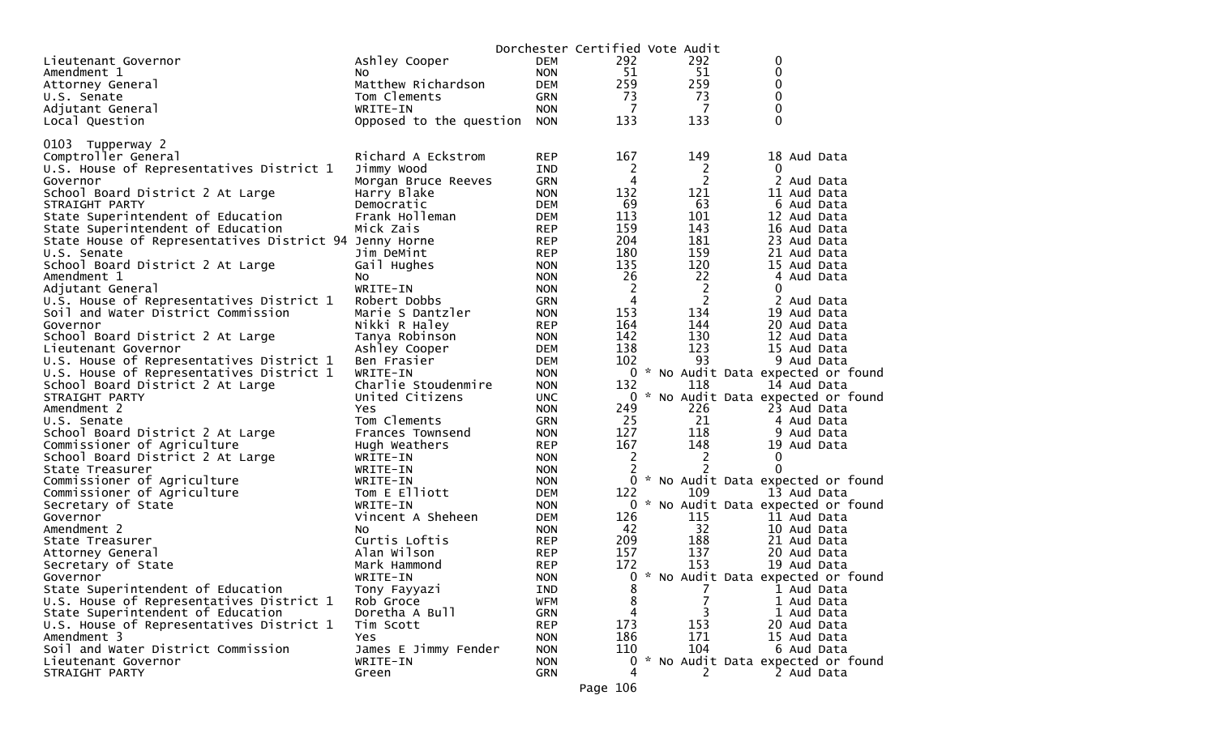Dorchester Certified Vote Audit

| | | | | | |
|---|---|---|---|---|---|
| Lieutenant Governor | Ashley Cooper | DEM | 292 | 292 | 0 |
| Amendment 1 | No | NON | 51 | 51 | 0 |
| Attorney General | Matthew Richardson | DEM | 259 | 259 | 0 |
| U.S. Senate | Tom Clements | GRN | 73 | 73 | 0 |
| Adjutant General | WRITE-IN | NON | 7 | 7 | 0 |
| Local Question | Opposed to the question | NON | 133 | 133 | 0 |

0103 Tupperway 2

| | | | | | |
|---|---|---|---|---|---|
| Comptroller General | Richard A Eckstrom | REP | 167 | 149 | 18 Aud Data |
| U.S. House of Representatives District 1 | Jimmy Wood | IND | 2 | 2 | 0 |
| Governor | Morgan Bruce Reeves | GRN | 4 | 2 | 2 Aud Data |
| School Board District 2 At Large | Harry Blake | NON | 132 | 121 | 11 Aud Data |
| STRAIGHT PARTY | Democratic | DEM | 69 | 63 | 6 Aud Data |
| State Superintendent of Education | Frank Holleman | DEM | 113 | 101 | 12 Aud Data |
| State Superintendent of Education | Mick Zais | REP | 159 | 143 | 16 Aud Data |
| State House of Representatives District 94 | Jenny Horne | REP | 204 | 181 | 23 Aud Data |
| U.S. Senate | Jim DeMint | REP | 180 | 159 | 21 Aud Data |
| School Board District 2 At Large | Gail Hughes | NON | 135 | 120 | 15 Aud Data |
| Amendment 1 | No | NON | 26 | 22 | 4 Aud Data |
| Adjutant General | WRITE-IN | NON | 2 | 2 | 0 |
| U.S. House of Representatives District 1 | Robert Dobbs | GRN | 4 | 2 | 2 Aud Data |
| Soil and Water District Commission | Marie S Dantzler | NON | 153 | 134 | 19 Aud Data |
| Governor | Nikki R Haley | REP | 164 | 144 | 20 Aud Data |
| School Board District 2 At Large | Tanya Robinson | NON | 142 | 130 | 12 Aud Data |
| Lieutenant Governor | Ashley Cooper | DEM | 138 | 123 | 15 Aud Data |
| U.S. House of Representatives District 1 | Ben Frasier | DEM | 102 | 93 | 9 Aud Data |
| U.S. House of Representatives District 1 | WRITE-IN | NON | 0 | * No Audit Data expected or found | |
| School Board District 2 At Large | Charlie Stoudenmire | NON | 132 | 118 | 14 Aud Data |
| STRAIGHT PARTY | United Citizens | UNC | 0 | * No Audit Data expected or found | |
| Amendment 2 | Yes | NON | 249 | 226 | 23 Aud Data |
| U.S. Senate | Tom Clements | GRN | 25 | 21 | 4 Aud Data |
| School Board District 2 At Large | Frances Townsend | NON | 127 | 118 | 9 Aud Data |
| Commissioner of Agriculture | Hugh Weathers | REP | 167 | 148 | 19 Aud Data |
| School Board District 2 At Large | WRITE-IN | NON | 2 | 2 | 0 |
| State Treasurer | WRITE-IN | NON | 2 | 2 | 0 |
| Commissioner of Agriculture | WRITE-IN | NON | 0 | * No Audit Data expected or found | |
| Commissioner of Agriculture | Tom E Elliott | DEM | 122 | 109 | 13 Aud Data |
| Secretary of State | WRITE-IN | NON | 0 | * No Audit Data expected or found | |
| Governor | Vincent A Sheheen | DEM | 126 | 115 | 11 Aud Data |
| Amendment 2 | No | NON | 42 | 32 | 10 Aud Data |
| State Treasurer | Curtis Loftis | REP | 209 | 188 | 21 Aud Data |
| Attorney General | Alan Wilson | REP | 157 | 137 | 20 Aud Data |
| Secretary of State | Mark Hammond | REP | 172 | 153 | 19 Aud Data |
| Governor | WRITE-IN | NON | 0 | * No Audit Data expected or found | |
| State Superintendent of Education | Tony Fayyazi | IND | 8 | 7 | 1 Aud Data |
| U.S. House of Representatives District 1 | Rob Groce | WFM | 8 | 7 | 1 Aud Data |
| State Superintendent of Education | Doretha A Bull | GRN | 4 | 3 | 1 Aud Data |
| U.S. House of Representatives District 1 | Tim Scott | REP | 173 | 153 | 20 Aud Data |
| Amendment 3 | Yes | NON | 186 | 171 | 15 Aud Data |
| Soil and Water District Commission | James E Jimmy Fender | NON | 110 | 104 | 6 Aud Data |
| Lieutenant Governor | WRITE-IN | NON | 0 | * No Audit Data expected or found | |
| STRAIGHT PARTY | Green | GRN | 4 | 2 | 2 Aud Data |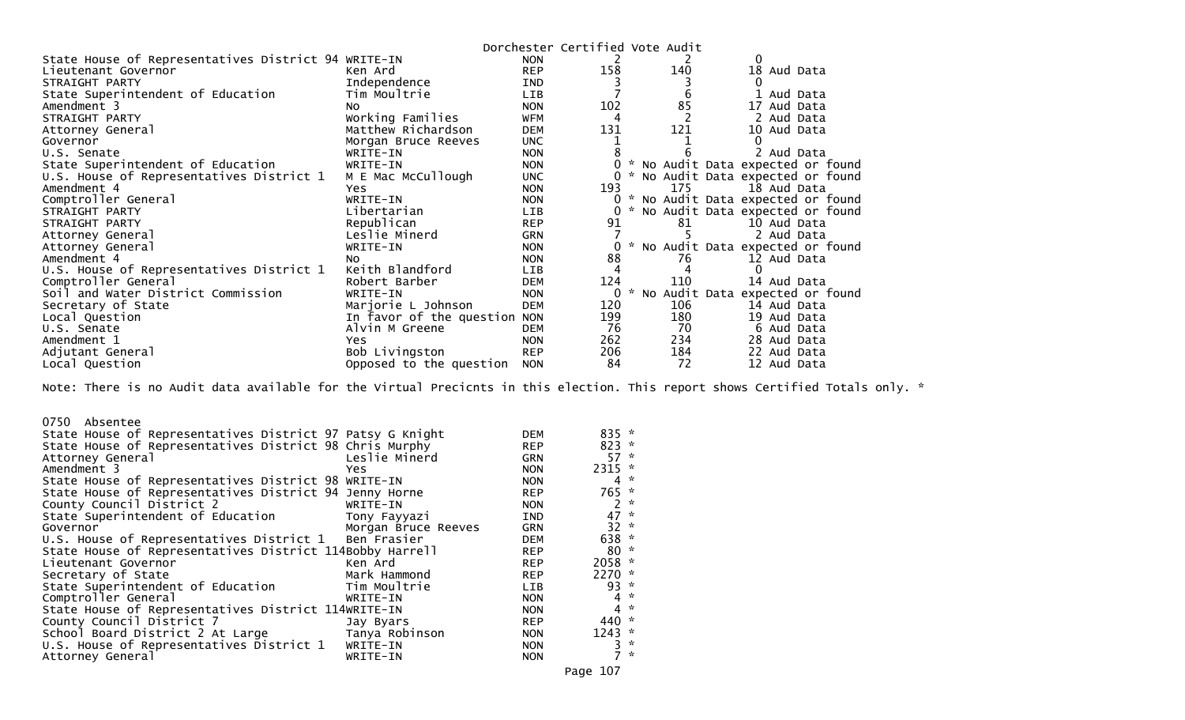Dorchester Certified Vote Audit

| | | | | | |
|---|---|---|---|---|---|
| State House of Representatives District 94 | WRITE-IN | NON | 2 | 2 | 0 |
| Lieutenant Governor | Ken Ard | REP | 158 | 140 | 18 Aud Data |
| STRAIGHT PARTY | Independence | IND | 3 | 3 | 0 |
| State Superintendent of Education | Tim Moultrie | LIB | 7 | 6 | 1 Aud Data |
| Amendment 3 | No | NON | 102 | 85 | 17 Aud Data |
| STRAIGHT PARTY | Working Families | WFM | 4 | 2 | 2 Aud Data |
| Attorney General | Matthew Richardson | DEM | 131 | 121 | 10 Aud Data |
| Governor | Morgan Bruce Reeves | UNC | 1 | 1 | 0 |
| U.S. Senate | WRITE-IN | NON | 8 | 6 | 2 Aud Data |
| State Superintendent of Education | WRITE-IN | NON | 0 * | No Audit Data expected or found | |
| U.S. House of Representatives District 1 | M E Mac McCullough | UNC | 0 * | No Audit Data expected or found | |
| Amendment 4 | Yes | NON | 193 | 175 | 18 Aud Data |
| Comptroller General | WRITE-IN | NON | 0 * | No Audit Data expected or found | |
| STRAIGHT PARTY | Libertarian | LIB | 0 * | No Audit Data expected or found | |
| STRAIGHT PARTY | Republican | REP | 91 | 81 | 10 Aud Data |
| Attorney General | Leslie Minerd | GRN | 7 | 5 | 2 Aud Data |
| Attorney General | WRITE-IN | NON | 0 * | No Audit Data expected or found | |
| Amendment 4 | No | NON | 88 | 76 | 12 Aud Data |
| U.S. House of Representatives District 1 | Keith Blandford | LIB | 4 | 4 | 0 |
| Comptroller General | Robert Barber | DEM | 124 | 110 | 14 Aud Data |
| Soil and Water District Commission | WRITE-IN | NON | 0 * | No Audit Data expected or found | |
| Secretary of State | Marjorie L Johnson | DEM | 120 | 106 | 14 Aud Data |
| Local Question | In favor of the question | NON | 199 | 180 | 19 Aud Data |
| U.S. Senate | Alvin M Greene | DEM | 76 | 70 | 6 Aud Data |
| Amendment 1 | Yes | NON | 262 | 234 | 28 Aud Data |
| Adjutant General | Bob Livingston | REP | 206 | 184 | 22 Aud Data |
| Local Question | Opposed to the question | NON | 84 | 72 | 12 Aud Data |

Note: There is no Audit data available for the Virtual Precicnts in this election. This report shows Certified Totals only. *

0750 Absentee

| | | | |
|---|---|---|---|
| State House of Representatives District 97 | Patsy G Knight | DEM | 835 * |
| State House of Representatives District 98 | Chris Murphy | REP | 823 * |
| Attorney General | Leslie Minerd | GRN | 57 * |
| Amendment 3 | Yes | NON | 2315 * |
| State House of Representatives District 98 | WRITE-IN | NON | 4 * |
| State House of Representatives District 94 | Jenny Horne | REP | 765 * |
| County Council District 2 | WRITE-IN | NON | 2 * |
| State Superintendent of Education | Tony Fayyazi | IND | 47 * |
| Governor | Morgan Bruce Reeves | GRN | 32 * |
| U.S. House of Representatives District 1 | Ben Frasier | DEM | 638 * |
| State House of Representatives District 114 | Bobby Harrell | REP | 80 * |
| Lieutenant Governor | Ken Ard | REP | 2058 * |
| Secretary of State | Mark Hammond | REP | 2270 * |
| State Superintendent of Education | Tim Moultrie | LIB | 93 * |
| Comptroller General | WRITE-IN | NON | 4 * |
| State House of Representatives District 114 | WRITE-IN | NON | 4 * |
| County Council District 7 | Jay Byars | REP | 440 * |
| School Board District 2 At Large | Tanya Robinson | NON | 1243 * |
| U.S. House of Representatives District 1 | WRITE-IN | NON | 3 * |
| Attorney General | WRITE-IN | NON | 7 * |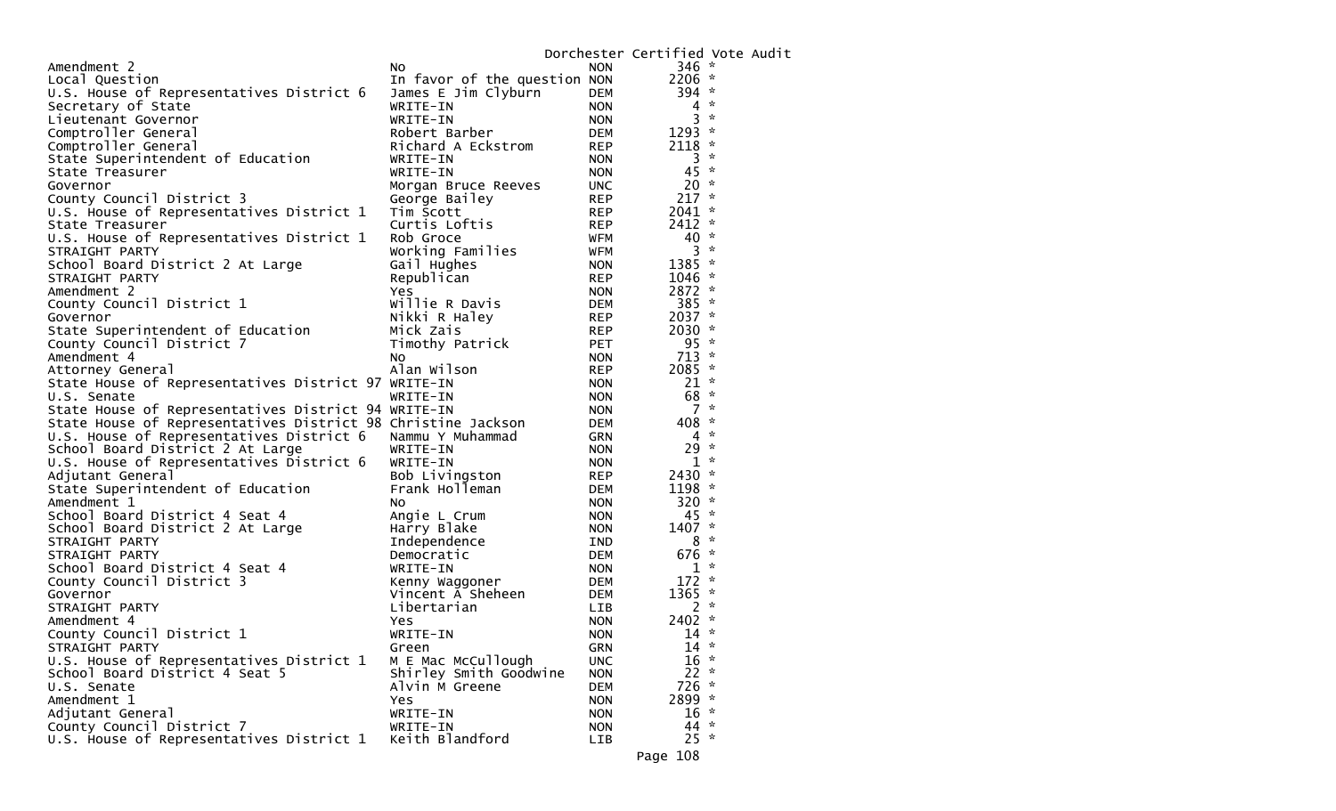Dorchester Certified Vote Audit

| | | | | |
|---|---|---|---|---|
| Amendment 2 | No | NON | 346 | * |
| Local Question | In favor of the question | NON | 2206 | * |
| U.S. House of Representatives District 6 | James E Jim Clyburn | DEM | 394 | * |
| Secretary of State | WRITE-IN | NON | 4 | * |
| Lieutenant Governor | WRITE-IN | NON | 3 | * |
| Comptroller General | Robert Barber | DEM | 1293 | * |
| Comptroller General | Richard A Eckstrom | REP | 2118 | * |
| State Superintendent of Education | WRITE-IN | NON | 3 | * |
| State Treasurer | WRITE-IN | NON | 45 | * |
| Governor | Morgan Bruce Reeves | UNC | 20 | * |
| County Council District 3 | George Bailey | REP | 217 | * |
| U.S. House of Representatives District 1 | Tim Scott | REP | 2041 | * |
| State Treasurer | Curtis Loftis | REP | 2412 | * |
| U.S. House of Representatives District 1 | Rob Groce | WFM | 40 | * |
| STRAIGHT PARTY | Working Families | WFM | 3 | * |
| School Board District 2 At Large | Gail Hughes | NON | 1385 | * |
| STRAIGHT PARTY | Republican | REP | 1046 | * |
| Amendment 2 | Yes | NON | 2872 | * |
| County Council District 1 | Willie R Davis | DEM | 385 | * |
| Governor | Nikki R Haley | REP | 2037 | * |
| State Superintendent of Education | Mick Zais | REP | 2030 | * |
| County Council District 7 | Timothy Patrick | PET | 95 | * |
| Amendment 4 | No | NON | 713 | * |
| Attorney General | Alan Wilson | REP | 2085 | * |
| State House of Representatives District 97 | WRITE-IN | NON | 21 | * |
| U.S. Senate | WRITE-IN | NON | 68 | * |
| State House of Representatives District 94 | WRITE-IN | NON | 7 | * |
| State House of Representatives District 98 | Christine Jackson | DEM | 408 | * |
| U.S. House of Representatives District 6 | Nammu Y Muhammad | GRN | 4 | * |
| School Board District 2 At Large | WRITE-IN | NON | 29 | * |
| U.S. House of Representatives District 6 | WRITE-IN | NON | 1 | * |
| Adjutant General | Bob Livingston | REP | 2430 | * |
| State Superintendent of Education | Frank Holleman | DEM | 1198 | * |
| Amendment 1 | No | NON | 320 | * |
| School Board District 4 Seat 4 | Angie L Crum | NON | 45 | * |
| School Board District 2 At Large | Harry Blake | NON | 1407 | * |
| STRAIGHT PARTY | Independence | IND | 8 | * |
| STRAIGHT PARTY | Democratic | DEM | 676 | * |
| School Board District 4 Seat 4 | WRITE-IN | NON | 1 | * |
| County Council District 3 | Kenny Waggoner | DEM | 172 | * |
| Governor | Vincent A Sheheen | DEM | 1365 | * |
| STRAIGHT PARTY | Libertarian | LIB | 2 | * |
| Amendment 4 | Yes | NON | 2402 | * |
| County Council District 1 | WRITE-IN | NON | 14 | * |
| STRAIGHT PARTY | Green | GRN | 14 | * |
| U.S. House of Representatives District 1 | M E Mac McCullough | UNC | 16 | * |
| School Board District 4 Seat 5 | Shirley Smith Goodwine | NON | 22 | * |
| U.S. Senate | Alvin M Greene | DEM | 726 | * |
| Amendment 1 | Yes | NON | 2899 | * |
| Adjutant General | WRITE-IN | NON | 16 | * |
| County Council District 7 | WRITE-IN | NON | 44 | * |
| U.S. House of Representatives District 1 | Keith Blandford | LIB | 25 | * |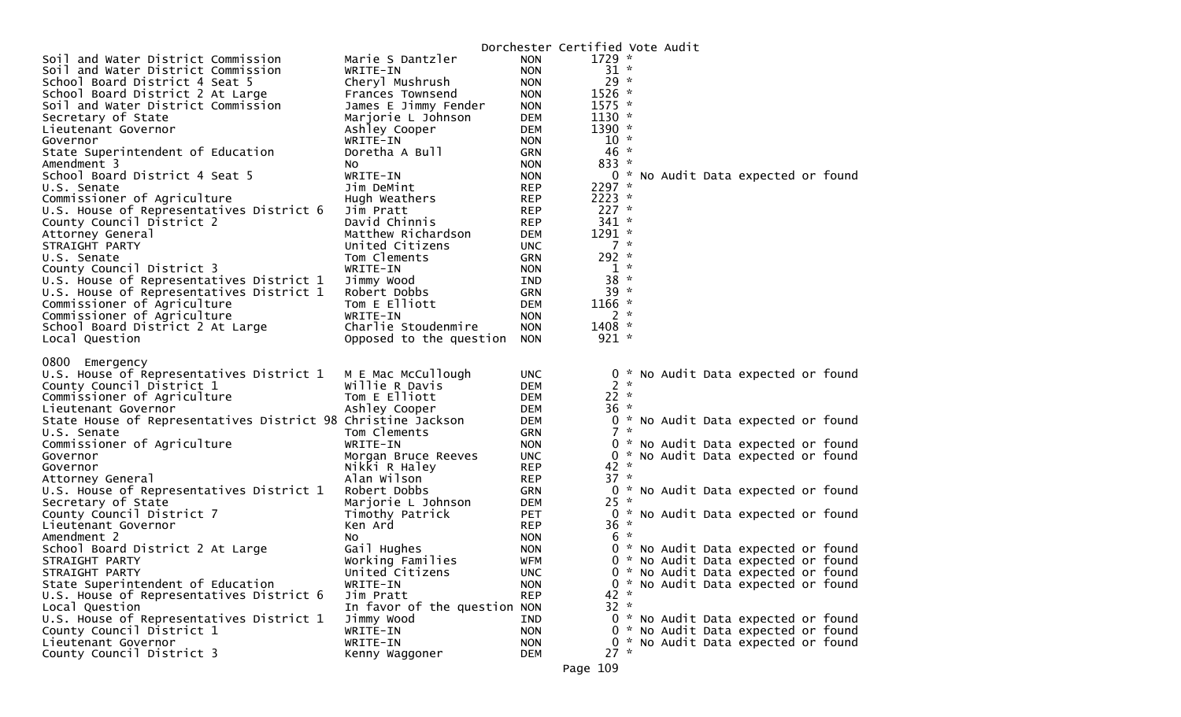# Dorchester Certified Vote Audit

| Contest | Candidate | Party | Votes | Note |
|---|---|---|---|---|
| Soil and Water District Commission | Marie S Dantzler | NON | 1729 * | |
| Soil and Water District Commission | WRITE-IN | NON | 31 * | |
| School Board District 4 Seat 5 | Cheryl Mushrush | NON | 29 * | |
| School Board District 2 At Large | Frances Townsend | NON | 1526 * | |
| Soil and Water District Commission | James E Jimmy Fender | NON | 1575 * | |
| Secretary of State | Marjorie L Johnson | DEM | 1130 * | |
| Lieutenant Governor | Ashley Cooper | DEM | 1390 * | |
| Governor | WRITE-IN | NON | 10 * | |
| State Superintendent of Education | Doretha A Bull | GRN | 46 * | |
| Amendment 3 | No | NON | 833 * | |
| School Board District 4 Seat 5 | WRITE-IN | NON | 0 * | No Audit Data expected or found |
| U.S. Senate | Jim DeMint | REP | 2297 * | |
| Commissioner of Agriculture | Hugh Weathers | REP | 2223 * | |
| U.S. House of Representatives District 6 | Jim Pratt | REP | 227 * | |
| County Council District 2 | David Chinnis | REP | 341 * | |
| Attorney General | Matthew Richardson | DEM | 1291 * | |
| STRAIGHT PARTY | United Citizens | UNC | 7 * | |
| U.S. Senate | Tom Clements | GRN | 292 * | |
| County Council District 3 | WRITE-IN | NON | 1 * | |
| U.S. House of Representatives District 1 | Jimmy Wood | IND | 38 * | |
| U.S. House of Representatives District 1 | Robert Dobbs | GRN | 39 * | |
| Commissioner of Agriculture | Tom E Elliott | DEM | 1166 * | |
| Commissioner of Agriculture | WRITE-IN | NON | 2 * | |
| School Board District 2 At Large | Charlie Stoudenmire | NON | 1408 * | |
| Local Question | Opposed to the question | NON | 921 * | |

## 0800 Emergency

| Contest | Candidate | Party | Votes | Note |
|---|---|---|---|---|
| U.S. House of Representatives District 1 | M E Mac McCullough | UNC | 0 * | No Audit Data expected or found |
| County Council District 1 | Willie R Davis | DEM | 2 * | |
| Commissioner of Agriculture | Tom E Elliott | DEM | 22 * | |
| Lieutenant Governor | Ashley Cooper | DEM | 36 * | |
| State House of Representatives District 98 | Christine Jackson | DEM | 0 * | No Audit Data expected or found |
| U.S. Senate | Tom Clements | GRN | 7 * | |
| Commissioner of Agriculture | WRITE-IN | NON | 0 * | No Audit Data expected or found |
| Governor | Morgan Bruce Reeves | UNC | 0 * | No Audit Data expected or found |
| Governor | Nikki R Haley | REP | 42 * | |
| Attorney General | Alan Wilson | REP | 37 * | |
| U.S. House of Representatives District 1 | Robert Dobbs | GRN | 0 * | No Audit Data expected or found |
| Secretary of State | Marjorie L Johnson | DEM | 25 * | |
| County Council District 7 | Timothy Patrick | PET | 0 * | No Audit Data expected or found |
| Lieutenant Governor | Ken Ard | REP | 36 * | |
| Amendment 2 | No | NON | 6 * | |
| School Board District 2 At Large | Gail Hughes | NON | 0 * | No Audit Data expected or found |
| STRAIGHT PARTY | Working Families | WFM | 0 * | No Audit Data expected or found |
| STRAIGHT PARTY | United Citizens | UNC | 0 * | No Audit Data expected or found |
| State Superintendent of Education | WRITE-IN | NON | 0 * | No Audit Data expected or found |
| U.S. House of Representatives District 6 | Jim Pratt | REP | 42 * | |
| Local Question | In favor of the question | NON | 32 * | |
| U.S. House of Representatives District 1 | Jimmy Wood | IND | 0 * | No Audit Data expected or found |
| County Council District 1 | WRITE-IN | NON | 0 * | No Audit Data expected or found |
| Lieutenant Governor | WRITE-IN | NON | 0 * | No Audit Data expected or found |
| County Council District 3 | Kenny Waggoner | DEM | 27 * | |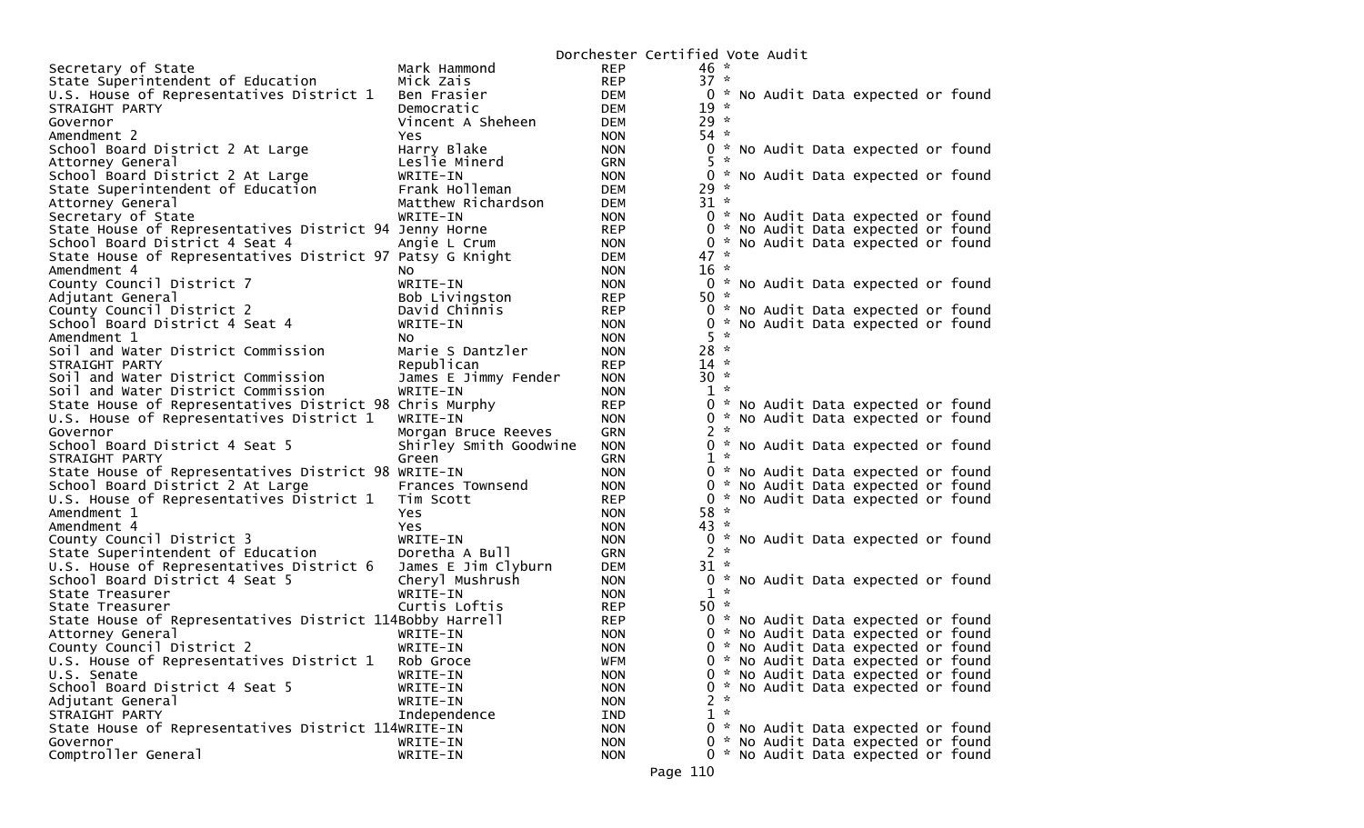Dorchester Certified Vote Audit

| Contest | Candidate | Party | Votes | Note |
|---|---|---|---|---|
| Secretary of State | Mark Hammond | REP | 46 * | |
| State Superintendent of Education | Mick Zais | REP | 37 * | |
| U.S. House of Representatives District 1 | Ben Frasier | DEM | 0 * | No Audit Data expected or found |
| STRAIGHT PARTY | Democratic | DEM | 19 * | |
| Governor | Vincent A Sheheen | DEM | 29 * | |
| Amendment 2 | Yes | NON | 54 * | |
| School Board District 2 At Large | Harry Blake | NON | 0 * | No Audit Data expected or found |
| Attorney General | Leslie Minerd | GRN | 5 * | |
| School Board District 2 At Large | WRITE-IN | NON | 0 * | No Audit Data expected or found |
| State Superintendent of Education | Frank Holleman | DEM | 29 * | |
| Attorney General | Matthew Richardson | DEM | 31 * | |
| Secretary of State | WRITE-IN | NON | 0 * | No Audit Data expected or found |
| State House of Representatives District 94 | Jenny Horne | REP | 0 * | No Audit Data expected or found |
| School Board District 4 Seat 4 | Angie L Crum | NON | 0 * | No Audit Data expected or found |
| State House of Representatives District 97 | Patsy G Knight | DEM | 47 * | |
| Amendment 4 | No | NON | 16 * | |
| County Council District 7 | WRITE-IN | NON | 0 * | No Audit Data expected or found |
| Adjutant General | Bob Livingston | REP | 50 * | |
| County Council District 2 | David Chinnis | REP | 0 * | No Audit Data expected or found |
| School Board District 4 Seat 4 | WRITE-IN | NON | 0 * | No Audit Data expected or found |
| Amendment 1 | No | NON | 5 * | |
| Soil and Water District Commission | Marie S Dantzler | NON | 28 * | |
| STRAIGHT PARTY | Republican | REP | 14 * | |
| Soil and Water District Commission | James E Jimmy Fender | NON | 30 * | |
| Soil and Water District Commission | WRITE-IN | NON | 1 * | |
| State House of Representatives District 98 | Chris Murphy | REP | 0 * | No Audit Data expected or found |
| U.S. House of Representatives District 1 | WRITE-IN | NON | 0 * | No Audit Data expected or found |
| Governor | Morgan Bruce Reeves | GRN | 2 * | |
| School Board District 4 Seat 5 | Shirley Smith Goodwine | NON | 0 * | No Audit Data expected or found |
| STRAIGHT PARTY | Green | GRN | 1 * | |
| State House of Representatives District 98 | WRITE-IN | NON | 0 * | No Audit Data expected or found |
| School Board District 2 At Large | Frances Townsend | NON | 0 * | No Audit Data expected or found |
| U.S. House of Representatives District 1 | Tim Scott | REP | 0 * | No Audit Data expected or found |
| Amendment 1 | Yes | NON | 58 * | |
| Amendment 4 | Yes | NON | 43 * | |
| County Council District 3 | WRITE-IN | NON | 0 * | No Audit Data expected or found |
| State Superintendent of Education | Doretha A Bull | GRN | 2 * | |
| U.S. House of Representatives District 6 | James E Jim Clyburn | DEM | 31 * | |
| School Board District 4 Seat 5 | Cheryl Mushrush | NON | 0 * | No Audit Data expected or found |
| State Treasurer | WRITE-IN | NON | 1 * | |
| State Treasurer | Curtis Loftis | REP | 50 * | |
| State House of Representatives District 114 | Bobby Harrell | REP | 0 * | No Audit Data expected or found |
| Attorney General | WRITE-IN | NON | 0 * | No Audit Data expected or found |
| County Council District 2 | WRITE-IN | NON | 0 * | No Audit Data expected or found |
| U.S. House of Representatives District 1 | Rob Groce | WFM | 0 * | No Audit Data expected or found |
| U.S. Senate | WRITE-IN | NON | 0 * | No Audit Data expected or found |
| School Board District 4 Seat 5 | WRITE-IN | NON | 0 * | No Audit Data expected or found |
| Adjutant General | WRITE-IN | NON | 2 * | |
| STRAIGHT PARTY | Independence | IND | 1 * | |
| State House of Representatives District 114 | WRITE-IN | NON | 0 * | No Audit Data expected or found |
| Governor | WRITE-IN | NON | 0 * | No Audit Data expected or found |
| Comptroller General | WRITE-IN | NON | 0 * | No Audit Data expected or found |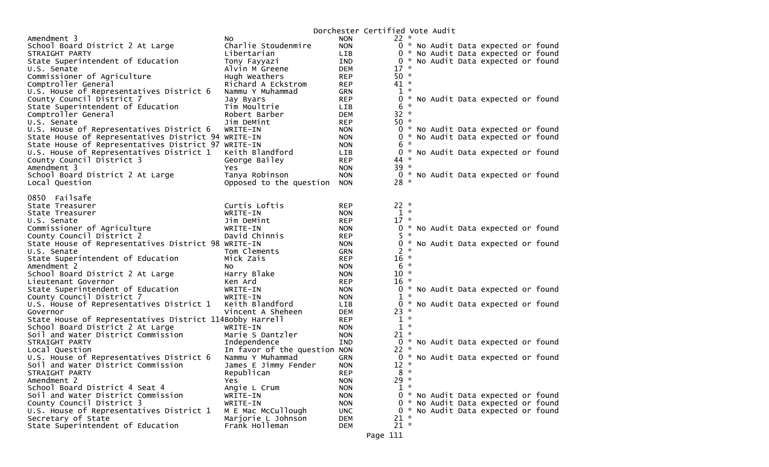Dorchester Certified Vote Audit

| Contest | Candidate | Party | Votes | Note |
|---|---|---|---|---|
| Amendment 3 | No | NON | 22 * | |
| School Board District 2 At Large | Charlie Stoudenmire | NON | 0 * | No Audit Data expected or found |
| STRAIGHT PARTY | Libertarian | LIB | 0 * | No Audit Data expected or found |
| State Superintendent of Education | Tony Fayyazi | IND | 0 * | No Audit Data expected or found |
| U.S. Senate | Alvin M Greene | DEM | 17 * | |
| Commissioner of Agriculture | Hugh Weathers | REP | 50 * | |
| Comptroller General | Richard A Eckstrom | REP | 41 * | |
| U.S. House of Representatives District 6 | Nammu Y Muhammad | GRN | 1 * | |
| County Council District 7 | Jay Byars | REP | 0 * | No Audit Data expected or found |
| State Superintendent of Education | Tim Moultrie | LIB | 6 * | |
| Comptroller General | Robert Barber | DEM | 32 * | |
| U.S. Senate | Jim DeMint | REP | 50 * | |
| U.S. House of Representatives District 6 | WRITE-IN | NON | 0 * | No Audit Data expected or found |
| State House of Representatives District 94 | WRITE-IN | NON | 0 * | No Audit Data expected or found |
| State House of Representatives District 97 | WRITE-IN | NON | 6 * | |
| U.S. House of Representatives District 1 | Keith Blandford | LIB | 0 * | No Audit Data expected or found |
| County Council District 3 | George Bailey | REP | 44 * | |
| Amendment 3 | Yes | NON | 39 * | |
| School Board District 2 At Large | Tanya Robinson | NON | 0 * | No Audit Data expected or found |
| Local Question | Opposed to the question | NON | 28 * | |

0850 Failsafe

| Contest | Candidate | Party | Votes | Note |
|---|---|---|---|---|
| State Treasurer | Curtis Loftis | REP | 22 * | |
| State Treasurer | WRITE-IN | NON | 1 * | |
| U.S. Senate | Jim DeMint | REP | 17 * | |
| Commissioner of Agriculture | WRITE-IN | NON | 0 * | No Audit Data expected or found |
| County Council District 2 | David Chinnis | REP | 5 * | |
| State House of Representatives District 98 | WRITE-IN | NON | 0 * | No Audit Data expected or found |
| U.S. Senate | Tom Clements | GRN | 2 * | |
| State Superintendent of Education | Mick Zais | REP | 16 * | |
| Amendment 2 | No | NON | 6 * | |
| School Board District 2 At Large | Harry Blake | NON | 10 * | |
| Lieutenant Governor | Ken Ard | REP | 16 * | |
| State Superintendent of Education | WRITE-IN | NON | 0 * | No Audit Data expected or found |
| County Council District 7 | WRITE-IN | NON | 1 * | |
| U.S. House of Representatives District 1 | Keith Blandford | LIB | 0 * | No Audit Data expected or found |
| Governor | Vincent A Sheheen | DEM | 23 * | |
| State House of Representatives District 114 | Bobby Harrell | REP | 1 * | |
| School Board District 2 At Large | WRITE-IN | NON | 1 * | |
| Soil and Water District Commission | Marie S Dantzler | NON | 21 * | |
| STRAIGHT PARTY | Independence | IND | 0 * | No Audit Data expected or found |
| Local Question | In favor of the question | NON | 22 * | |
| U.S. House of Representatives District 6 | Nammu Y Muhammad | GRN | 0 * | No Audit Data expected or found |
| Soil and Water District Commission | James E Jimmy Fender | NON | 12 * | |
| STRAIGHT PARTY | Republican | REP | 8 * | |
| Amendment 2 | Yes | NON | 29 * | |
| School Board District 4 Seat 4 | Angie L Crum | NON | 1 * | |
| Soil and Water District Commission | WRITE-IN | NON | 0 * | No Audit Data expected or found |
| County Council District 3 | WRITE-IN | NON | 0 * | No Audit Data expected or found |
| U.S. House of Representatives District 1 | M E Mac McCullough | UNC | 0 * | No Audit Data expected or found |
| Secretary of State | Marjorie L Johnson | DEM | 21 * | |
| State Superintendent of Education | Frank Holleman | DEM | 21 * | |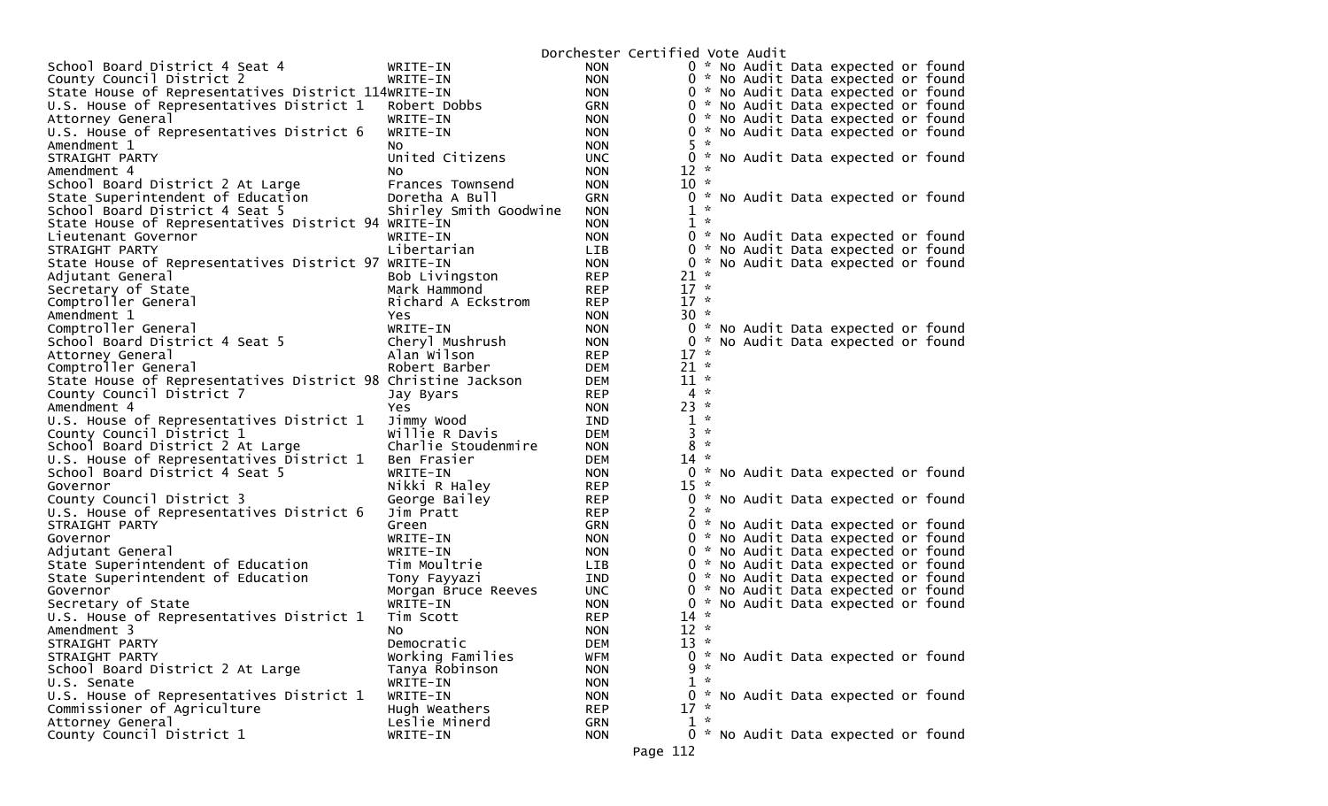Dorchester Certified Vote Audit

| Contest | Candidate | Party | Votes | Note |
|---|---|---|---|---|
| School Board District 4 Seat 4 | WRITE-IN | NON | 0 | * No Audit Data expected or found |
| County Council District 2 | WRITE-IN | NON | 0 | * No Audit Data expected or found |
| State House of Representatives District 114 | WRITE-IN | NON | 0 | * No Audit Data expected or found |
| U.S. House of Representatives District 1 | Robert Dobbs | GRN | 0 | * No Audit Data expected or found |
| Attorney General | WRITE-IN | NON | 0 | * No Audit Data expected or found |
| U.S. House of Representatives District 6 | WRITE-IN | NON | 0 | * No Audit Data expected or found |
| Amendment 1 | No | NON | 5 | * |
| STRAIGHT PARTY | United Citizens | UNC | 0 | * No Audit Data expected or found |
| Amendment 4 | No | NON | 12 | * |
| School Board District 2 At Large | Frances Townsend | NON | 10 | * |
| State Superintendent of Education | Doretha A Bull | GRN | 0 | * No Audit Data expected or found |
| School Board District 4 Seat 5 | Shirley Smith Goodwine | NON | 1 | * |
| State House of Representatives District 94 | WRITE-IN | NON | 1 | * |
| Lieutenant Governor | WRITE-IN | NON | 0 | * No Audit Data expected or found |
| STRAIGHT PARTY | Libertarian | LIB | 0 | * No Audit Data expected or found |
| State House of Representatives District 97 | WRITE-IN | NON | 0 | * No Audit Data expected or found |
| Adjutant General | Bob Livingston | REP | 21 | * |
| Secretary of State | Mark Hammond | REP | 17 | * |
| Comptroller General | Richard A Eckstrom | REP | 17 | * |
| Amendment 1 | Yes | NON | 30 | * |
| Comptroller General | WRITE-IN | NON | 0 | * No Audit Data expected or found |
| School Board District 4 Seat 5 | Cheryl Mushrush | NON | 0 | * No Audit Data expected or found |
| Attorney General | Alan Wilson | REP | 17 | * |
| Comptroller General | Robert Barber | DEM | 21 | * |
| State House of Representatives District 98 | Christine Jackson | DEM | 11 | * |
| County Council District 7 | Jay Byars | REP | 4 | * |
| Amendment 4 | Yes | NON | 23 | * |
| U.S. House of Representatives District 1 | Jimmy Wood | IND | 1 | * |
| County Council District 1 | Willie R Davis | DEM | 3 | * |
| School Board District 2 At Large | Charlie Stoudenmire | NON | 8 | * |
| U.S. House of Representatives District 1 | Ben Frasier | DEM | 14 | * |
| School Board District 4 Seat 5 | WRITE-IN | NON | 0 | * No Audit Data expected or found |
| Governor | Nikki R Haley | REP | 15 | * |
| County Council District 3 | George Bailey | REP | 0 | * No Audit Data expected or found |
| U.S. House of Representatives District 6 | Jim Pratt | REP | 2 | * |
| STRAIGHT PARTY | Green | GRN | 0 | * No Audit Data expected or found |
| Governor | WRITE-IN | NON | 0 | * No Audit Data expected or found |
| Adjutant General | WRITE-IN | NON | 0 | * No Audit Data expected or found |
| State Superintendent of Education | Tim Moultrie | LIB | 0 | * No Audit Data expected or found |
| State Superintendent of Education | Tony Fayyazi | IND | 0 | * No Audit Data expected or found |
| Governor | Morgan Bruce Reeves | UNC | 0 | * No Audit Data expected or found |
| Secretary of State | WRITE-IN | NON | 0 | * No Audit Data expected or found |
| U.S. House of Representatives District 1 | Tim Scott | REP | 14 | * |
| Amendment 3 | No | NON | 12 | * |
| STRAIGHT PARTY | Democratic | DEM | 13 | * |
| STRAIGHT PARTY | Working Families | WFM | 0 | * No Audit Data expected or found |
| School Board District 2 At Large | Tanya Robinson | NON | 9 | * |
| U.S. Senate | WRITE-IN | NON | 1 | * |
| U.S. House of Representatives District 1 | WRITE-IN | NON | 0 | * No Audit Data expected or found |
| Commissioner of Agriculture | Hugh Weathers | REP | 17 | * |
| Attorney General | Leslie Minerd | GRN | 1 | * |
| County Council District 1 | WRITE-IN | NON | 0 | * No Audit Data expected or found |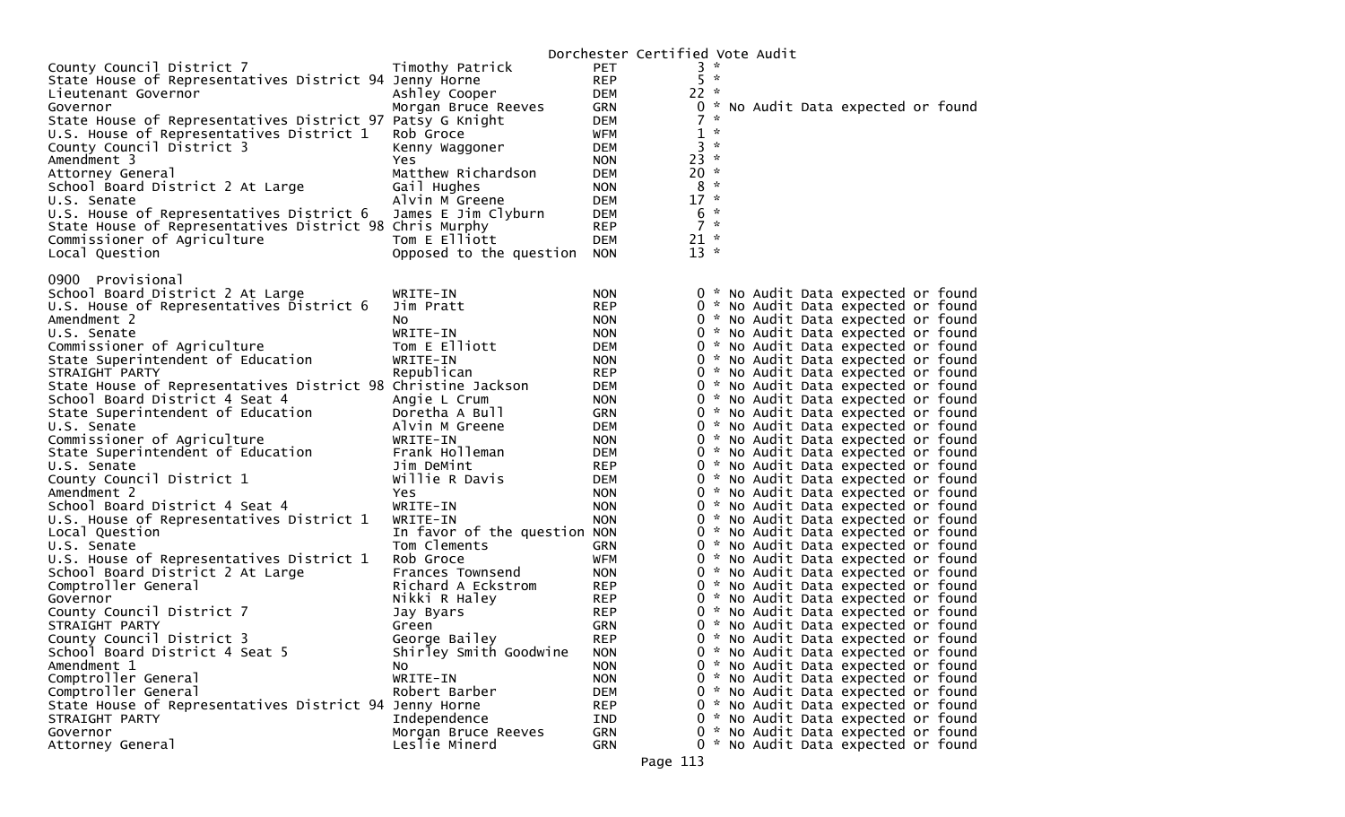Dorchester Certified Vote Audit

| | | | | |
|---|---|---|---|---|
| County Council District 7 | Timothy Patrick | PET | 3 | * |
| State House of Representatives District 94 | Jenny Horne | REP | 5 | * |
| Lieutenant Governor | Ashley Cooper | DEM | 22 | * |
| Governor | Morgan Bruce Reeves | GRN | 0 | * No Audit Data expected or found |
| State House of Representatives District 97 | Patsy G Knight | DEM | 7 | * |
| U.S. House of Representatives District 1 | Rob Groce | WFM | 1 | * |
| County Council District 3 | Kenny Waggoner | DEM | 3 | * |
| Amendment 3 | Yes | NON | 23 | * |
| Attorney General | Matthew Richardson | DEM | 20 | * |
| School Board District 2 At Large | Gail Hughes | NON | 8 | * |
| U.S. Senate | Alvin M Greene | DEM | 17 | * |
| U.S. House of Representatives District 6 | James E Jim Clyburn | DEM | 6 | * |
| State House of Representatives District 98 | Chris Murphy | REP | 7 | * |
| Commissioner of Agriculture | Tom E Elliott | DEM | 21 | * |
| Local Question | Opposed to the question | NON | 13 | * |

0900 Provisional

| | | | | |
|---|---|---|---|---|
| School Board District 2 At Large | WRITE-IN | NON | 0 | * No Audit Data expected or found |
| U.S. House of Representatives District 6 | Jim Pratt | REP | 0 | * No Audit Data expected or found |
| Amendment 2 | No | NON | 0 | * No Audit Data expected or found |
| U.S. Senate | WRITE-IN | NON | 0 | * No Audit Data expected or found |
| Commissioner of Agriculture | Tom E Elliott | DEM | 0 | * No Audit Data expected or found |
| State Superintendent of Education | WRITE-IN | NON | 0 | * No Audit Data expected or found |
| STRAIGHT PARTY | Republican | REP | 0 | * No Audit Data expected or found |
| State House of Representatives District 98 | Christine Jackson | DEM | 0 | * No Audit Data expected or found |
| School Board District 4 Seat 4 | Angie L Crum | NON | 0 | * No Audit Data expected or found |
| State Superintendent of Education | Doretha A Bull | GRN | 0 | * No Audit Data expected or found |
| U.S. Senate | Alvin M Greene | DEM | 0 | * No Audit Data expected or found |
| Commissioner of Agriculture | WRITE-IN | NON | 0 | * No Audit Data expected or found |
| State Superintendent of Education | Frank Holleman | DEM | 0 | * No Audit Data expected or found |
| U.S. Senate | Jim DeMint | REP | 0 | * No Audit Data expected or found |
| County Council District 1 | Willie R Davis | DEM | 0 | * No Audit Data expected or found |
| Amendment 2 | Yes | NON | 0 | * No Audit Data expected or found |
| School Board District 4 Seat 4 | WRITE-IN | NON | 0 | * No Audit Data expected or found |
| U.S. House of Representatives District 1 | WRITE-IN | NON | 0 | * No Audit Data expected or found |
| Local Question | In favor of the question | NON | 0 | * No Audit Data expected or found |
| U.S. Senate | Tom Clements | GRN | 0 | * No Audit Data expected or found |
| U.S. House of Representatives District 1 | Rob Groce | WFM | 0 | * No Audit Data expected or found |
| School Board District 2 At Large | Frances Townsend | NON | 0 | * No Audit Data expected or found |
| Comptroller General | Richard A Eckstrom | REP | 0 | * No Audit Data expected or found |
| Governor | Nikki R Haley | REP | 0 | * No Audit Data expected or found |
| County Council District 7 | Jay Byars | REP | 0 | * No Audit Data expected or found |
| STRAIGHT PARTY | Green | GRN | 0 | * No Audit Data expected or found |
| County Council District 3 | George Bailey | REP | 0 | * No Audit Data expected or found |
| School Board District 4 Seat 5 | Shirley Smith Goodwine | NON | 0 | * No Audit Data expected or found |
| Amendment 1 | No | NON | 0 | * No Audit Data expected or found |
| Comptroller General | WRITE-IN | NON | 0 | * No Audit Data expected or found |
| Comptroller General | Robert Barber | DEM | 0 | * No Audit Data expected or found |
| State House of Representatives District 94 | Jenny Horne | REP | 0 | * No Audit Data expected or found |
| STRAIGHT PARTY | Independence | IND | 0 | * No Audit Data expected or found |
| Governor | Morgan Bruce Reeves | GRN | 0 | * No Audit Data expected or found |
| Attorney General | Leslie Minerd | GRN | 0 | * No Audit Data expected or found |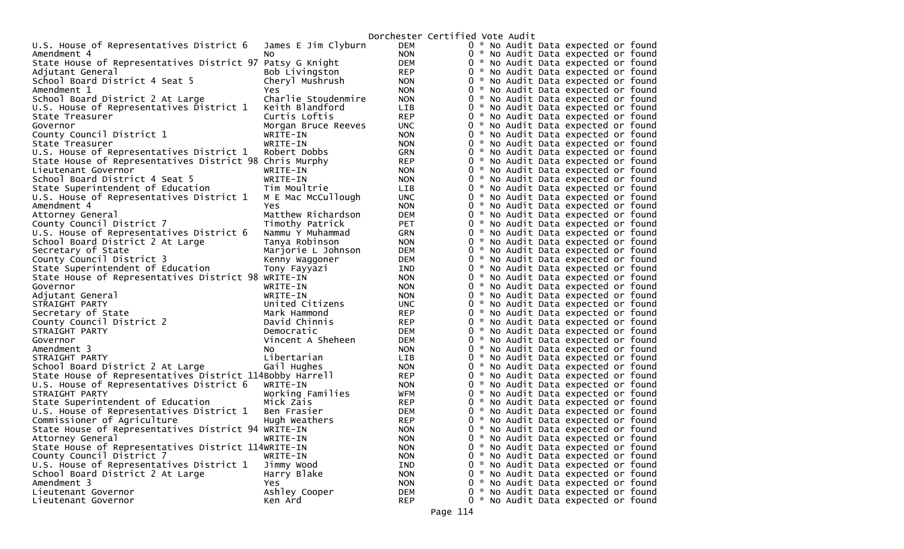# Dorchester Certified Vote Audit

| Contest | Candidate | Party | Count | Note |
|---|---|---|---|---|
| U.S. House of Representatives District 6 | James E Jim Clyburn | DEM | 0 | * No Audit Data expected or found |
| Amendment 4 | No | NON | 0 | * No Audit Data expected or found |
| State House of Representatives District 97 | Patsy G Knight | DEM | 0 | * No Audit Data expected or found |
| Adjutant General | Bob Livingston | REP | 0 | * No Audit Data expected or found |
| School Board District 4 Seat 5 | Cheryl Mushrush | NON | 0 | * No Audit Data expected or found |
| Amendment 1 | Yes | NON | 0 | * No Audit Data expected or found |
| School Board District 2 At Large | Charlie Stoudenmire | NON | 0 | * No Audit Data expected or found |
| U.S. House of Representatives District 1 | Keith Blandford | LIB | 0 | * No Audit Data expected or found |
| State Treasurer | Curtis Loftis | REP | 0 | * No Audit Data expected or found |
| Governor | Morgan Bruce Reeves | UNC | 0 | * No Audit Data expected or found |
| County Council District 1 | WRITE-IN | NON | 0 | * No Audit Data expected or found |
| State Treasurer | WRITE-IN | NON | 0 | * No Audit Data expected or found |
| U.S. House of Representatives District 1 | Robert Dobbs | GRN | 0 | * No Audit Data expected or found |
| State House of Representatives District 98 | Chris Murphy | REP | 0 | * No Audit Data expected or found |
| Lieutenant Governor | WRITE-IN | NON | 0 | * No Audit Data expected or found |
| School Board District 4 Seat 5 | WRITE-IN | NON | 0 | * No Audit Data expected or found |
| State Superintendent of Education | Tim Moultrie | LIB | 0 | * No Audit Data expected or found |
| U.S. House of Representatives District 1 | M E Mac McCullough | UNC | 0 | * No Audit Data expected or found |
| Amendment 4 | Yes | NON | 0 | * No Audit Data expected or found |
| Attorney General | Matthew Richardson | DEM | 0 | * No Audit Data expected or found |
| County Council District 7 | Timothy Patrick | PET | 0 | * No Audit Data expected or found |
| U.S. House of Representatives District 6 | Nammu Y Muhammad | GRN | 0 | * No Audit Data expected or found |
| School Board District 2 At Large | Tanya Robinson | NON | 0 | * No Audit Data expected or found |
| Secretary of State | Marjorie L Johnson | DEM | 0 | * No Audit Data expected or found |
| County Council District 3 | Kenny Waggoner | DEM | 0 | * No Audit Data expected or found |
| State Superintendent of Education | Tony Fayyazi | IND | 0 | * No Audit Data expected or found |
| State House of Representatives District 98 | WRITE-IN | NON | 0 | * No Audit Data expected or found |
| Governor | WRITE-IN | NON | 0 | * No Audit Data expected or found |
| Adjutant General | WRITE-IN | NON | 0 | * No Audit Data expected or found |
| STRAIGHT PARTY | United Citizens | UNC | 0 | * No Audit Data expected or found |
| Secretary of State | Mark Hammond | REP | 0 | * No Audit Data expected or found |
| County Council District 2 | David Chinnis | REP | 0 | * No Audit Data expected or found |
| STRAIGHT PARTY | Democratic | DEM | 0 | * No Audit Data expected or found |
| Governor | Vincent A Sheheen | DEM | 0 | * No Audit Data expected or found |
| Amendment 3 | No | NON | 0 | * No Audit Data expected or found |
| STRAIGHT PARTY | Libertarian | LIB | 0 | * No Audit Data expected or found |
| School Board District 2 At Large | Gail Hughes | NON | 0 | * No Audit Data expected or found |
| State House of Representatives District 114 | Bobby Harrell | REP | 0 | * No Audit Data expected or found |
| U.S. House of Representatives District 6 | WRITE-IN | NON | 0 | * No Audit Data expected or found |
| STRAIGHT PARTY | Working Families | WFM | 0 | * No Audit Data expected or found |
| State Superintendent of Education | Mick Zais | REP | 0 | * No Audit Data expected or found |
| U.S. House of Representatives District 1 | Ben Frasier | DEM | 0 | * No Audit Data expected or found |
| Commissioner of Agriculture | Hugh Weathers | REP | 0 | * No Audit Data expected or found |
| State House of Representatives District 94 | WRITE-IN | NON | 0 | * No Audit Data expected or found |
| Attorney General | WRITE-IN | NON | 0 | * No Audit Data expected or found |
| State House of Representatives District 114 | WRITE-IN | NON | 0 | * No Audit Data expected or found |
| County Council District 7 | WRITE-IN | NON | 0 | * No Audit Data expected or found |
| U.S. House of Representatives District 1 | Jimmy Wood | IND | 0 | * No Audit Data expected or found |
| School Board District 2 At Large | Harry Blake | NON | 0 | * No Audit Data expected or found |
| Amendment 3 | Yes | NON | 0 | * No Audit Data expected or found |
| Lieutenant Governor | Ashley Cooper | DEM | 0 | * No Audit Data expected or found |
| Lieutenant Governor | Ken Ard | REP | 0 | * No Audit Data expected or found |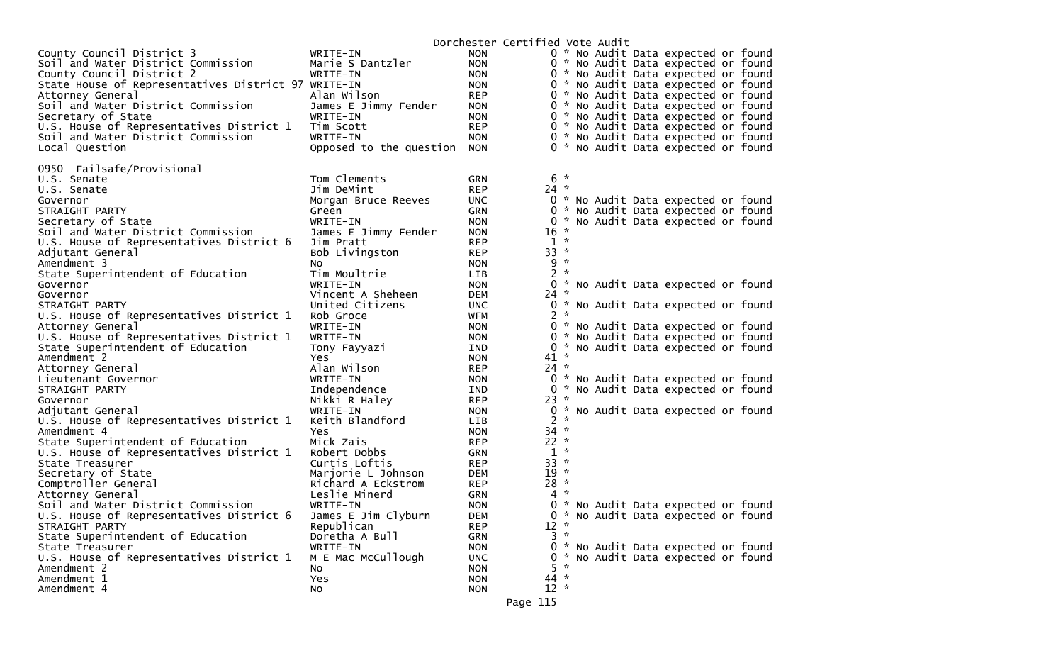Dorchester Certified Vote Audit

| Contest | Candidate | Party | Votes | Note |
|---|---|---|---|---|
| County Council District 3 | WRITE-IN | NON | 0 | * No Audit Data expected or found |
| Soil and Water District Commission | Marie S Dantzler | NON | 0 | * No Audit Data expected or found |
| County Council District 2 | WRITE-IN | NON | 0 | * No Audit Data expected or found |
| State House of Representatives District 97 | WRITE-IN | NON | 0 | * No Audit Data expected or found |
| Attorney General | Alan Wilson | REP | 0 | * No Audit Data expected or found |
| Soil and Water District Commission | James E Jimmy Fender | NON | 0 | * No Audit Data expected or found |
| Secretary of State | WRITE-IN | NON | 0 | * No Audit Data expected or found |
| U.S. House of Representatives District 1 | Tim Scott | REP | 0 | * No Audit Data expected or found |
| Soil and Water District Commission | WRITE-IN | NON | 0 | * No Audit Data expected or found |
| Local Question | Opposed to the question | NON | 0 | * No Audit Data expected or found |

0950 Failsafe/Provisional

| Contest | Candidate | Party | Votes | Note |
|---|---|---|---|---|
| U.S. Senate | Tom Clements | GRN | 6 | * |
| U.S. Senate | Jim DeMint | REP | 24 | * |
| Governor | Morgan Bruce Reeves | UNC | 0 | * No Audit Data expected or found |
| STRAIGHT PARTY | Green | GRN | 0 | * No Audit Data expected or found |
| Secretary of State | WRITE-IN | NON | 0 | * No Audit Data expected or found |
| Soil and Water District Commission | James E Jimmy Fender | NON | 16 | * |
| U.S. House of Representatives District 6 | Jim Pratt | REP | 1 | * |
| Adjutant General | Bob Livingston | REP | 33 | * |
| Amendment 3 | No | NON | 9 | * |
| State Superintendent of Education | Tim Moultrie | LIB | 2 | * |
| Governor | WRITE-IN | NON | 0 | * No Audit Data expected or found |
| Governor | Vincent A Sheheen | DEM | 24 | * |
| STRAIGHT PARTY | United Citizens | UNC | 0 | * No Audit Data expected or found |
| U.S. House of Representatives District 1 | Rob Groce | WFM | 2 | * |
| Attorney General | WRITE-IN | NON | 0 | * No Audit Data expected or found |
| U.S. House of Representatives District 1 | WRITE-IN | NON | 0 | * No Audit Data expected or found |
| State Superintendent of Education | Tony Fayyazi | IND | 0 | * No Audit Data expected or found |
| Amendment 2 | Yes | NON | 41 | * |
| Attorney General | Alan Wilson | REP | 24 | * |
| Lieutenant Governor | WRITE-IN | NON | 0 | * No Audit Data expected or found |
| STRAIGHT PARTY | Independence | IND | 0 | * No Audit Data expected or found |
| Governor | Nikki R Haley | REP | 23 | * |
| Adjutant General | WRITE-IN | NON | 0 | * No Audit Data expected or found |
| U.S. House of Representatives District 1 | Keith Blandford | LIB | 2 | * |
| Amendment 4 | Yes | NON | 34 | * |
| State Superintendent of Education | Mick Zais | REP | 22 | * |
| U.S. House of Representatives District 1 | Robert Dobbs | GRN | 1 | * |
| State Treasurer | Curtis Loftis | REP | 33 | * |
| Secretary of State | Marjorie L Johnson | DEM | 19 | * |
| Comptroller General | Richard A Eckstrom | REP | 28 | * |
| Attorney General | Leslie Minerd | GRN | 4 | * |
| Soil and Water District Commission | WRITE-IN | NON | 0 | * No Audit Data expected or found |
| U.S. House of Representatives District 6 | James E Jim Clyburn | DEM | 0 | * No Audit Data expected or found |
| STRAIGHT PARTY | Republican | REP | 12 | * |
| State Superintendent of Education | Doretha A Bull | GRN | 3 | * |
| State Treasurer | WRITE-IN | NON | 0 | * No Audit Data expected or found |
| U.S. House of Representatives District 1 | M E Mac McCullough | UNC | 0 | * No Audit Data expected or found |
| Amendment 2 | No | NON | 5 | * |
| Amendment 1 | Yes | NON | 44 | * |
| Amendment 4 | No | NON | 12 | * |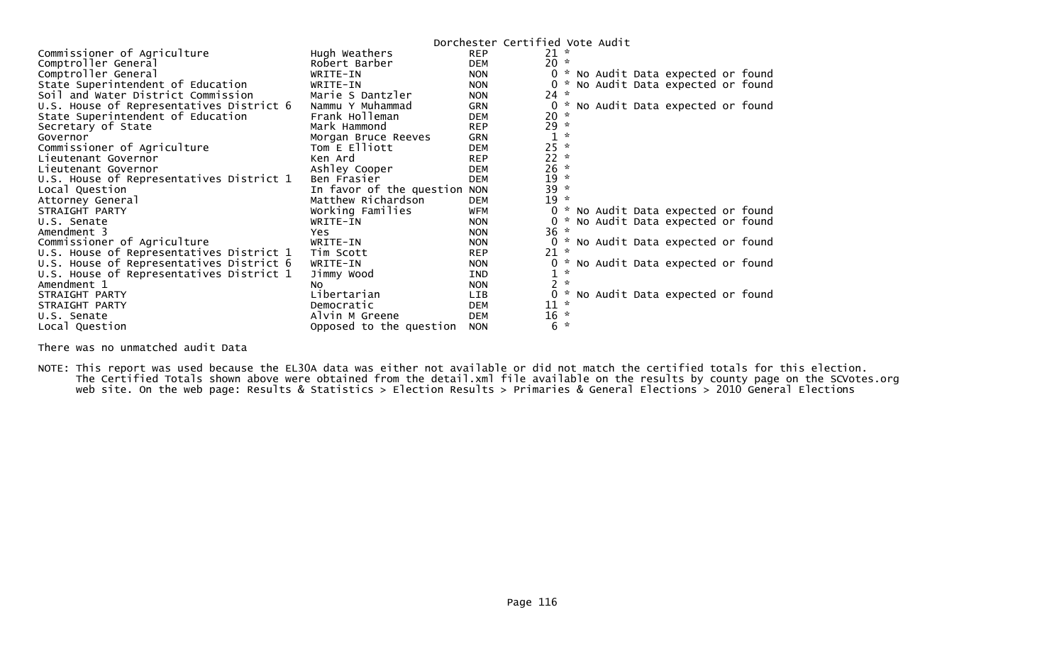# Dorchester Certified Vote Audit

| Office | Candidate | Party | Votes | Note |
|---|---|---|---|---|
| Commissioner of Agriculture | Hugh Weathers | REP | 21 * | |
| Comptroller General | Robert Barber | DEM | 20 * | |
| Comptroller General | WRITE-IN | NON | 0 * | No Audit Data expected or found |
| State Superintendent of Education | WRITE-IN | NON | 0 * | No Audit Data expected or found |
| Soil and Water District Commission | Marie S Dantzler | NON | 24 * | |
| U.S. House of Representatives District 6 | Nammu Y Muhammad | GRN | 0 * | No Audit Data expected or found |
| State Superintendent of Education | Frank Holleman | DEM | 20 * | |
| Secretary of State | Mark Hammond | REP | 29 * | |
| Governor | Morgan Bruce Reeves | GRN | 1 * | |
| Commissioner of Agriculture | Tom E Elliott | DEM | 25 * | |
| Lieutenant Governor | Ken Ard | REP | 22 * | |
| Lieutenant Governor | Ashley Cooper | DEM | 26 * | |
| U.S. House of Representatives District 1 | Ben Frasier | DEM | 19 * | |
| Local Question | In favor of the question | NON | 39 * | |
| Attorney General | Matthew Richardson | DEM | 19 * | |
| STRAIGHT PARTY | Working Families | WFM | 0 * | No Audit Data expected or found |
| U.S. Senate | WRITE-IN | NON | 0 * | No Audit Data expected or found |
| Amendment 3 | Yes | NON | 36 * | |
| Commissioner of Agriculture | WRITE-IN | NON | 0 * | No Audit Data expected or found |
| U.S. House of Representatives District 1 | Tim Scott | REP | 21 * | |
| U.S. House of Representatives District 6 | WRITE-IN | NON | 0 * | No Audit Data expected or found |
| U.S. House of Representatives District 1 | Jimmy Wood | IND | 1 * | |
| Amendment 1 | No | NON | 2 * | |
| STRAIGHT PARTY | Libertarian | LIB | 0 * | No Audit Data expected or found |
| STRAIGHT PARTY | Democratic | DEM | 11 * | |
| U.S. Senate | Alvin M Greene | DEM | 16 * | |
| Local Question | Opposed to the question | NON | 6 * | |

There was no unmatched audit Data

NOTE: This report was used because the EL30A data was either not available or did not match the certified totals for this election. The Certified Totals shown above were obtained from the detail.xml file available on the results by county page on the SCVotes.org web site. On the web page: Results & Statistics > Election Results > Primaries & General Elections > 2010 General Elections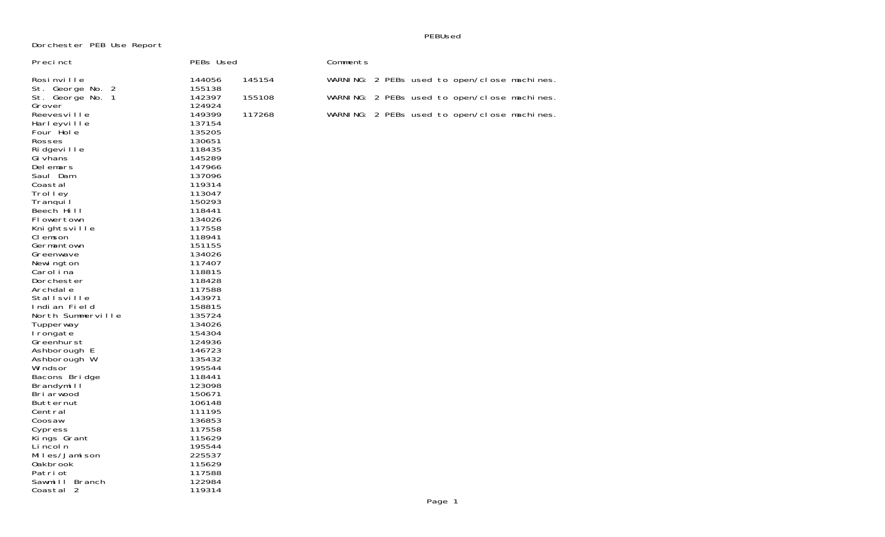Dorchester PEB Use Report

| Precinct | PEBs Used | | Comments |
|---|---|---|---|
| Rosinville | 144056 | 145154 | WARNING: 2 PEBs used to open/close machines. |
| St. George No. 2 | 155138 | | |
| St. George No. 1 | 142397 | 155108 | WARNING: 2 PEBs used to open/close machines. |
| Grover | 124924 | | |
| Reevesville | 149399 | 117268 | WARNING: 2 PEBs used to open/close machines. |
| Harleyville | 137154 | | |
| Four Hole | 135205 | | |
| Rosses | 130651 | | |
| Ridgeville | 118435 | | |
| Givhans | 145289 | | |
| Delemars | 147966 | | |
| Saul Dam | 137096 | | |
| Coastal | 119314 | | |
| Trolley | 113047 | | |
| Tranquil | 150293 | | |
| Beech Hill | 118441 | | |
| Flowertown | 134026 | | |
| Knightsville | 117558 | | |
| Clemson | 118941 | | |
| Germantown | 151155 | | |
| Greenwave | 134026 | | |
| Newington | 117407 | | |
| Carolina | 118815 | | |
| Dorchester | 118428 | | |
| Archdale | 117588 | | |
| Stallsville | 143971 | | |
| Indian Field | 158815 | | |
| North Summerville | 135724 | | |
| Tupperway | 134026 | | |
| Irongate | 154304 | | |
| Greenhurst | 124936 | | |
| Ashborough E | 146723 | | |
| Ashborough W | 135432 | | |
| Windsor | 195544 | | |
| Bacons Bridge | 118441 | | |
| Brandymill | 123098 | | |
| Briarwood | 150671 | | |
| Butternut | 106148 | | |
| Central | 111195 | | |
| Coosaw | 136853 | | |
| Cypress | 117558 | | |
| Kings Grant | 115629 | | |
| Lincoln | 195544 | | |
| Miles/Jamison | 225537 | | |
| Oakbrook | 115629 | | |
| Patriot | 117588 | | |
| Sawmill Branch | 122984 | | |
| Coastal 2 | 119314 | | |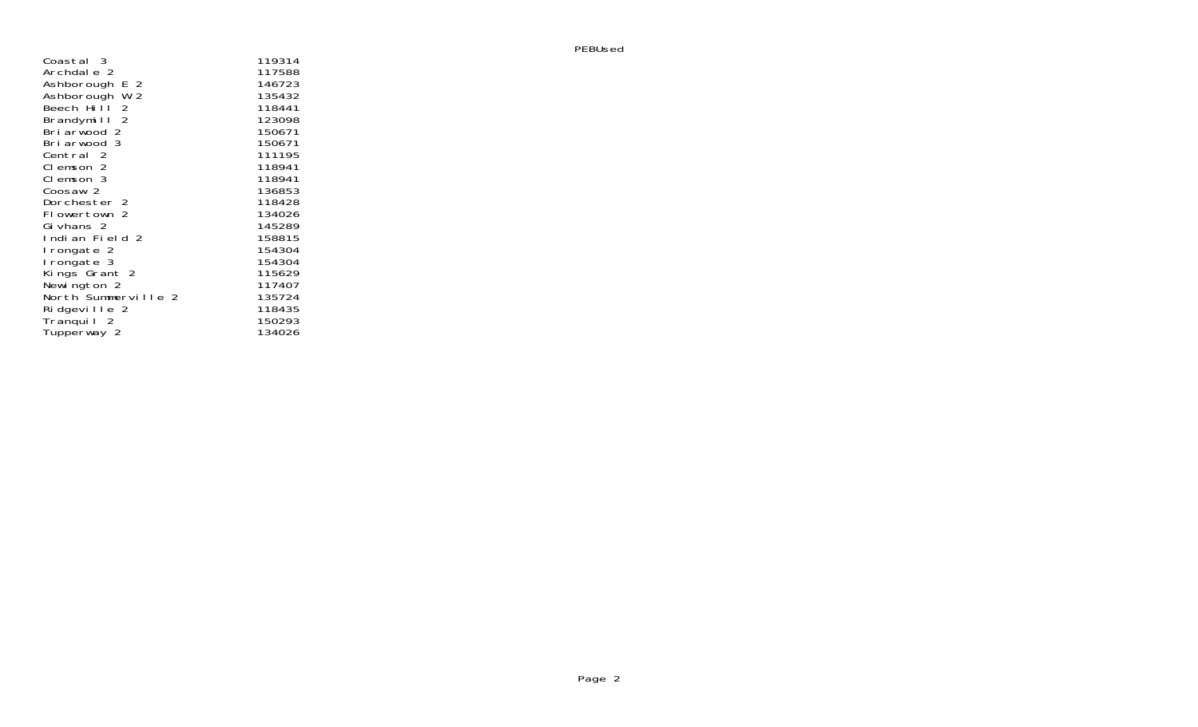PEBUsed

| | |
|---|---|
| Coastal 3 | 119314 |
| Archdale 2 | 117588 |
| Ashborough E 2 | 146723 |
| Ashborough W 2 | 135432 |
| Beech Hill 2 | 118441 |
| Brandymill 2 | 123098 |
| Briarwood 2 | 150671 |
| Briarwood 3 | 150671 |
| Central 2 | 111195 |
| Clemson 2 | 118941 |
| Clemson 3 | 118941 |
| Coosaw 2 | 136853 |
| Dorchester 2 | 118428 |
| Flowertown 2 | 134026 |
| Givhans 2 | 145289 |
| Indian Field 2 | 158815 |
| Irongate 2 | 154304 |
| Irongate 3 | 154304 |
| Kings Grant 2 | 115629 |
| Newington 2 | 117407 |
| North Summerville 2 | 135724 |
| Ridgeville 2 | 118435 |
| Tranquil 2 | 150293 |
| Tupperway 2 | 134026 |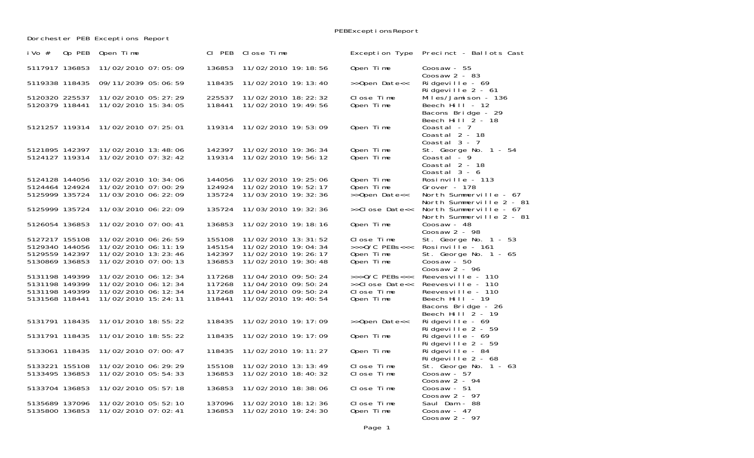PEBExceptionsReport

Dorchester PEB Exceptions Report

| iVo # | Op PEB | Open Time | Cl PEB | Close Time | Exception Type | Precinct - Ballots Cast |
|---|---|---|---|---|---|---|
| 5117917 | 136853 | 11/02/2010 07:05:09 | 136853 | 11/02/2010 19:18:56 | Open Time | Coosaw - 55<br>Coosaw 2 - 83 |
| 5119338 | 118435 | 09/11/2039 05:06:59 | 118435 | 11/02/2010 19:13:40 | >>Open Date<< | Ridgeville - 69<br>Ridgeville 2 - 61 |
| 5120320 | 225537 | 11/02/2010 05:27:29 | 225537 | 11/02/2010 18:22:32 | Close Time | Miles/Jamison - 136 |
| 5120379 | 118441 | 11/02/2010 15:34:05 | 118441 | 11/02/2010 19:49:56 | Open Time | Beech Hill - 12<br>Bacons Bridge - 29<br>Beech Hill 2 - 18 |
| 5121257 | 119314 | 11/02/2010 07:25:01 | 119314 | 11/02/2010 19:53:09 | Open Time | Coastal - 7<br>Coastal 2 - 18<br>Coastal 3 - 7 |
| 5121895 | 142397 | 11/02/2010 13:48:06 | 142397 | 11/02/2010 19:36:34 | Open Time | St. George No. 1 - 54 |
| 5124127 | 119314 | 11/02/2010 07:32:42 | 119314 | 11/02/2010 19:56:12 | Open Time | Coastal - 9<br>Coastal 2 - 18<br>Coastal 3 - 6 |
| 5124128 | 144056 | 11/02/2010 10:34:06 | 144056 | 11/02/2010 19:25:06 | Open Time | Rosinville - 113 |
| 5124464 | 124924 | 11/02/2010 07:00:29 | 124924 | 11/02/2010 19:52:17 | Open Time | Grover - 178 |
| 5125999 | 135724 | 11/03/2010 06:22:09 | 135724 | 11/03/2010 19:32:36 | >>Open Date<< | North Summerville - 67<br>North Summerville 2 - 81 |
| 5125999 | 135724 | 11/03/2010 06:22:09 | 135724 | 11/03/2010 19:32:36 | >>Close Date<< | North Summerville - 67<br>North Summerville 2 - 81 |
| 5126054 | 136853 | 11/02/2010 07:00:41 | 136853 | 11/02/2010 19:18:16 | Open Time | Coosaw - 48<br>Coosaw 2 - 98 |
| 5127217 | 155108 | 11/02/2010 06:26:59 | 155108 | 11/02/2010 13:31:52 | Close Time | St. George No. 1 - 53 |
| 5129340 | 144056 | 11/02/2010 06:11:19 | 145154 | 11/02/2010 19:04:34 | >>>O/C PEBs<<< | Rosinville - 161 |
| 5129559 | 142397 | 11/02/2010 13:23:46 | 142397 | 11/02/2010 19:26:17 | Open Time | St. George No. 1 - 65 |
| 5130869 | 136853 | 11/02/2010 07:00:13 | 136853 | 11/02/2010 19:30:48 | Open Time | Coosaw - 50<br>Coosaw 2 - 96 |
| 5131198 | 149399 | 11/02/2010 06:12:34 | 117268 | 11/04/2010 09:50:24 | >>>O/C PEBs<<< | Reevesville - 110 |
| 5131198 | 149399 | 11/02/2010 06:12:34 | 117268 | 11/04/2010 09:50:24 | >>Close Date<< | Reevesville - 110 |
| 5131198 | 149399 | 11/02/2010 06:12:34 | 117268 | 11/04/2010 09:50:24 | Close Time | Reevesville - 110 |
| 5131568 | 118441 | 11/02/2010 15:24:11 | 118441 | 11/02/2010 19:40:54 | Open Time | Beech Hill - 19<br>Bacons Bridge - 26<br>Beech Hill 2 - 19 |
| 5131791 | 118435 | 11/01/2010 18:55:22 | 118435 | 11/02/2010 19:17:09 | >>Open Date<< | Ridgeville - 69<br>Ridgeville 2 - 59 |
| 5131791 | 118435 | 11/01/2010 18:55:22 | 118435 | 11/02/2010 19:17:09 | Open Time | Ridgeville - 69<br>Ridgeville 2 - 59 |
| 5133061 | 118435 | 11/02/2010 07:00:47 | 118435 | 11/02/2010 19:11:27 | Open Time | Ridgeville - 84<br>Ridgeville 2 - 68 |
| 5133221 | 155108 | 11/02/2010 06:29:29 | 155108 | 11/02/2010 13:13:49 | Close Time | St. George No. 1 - 63 |
| 5133495 | 136853 | 11/02/2010 05:54:33 | 136853 | 11/02/2010 18:40:32 | Close Time | Coosaw - 57<br>Coosaw 2 - 94 |
| 5133704 | 136853 | 11/02/2010 05:57:18 | 136853 | 11/02/2010 18:38:06 | Close Time | Coosaw - 51<br>Coosaw 2 - 97 |
| 5135689 | 137096 | 11/02/2010 05:52:10 | 137096 | 11/02/2010 18:12:36 | Close Time | Saul Dam - 88 |
| 5135800 | 136853 | 11/02/2010 07:02:41 | 136853 | 11/02/2010 19:24:30 | Open Time | Coosaw - 47<br>Coosaw 2 - 97 |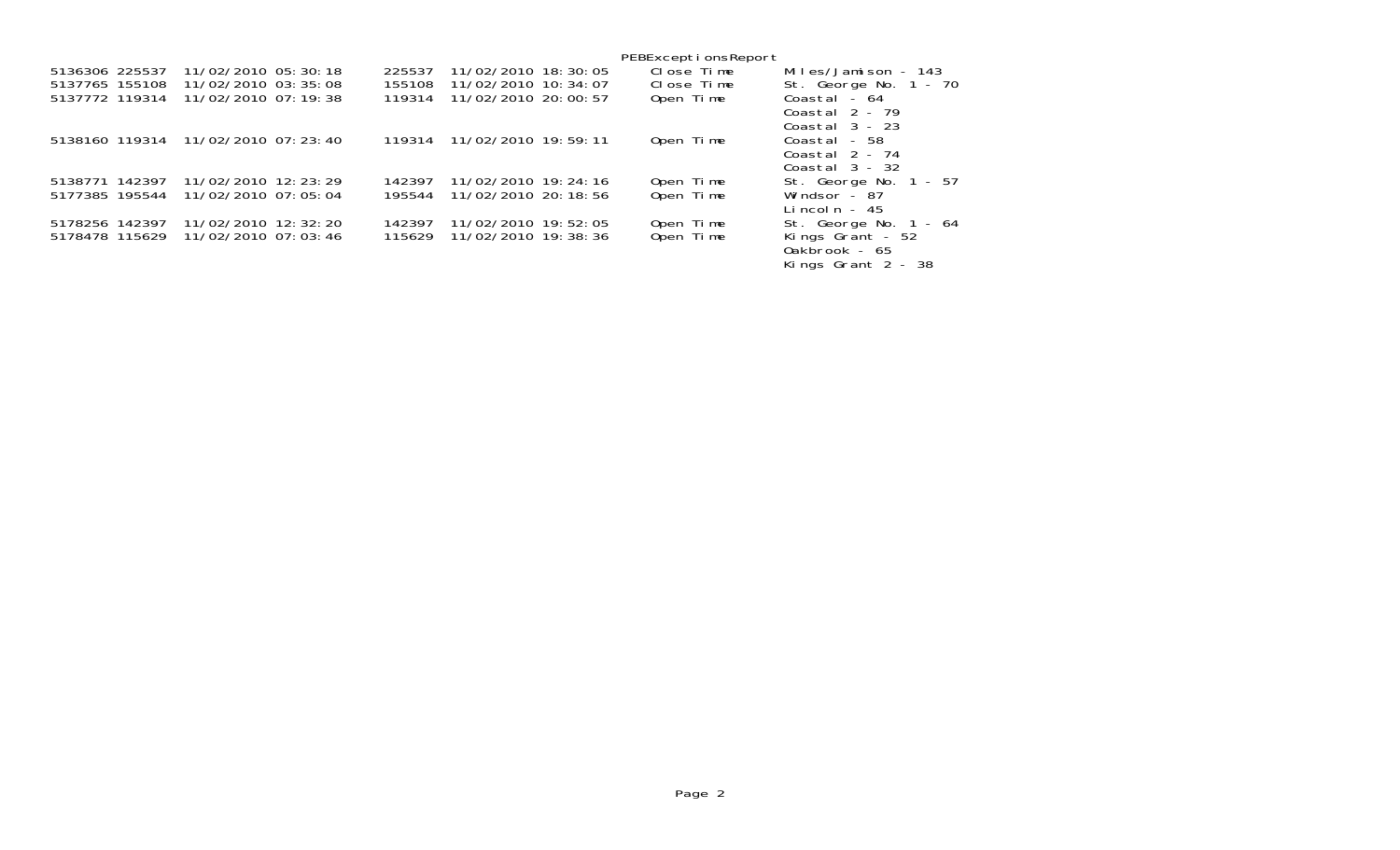PEBExceptionsReport

| | | | | | | |
|---|---|---|---|---|---|---|
| 5136306 | 225537 | 11/02/2010 05:30:18 | 225537 | 11/02/2010 18:30:05 | Close Time | Miles/Jamison - 143 |
| 5137765 | 155108 | 11/02/2010 03:35:08 | 155108 | 11/02/2010 10:34:07 | Close Time | St. George No. 1 - 70 |
| 5137772 | 119314 | 11/02/2010 07:19:38 | 119314 | 11/02/2010 20:00:57 | Open Time | Coastal - 64 |
| | | | | | | Coastal 2 - 79 |
| | | | | | | Coastal 3 - 23 |
| 5138160 | 119314 | 11/02/2010 07:23:40 | 119314 | 11/02/2010 19:59:11 | Open Time | Coastal - 58 |
| | | | | | | Coastal 2 - 74 |
| | | | | | | Coastal 3 - 32 |
| 5138771 | 142397 | 11/02/2010 12:23:29 | 142397 | 11/02/2010 19:24:16 | Open Time | St. George No. 1 - 57 |
| 5177385 | 195544 | 11/02/2010 07:05:04 | 195544 | 11/02/2010 20:18:56 | Open Time | Windsor - 87 |
| | | | | | | Lincoln - 45 |
| 5178256 | 142397 | 11/02/2010 12:32:20 | 142397 | 11/02/2010 19:52:05 | Open Time | St. George No. 1 - 64 |
| 5178478 | 115629 | 11/02/2010 07:03:46 | 115629 | 11/02/2010 19:38:36 | Open Time | Kings Grant - 52 |
| | | | | | | Oakbrook - 65 |
| | | | | | | Kings Grant 2 - 38 |